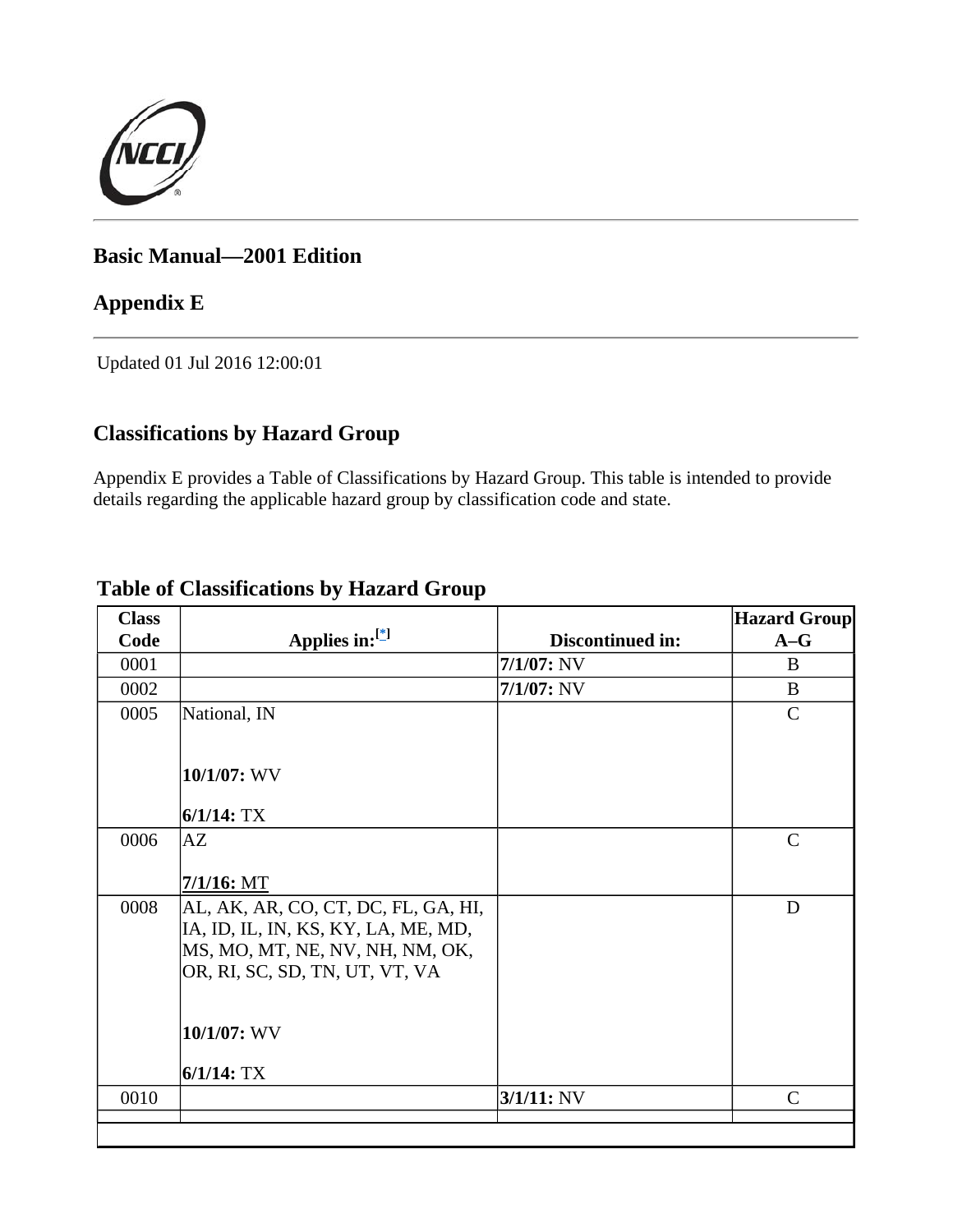## Basic Manual—2001 Edition

## Appendix E

Updated 01 Jul 2016 12:00:01

## Classifications by Hazard Group

Appendix E provides a Table of Classifications by Hazard Group. This table is intended to provide details regarding the applicable hazard group by classification code and state.

**Table of Classifications by Hazard Group**

| Class Code | Applies in:[*] | Discontinued in: | Hazard Group A–G |
|---|---|---|---|
| 0001 | | **7/1/07:** NV | B |
| 0002 | | **7/1/07:** NV | B |
| 0005 | National, IN<br><br>**10/1/07:** WV<br><br>**6/1/14:** TX | | C |
| 0006 | AZ<br><br>**7/1/16:** MT | | C |
| 0008 | AL, AK, AR, CO, CT, DC, FL, GA, HI, IA, ID, IL, IN, KS, KY, LA, ME, MD, MS, MO, MT, NE, NV, NH, NM, OK, OR, RI, SC, SD, TN, UT, VT, VA<br><br>**10/1/07:** WV<br><br>**6/1/14:** TX | | D |
| 0010 | | **3/1/11:** NV | C |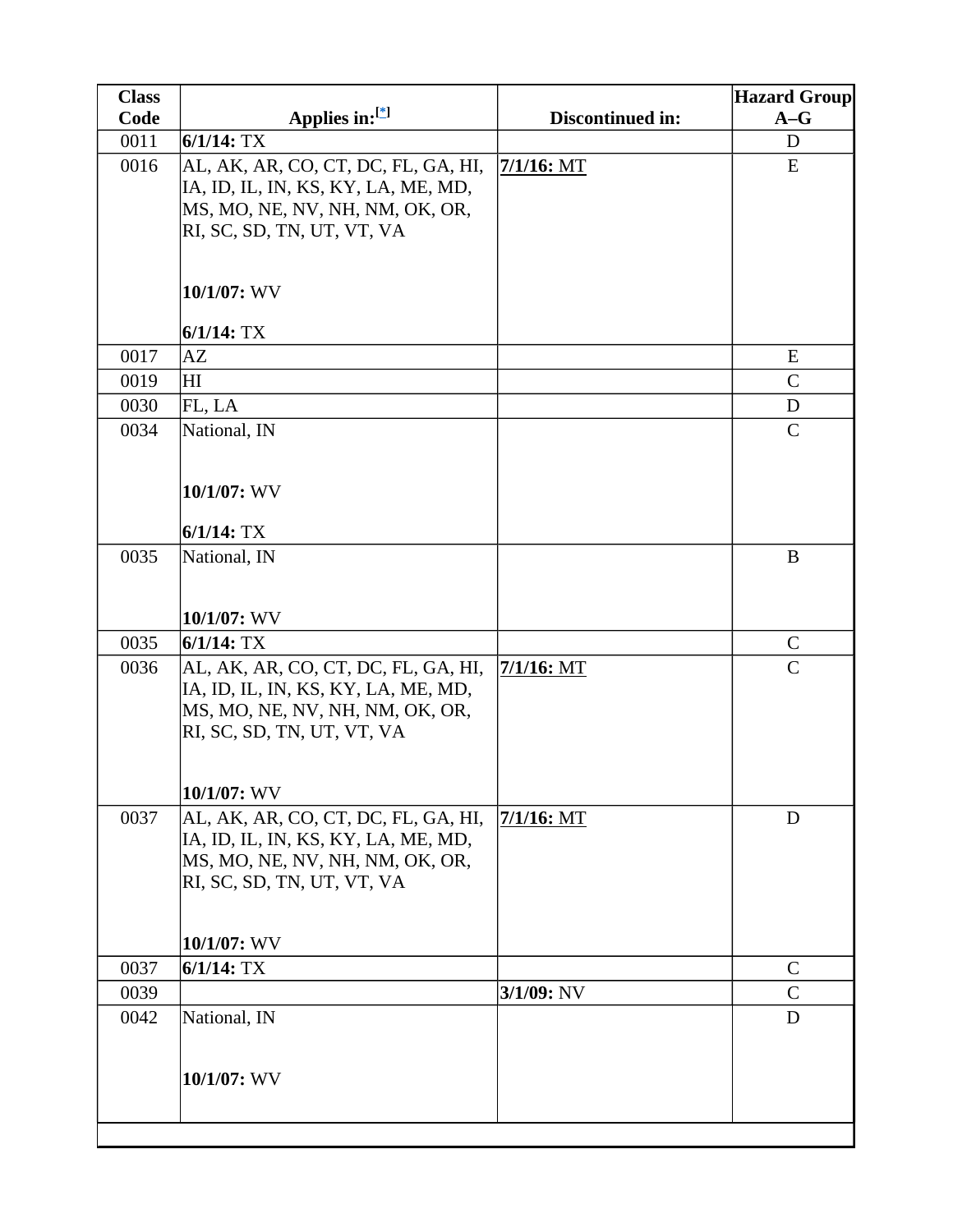| Class Code | Applies in:[*] | Discontinued in: | Hazard Group A–G |
|---|---|---|---|
| 0011 | **6/1/14:** TX | | D |
| 0016 | AL, AK, AR, CO, CT, DC, FL, GA, HI, IA, ID, IL, IN, KS, KY, LA, ME, MD, MS, MO, NE, NV, NH, NM, OK, OR, RI, SC, SD, TN, UT, VT, VA<br><br>**10/1/07:** WV<br><br>**6/1/14:** TX | **7/1/16:** MT | E |
| 0017 | AZ | | E |
| 0019 | HI | | C |
| 0030 | FL, LA | | D |
| 0034 | National, IN<br><br>**10/1/07:** WV<br><br>**6/1/14:** TX | | C |
| 0035 | National, IN<br><br>**10/1/07:** WV | | B |
| 0035 | **6/1/14:** TX | | C |
| 0036 | AL, AK, AR, CO, CT, DC, FL, GA, HI, IA, ID, IL, IN, KS, KY, LA, ME, MD, MS, MO, NE, NV, NH, NM, OK, OR, RI, SC, SD, TN, UT, VT, VA<br><br>**10/1/07:** WV | **7/1/16:** MT | C |
| 0037 | AL, AK, AR, CO, CT, DC, FL, GA, HI, IA, ID, IL, IN, KS, KY, LA, ME, MD, MS, MO, NE, NV, NH, NM, OK, OR, RI, SC, SD, TN, UT, VT, VA<br><br>**10/1/07:** WV | **7/1/16:** MT | D |
| 0037 | **6/1/14:** TX | | C |
| 0039 | | **3/1/09:** NV | C |
| 0042 | National, IN<br><br>**10/1/07:** WV | | D |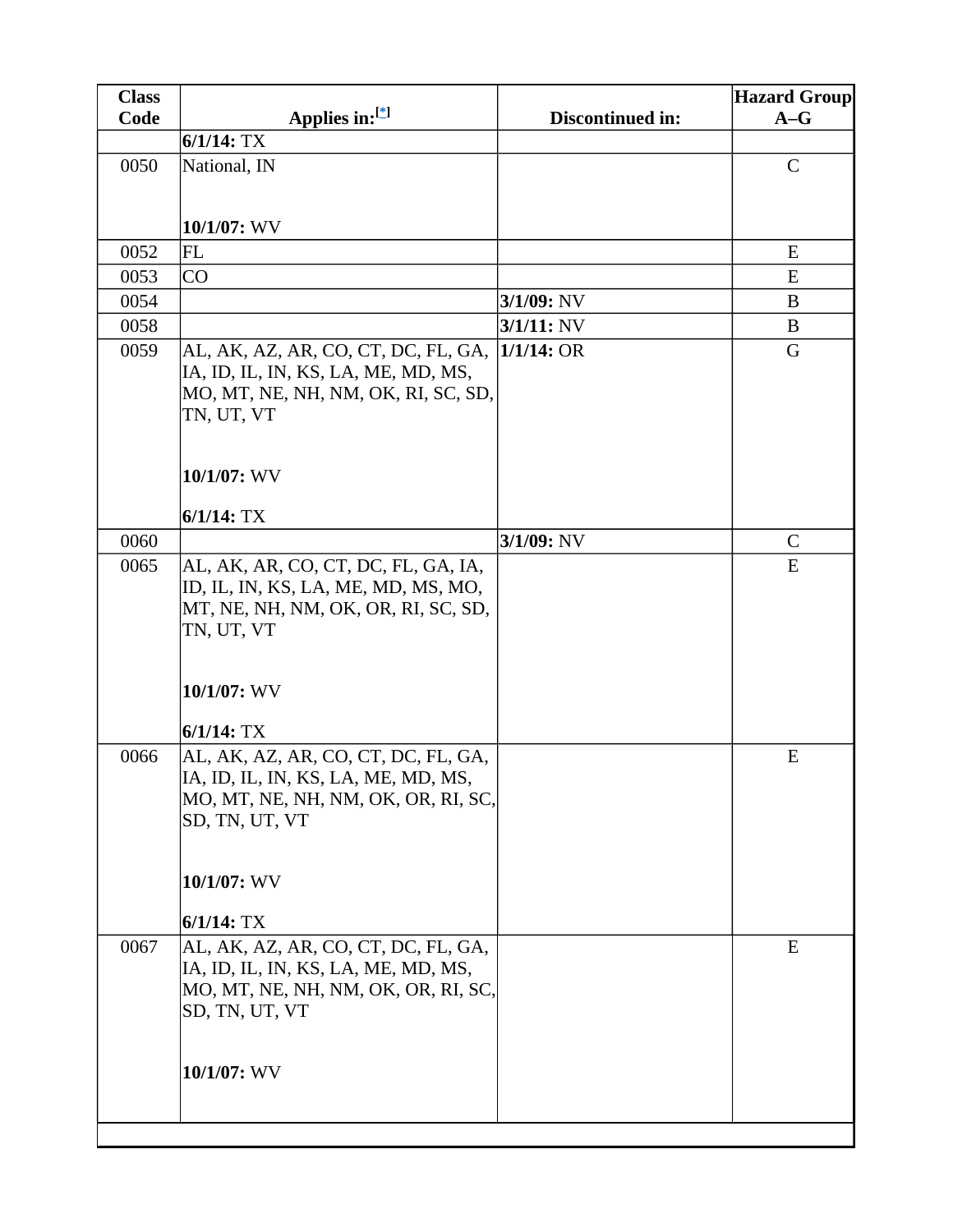| Class Code | Applies in:[*] | Discontinued in: | Hazard Group A–G |
| --- | --- | --- | --- |
| | **6/1/14:** TX | | |
| 0050 | National, IN<br><br>**10/1/07:** WV | | C |
| 0052 | FL | | E |
| 0053 | CO | | E |
| 0054 | | **3/1/09:** NV | B |
| 0058 | | **3/1/11:** NV | B |
| 0059 | AL, AK, AZ, AR, CO, CT, DC, FL, GA, IA, ID, IL, IN, KS, LA, ME, MD, MS, MO, MT, NE, NH, NM, OK, RI, SC, SD, TN, UT, VT<br><br>**10/1/07:** WV<br><br>**6/1/14:** TX | **1/1/14:** OR | G |
| 0060 | | **3/1/09:** NV | C |
| 0065 | AL, AK, AR, CO, CT, DC, FL, GA, IA, ID, IL, IN, KS, LA, ME, MD, MS, MO, MT, NE, NH, NM, OK, OR, RI, SC, SD, TN, UT, VT<br><br>**10/1/07:** WV<br><br>**6/1/14:** TX | | E |
| 0066 | AL, AK, AZ, AR, CO, CT, DC, FL, GA, IA, ID, IL, IN, KS, LA, ME, MD, MS, MO, MT, NE, NH, NM, OK, OR, RI, SC, SD, TN, UT, VT<br><br>**10/1/07:** WV<br><br>**6/1/14:** TX | | E |
| 0067 | AL, AK, AZ, AR, CO, CT, DC, FL, GA, IA, ID, IL, IN, KS, LA, ME, MD, MS, MO, MT, NE, NH, NM, OK, OR, RI, SC, SD, TN, UT, VT<br><br>**10/1/07:** WV | | E |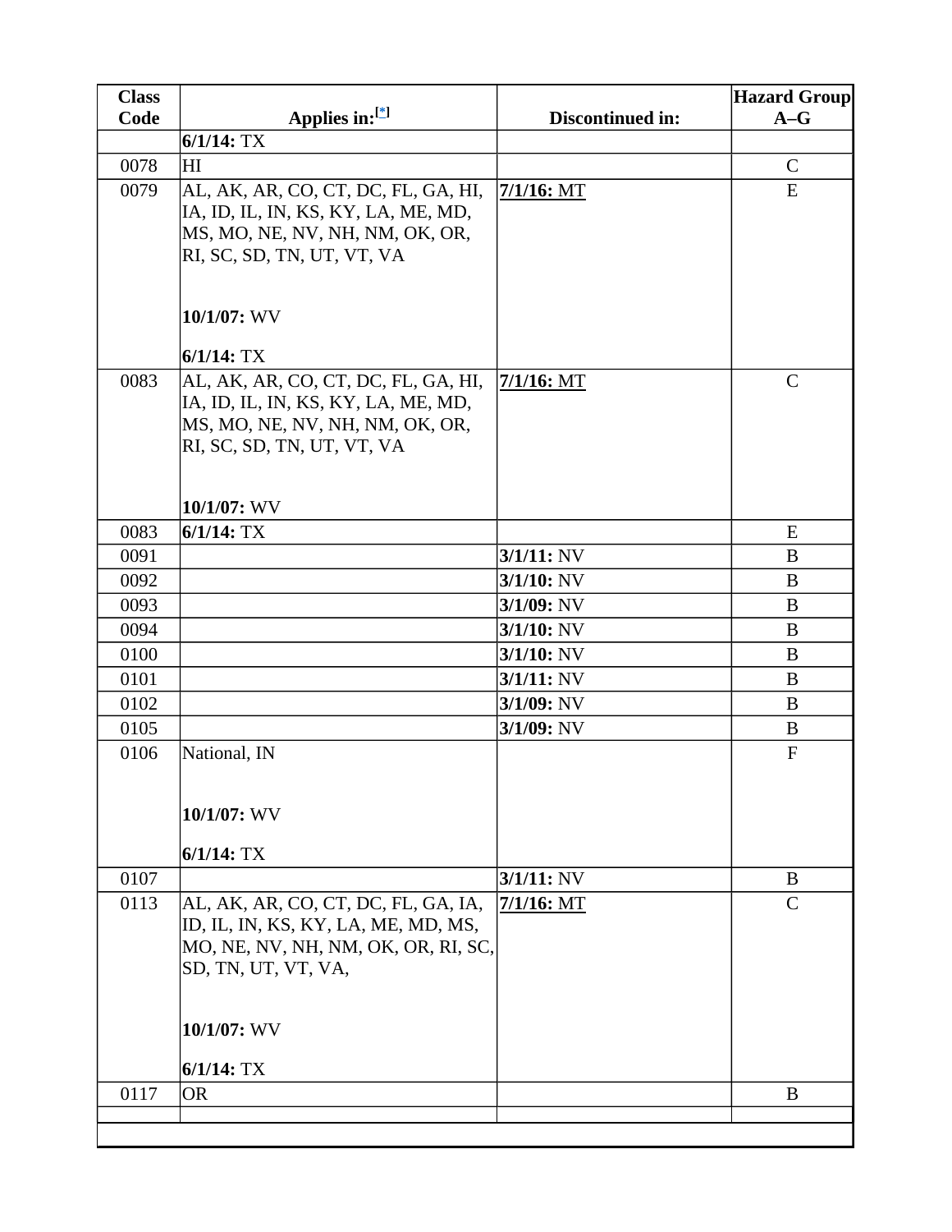| Class Code | Applies in:[*] | Discontinued in: | Hazard Group A–G |
|---|---|---|---|
| | **6/1/14:** TX | | |
| 0078 | HI | | C |
| 0079 | AL, AK, AR, CO, CT, DC, FL, GA, HI, IA, ID, IL, IN, KS, KY, LA, ME, MD, MS, MO, NE, NV, NH, NM, OK, OR, RI, SC, SD, TN, UT, VT, VA<br><br>**10/1/07:** WV<br><br>**6/1/14:** TX | **7/1/16:** MT | E |
| 0083 | AL, AK, AR, CO, CT, DC, FL, GA, HI, IA, ID, IL, IN, KS, KY, LA, ME, MD, MS, MO, NE, NV, NH, NM, OK, OR, RI, SC, SD, TN, UT, VT, VA<br><br>**10/1/07:** WV | **7/1/16:** MT | C |
| 0083 | **6/1/14:** TX | | E |
| 0091 | | **3/1/11:** NV | B |
| 0092 | | **3/1/10:** NV | B |
| 0093 | | **3/1/09:** NV | B |
| 0094 | | **3/1/10:** NV | B |
| 0100 | | **3/1/10:** NV | B |
| 0101 | | **3/1/11:** NV | B |
| 0102 | | **3/1/09:** NV | B |
| 0105 | | **3/1/09:** NV | B |
| 0106 | National, IN<br><br>**10/1/07:** WV<br><br>**6/1/14:** TX | | F |
| 0107 | | **3/1/11:** NV | B |
| 0113 | AL, AK, AR, CO, CT, DC, FL, GA, IA, ID, IL, IN, KS, KY, LA, ME, MD, MS, MO, NE, NV, NH, NM, OK, OR, RI, SC, SD, TN, UT, VT, VA,<br><br>**10/1/07:** WV<br><br>**6/1/14:** TX | **7/1/16:** MT | C |
| 0117 | OR | | B |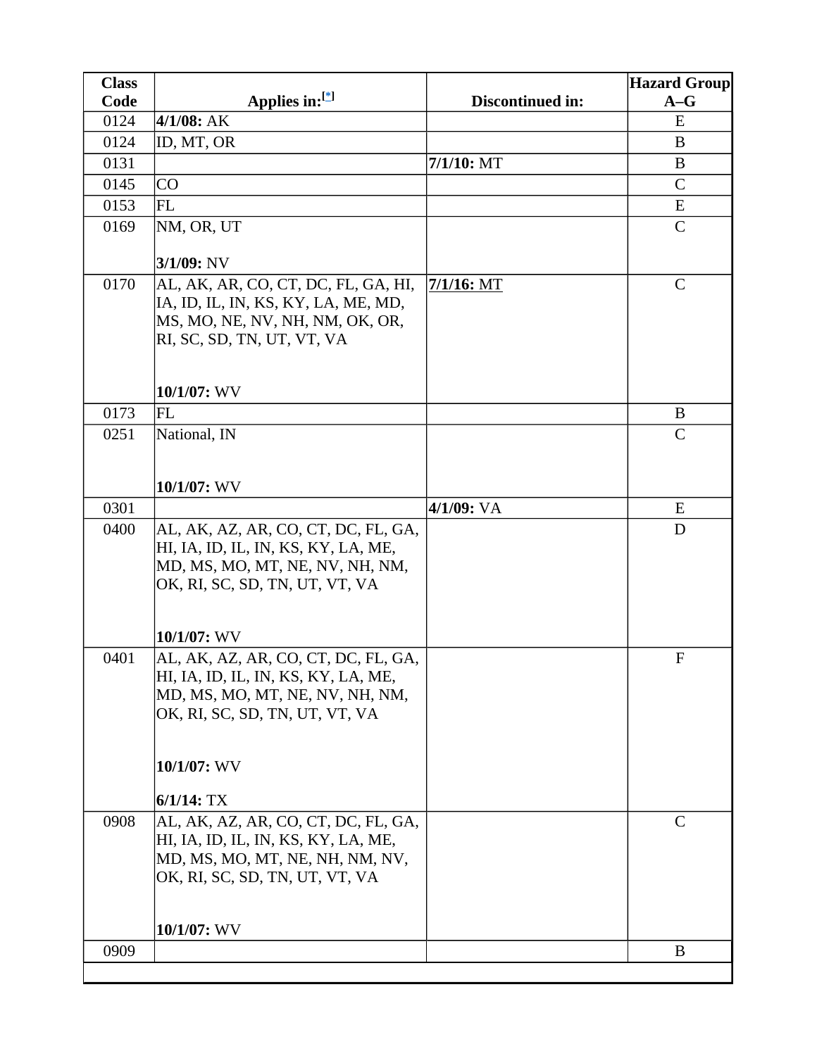| Class Code | Applies in:[*] | Discontinued in: | Hazard Group A–G |
| --- | --- | --- | --- |
| 0124 | **4/1/08:** AK | | E |
| 0124 | ID, MT, OR | | B |
| 0131 | | **7/1/10:** MT | B |
| 0145 | CO | | C |
| 0153 | FL | | E |
| 0169 | NM, OR, UT<br><br>**3/1/09:** NV | | C |
| 0170 | AL, AK, AR, CO, CT, DC, FL, GA, HI, IA, ID, IL, IN, KS, KY, LA, ME, MD, MS, MO, NE, NV, NH, NM, OK, OR, RI, SC, SD, TN, UT, VT, VA<br><br>**10/1/07:** WV | **7/1/16:** MT | C |
| 0173 | FL | | B |
| 0251 | National, IN<br><br>**10/1/07:** WV | | C |
| 0301 | | **4/1/09:** VA | E |
| 0400 | AL, AK, AZ, AR, CO, CT, DC, FL, GA, HI, IA, ID, IL, IN, KS, KY, LA, ME, MD, MS, MO, MT, NE, NV, NH, NM, OK, RI, SC, SD, TN, UT, VT, VA<br><br>**10/1/07:** WV | | D |
| 0401 | AL, AK, AZ, AR, CO, CT, DC, FL, GA, HI, IA, ID, IL, IN, KS, KY, LA, ME, MD, MS, MO, MT, NE, NV, NH, NM, OK, RI, SC, SD, TN, UT, VT, VA<br><br>**10/1/07:** WV<br><br>**6/1/14:** TX | | F |
| 0908 | AL, AK, AZ, AR, CO, CT, DC, FL, GA, HI, IA, ID, IL, IN, KS, KY, LA, ME, MD, MS, MO, MT, NE, NH, NM, NV, OK, RI, SC, SD, TN, UT, VT, VA<br><br>**10/1/07:** WV | | C |
| 0909 | | | B |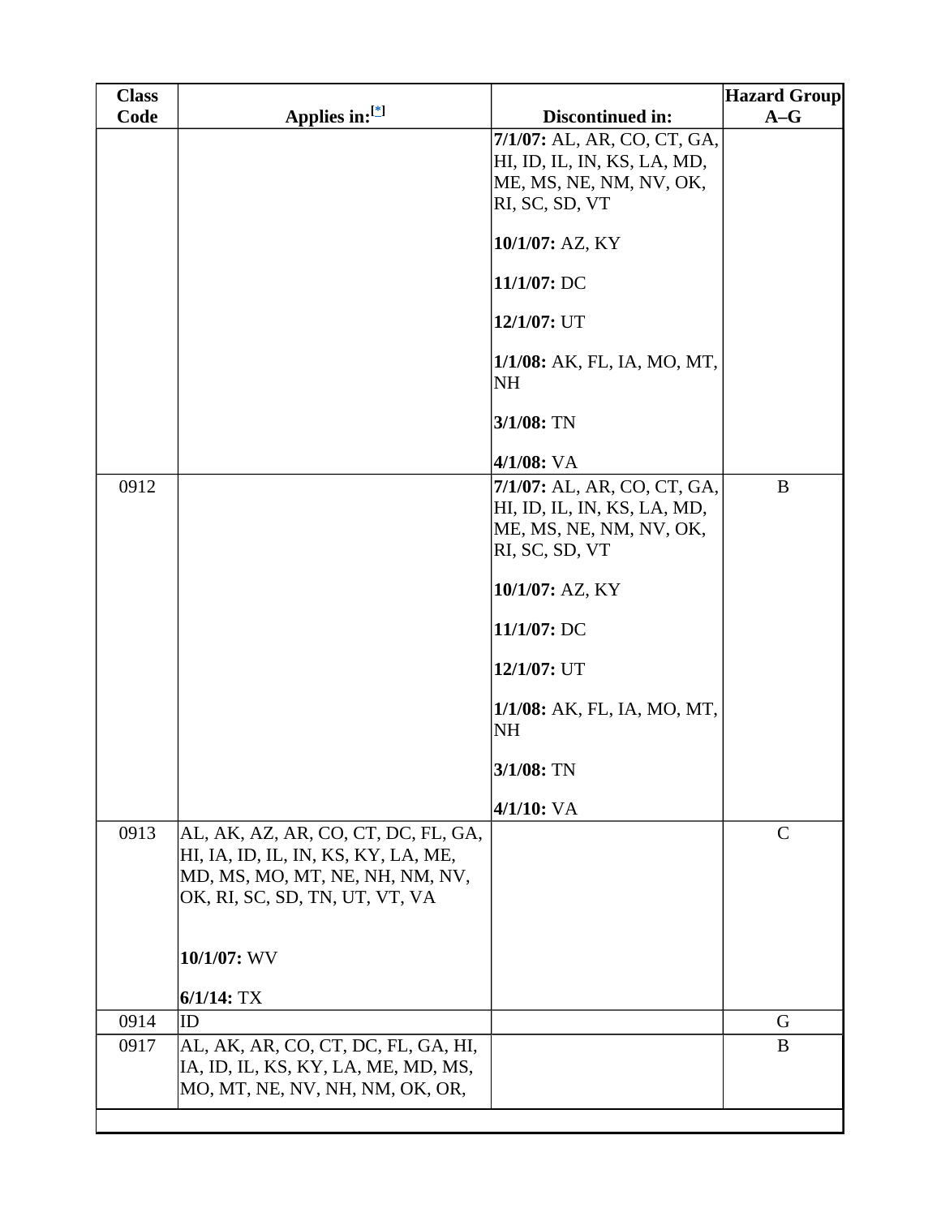| Class Code | Applies in:[*] | Discontinued in: | Hazard Group A–G |
|---|---|---|---|
| | | **7/1/07:** AL, AR, CO, CT, GA, HI, ID, IL, IN, KS, LA, MD, ME, MS, NE, NM, NV, OK, RI, SC, SD, VT<br><br>**10/1/07:** AZ, KY<br><br>**11/1/07:** DC<br><br>**12/1/07:** UT<br><br>**1/1/08:** AK, FL, IA, MO, MT, NH<br><br>**3/1/08:** TN<br><br>**4/1/08:** VA | |
| 0912 | | **7/1/07:** AL, AR, CO, CT, GA, HI, ID, IL, IN, KS, LA, MD, ME, MS, NE, NM, NV, OK, RI, SC, SD, VT<br><br>**10/1/07:** AZ, KY<br><br>**11/1/07:** DC<br><br>**12/1/07:** UT<br><br>**1/1/08:** AK, FL, IA, MO, MT, NH<br><br>**3/1/08:** TN<br><br>**4/1/10:** VA | B |
| 0913 | AL, AK, AZ, AR, CO, CT, DC, FL, GA, HI, IA, ID, IL, IN, KS, KY, LA, ME, MD, MS, MO, MT, NE, NH, NM, NV, OK, RI, SC, SD, TN, UT, VT, VA<br><br>**10/1/07:** WV<br><br>**6/1/14:** TX | | C |
| 0914 | ID | | G |
| 0917 | AL, AK, AR, CO, CT, DC, FL, GA, HI, IA, ID, IL, KS, KY, LA, ME, MD, MS, MO, MT, NE, NV, NH, NM, OK, OR, | | B |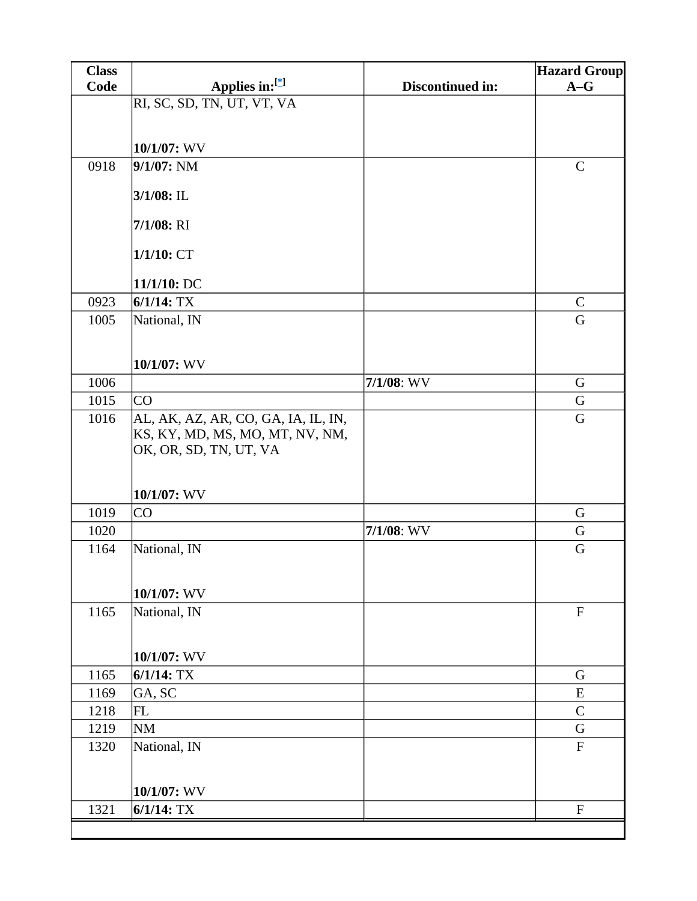| Class Code | Applies in:[*] | Discontinued in: | Hazard Group A–G |
|---|---|---|---|
| | RI, SC, SD, TN, UT, VT, VA<br><br>**10/1/07:** WV | | |
| 0918 | **9/1/07:** NM<br><br>**3/1/08:** IL<br><br>**7/1/08:** RI<br><br>**1/1/10:** CT<br><br>**11/1/10:** DC | | C |
| 0923 | **6/1/14:** TX | | C |
| 1005 | National, IN<br><br>**10/1/07:** WV | | G |
| 1006 | | **7/1/08**: WV | G |
| 1015 | CO | | G |
| 1016 | AL, AK, AZ, AR, CO, GA, IA, IL, IN, KS, KY, MD, MS, MO, MT, NV, NM, OK, OR, SD, TN, UT, VA<br><br>**10/1/07:** WV | | G |
| 1019 | CO | | G |
| 1020 | | **7/1/08**: WV | G |
| 1164 | National, IN<br><br>**10/1/07:** WV | | G |
| 1165 | National, IN<br><br>**10/1/07:** WV | | F |
| 1165 | **6/1/14:** TX | | G |
| 1169 | GA, SC | | E |
| 1218 | FL | | C |
| 1219 | NM | | G |
| 1320 | National, IN<br><br>**10/1/07:** WV | | F |
| 1321 | **6/1/14:** TX | | F |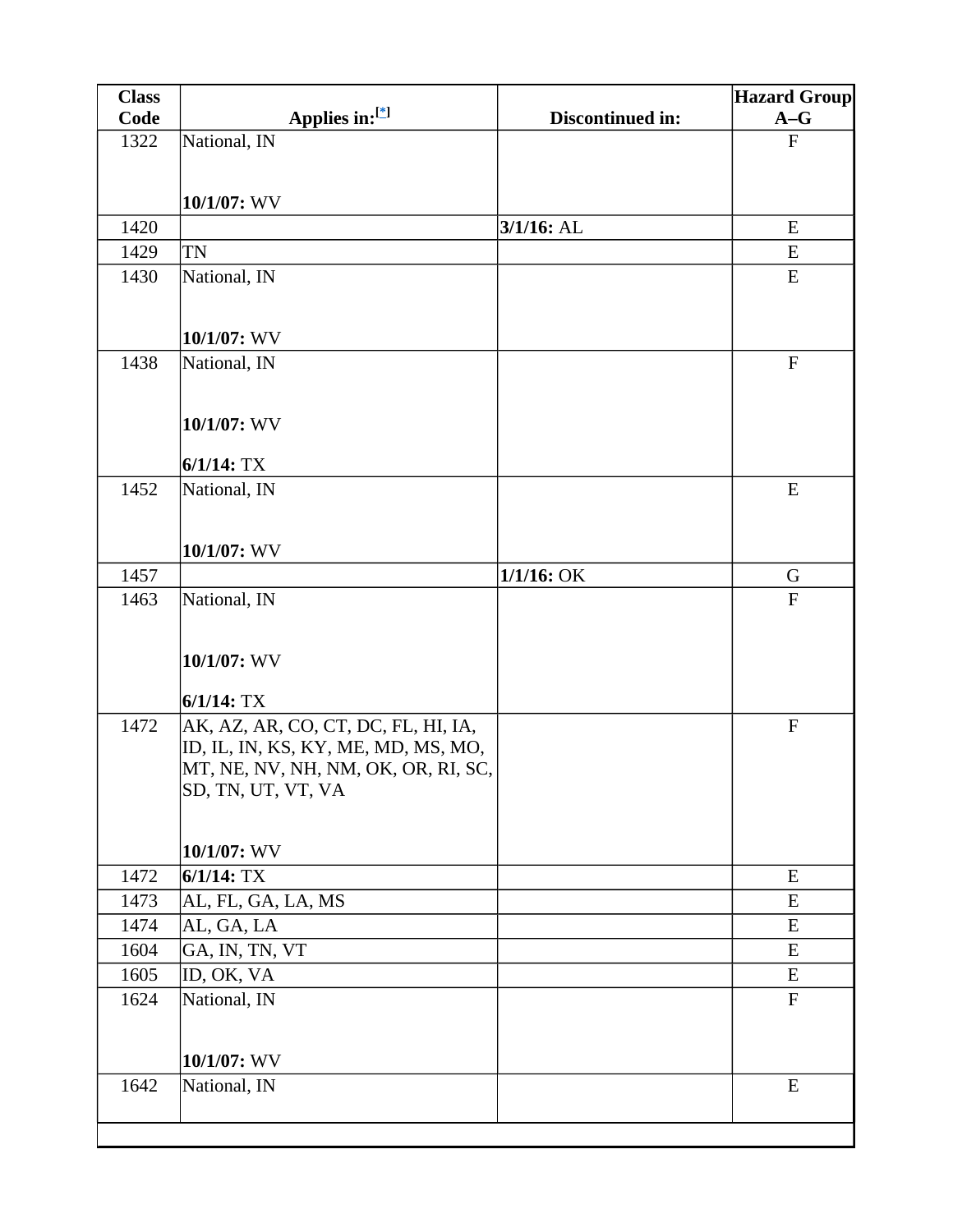| Class Code | Applies in:[*] | Discontinued in: | Hazard Group A–G |
|---|---|---|---|
| 1322 | National, IN<br><br>**10/1/07:** WV | | F |
| 1420 | | **3/1/16:** AL | E |
| 1429 | TN | | E |
| 1430 | National, IN<br><br>**10/1/07:** WV | | E |
| 1438 | National, IN<br><br>**10/1/07:** WV<br><br>**6/1/14:** TX | | F |
| 1452 | National, IN<br><br>**10/1/07:** WV | | E |
| 1457 | | **1/1/16:** OK | G |
| 1463 | National, IN<br><br>**10/1/07:** WV<br><br>**6/1/14:** TX | | F |
| 1472 | AK, AZ, AR, CO, CT, DC, FL, HI, IA, ID, IL, IN, KS, KY, ME, MD, MS, MO, MT, NE, NV, NH, NM, OK, OR, RI, SC, SD, TN, UT, VT, VA<br><br>**10/1/07:** WV | | F |
| 1472 | **6/1/14:** TX | | E |
| 1473 | AL, FL, GA, LA, MS | | E |
| 1474 | AL, GA, LA | | E |
| 1604 | GA, IN, TN, VT | | E |
| 1605 | ID, OK, VA | | E |
| 1624 | National, IN<br><br>**10/1/07:** WV | | F |
| 1642 | National, IN | | E |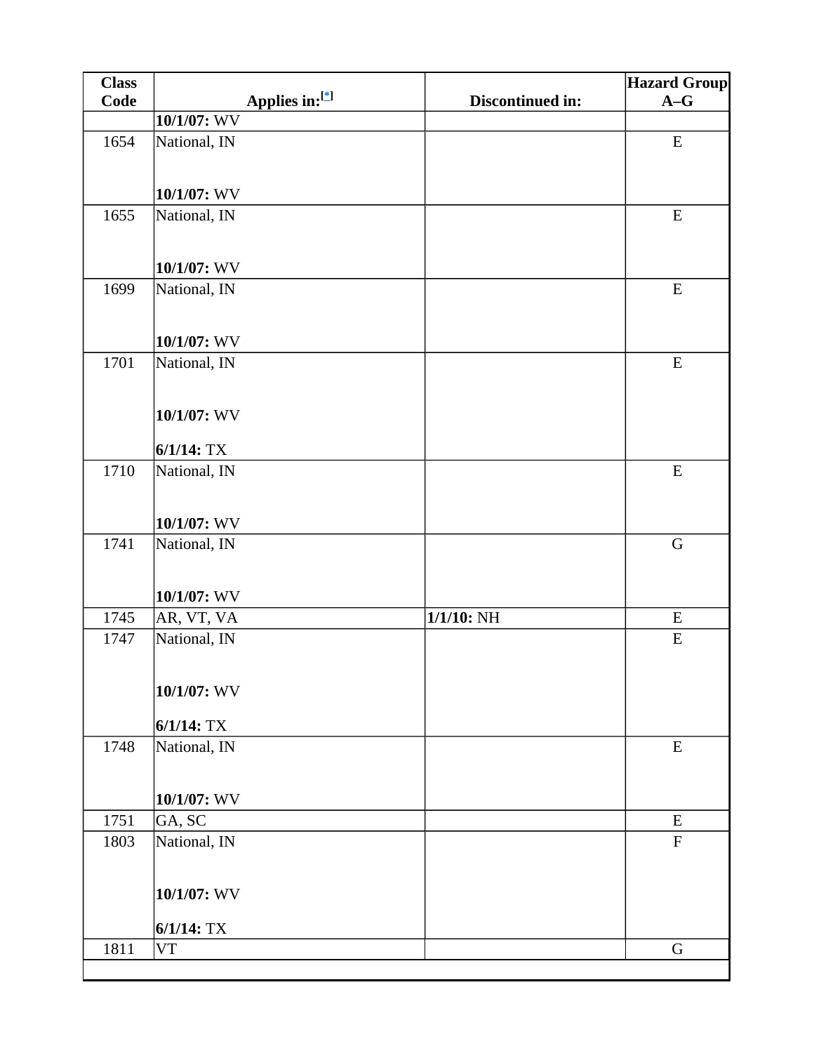| Class Code | Applies in:[*] | Discontinued in: | Hazard Group A–G |
|---|---|---|---|
| | **10/1/07:** WV | | |
| 1654 | National, IN<br><br>**10/1/07:** WV | | E |
| 1655 | National, IN<br><br>**10/1/07:** WV | | E |
| 1699 | National, IN<br><br>**10/1/07:** WV | | E |
| 1701 | National, IN<br><br>**10/1/07:** WV<br><br>**6/1/14:** TX | | E |
| 1710 | National, IN<br><br>**10/1/07:** WV | | E |
| 1741 | National, IN<br><br>**10/1/07:** WV | | G |
| 1745 | AR, VT, VA | **1/1/10:** NH | E |
| 1747 | National, IN<br><br>**10/1/07:** WV<br><br>**6/1/14:** TX | | E |
| 1748 | National, IN<br><br>**10/1/07:** WV | | E |
| 1751 | GA, SC | | E |
| 1803 | National, IN<br><br>**10/1/07:** WV<br><br>**6/1/14:** TX | | F |
| 1811 | VT | | G |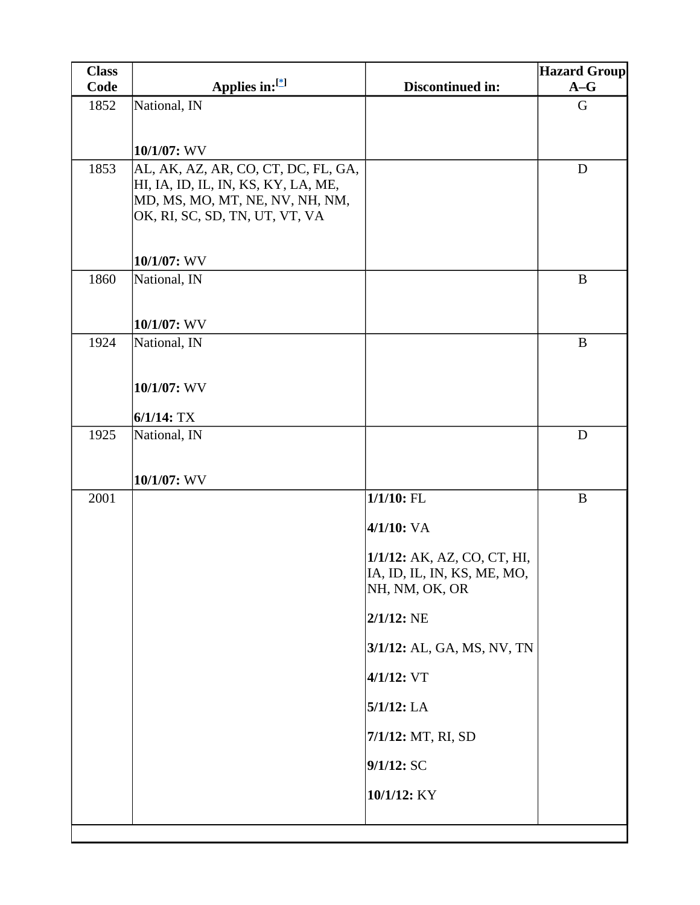| Class Code | Applies in:[*] | Discontinued in: | Hazard Group A–G |
|---|---|---|---|
| 1852 | National, IN<br><br>**10/1/07:** WV | | G |
| 1853 | AL, AK, AZ, AR, CO, CT, DC, FL, GA, HI, IA, ID, IL, IN, KS, KY, LA, ME, MD, MS, MO, MT, NE, NV, NH, NM, OK, RI, SC, SD, TN, UT, VT, VA<br><br>**10/1/07:** WV | | D |
| 1860 | National, IN<br><br>**10/1/07:** WV | | B |
| 1924 | National, IN<br><br>**10/1/07:** WV<br><br>**6/1/14:** TX | | B |
| 1925 | National, IN<br><br>**10/1/07:** WV | | D |
| 2001 | | **1/1/10:** FL<br><br>**4/1/10:** VA<br><br>**1/1/12:** AK, AZ, CO, CT, HI, IA, ID, IL, IN, KS, ME, MO, NH, NM, OK, OR<br><br>**2/1/12:** NE<br><br>**3/1/12:** AL, GA, MS, NV, TN<br><br>**4/1/12:** VT<br><br>**5/1/12:** LA<br><br>**7/1/12:** MT, RI, SD<br><br>**9/1/12:** SC<br><br>**10/1/12:** KY | B |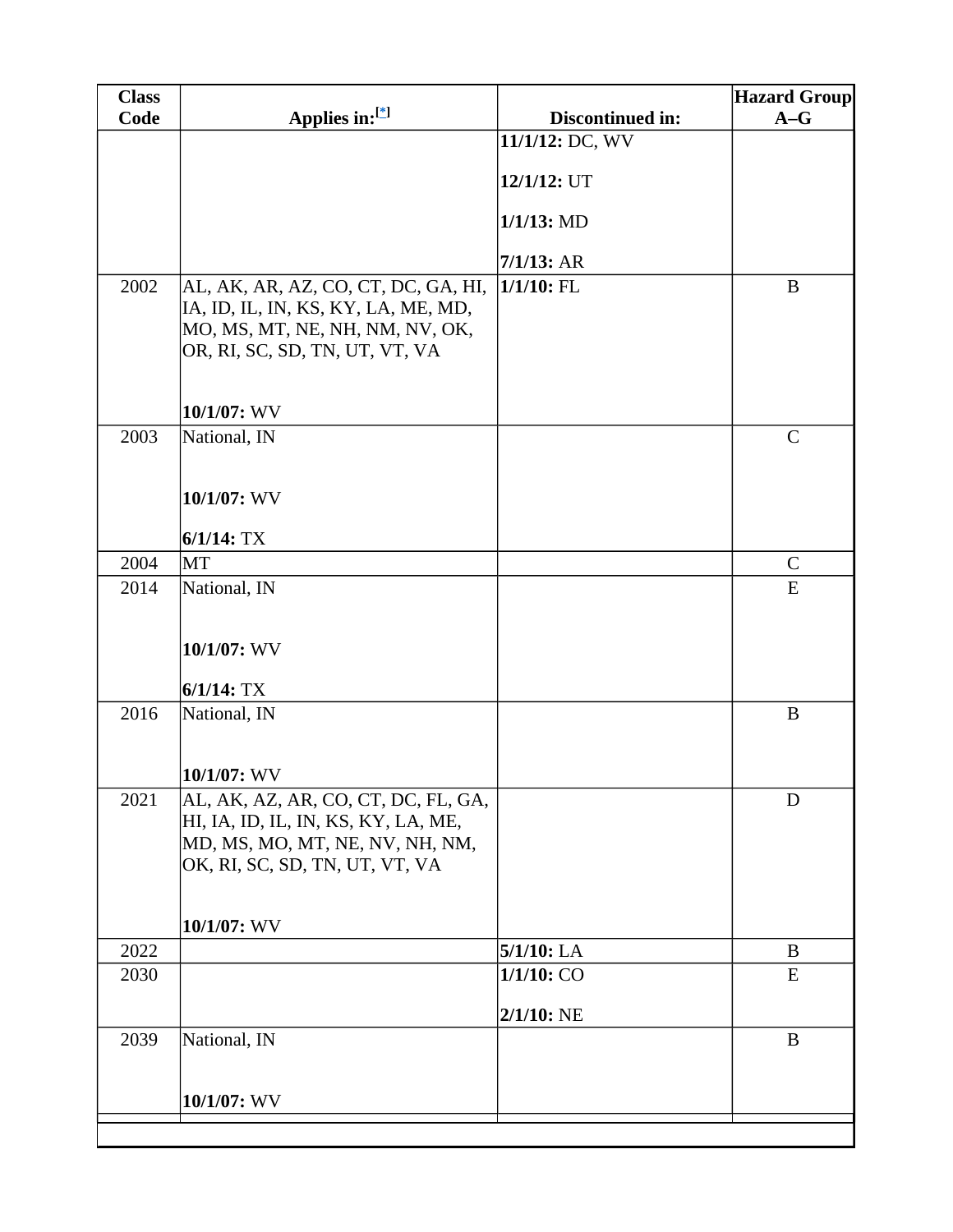| Class Code | Applies in:[*] | Discontinued in: | Hazard Group A–G |
|---|---|---|---|
| | | **11/1/12:** DC, WV<br><br>**12/1/12:** UT<br><br>**1/1/13:** MD<br><br>**7/1/13:** AR | |
| 2002 | AL, AK, AR, AZ, CO, CT, DC, GA, HI, IA, ID, IL, IN, KS, KY, LA, ME, MD, MO, MS, MT, NE, NH, NM, NV, OK, OR, RI, SC, SD, TN, UT, VT, VA<br><br>**10/1/07:** WV | **1/1/10:** FL | B |
| 2003 | National, IN<br><br>**10/1/07:** WV<br><br>**6/1/14:** TX | | C |
| 2004 | MT | | C |
| 2014 | National, IN<br><br>**10/1/07:** WV<br><br>**6/1/14:** TX | | E |
| 2016 | National, IN<br><br>**10/1/07:** WV | | B |
| 2021 | AL, AK, AZ, AR, CO, CT, DC, FL, GA, HI, IA, ID, IL, IN, KS, KY, LA, ME, MD, MS, MO, MT, NE, NV, NH, NM, OK, RI, SC, SD, TN, UT, VT, VA<br><br>**10/1/07:** WV | | D |
| 2022 | | **5/1/10:** LA | B |
| 2030 | | **1/1/10:** CO<br><br>**2/1/10:** NE | E |
| 2039 | National, IN<br><br>**10/1/07:** WV | | B |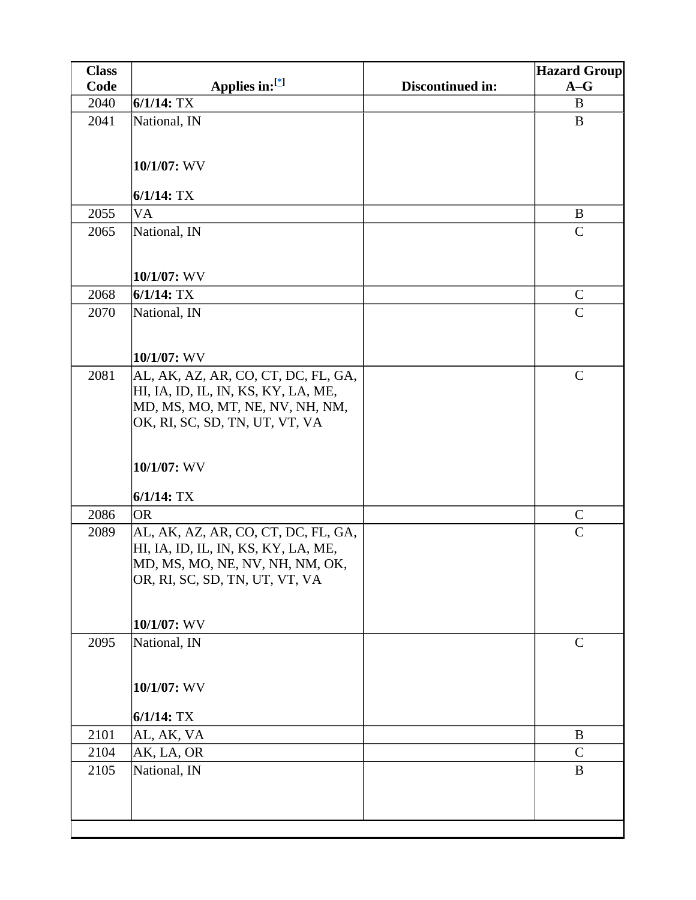| Class Code | Applies in:[*] | Discontinued in: | Hazard Group A–G |
|---|---|---|---|
| 2040 | **6/1/14:** TX | | B |
| 2041 | National, IN<br><br>**10/1/07:** WV<br><br>**6/1/14:** TX | | B |
| 2055 | VA | | B |
| 2065 | National, IN<br><br>**10/1/07:** WV | | C |
| 2068 | **6/1/14:** TX | | C |
| 2070 | National, IN<br><br>**10/1/07:** WV | | C |
| 2081 | AL, AK, AZ, AR, CO, CT, DC, FL, GA, HI, IA, ID, IL, IN, KS, KY, LA, ME, MD, MS, MO, MT, NE, NV, NH, NM, OK, RI, SC, SD, TN, UT, VT, VA<br><br>**10/1/07:** WV<br><br>**6/1/14:** TX | | C |
| 2086 | OR | | C |
| 2089 | AL, AK, AZ, AR, CO, CT, DC, FL, GA, HI, IA, ID, IL, IN, KS, KY, LA, ME, MD, MS, MO, NE, NV, NH, NM, OK, OR, RI, SC, SD, TN, UT, VT, VA<br><br>**10/1/07:** WV | | C |
| 2095 | National, IN<br><br>**10/1/07:** WV<br><br>**6/1/14:** TX | | C |
| 2101 | AL, AK, VA | | B |
| 2104 | AK, LA, OR | | C |
| 2105 | National, IN | | B |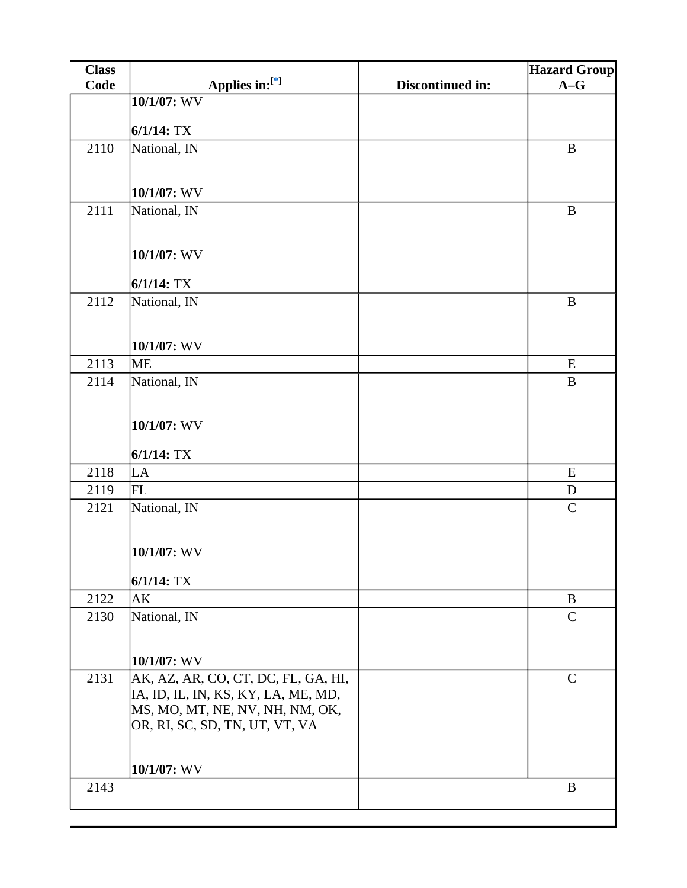| Class Code | Applies in:[*] | Discontinued in: | Hazard Group A–G |
|---|---|---|---|
| | **10/1/07:** WV<br><br>**6/1/14:** TX | | |
| 2110 | National, IN<br><br>**10/1/07:** WV | | B |
| 2111 | National, IN<br><br>**10/1/07:** WV<br><br>**6/1/14:** TX | | B |
| 2112 | National, IN<br><br>**10/1/07:** WV | | B |
| 2113 | ME | | E |
| 2114 | National, IN<br><br>**10/1/07:** WV<br><br>**6/1/14:** TX | | B |
| 2118 | LA | | E |
| 2119 | FL | | D |
| 2121 | National, IN<br><br>**10/1/07:** WV<br><br>**6/1/14:** TX | | C |
| 2122 | AK | | B |
| 2130 | National, IN<br><br>**10/1/07:** WV | | C |
| 2131 | AK, AZ, AR, CO, CT, DC, FL, GA, HI, IA, ID, IL, IN, KS, KY, LA, ME, MD, MS, MO, MT, NE, NV, NH, NM, OK, OR, RI, SC, SD, TN, UT, VT, VA<br><br>**10/1/07:** WV | | C |
| 2143 | | | B |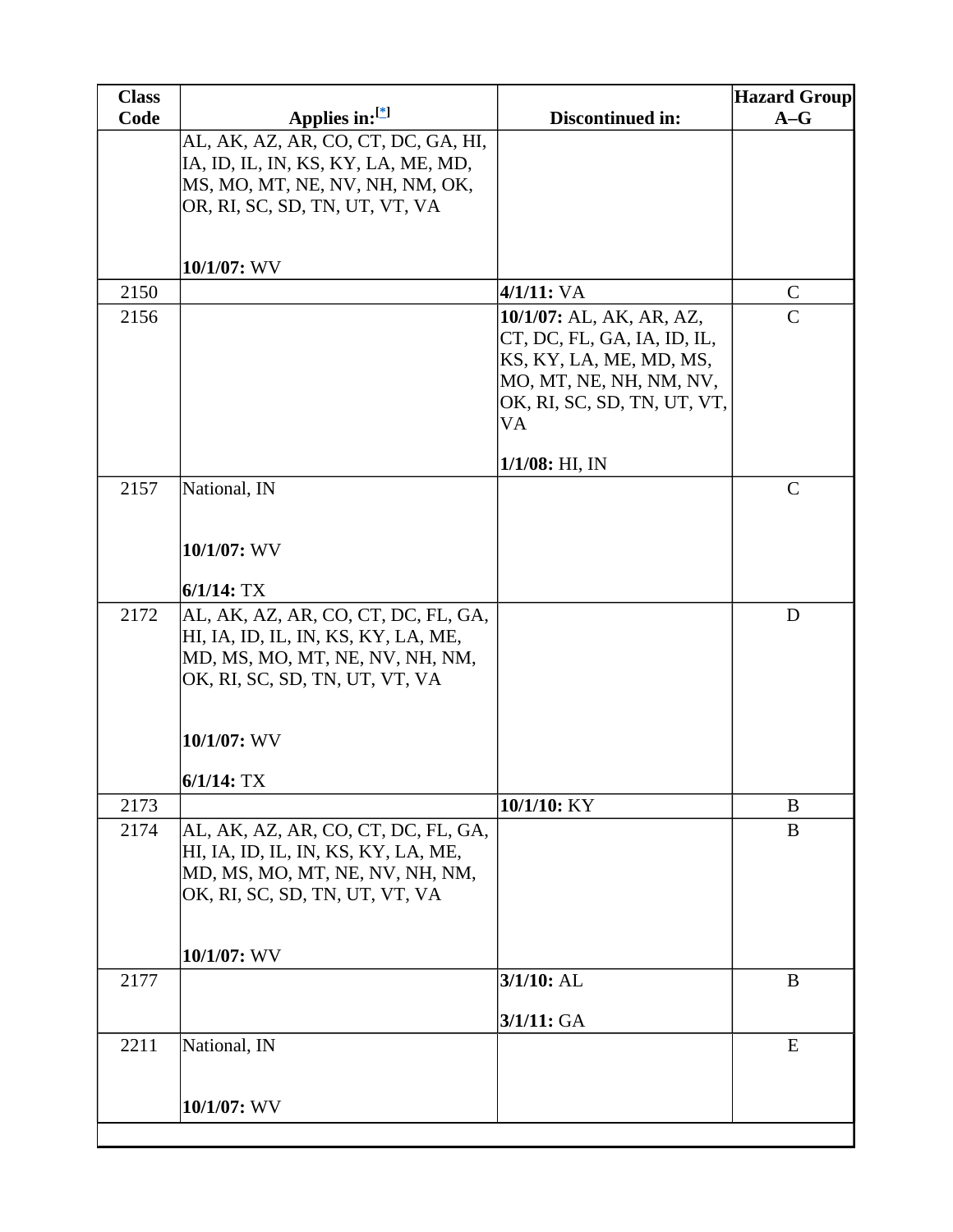| Class Code | Applies in:[*] | Discontinued in: | Hazard Group A–G |
|---|---|---|---|
| | AL, AK, AZ, AR, CO, CT, DC, GA, HI, IA, ID, IL, IN, KS, KY, LA, ME, MD, MS, MO, MT, NE, NV, NH, NM, OK, OR, RI, SC, SD, TN, UT, VT, VA<br><br>**10/1/07:** WV | | |
| 2150 | | **4/1/11:** VA | C |
| 2156 | | **10/1/07:** AL, AK, AR, AZ, CT, DC, FL, GA, IA, ID, IL, KS, KY, LA, ME, MD, MS, MO, MT, NE, NH, NM, NV, OK, RI, SC, SD, TN, UT, VT, VA<br><br>**1/1/08:** HI, IN | C |
| 2157 | National, IN<br><br>**10/1/07:** WV<br><br>**6/1/14:** TX | | C |
| 2172 | AL, AK, AZ, AR, CO, CT, DC, FL, GA, HI, IA, ID, IL, IN, KS, KY, LA, ME, MD, MS, MO, MT, NE, NV, NH, NM, OK, RI, SC, SD, TN, UT, VT, VA<br><br>**10/1/07:** WV<br><br>**6/1/14:** TX | | D |
| 2173 | | **10/1/10:** KY | B |
| 2174 | AL, AK, AZ, AR, CO, CT, DC, FL, GA, HI, IA, ID, IL, IN, KS, KY, LA, ME, MD, MS, MO, MT, NE, NV, NH, NM, OK, RI, SC, SD, TN, UT, VT, VA<br><br>**10/1/07:** WV | | B |
| 2177 | | **3/1/10:** AL<br><br>**3/1/11:** GA | B |
| 2211 | National, IN<br><br>**10/1/07:** WV | | E |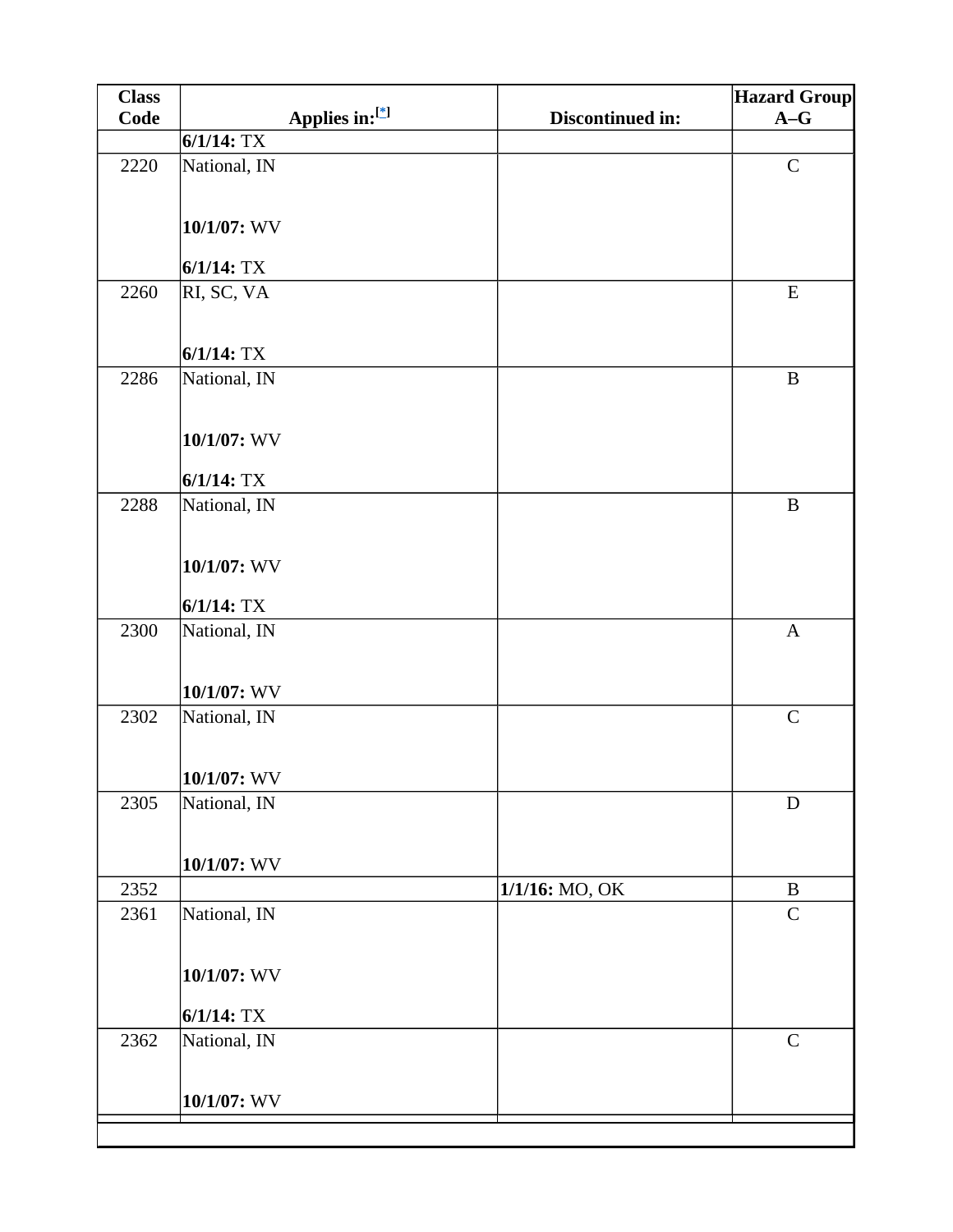| Class Code | Applies in:[*] | Discontinued in: | Hazard Group A–G |
|---|---|---|---|
| | **6/1/14:** TX | | |
| 2220 | National, IN<br><br>**10/1/07:** WV<br><br>**6/1/14:** TX | | C |
| 2260 | RI, SC, VA<br><br>**6/1/14:** TX | | E |
| 2286 | National, IN<br><br>**10/1/07:** WV<br><br>**6/1/14:** TX | | B |
| 2288 | National, IN<br><br>**10/1/07:** WV<br><br>**6/1/14:** TX | | B |
| 2300 | National, IN<br><br>**10/1/07:** WV | | A |
| 2302 | National, IN<br><br>**10/1/07:** WV | | C |
| 2305 | National, IN<br><br>**10/1/07:** WV | | D |
| 2352 | | **1/1/16:** MO, OK | B |
| 2361 | National, IN<br><br>**10/1/07:** WV<br><br>**6/1/14:** TX | | C |
| 2362 | National, IN<br><br>**10/1/07:** WV | | C |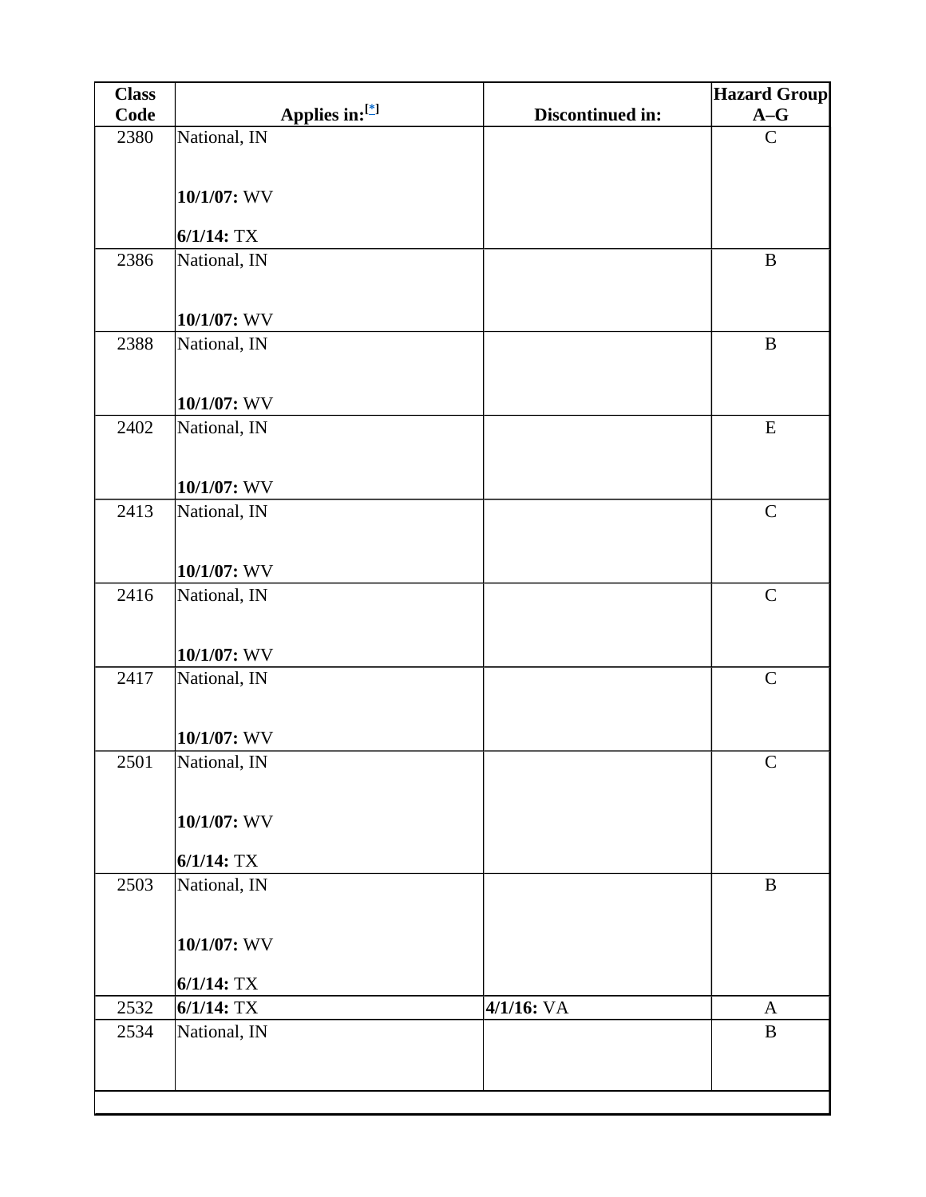| Class Code | Applies in:[*] | Discontinued in: | Hazard Group A–G |
|---|---|---|---|
| 2380 | National, IN<br><br>**10/1/07:** WV<br><br>**6/1/14:** TX | | C |
| 2386 | National, IN<br><br>**10/1/07:** WV | | B |
| 2388 | National, IN<br><br>**10/1/07:** WV | | B |
| 2402 | National, IN<br><br>**10/1/07:** WV | | E |
| 2413 | National, IN<br><br>**10/1/07:** WV | | C |
| 2416 | National, IN<br><br>**10/1/07:** WV | | C |
| 2417 | National, IN<br><br>**10/1/07:** WV | | C |
| 2501 | National, IN<br><br>**10/1/07:** WV<br><br>**6/1/14:** TX | | C |
| 2503 | National, IN<br><br>**10/1/07:** WV<br><br>**6/1/14:** TX | | B |
| 2532 | **6/1/14:** TX | **4/1/16:** VA | A |
| 2534 | National, IN | | B |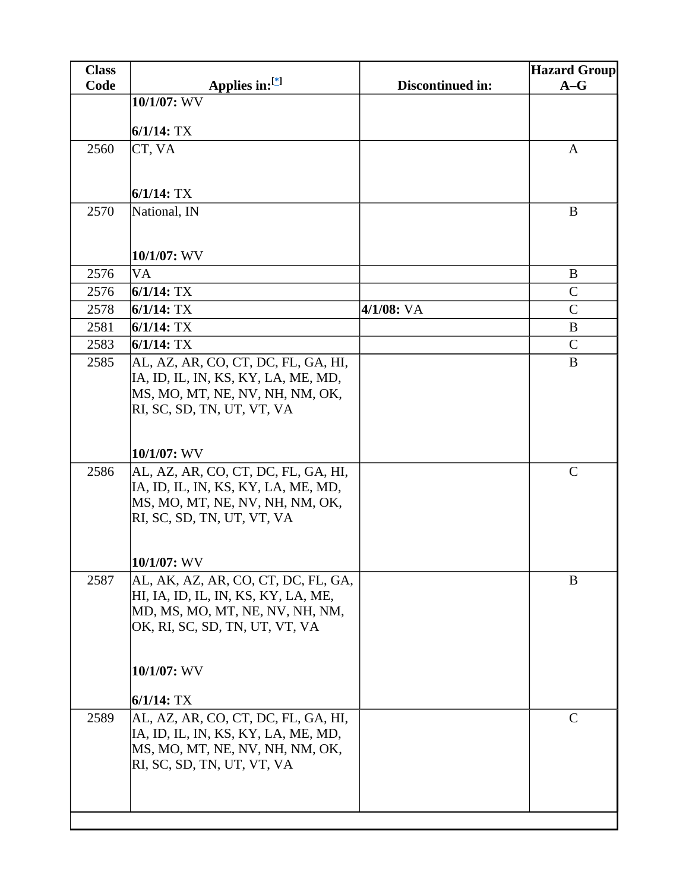| Class Code | Applies in:[*] | Discontinued in: | Hazard Group A–G |
| --- | --- | --- | --- |
| | **10/1/07:** WV<br><br>**6/1/14:** TX | | |
| 2560 | CT, VA<br><br>**6/1/14:** TX | | A |
| 2570 | National, IN<br><br>**10/1/07:** WV | | B |
| 2576 | VA | | B |
| 2576 | **6/1/14:** TX | | C |
| 2578 | **6/1/14:** TX | **4/1/08:** VA | C |
| 2581 | **6/1/14:** TX | | B |
| 2583 | **6/1/14:** TX | | C |
| 2585 | AL, AZ, AR, CO, CT, DC, FL, GA, HI, IA, ID, IL, IN, KS, KY, LA, ME, MD, MS, MO, MT, NE, NV, NH, NM, OK, RI, SC, SD, TN, UT, VT, VA<br><br>**10/1/07:** WV | | B |
| 2586 | AL, AZ, AR, CO, CT, DC, FL, GA, HI, IA, ID, IL, IN, KS, KY, LA, ME, MD, MS, MO, MT, NE, NV, NH, NM, OK, RI, SC, SD, TN, UT, VT, VA<br><br>**10/1/07:** WV | | C |
| 2587 | AL, AK, AZ, AR, CO, CT, DC, FL, GA, HI, IA, ID, IL, IN, KS, KY, LA, ME, MD, MS, MO, MT, NE, NV, NH, NM, OK, RI, SC, SD, TN, UT, VT, VA<br><br>**10/1/07:** WV<br><br>**6/1/14:** TX | | B |
| 2589 | AL, AZ, AR, CO, CT, DC, FL, GA, HI, IA, ID, IL, IN, KS, KY, LA, ME, MD, MS, MO, MT, NE, NV, NH, NM, OK, RI, SC, SD, TN, UT, VT, VA | | C |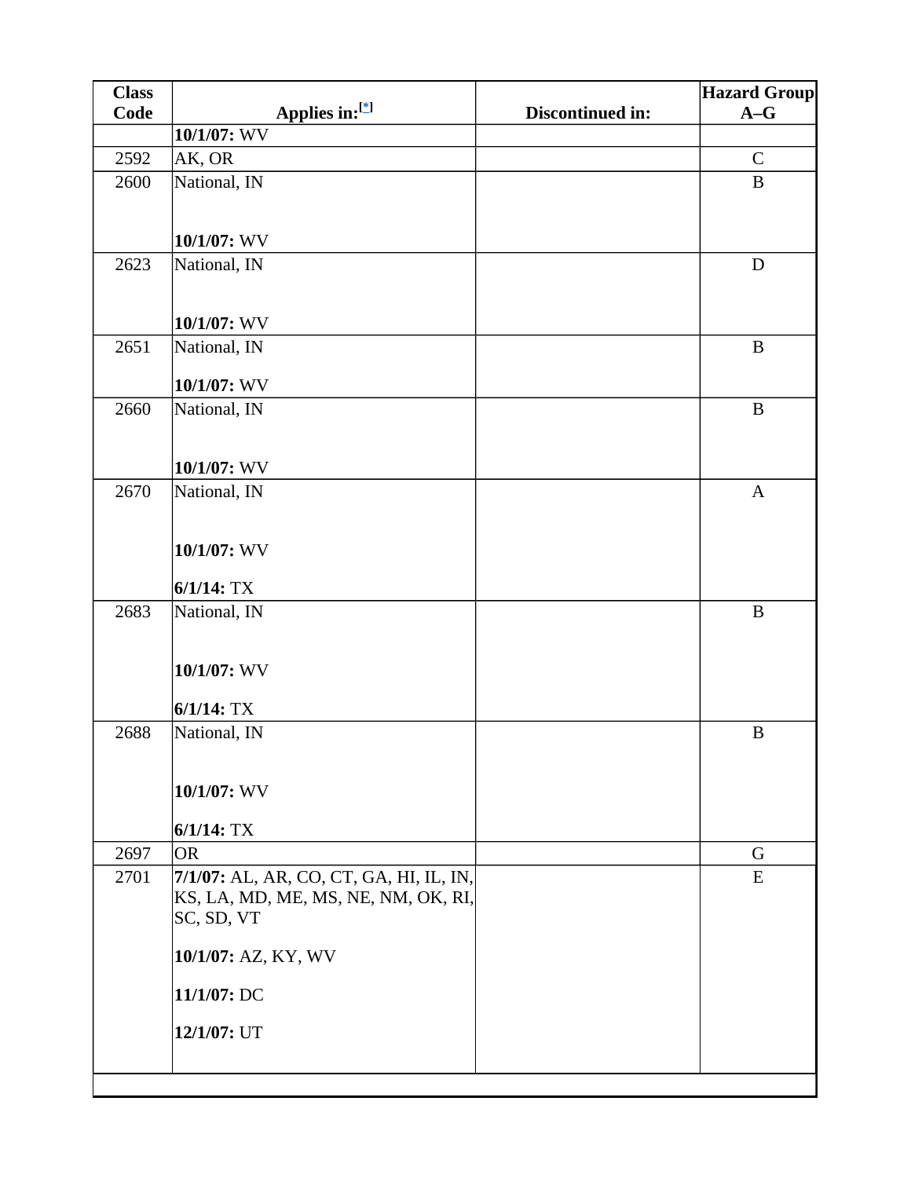| Class Code | Applies in:[*] | Discontinued in: | Hazard Group A–G |
|---|---|---|---|
| | **10/1/07:** WV | | |
| 2592 | AK, OR | | C |
| 2600 | National, IN<br><br>**10/1/07:** WV | | B |
| 2623 | National, IN<br><br>**10/1/07:** WV | | D |
| 2651 | National, IN<br><br>**10/1/07:** WV | | B |
| 2660 | National, IN<br><br>**10/1/07:** WV | | B |
| 2670 | National, IN<br><br>**10/1/07:** WV<br><br>**6/1/14:** TX | | A |
| 2683 | National, IN<br><br>**10/1/07:** WV<br><br>**6/1/14:** TX | | B |
| 2688 | National, IN<br><br>**10/1/07:** WV<br><br>**6/1/14:** TX | | B |
| 2697 | OR | | G |
| 2701 | **7/1/07:** AL, AR, CO, CT, GA, HI, IL, IN, KS, LA, MD, ME, MS, NE, NM, OK, RI, SC, SD, VT<br><br>**10/1/07:** AZ, KY, WV<br><br>**11/1/07:** DC<br><br>**12/1/07:** UT | | E |
| | | | |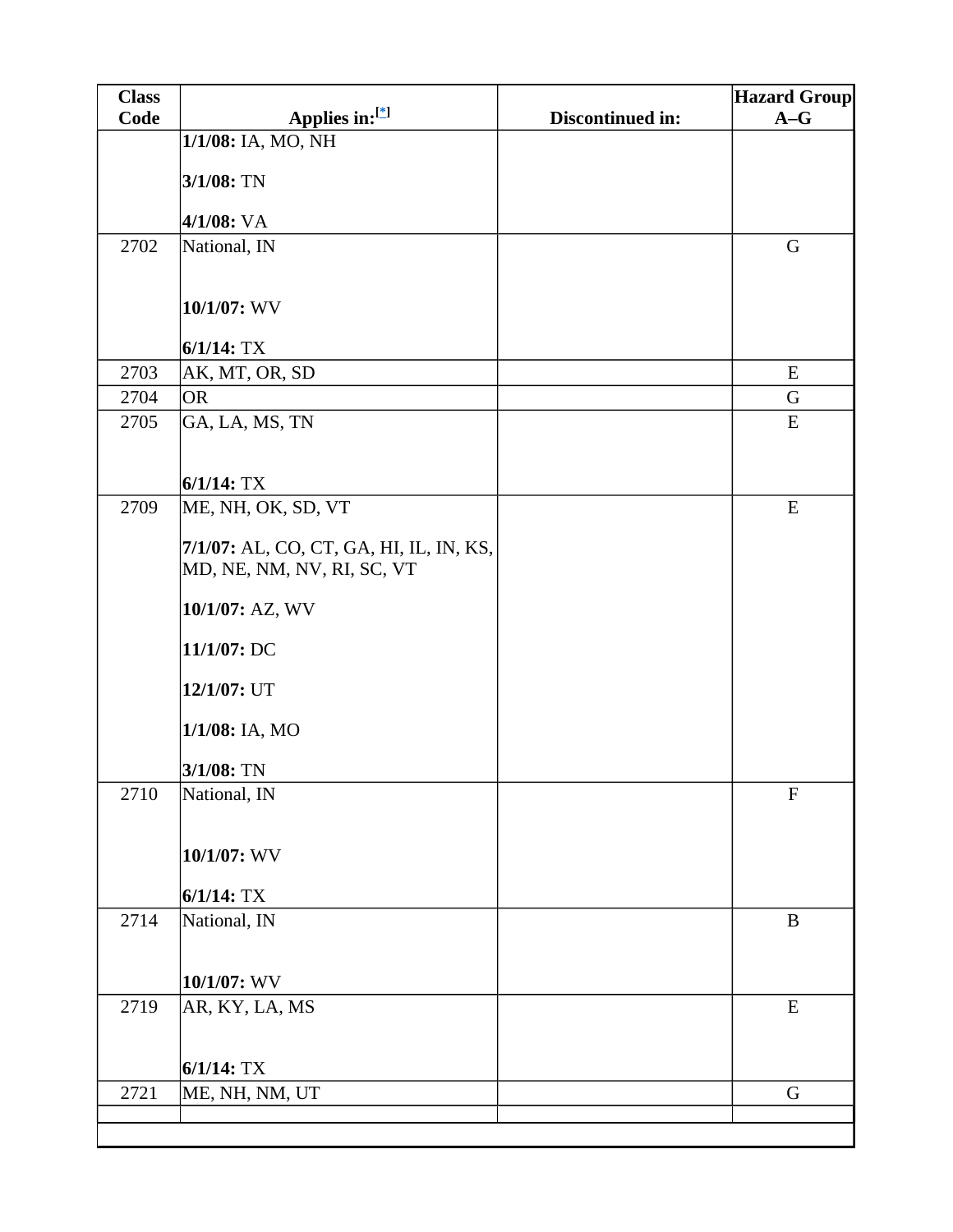| Class Code | Applies in:[*] | Discontinued in: | Hazard Group A–G |
| --- | --- | --- | --- |
| | **1/1/08:** IA, MO, NH<br><br>**3/1/08:** TN<br><br>**4/1/08:** VA | | |
| 2702 | National, IN<br><br>**10/1/07:** WV<br><br>**6/1/14:** TX | | G |
| 2703 | AK, MT, OR, SD | | E |
| 2704 | OR | | G |
| 2705 | GA, LA, MS, TN<br><br>**6/1/14:** TX | | E |
| 2709 | ME, NH, OK, SD, VT<br><br>**7/1/07:** AL, CO, CT, GA, HI, IL, IN, KS, MD, NE, NM, NV, RI, SC, VT<br><br>**10/1/07:** AZ, WV<br><br>**11/1/07:** DC<br><br>**12/1/07:** UT<br><br>**1/1/08:** IA, MO<br><br>**3/1/08:** TN | | E |
| 2710 | National, IN<br><br>**10/1/07:** WV<br><br>**6/1/14:** TX | | F |
| 2714 | National, IN<br><br>**10/1/07:** WV | | B |
| 2719 | AR, KY, LA, MS<br><br>**6/1/14:** TX | | E |
| 2721 | ME, NH, NM, UT | | G |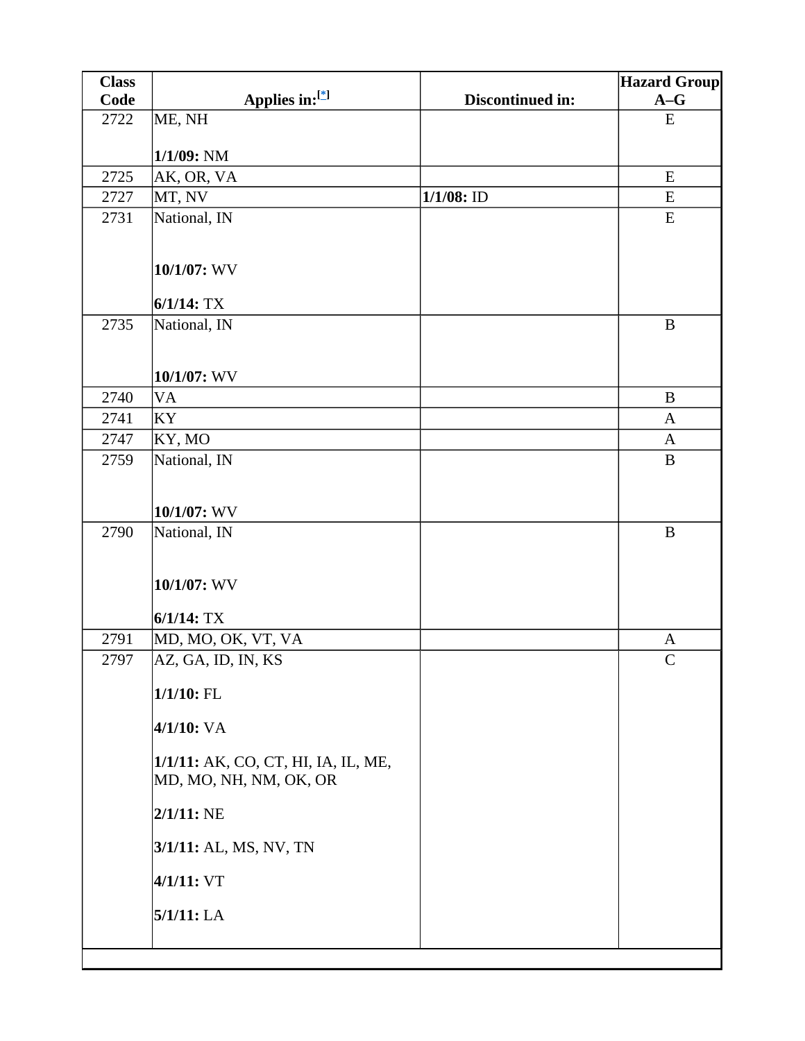| Class Code | Applies in:[*] | Discontinued in: | Hazard Group A–G |
|---|---|---|---|
| 2722 | ME, NH<br><br>**1/1/09:** NM | | E |
| 2725 | AK, OR, VA | | E |
| 2727 | MT, NV | **1/1/08:** ID | E |
| 2731 | National, IN<br><br>**10/1/07:** WV<br><br>**6/1/14:** TX | | E |
| 2735 | National, IN<br><br>**10/1/07:** WV | | B |
| 2740 | VA | | B |
| 2741 | KY | | A |
| 2747 | KY, MO | | A |
| 2759 | National, IN<br><br>**10/1/07:** WV | | B |
| 2790 | National, IN<br><br>**10/1/07:** WV<br><br>**6/1/14:** TX | | B |
| 2791 | MD, MO, OK, VT, VA | | A |
| 2797 | AZ, GA, ID, IN, KS<br><br>**1/1/10:** FL<br><br>**4/1/10:** VA<br><br>**1/1/11:** AK, CO, CT, HI, IA, IL, ME, MD, MO, NH, NM, OK, OR<br><br>**2/1/11:** NE<br><br>**3/1/11:** AL, MS, NV, TN<br><br>**4/1/11:** VT<br><br>**5/1/11:** LA | | C |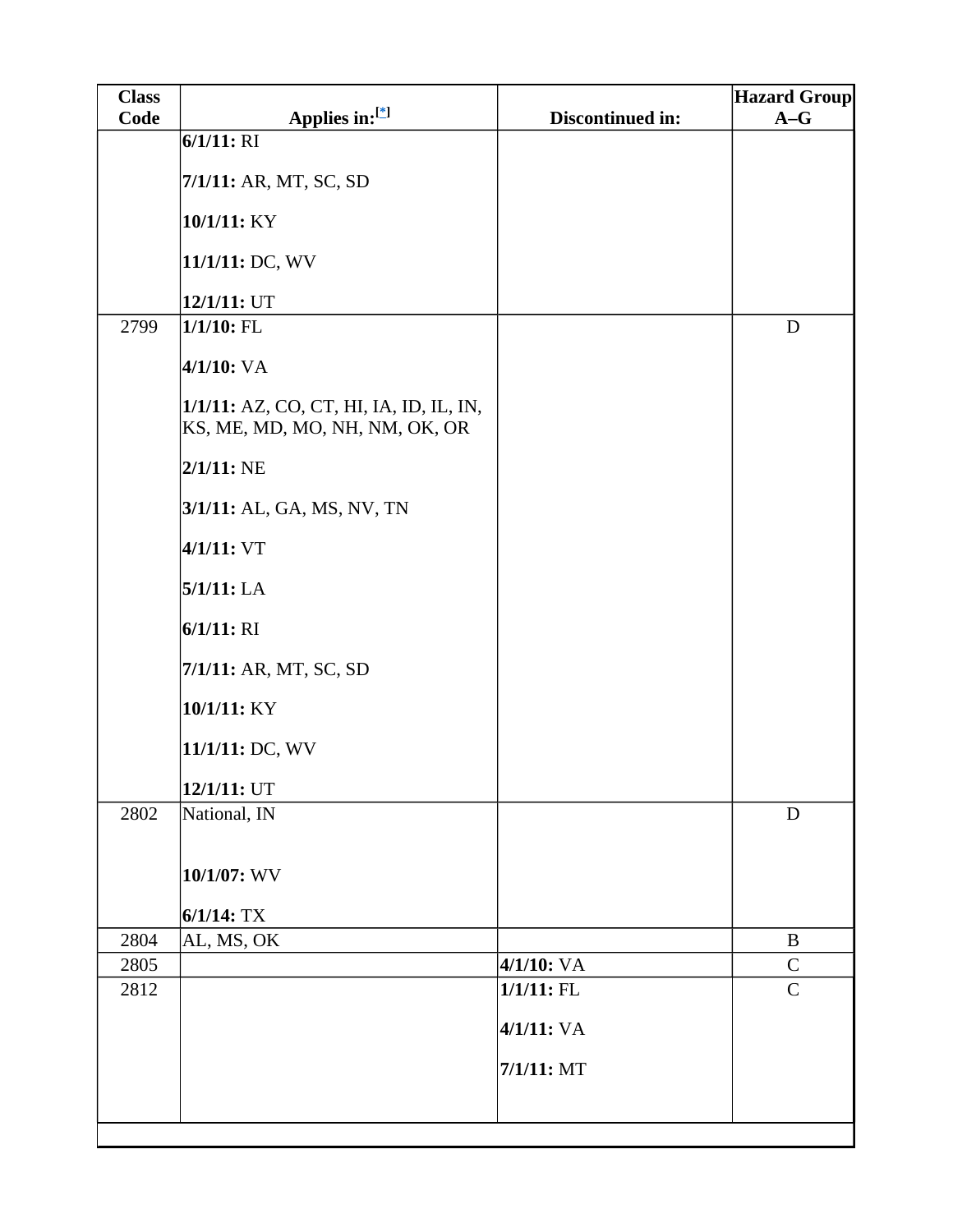| Class Code | Applies in:[*] | Discontinued in: | Hazard Group A–G |
|---|---|---|---|
| | **6/1/11:** RI<br><br>**7/1/11:** AR, MT, SC, SD<br><br>**10/1/11:** KY<br><br>**11/1/11:** DC, WV<br><br>**12/1/11:** UT | | |
| 2799 | **1/1/10:** FL<br><br>**4/1/10:** VA<br><br>**1/1/11:** AZ, CO, CT, HI, IA, ID, IL, IN, KS, ME, MD, MO, NH, NM, OK, OR<br><br>**2/1/11:** NE<br><br>**3/1/11:** AL, GA, MS, NV, TN<br><br>**4/1/11:** VT<br><br>**5/1/11:** LA<br><br>**6/1/11:** RI<br><br>**7/1/11:** AR, MT, SC, SD<br><br>**10/1/11:** KY<br><br>**11/1/11:** DC, WV<br><br>**12/1/11:** UT | | D |
| 2802 | National, IN<br><br>**10/1/07:** WV<br><br>**6/1/14:** TX | | D |
| 2804 | AL, MS, OK | | B |
| 2805 | | **4/1/10:** VA | C |
| 2812 | | **1/1/11:** FL<br><br>**4/1/11:** VA<br><br>**7/1/11:** MT | C |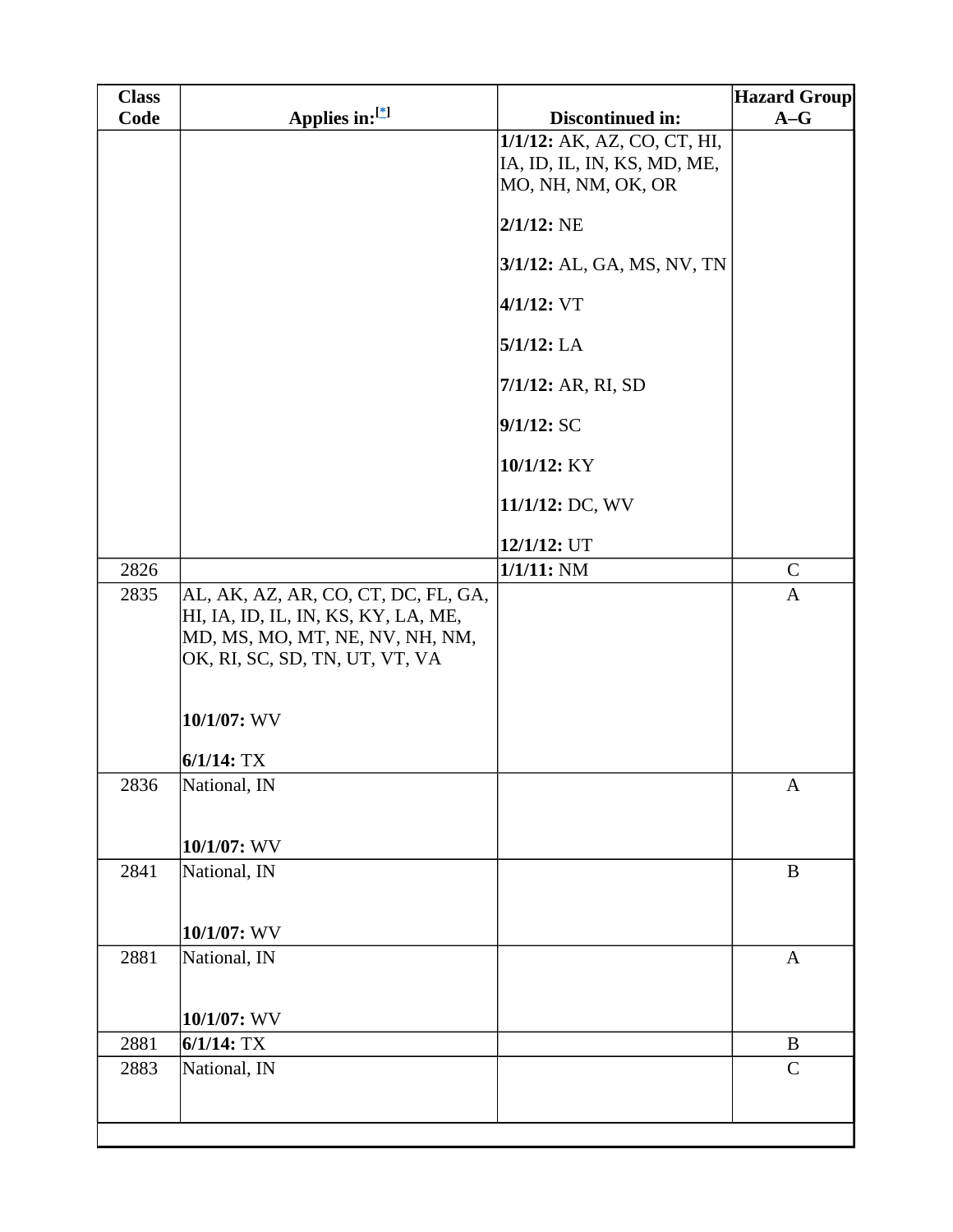| Class Code | Applies in:[*] | Discontinued in: | Hazard Group A–G |
|---|---|---|---|
| | | **1/1/12:** AK, AZ, CO, CT, HI, IA, ID, IL, IN, KS, MD, ME, MO, NH, NM, OK, OR<br><br>**2/1/12:** NE<br><br>**3/1/12:** AL, GA, MS, NV, TN<br><br>**4/1/12:** VT<br><br>**5/1/12:** LA<br><br>**7/1/12:** AR, RI, SD<br><br>**9/1/12:** SC<br><br>**10/1/12:** KY<br><br>**11/1/12:** DC, WV<br><br>**12/1/12:** UT | |
| 2826 | | **1/1/11:** NM | C |
| 2835 | AL, AK, AZ, AR, CO, CT, DC, FL, GA, HI, IA, ID, IL, IN, KS, KY, LA, ME, MD, MS, MO, MT, NE, NV, NH, NM, OK, RI, SC, SD, TN, UT, VT, VA<br><br>**10/1/07:** WV<br><br>**6/1/14:** TX | | A |
| 2836 | National, IN<br><br>**10/1/07:** WV | | A |
| 2841 | National, IN<br><br>**10/1/07:** WV | | B |
| 2881 | National, IN<br><br>**10/1/07:** WV | | A |
| 2881 | **6/1/14:** TX | | B |
| 2883 | National, IN | | C |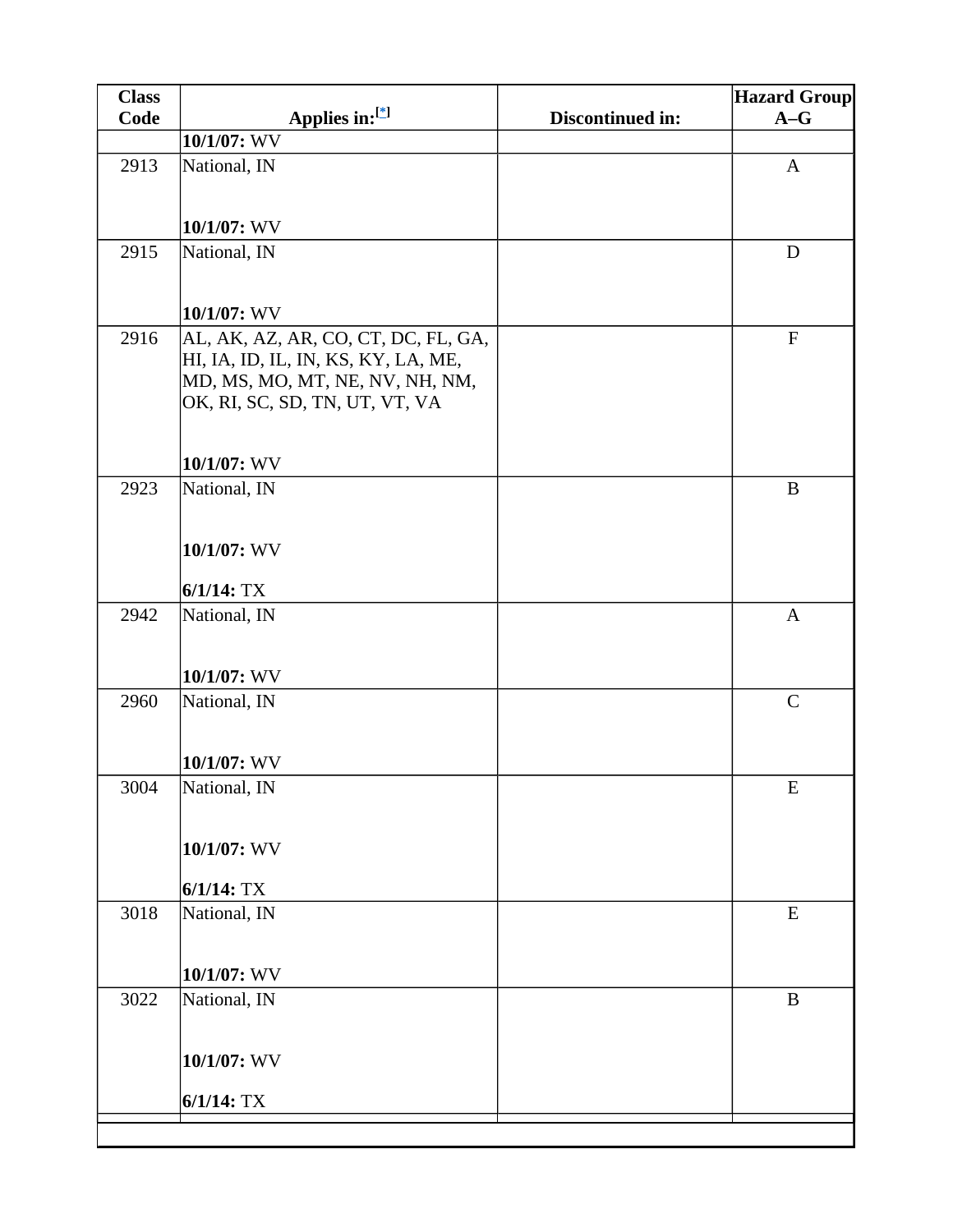| Class Code | Applies in:[*] | Discontinued in: | Hazard Group A–G |
| --- | --- | --- | --- |
| | **10/1/07:** WV | | |
| 2913 | National, IN<br><br>**10/1/07:** WV | | A |
| 2915 | National, IN<br><br>**10/1/07:** WV | | D |
| 2916 | AL, AK, AZ, AR, CO, CT, DC, FL, GA, HI, IA, ID, IL, IN, KS, KY, LA, ME, MD, MS, MO, MT, NE, NV, NH, NM, OK, RI, SC, SD, TN, UT, VT, VA<br><br>**10/1/07:** WV | | F |
| 2923 | National, IN<br><br>**10/1/07:** WV<br><br>**6/1/14:** TX | | B |
| 2942 | National, IN<br><br>**10/1/07:** WV | | A |
| 2960 | National, IN<br><br>**10/1/07:** WV | | C |
| 3004 | National, IN<br><br>**10/1/07:** WV<br><br>**6/1/14:** TX | | E |
| 3018 | National, IN<br><br>**10/1/07:** WV | | E |
| 3022 | National, IN<br><br>**10/1/07:** WV<br><br>**6/1/14:** TX | | B |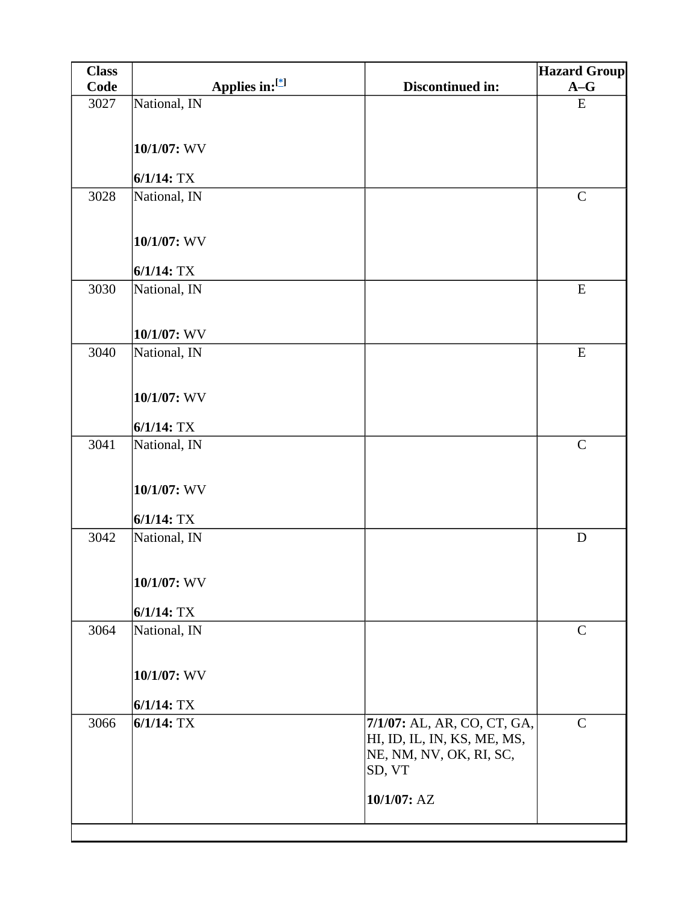| Class Code | Applies in:[*] | Discontinued in: | Hazard Group A–G |
|---|---|---|---|
| 3027 | National, IN<br><br>**10/1/07:** WV<br><br>**6/1/14:** TX | | E |
| 3028 | National, IN<br><br>**10/1/07:** WV<br><br>**6/1/14:** TX | | C |
| 3030 | National, IN<br><br>**10/1/07:** WV | | E |
| 3040 | National, IN<br><br>**10/1/07:** WV<br><br>**6/1/14:** TX | | E |
| 3041 | National, IN<br><br>**10/1/07:** WV<br><br>**6/1/14:** TX | | C |
| 3042 | National, IN<br><br>**10/1/07:** WV<br><br>**6/1/14:** TX | | D |
| 3064 | National, IN<br><br>**10/1/07:** WV<br><br>**6/1/14:** TX | | C |
| 3066 | **6/1/14:** TX | **7/1/07:** AL, AR, CO, CT, GA, HI, ID, IL, IN, KS, ME, MS, NE, NM, NV, OK, RI, SC, SD, VT<br><br>**10/1/07:** AZ | C |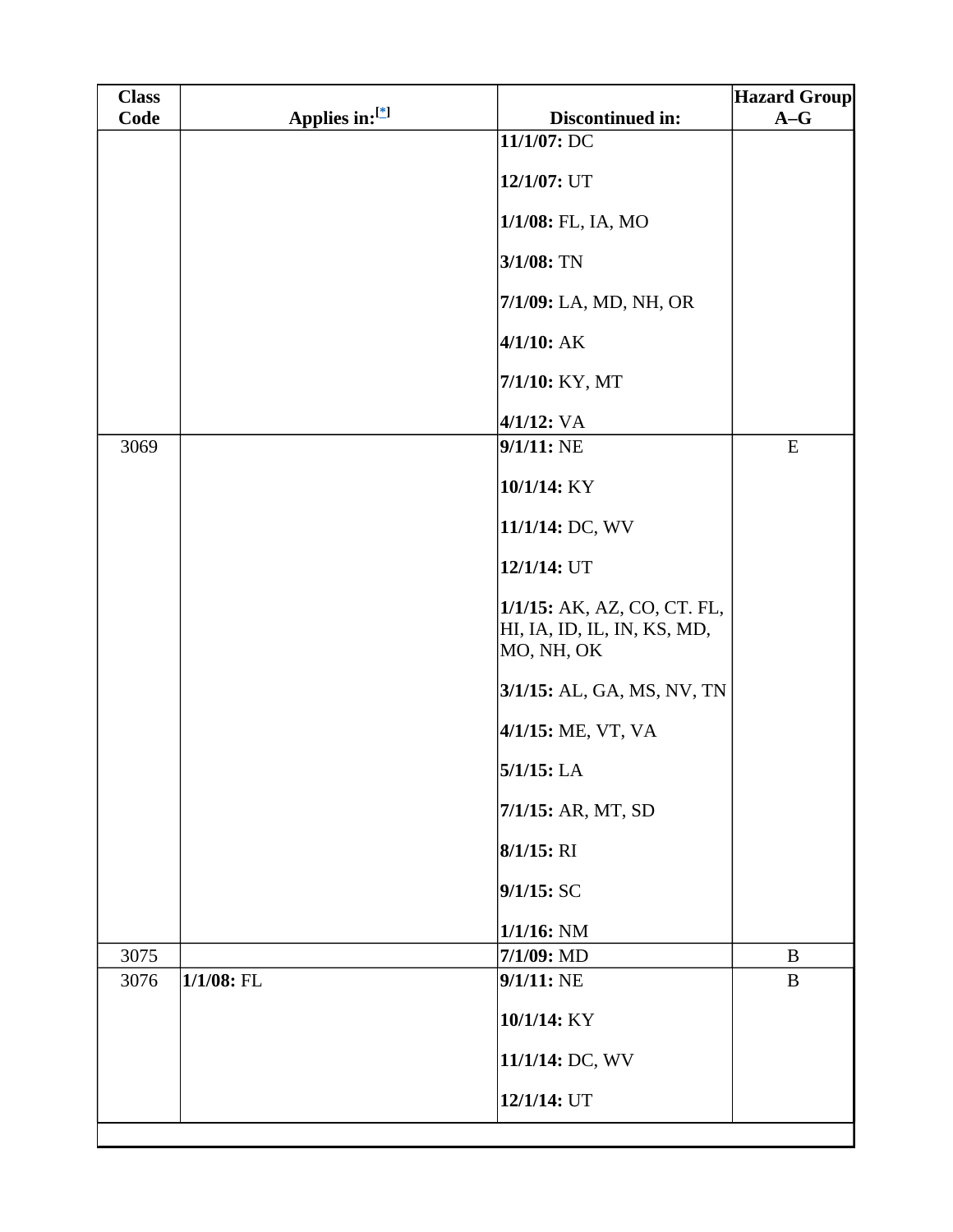| Class Code | Applies in:[*] | Discontinued in: | Hazard Group A–G |
|---|---|---|---|
| | | **11/1/07:** DC<br><br>**12/1/07:** UT<br><br>**1/1/08:** FL, IA, MO<br><br>**3/1/08:** TN<br><br>**7/1/09:** LA, MD, NH, OR<br><br>**4/1/10:** AK<br><br>**7/1/10:** KY, MT<br><br>**4/1/12:** VA | |
| 3069 | | **9/1/11:** NE<br><br>**10/1/14:** KY<br><br>**11/1/14:** DC, WV<br><br>**12/1/14:** UT<br><br>**1/1/15:** AK, AZ, CO, CT. FL, HI, IA, ID, IL, IN, KS, MD, MO, NH, OK<br><br>**3/1/15:** AL, GA, MS, NV, TN<br><br>**4/1/15:** ME, VT, VA<br><br>**5/1/15:** LA<br><br>**7/1/15:** AR, MT, SD<br><br>**8/1/15:** RI<br><br>**9/1/15:** SC<br><br>**1/1/16:** NM | E |
| 3075 | | **7/1/09:** MD | B |
| 3076 | **1/1/08:** FL | **9/1/11:** NE<br><br>**10/1/14:** KY<br><br>**11/1/14:** DC, WV<br><br>**12/1/14:** UT | B |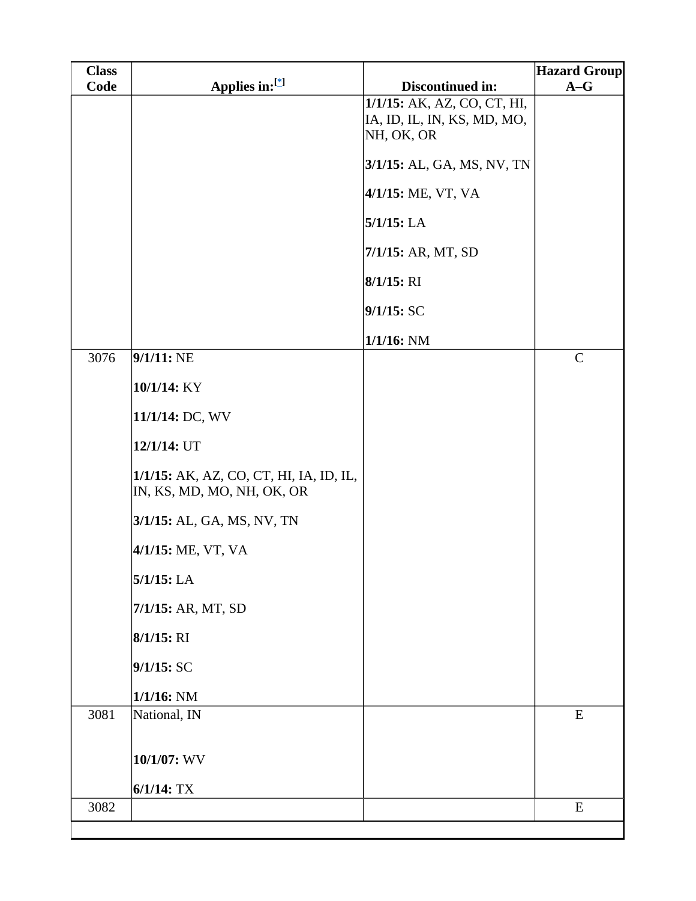| Class Code | Applies in:[*] | Discontinued in: | Hazard Group A–G |
|---|---|---|---|
| | | **1/1/15:** AK, AZ, CO, CT, HI, IA, ID, IL, IN, KS, MD, MO, NH, OK, OR<br><br>**3/1/15:** AL, GA, MS, NV, TN<br><br>**4/1/15:** ME, VT, VA<br><br>**5/1/15:** LA<br><br>**7/1/15:** AR, MT, SD<br><br>**8/1/15:** RI<br><br>**9/1/15:** SC<br><br>**1/1/16:** NM | |
| 3076 | **9/1/11:** NE<br><br>**10/1/14:** KY<br><br>**11/1/14:** DC, WV<br><br>**12/1/14:** UT<br><br>**1/1/15:** AK, AZ, CO, CT, HI, IA, ID, IL, IN, KS, MD, MO, NH, OK, OR<br><br>**3/1/15:** AL, GA, MS, NV, TN<br><br>**4/1/15:** ME, VT, VA<br><br>**5/1/15:** LA<br><br>**7/1/15:** AR, MT, SD<br><br>**8/1/15:** RI<br><br>**9/1/15:** SC<br><br>**1/1/16:** NM | | C |
| 3081 | National, IN<br><br>**10/1/07:** WV<br><br>**6/1/14:** TX | | E |
| 3082 | | | E |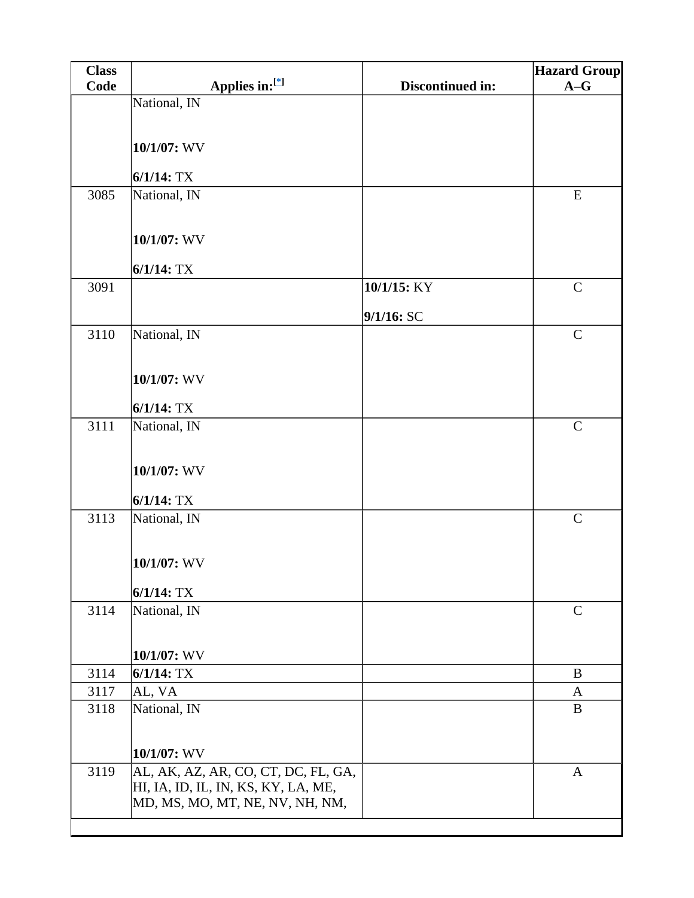| Class Code | Applies in:[*] | Discontinued in: | Hazard Group A–G |
| --- | --- | --- | --- |
| | National, IN<br><br>**10/1/07:** WV<br><br>**6/1/14:** TX | | |
| 3085 | National, IN<br><br>**10/1/07:** WV<br><br>**6/1/14:** TX | | E |
| 3091 | | **10/1/15:** KY<br><br>**9/1/16:** SC | C |
| 3110 | National, IN<br><br>**10/1/07:** WV<br><br>**6/1/14:** TX | | C |
| 3111 | National, IN<br><br>**10/1/07:** WV<br><br>**6/1/14:** TX | | C |
| 3113 | National, IN<br><br>**10/1/07:** WV<br><br>**6/1/14:** TX | | C |
| 3114 | National, IN<br><br>**10/1/07:** WV | | C |
| 3114 | **6/1/14:** TX | | B |
| 3117 | AL, VA | | A |
| 3118 | National, IN<br><br>**10/1/07:** WV | | B |
| 3119 | AL, AK, AZ, AR, CO, CT, DC, FL, GA, HI, IA, ID, IL, IN, KS, KY, LA, ME, MD, MS, MO, MT, NE, NV, NH, NM, | | A |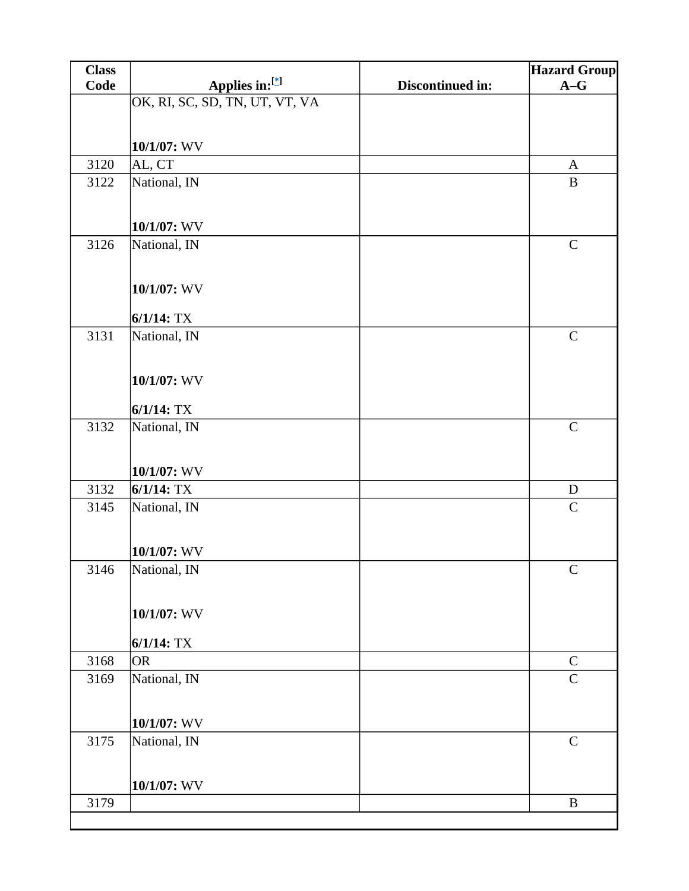| Class Code | Applies in:[*] | Discontinued in: | Hazard Group A–G |
| --- | --- | --- | --- |
| | OK, RI, SC, SD, TN, UT, VT, VA<br><br>**10/1/07:** WV | | |
| 3120 | AL, CT | | A |
| 3122 | National, IN<br><br>**10/1/07:** WV | | B |
| 3126 | National, IN<br><br>**10/1/07:** WV<br><br>**6/1/14:** TX | | C |
| 3131 | National, IN<br><br>**10/1/07:** WV<br><br>**6/1/14:** TX | | C |
| 3132 | National, IN<br><br>**10/1/07:** WV | | C |
| 3132 | **6/1/14:** TX | | D |
| 3145 | National, IN<br><br>**10/1/07:** WV | | C |
| 3146 | National, IN<br><br>**10/1/07:** WV<br><br>**6/1/14:** TX | | C |
| 3168 | OR | | C |
| 3169 | National, IN<br><br>**10/1/07:** WV | | C |
| 3175 | National, IN<br><br>**10/1/07:** WV | | C |
| 3179 | | | B |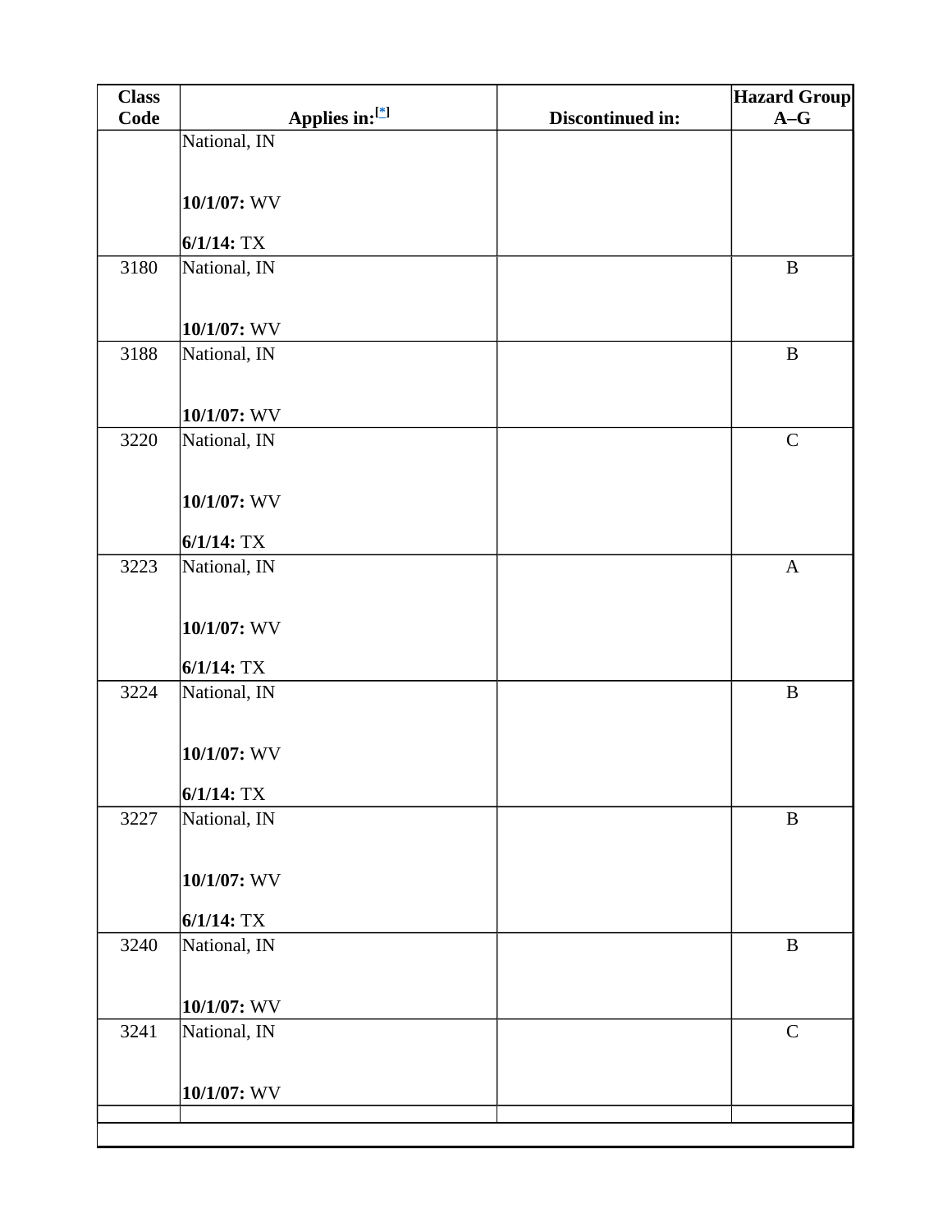| Class Code | Applies in:[*] | Discontinued in: | Hazard Group A–G |
|---|---|---|---|
| | National, IN<br><br>**10/1/07:** WV<br><br>**6/1/14:** TX | | |
| 3180 | National, IN<br><br>**10/1/07:** WV | | B |
| 3188 | National, IN<br><br>**10/1/07:** WV | | B |
| 3220 | National, IN<br><br>**10/1/07:** WV<br><br>**6/1/14:** TX | | C |
| 3223 | National, IN<br><br>**10/1/07:** WV<br><br>**6/1/14:** TX | | A |
| 3224 | National, IN<br><br>**10/1/07:** WV<br><br>**6/1/14:** TX | | B |
| 3227 | National, IN<br><br>**10/1/07:** WV<br><br>**6/1/14:** TX | | B |
| 3240 | National, IN<br><br>**10/1/07:** WV | | B |
| 3241 | National, IN<br><br>**10/1/07:** WV | | C |
| | | | |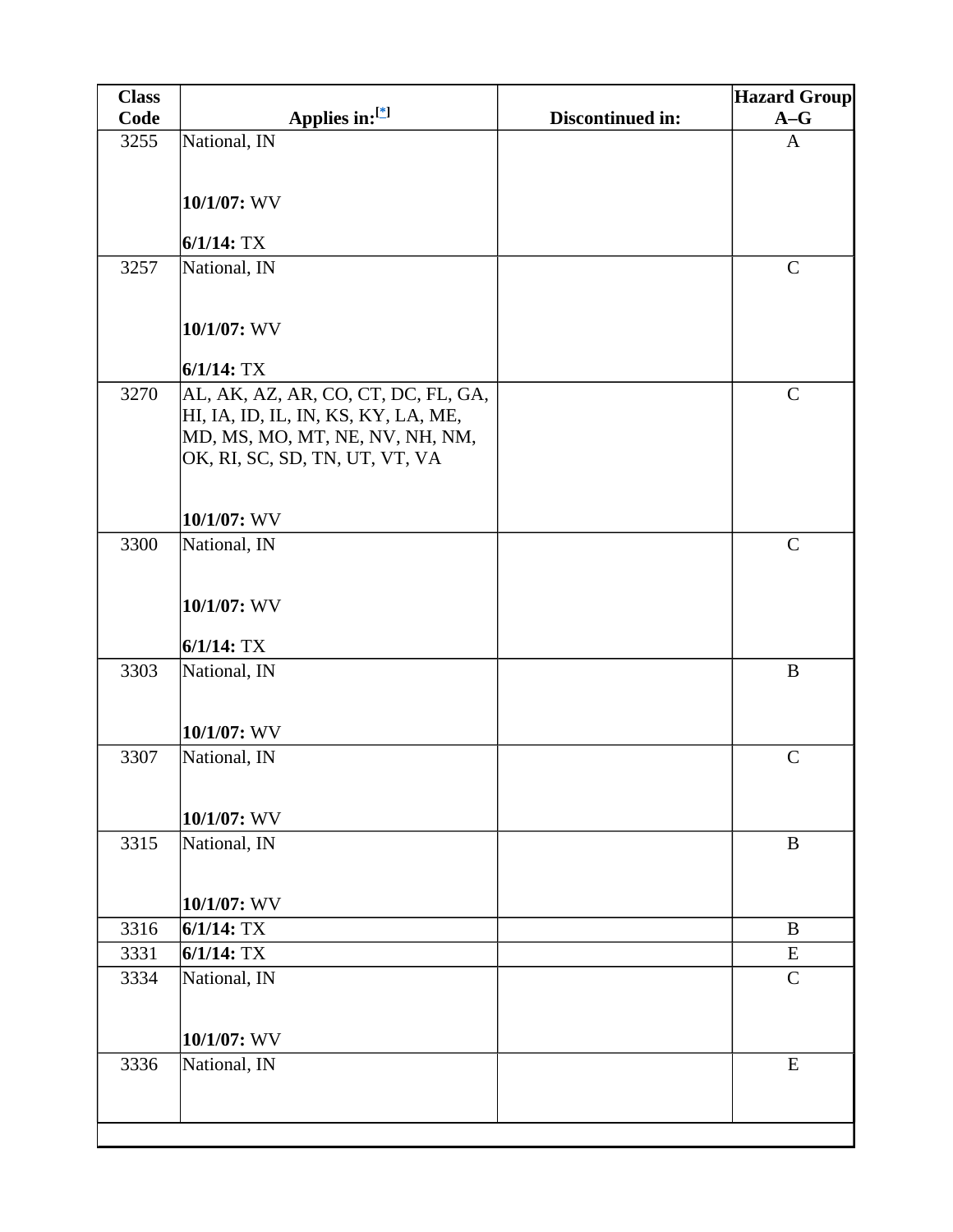| Class Code | Applies in:[*] | Discontinued in: | Hazard Group A–G |
|---|---|---|---|
| 3255 | National, IN<br><br>**10/1/07:** WV<br><br>**6/1/14:** TX | | A |
| 3257 | National, IN<br><br>**10/1/07:** WV<br><br>**6/1/14:** TX | | C |
| 3270 | AL, AK, AZ, AR, CO, CT, DC, FL, GA, HI, IA, ID, IL, IN, KS, KY, LA, ME, MD, MS, MO, MT, NE, NV, NH, NM, OK, RI, SC, SD, TN, UT, VT, VA<br><br>**10/1/07:** WV | | C |
| 3300 | National, IN<br><br>**10/1/07:** WV<br><br>**6/1/14:** TX | | C |
| 3303 | National, IN<br><br>**10/1/07:** WV | | B |
| 3307 | National, IN<br><br>**10/1/07:** WV | | C |
| 3315 | National, IN<br><br>**10/1/07:** WV | | B |
| 3316 | **6/1/14:** TX | | B |
| 3331 | **6/1/14:** TX | | E |
| 3334 | National, IN<br><br>**10/1/07:** WV | | C |
| 3336 | National, IN | | E |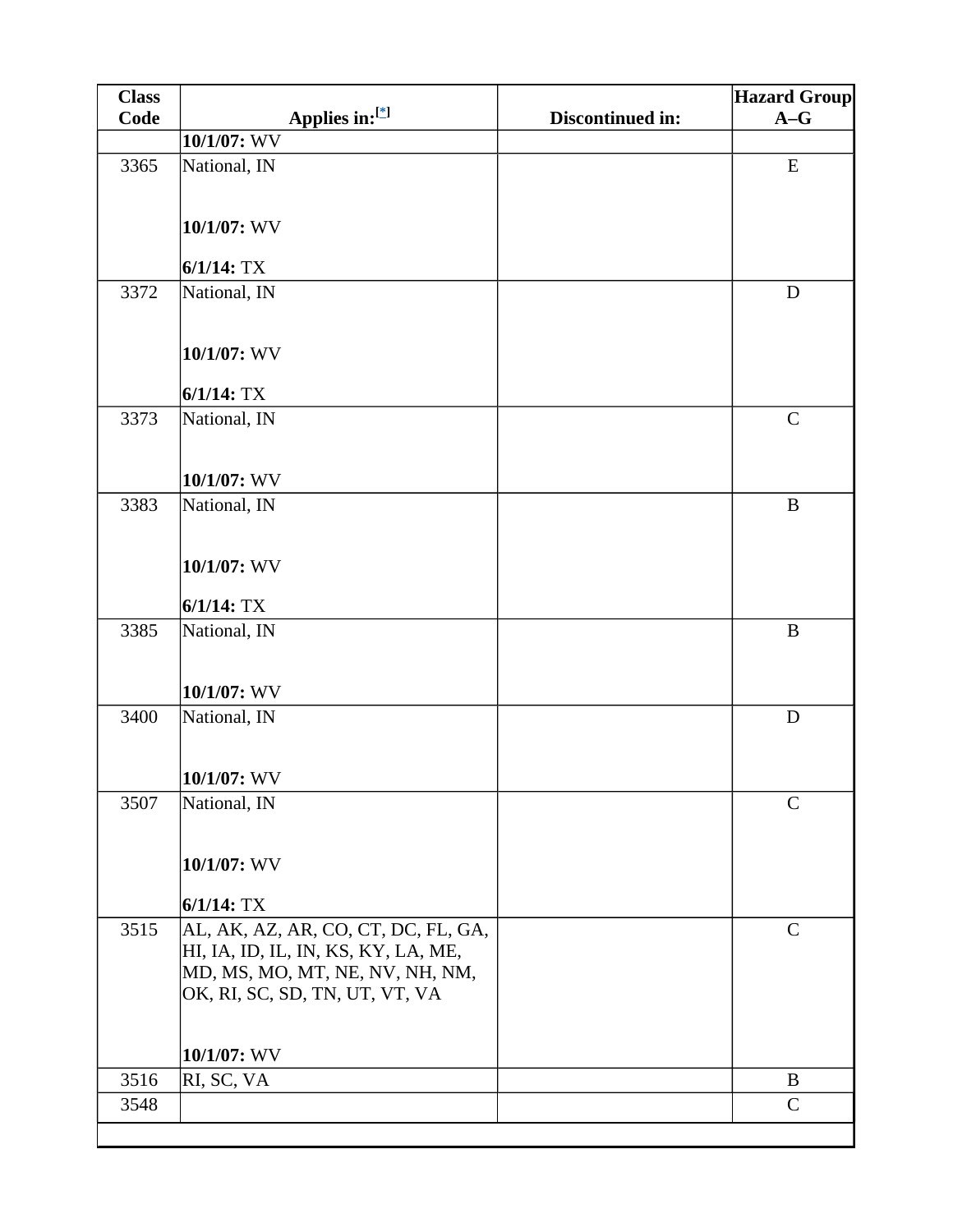| Class Code | Applies in:[*] | Discontinued in: | Hazard Group A–G |
|---|---|---|---|
| | **10/1/07:** WV | | |
| 3365 | National, IN<br><br>**10/1/07:** WV<br><br>**6/1/14:** TX | | E |
| 3372 | National, IN<br><br>**10/1/07:** WV<br><br>**6/1/14:** TX | | D |
| 3373 | National, IN<br><br>**10/1/07:** WV | | C |
| 3383 | National, IN<br><br>**10/1/07:** WV<br><br>**6/1/14:** TX | | B |
| 3385 | National, IN<br><br>**10/1/07:** WV | | B |
| 3400 | National, IN<br><br>**10/1/07:** WV | | D |
| 3507 | National, IN<br><br>**10/1/07:** WV<br><br>**6/1/14:** TX | | C |
| 3515 | AL, AK, AZ, AR, CO, CT, DC, FL, GA, HI, IA, ID, IL, IN, KS, KY, LA, ME, MD, MS, MO, MT, NE, NV, NH, NM, OK, RI, SC, SD, TN, UT, VT, VA<br><br>**10/1/07:** WV | | C |
| 3516 | RI, SC, VA | | B |
| 3548 | | | C |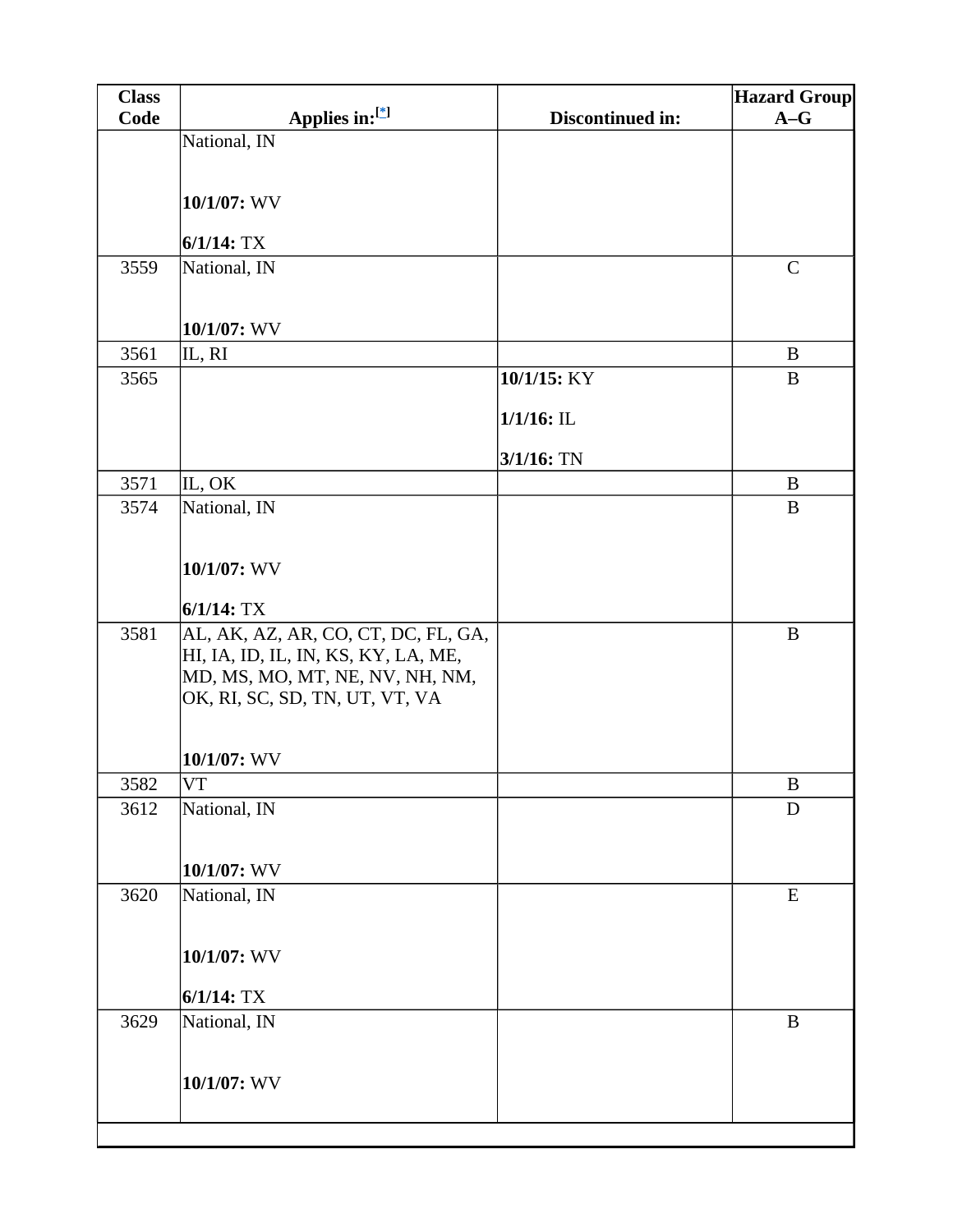| Class Code | Applies in:[*] | Discontinued in: | Hazard Group A–G |
|---|---|---|---|
| | National, IN<br><br>**10/1/07:** WV<br><br>**6/1/14:** TX | | |
| 3559 | National, IN<br><br>**10/1/07:** WV | | C |
| 3561 | IL, RI | | B |
| 3565 | | **10/1/15:** KY<br><br>**1/1/16:** IL<br><br>**3/1/16:** TN | B |
| 3571 | IL, OK | | B |
| 3574 | National, IN<br><br>**10/1/07:** WV<br><br>**6/1/14:** TX | | B |
| 3581 | AL, AK, AZ, AR, CO, CT, DC, FL, GA, HI, IA, ID, IL, IN, KS, KY, LA, ME, MD, MS, MO, MT, NE, NV, NH, NM, OK, RI, SC, SD, TN, UT, VT, VA<br><br>**10/1/07:** WV | | B |
| 3582 | VT | | B |
| 3612 | National, IN<br><br>**10/1/07:** WV | | D |
| 3620 | National, IN<br><br>**10/1/07:** WV<br><br>**6/1/14:** TX | | E |
| 3629 | National, IN<br><br>**10/1/07:** WV | | B |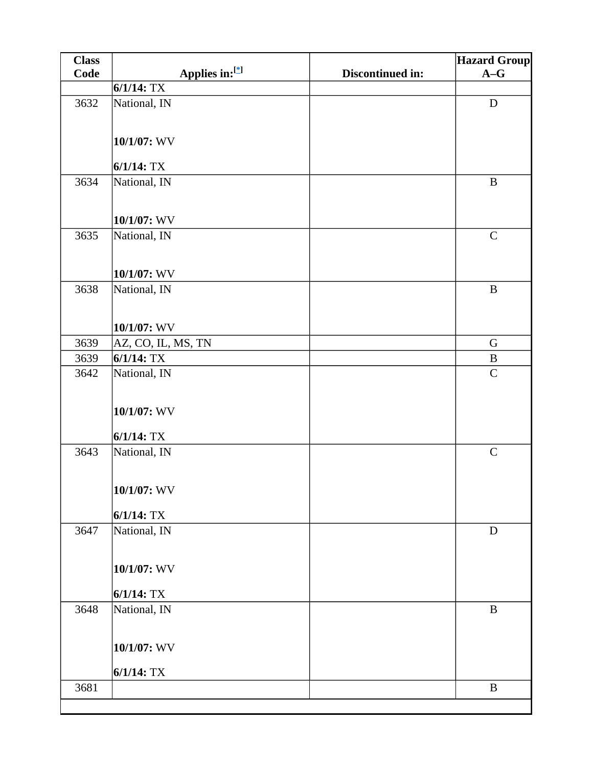| Class Code | Applies in:[*] | Discontinued in: | Hazard Group A–G |
| --- | --- | --- | --- |
| | **6/1/14:** TX | | |
| 3632 | National, IN<br><br>**10/1/07:** WV<br><br>**6/1/14:** TX | | D |
| 3634 | National, IN<br><br>**10/1/07:** WV | | B |
| 3635 | National, IN<br><br>**10/1/07:** WV | | C |
| 3638 | National, IN<br><br>**10/1/07:** WV | | B |
| 3639 | AZ, CO, IL, MS, TN | | G |
| 3639 | **6/1/14:** TX | | B |
| 3642 | National, IN<br><br>**10/1/07:** WV<br><br>**6/1/14:** TX | | C |
| 3643 | National, IN<br><br>**10/1/07:** WV<br><br>**6/1/14:** TX | | C |
| 3647 | National, IN<br><br>**10/1/07:** WV<br><br>**6/1/14:** TX | | D |
| 3648 | National, IN<br><br>**10/1/07:** WV<br><br>**6/1/14:** TX | | B |
| 3681 | | | B |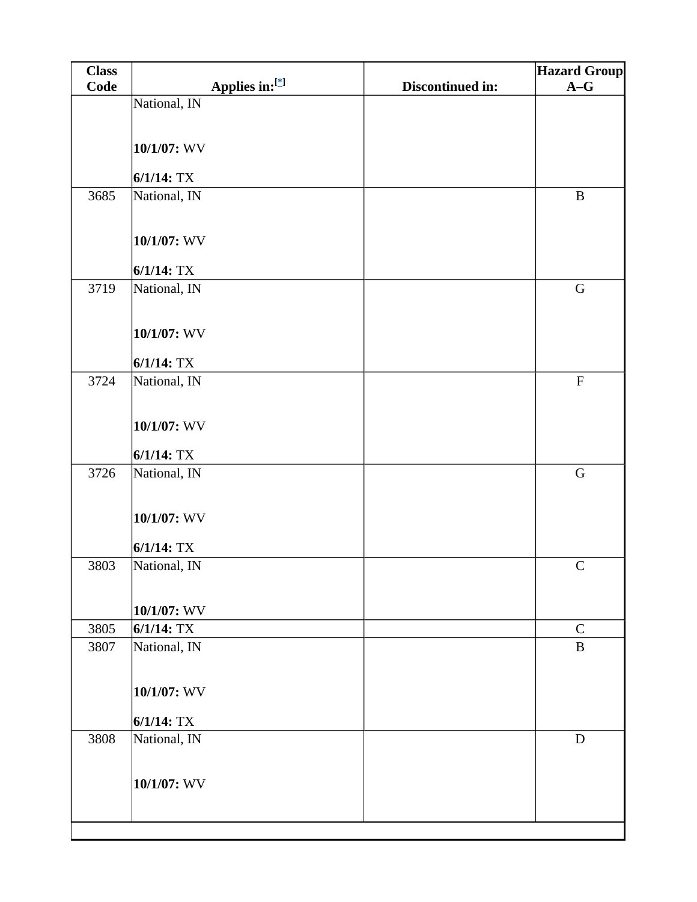| Class Code | Applies in:[*] | Discontinued in: | Hazard Group A–G |
|---|---|---|---|
| | National, IN<br><br>**10/1/07:** WV<br><br>**6/1/14:** TX | | |
| 3685 | National, IN<br><br>**10/1/07:** WV<br><br>**6/1/14:** TX | | B |
| 3719 | National, IN<br><br>**10/1/07:** WV<br><br>**6/1/14:** TX | | G |
| 3724 | National, IN<br><br>**10/1/07:** WV<br><br>**6/1/14:** TX | | F |
| 3726 | National, IN<br><br>**10/1/07:** WV<br><br>**6/1/14:** TX | | G |
| 3803 | National, IN<br><br>**10/1/07:** WV | | C |
| 3805 | **6/1/14:** TX | | C |
| 3807 | National, IN<br><br>**10/1/07:** WV<br><br>**6/1/14:** TX | | B |
| 3808 | National, IN<br><br>**10/1/07:** WV | | D |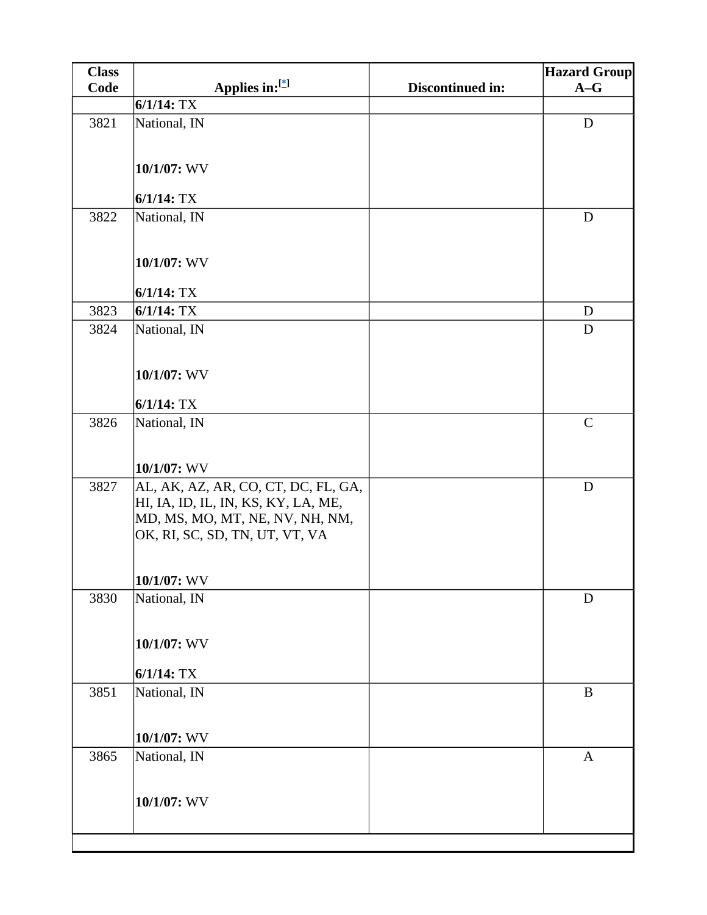| Class Code | Applies in:[*] | Discontinued in: | Hazard Group A–G |
|---|---|---|---|
| | **6/1/14:** TX | | |
| 3821 | National, IN<br><br>**10/1/07:** WV<br><br>**6/1/14:** TX | | D |
| 3822 | National, IN<br><br>**10/1/07:** WV<br><br>**6/1/14:** TX | | D |
| 3823 | **6/1/14:** TX | | D |
| 3824 | National, IN<br><br>**10/1/07:** WV<br><br>**6/1/14:** TX | | D |
| 3826 | National, IN<br><br>**10/1/07:** WV | | C |
| 3827 | AL, AK, AZ, AR, CO, CT, DC, FL, GA, HI, IA, ID, IL, IN, KS, KY, LA, ME, MD, MS, MO, MT, NE, NV, NH, NM, OK, RI, SC, SD, TN, UT, VT, VA<br><br>**10/1/07:** WV | | D |
| 3830 | National, IN<br><br>**10/1/07:** WV<br><br>**6/1/14:** TX | | D |
| 3851 | National, IN<br><br>**10/1/07:** WV | | B |
| 3865 | National, IN<br><br>**10/1/07:** WV | | A |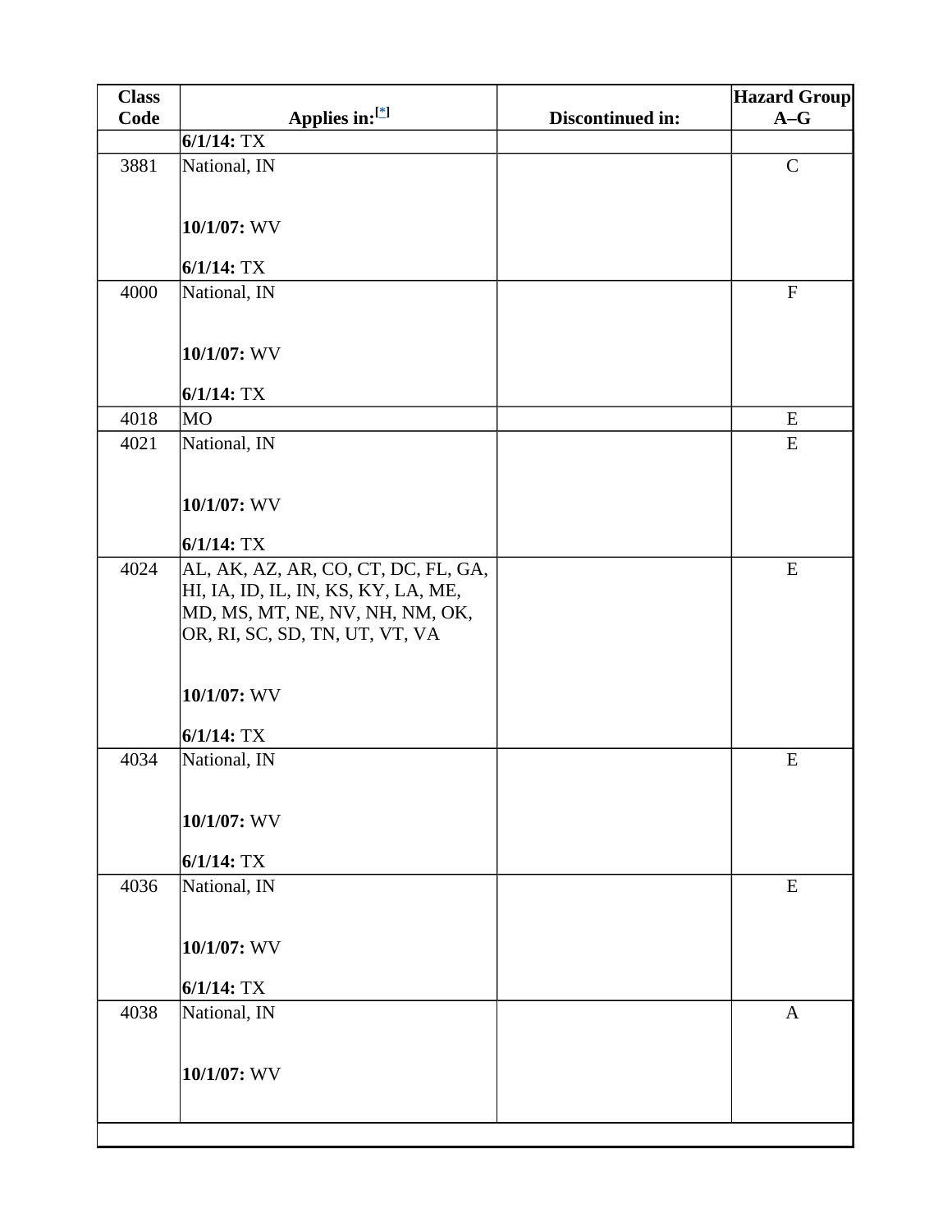| Class Code | Applies in:[*] | Discontinued in: | Hazard Group A–G |
|---|---|---|---|
| | **6/1/14:** TX | | |
| 3881 | National, IN<br><br>**10/1/07:** WV<br><br>**6/1/14:** TX | | C |
| 4000 | National, IN<br><br>**10/1/07:** WV<br><br>**6/1/14:** TX | | F |
| 4018 | MO | | E |
| 4021 | National, IN<br><br>**10/1/07:** WV<br><br>**6/1/14:** TX | | E |
| 4024 | AL, AK, AZ, AR, CO, CT, DC, FL, GA, HI, IA, ID, IL, IN, KS, KY, LA, ME, MD, MS, MT, NE, NV, NH, NM, OK, OR, RI, SC, SD, TN, UT, VT, VA<br><br>**10/1/07:** WV<br><br>**6/1/14:** TX | | E |
| 4034 | National, IN<br><br>**10/1/07:** WV<br><br>**6/1/14:** TX | | E |
| 4036 | National, IN<br><br>**10/1/07:** WV<br><br>**6/1/14:** TX | | E |
| 4038 | National, IN<br><br>**10/1/07:** WV | | A |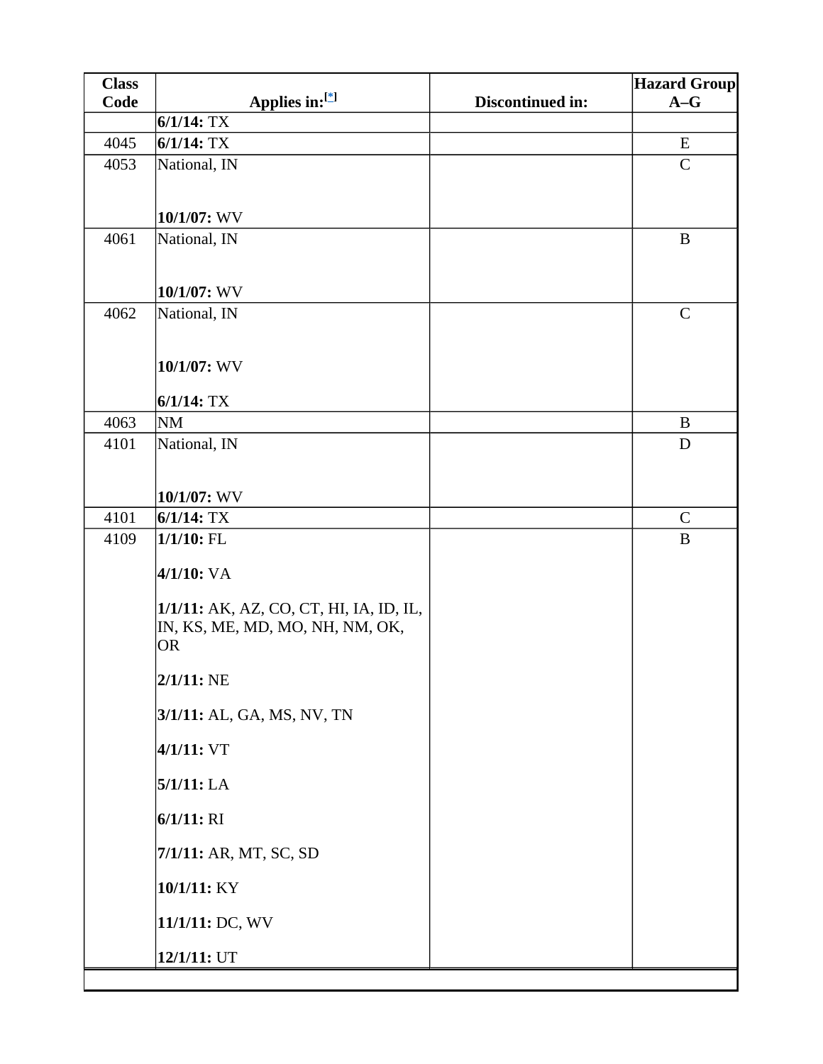| Class Code | Applies in:[*] | Discontinued in: | Hazard Group A–G |
|---|---|---|---|
| | **6/1/14:** TX | | |
| 4045 | **6/1/14:** TX | | E |
| 4053 | National, IN<br><br>**10/1/07:** WV | | C |
| 4061 | National, IN<br><br>**10/1/07:** WV | | B |
| 4062 | National, IN<br><br>**10/1/07:** WV<br><br>**6/1/14:** TX | | C |
| 4063 | NM | | B |
| 4101 | National, IN<br><br>**10/1/07:** WV | | D |
| 4101 | **6/1/14:** TX | | C |
| 4109 | **1/1/10:** FL<br><br>**4/1/10:** VA<br><br>**1/1/11:** AK, AZ, CO, CT, HI, IA, ID, IL, IN, KS, ME, MD, MO, NH, NM, OK, OR<br><br>**2/1/11:** NE<br><br>**3/1/11:** AL, GA, MS, NV, TN<br><br>**4/1/11:** VT<br><br>**5/1/11:** LA<br><br>**6/1/11:** RI<br><br>**7/1/11:** AR, MT, SC, SD<br><br>**10/1/11:** KY<br><br>**11/1/11:** DC, WV<br><br>**12/1/11:** UT | | B |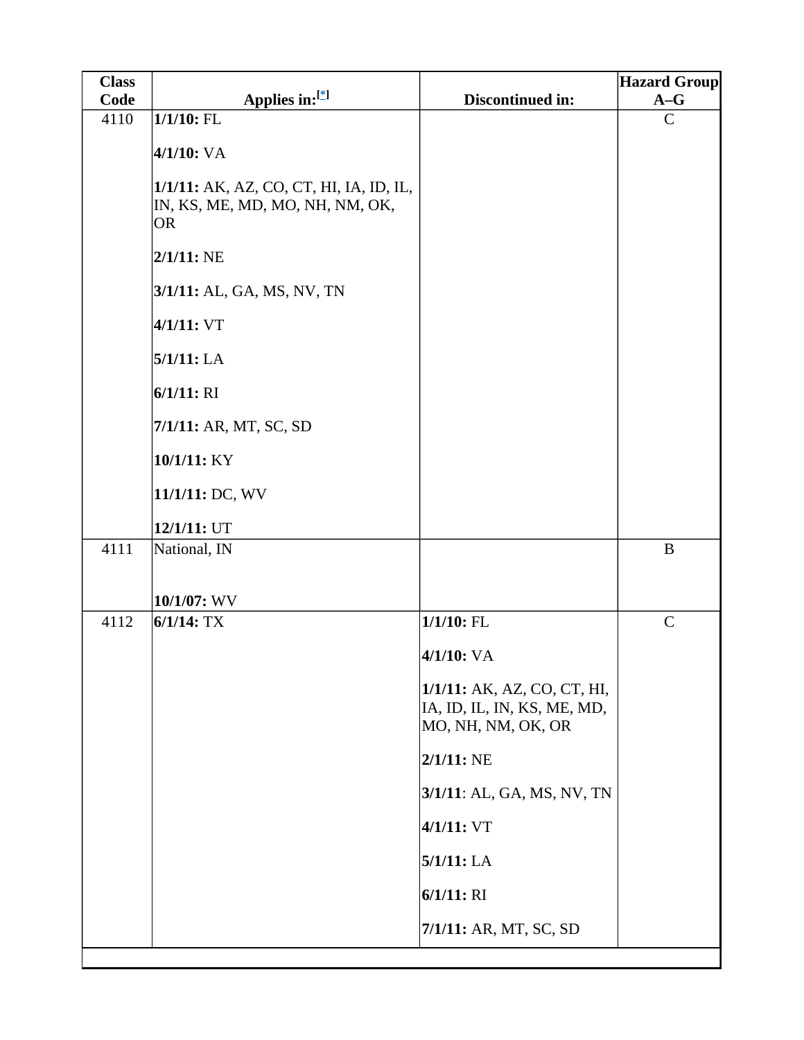| Class Code | Applies in:[*] | Discontinued in: | Hazard Group A–G |
|---|---|---|---|
| 4110 | **1/1/10:** FL<br><br>**4/1/10:** VA<br><br>**1/1/11:** AK, AZ, CO, CT, HI, IA, ID, IL, IN, KS, ME, MD, MO, NH, NM, OK, OR<br><br>**2/1/11:** NE<br><br>**3/1/11:** AL, GA, MS, NV, TN<br><br>**4/1/11:** VT<br><br>**5/1/11:** LA<br><br>**6/1/11:** RI<br><br>**7/1/11:** AR, MT, SC, SD<br><br>**10/1/11:** KY<br><br>**11/1/11:** DC, WV<br><br>**12/1/11:** UT | | C |
| 4111 | National, IN<br><br>**10/1/07:** WV | | B |
| 4112 | **6/1/14:** TX | **1/1/10:** FL<br><br>**4/1/10:** VA<br><br>**1/1/11:** AK, AZ, CO, CT, HI, IA, ID, IL, IN, KS, ME, MD, MO, NH, NM, OK, OR<br><br>**2/1/11:** NE<br><br>**3/1/11**: AL, GA, MS, NV, TN<br><br>**4/1/11:** VT<br><br>**5/1/11:** LA<br><br>**6/1/11:** RI<br><br>**7/1/11:** AR, MT, SC, SD | C |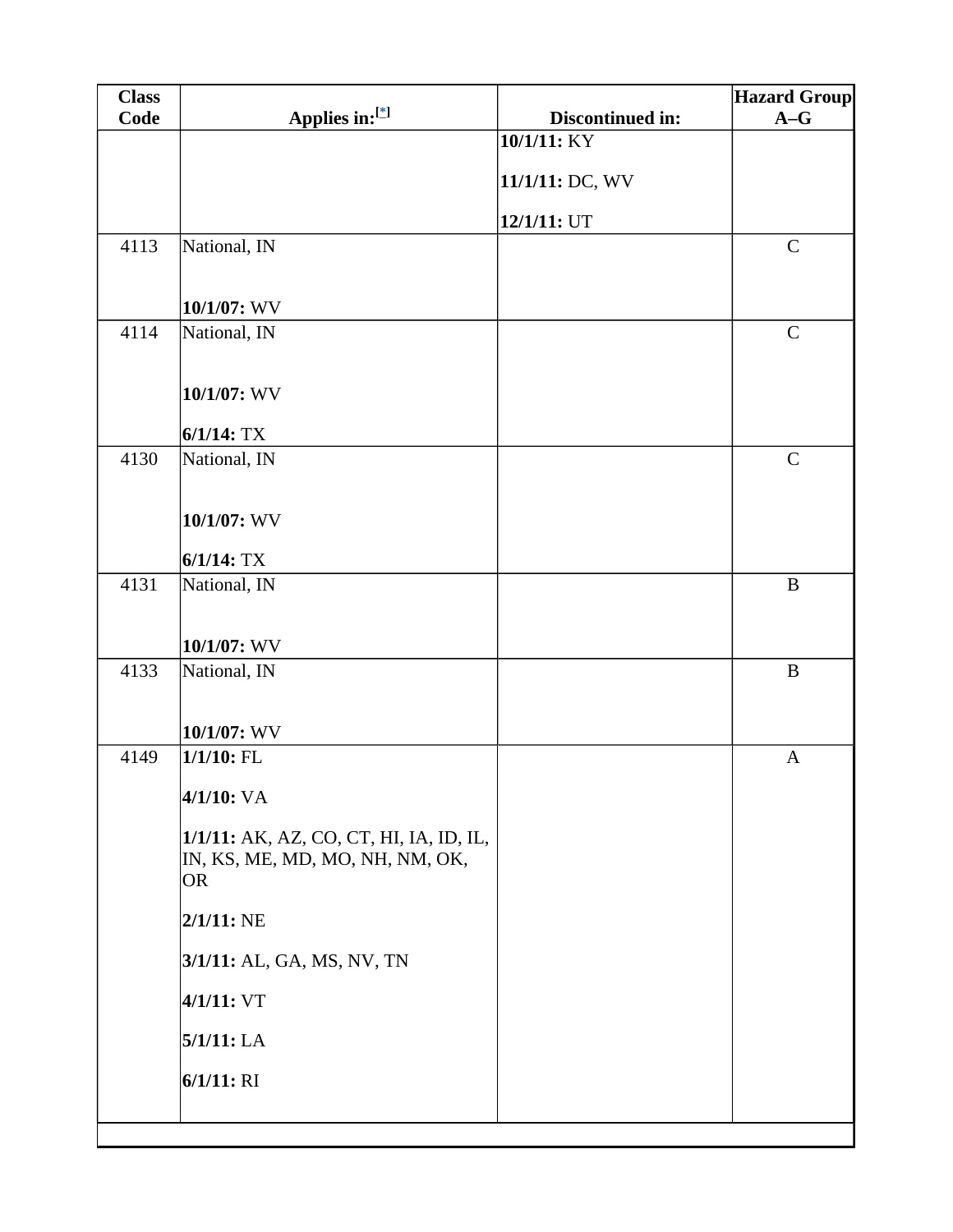| Class Code | Applies in:[*] | Discontinued in: | Hazard Group A–G |
| --- | --- | --- | --- |
| | | **10/1/11:** KY<br><br>**11/1/11:** DC, WV<br><br>**12/1/11:** UT | |
| 4113 | National, IN<br><br>**10/1/07:** WV | | C |
| 4114 | National, IN<br><br>**10/1/07:** WV<br><br>**6/1/14:** TX | | C |
| 4130 | National, IN<br><br>**10/1/07:** WV<br><br>**6/1/14:** TX | | C |
| 4131 | National, IN<br><br>**10/1/07:** WV | | B |
| 4133 | National, IN<br><br>**10/1/07:** WV | | B |
| 4149 | **1/1/10:** FL<br><br>**4/1/10:** VA<br><br>**1/1/11:** AK, AZ, CO, CT, HI, IA, ID, IL, IN, KS, ME, MD, MO, NH, NM, OK, OR<br><br>**2/1/11:** NE<br><br>**3/1/11:** AL, GA, MS, NV, TN<br><br>**4/1/11:** VT<br><br>**5/1/11:** LA<br><br>**6/1/11:** RI | | A |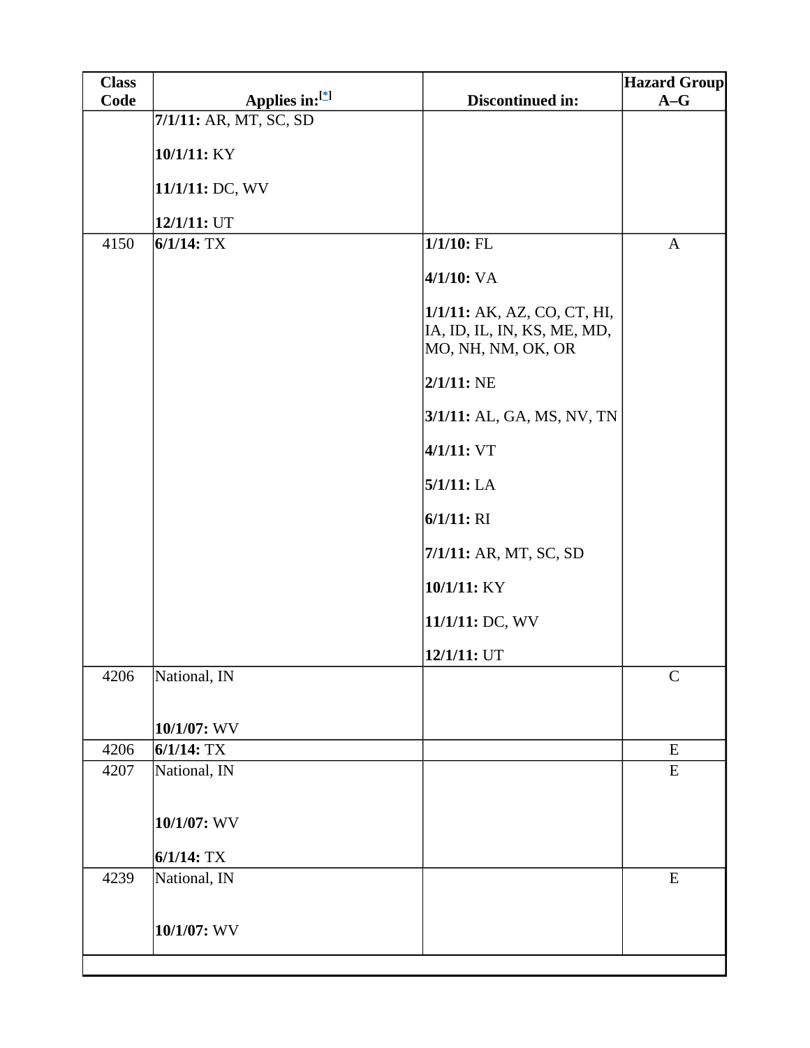| Class Code | Applies in:[*] | Discontinued in: | Hazard Group A–G |
|---|---|---|---|
| | **7/1/11:** AR, MT, SC, SD<br><br>**10/1/11:** KY<br><br>**11/1/11:** DC, WV<br><br>**12/1/11:** UT | | |
| 4150 | **6/1/14:** TX | **1/1/10:** FL<br><br>**4/1/10:** VA<br><br>**1/1/11:** AK, AZ, CO, CT, HI, IA, ID, IL, IN, KS, ME, MD, MO, NH, NM, OK, OR<br><br>**2/1/11:** NE<br><br>**3/1/11:** AL, GA, MS, NV, TN<br><br>**4/1/11:** VT<br><br>**5/1/11:** LA<br><br>**6/1/11:** RI<br><br>**7/1/11:** AR, MT, SC, SD<br><br>**10/1/11:** KY<br><br>**11/1/11:** DC, WV<br><br>**12/1/11:** UT | A |
| 4206 | National, IN<br><br>**10/1/07:** WV | | C |
| 4206 | **6/1/14:** TX | | E |
| 4207 | National, IN<br><br>**10/1/07:** WV<br><br>**6/1/14:** TX | | E |
| 4239 | National, IN<br><br>**10/1/07:** WV | | E |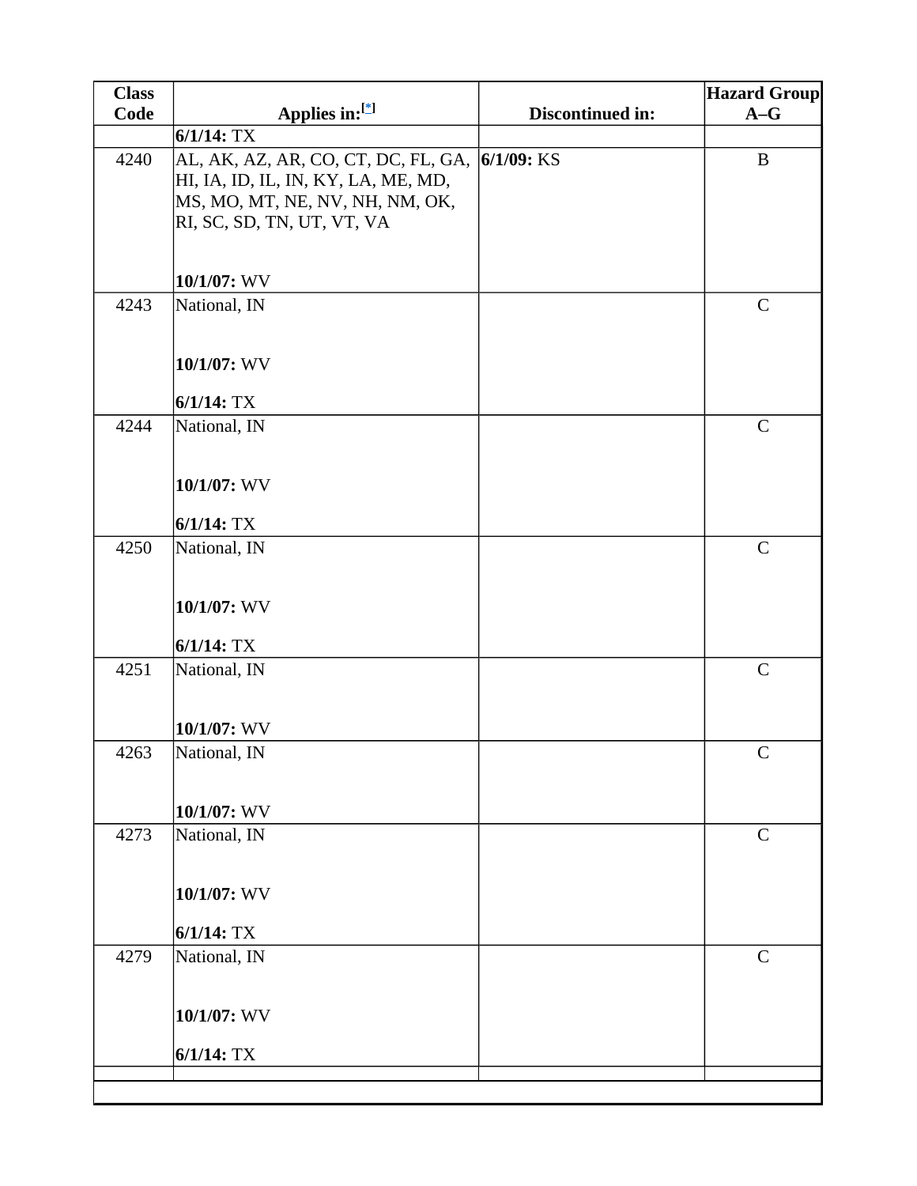| Class Code | Applies in:[*] | Discontinued in: | Hazard Group A–G |
|---|---|---|---|
| | **6/1/14:** TX | | |
| 4240 | AL, AK, AZ, AR, CO, CT, DC, FL, GA, HI, IA, ID, IL, IN, KY, LA, ME, MD, MS, MO, MT, NE, NV, NH, NM, OK, RI, SC, SD, TN, UT, VT, VA<br><br>**10/1/07:** WV | **6/1/09:** KS | B |
| 4243 | National, IN<br><br>**10/1/07:** WV<br><br>**6/1/14:** TX | | C |
| 4244 | National, IN<br><br>**10/1/07:** WV<br><br>**6/1/14:** TX | | C |
| 4250 | National, IN<br><br>**10/1/07:** WV<br><br>**6/1/14:** TX | | C |
| 4251 | National, IN<br><br>**10/1/07:** WV | | C |
| 4263 | National, IN<br><br>**10/1/07:** WV | | C |
| 4273 | National, IN<br><br>**10/1/07:** WV<br><br>**6/1/14:** TX | | C |
| 4279 | National, IN<br><br>**10/1/07:** WV<br><br>**6/1/14:** TX | | C |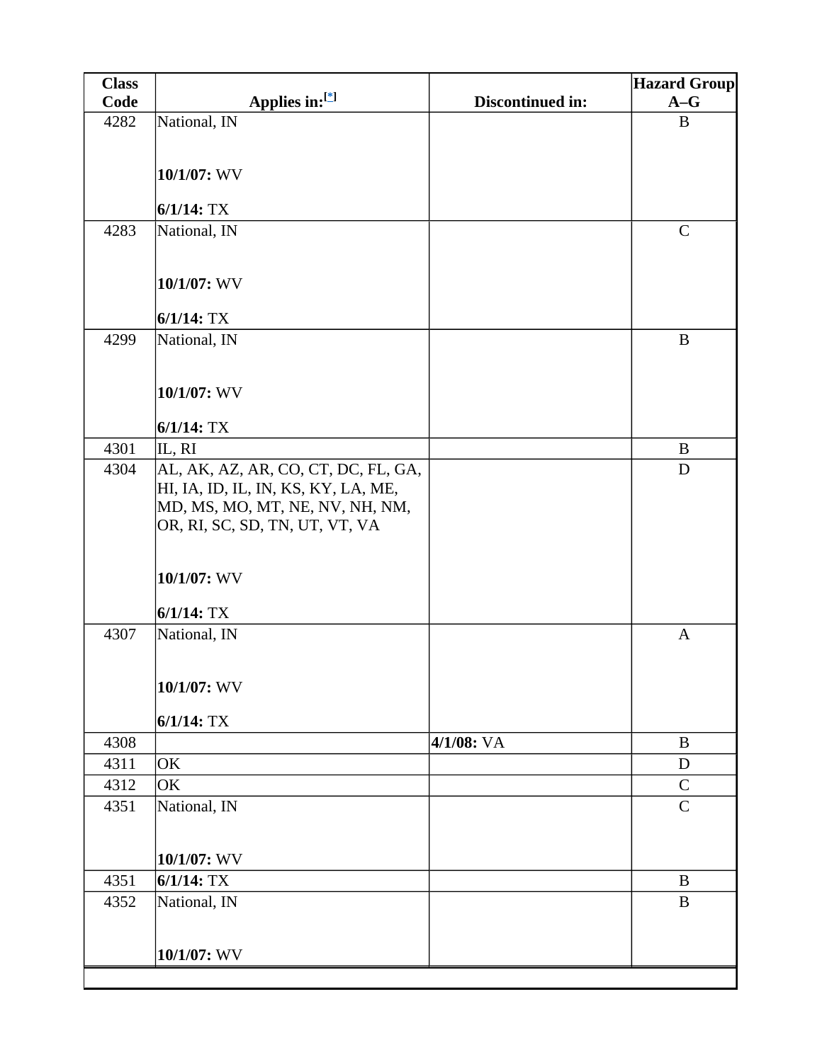| Class Code | Applies in:[*] | Discontinued in: | Hazard Group A–G |
|---|---|---|---|
| 4282 | National, IN<br><br>**10/1/07:** WV<br><br>**6/1/14:** TX | | B |
| 4283 | National, IN<br><br>**10/1/07:** WV<br><br>**6/1/14:** TX | | C |
| 4299 | National, IN<br><br>**10/1/07:** WV<br><br>**6/1/14:** TX | | B |
| 4301 | IL, RI | | B |
| 4304 | AL, AK, AZ, AR, CO, CT, DC, FL, GA, HI, IA, ID, IL, IN, KS, KY, LA, ME, MD, MS, MO, MT, NE, NV, NH, NM, OR, RI, SC, SD, TN, UT, VT, VA<br><br>**10/1/07:** WV<br><br>**6/1/14:** TX | | D |
| 4307 | National, IN<br><br>**10/1/07:** WV<br><br>**6/1/14:** TX | | A |
| 4308 | | **4/1/08:** VA | B |
| 4311 | OK | | D |
| 4312 | OK | | C |
| 4351 | National, IN<br><br>**10/1/07:** WV | | C |
| 4351 | **6/1/14:** TX | | B |
| 4352 | National, IN<br><br>**10/1/07:** WV | | B |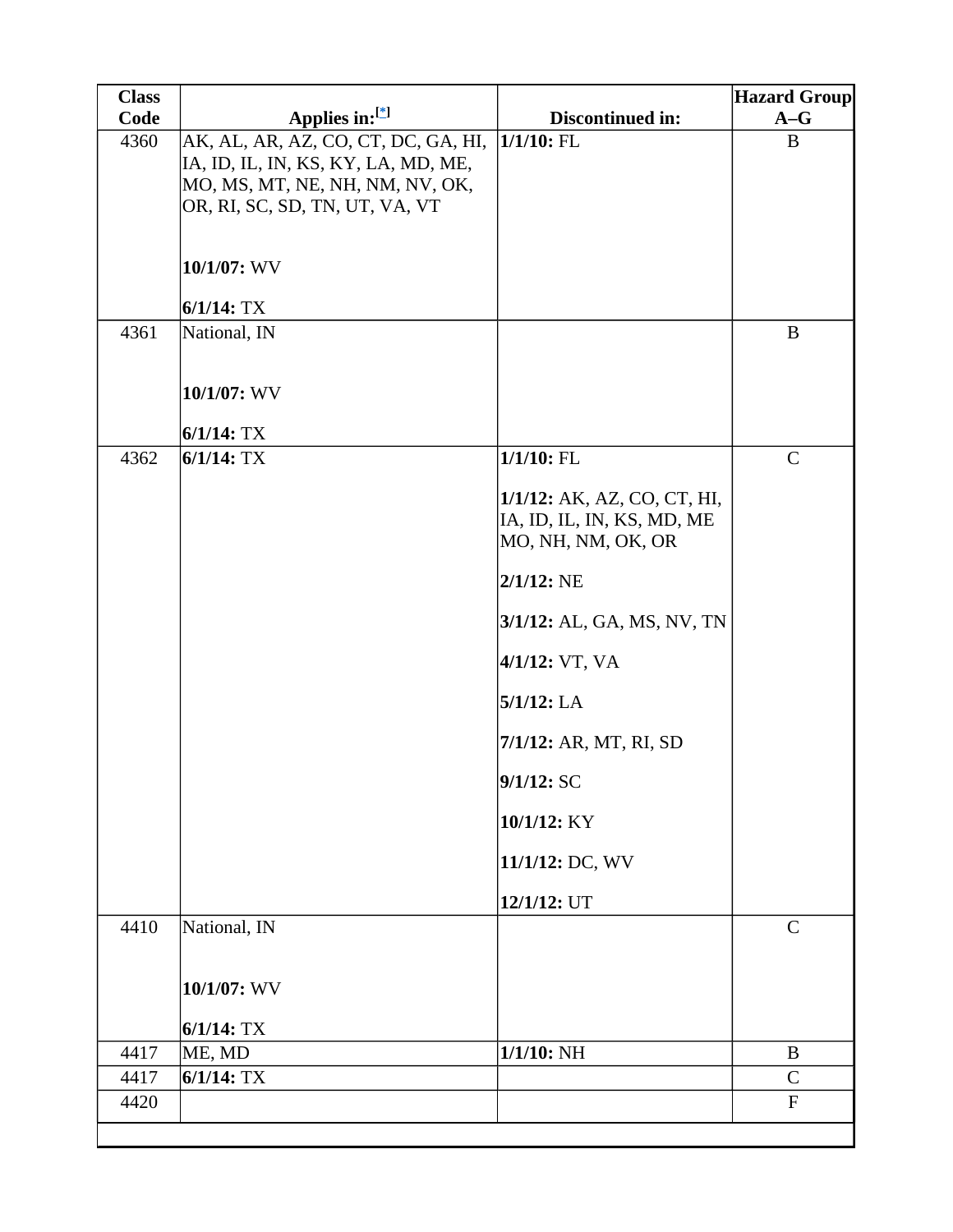| Class Code | Applies in:[*] | Discontinued in: | Hazard Group A–G |
|---|---|---|---|
| 4360 | AK, AL, AR, AZ, CO, CT, DC, GA, HI, IA, ID, IL, IN, KS, KY, LA, MD, ME, MO, MS, MT, NE, NH, NM, NV, OK, OR, RI, SC, SD, TN, UT, VA, VT<br><br>**10/1/07:** WV<br><br>**6/1/14:** TX | **1/1/10:** FL | B |
| 4361 | National, IN<br><br>**10/1/07:** WV<br><br>**6/1/14:** TX | | B |
| 4362 | **6/1/14:** TX | **1/1/10:** FL<br><br>**1/1/12:** AK, AZ, CO, CT, HI, IA, ID, IL, IN, KS, MD, ME MO, NH, NM, OK, OR<br><br>**2/1/12:** NE<br><br>**3/1/12:** AL, GA, MS, NV, TN<br><br>**4/1/12:** VT, VA<br><br>**5/1/12:** LA<br><br>**7/1/12:** AR, MT, RI, SD<br><br>**9/1/12:** SC<br><br>**10/1/12:** KY<br><br>**11/1/12:** DC, WV<br><br>**12/1/12:** UT | C |
| 4410 | National, IN<br><br>**10/1/07:** WV<br><br>**6/1/14:** TX | | C |
| 4417 | ME, MD | **1/1/10:** NH | B |
| 4417 | **6/1/14:** TX | | C |
| 4420 | | | F |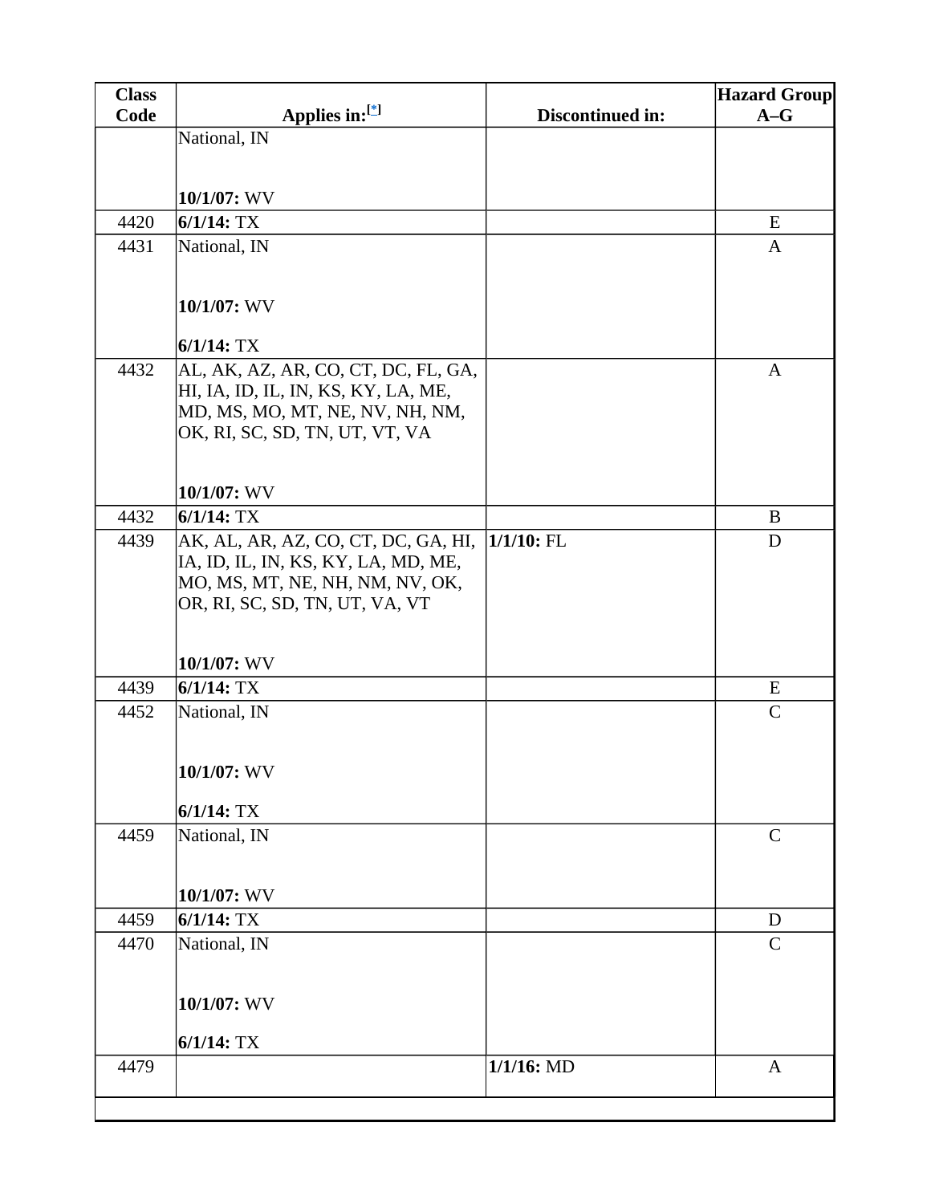| Class Code | Applies in:[*] | Discontinued in: | Hazard Group A–G |
| --- | --- | --- | --- |
| | National, IN<br><br>**10/1/07:** WV | | |
| 4420 | **6/1/14:** TX | | E |
| 4431 | National, IN<br><br>**10/1/07:** WV<br><br>**6/1/14:** TX | | A |
| 4432 | AL, AK, AZ, AR, CO, CT, DC, FL, GA, HI, IA, ID, IL, IN, KS, KY, LA, ME, MD, MS, MO, MT, NE, NV, NH, NM, OK, RI, SC, SD, TN, UT, VT, VA<br><br>**10/1/07:** WV | | A |
| 4432 | **6/1/14:** TX | | B |
| 4439 | AK, AL, AR, AZ, CO, CT, DC, GA, HI, IA, ID, IL, IN, KS, KY, LA, MD, ME, MO, MS, MT, NE, NH, NM, NV, OK, OR, RI, SC, SD, TN, UT, VA, VT<br><br>**10/1/07:** WV | **1/1/10:** FL | D |
| 4439 | **6/1/14:** TX | | E |
| 4452 | National, IN<br><br>**10/1/07:** WV<br><br>**6/1/14:** TX | | C |
| 4459 | National, IN<br><br>**10/1/07:** WV | | C |
| 4459 | **6/1/14:** TX | | D |
| 4470 | National, IN<br><br>**10/1/07:** WV<br><br>**6/1/14:** TX | | C |
| 4479 | | **1/1/16:** MD | A |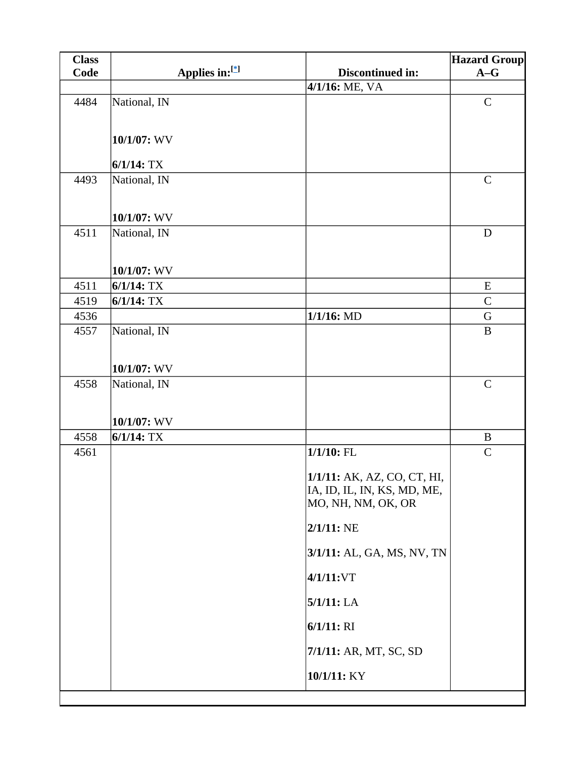| Class Code | Applies in:[*] | Discontinued in: | Hazard Group A–G |
| --- | --- | --- | --- |
| | | **4/1/16:** ME, VA | |
| 4484 | National, IN<br><br>**10/1/07:** WV<br><br>**6/1/14:** TX | | C |
| 4493 | National, IN<br><br>**10/1/07:** WV | | C |
| 4511 | National, IN<br><br>**10/1/07:** WV | | D |
| 4511 | **6/1/14:** TX | | E |
| 4519 | **6/1/14:** TX | | C |
| 4536 | | **1/1/16:** MD | G |
| 4557 | National, IN<br><br>**10/1/07:** WV | | B |
| 4558 | National, IN<br><br>**10/1/07:** WV | | C |
| 4558 | **6/1/14:** TX | | B |
| 4561 | | **1/1/10:** FL<br><br>**1/1/11:** AK, AZ, CO, CT, HI, IA, ID, IL, IN, KS, MD, ME, MO, NH, NM, OK, OR<br><br>**2/1/11:** NE<br><br>**3/1/11:** AL, GA, MS, NV, TN<br><br>**4/1/11:**VT<br><br>**5/1/11:** LA<br><br>**6/1/11:** RI<br><br>**7/1/11:** AR, MT, SC, SD<br><br>**10/1/11:** KY | C |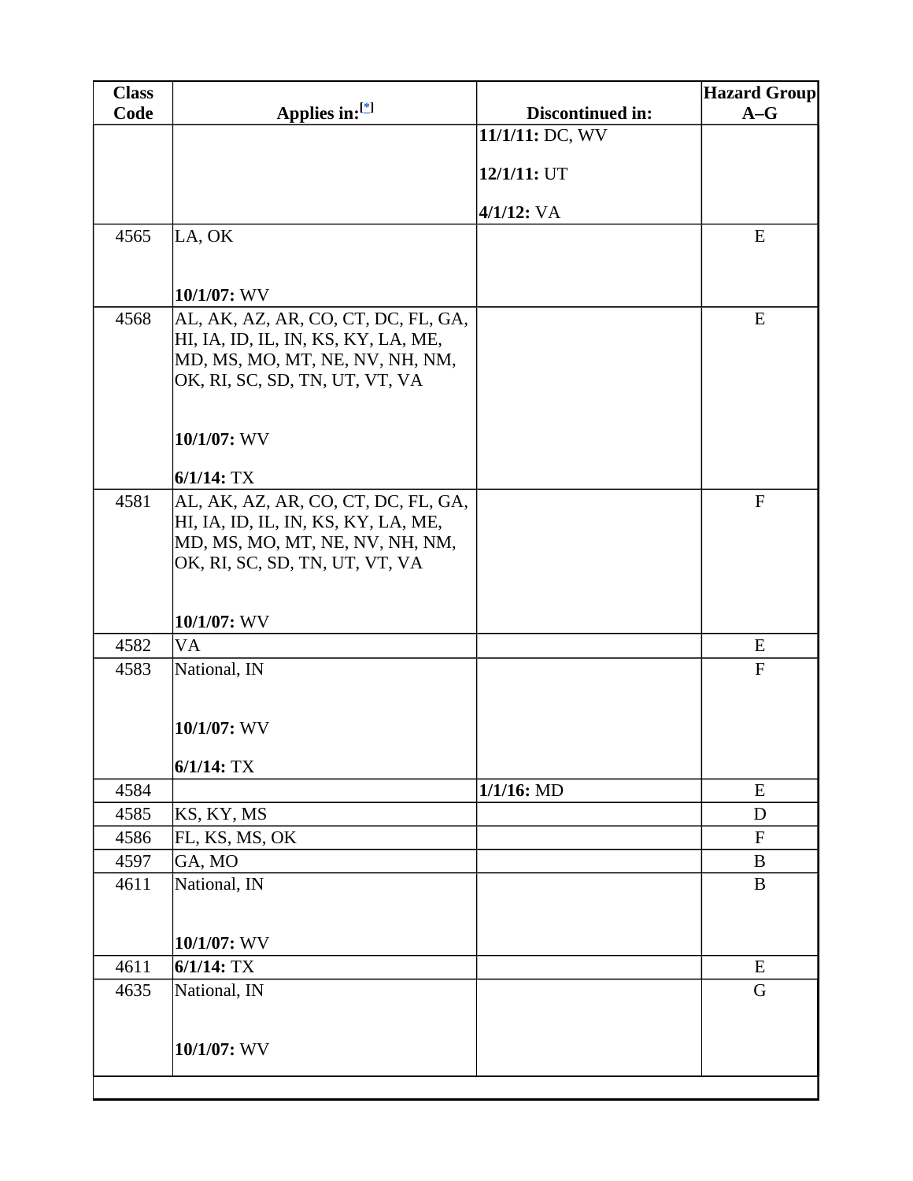| Class Code | Applies in:[*] | Discontinued in: | Hazard Group A–G |
|---|---|---|---|
| | | **11/1/11:** DC, WV<br><br>**12/1/11:** UT<br><br>**4/1/12:** VA | |
| 4565 | LA, OK<br><br>**10/1/07:** WV | | E |
| 4568 | AL, AK, AZ, AR, CO, CT, DC, FL, GA, HI, IA, ID, IL, IN, KS, KY, LA, ME, MD, MS, MO, MT, NE, NV, NH, NM, OK, RI, SC, SD, TN, UT, VT, VA<br><br>**10/1/07:** WV<br><br>**6/1/14:** TX | | E |
| 4581 | AL, AK, AZ, AR, CO, CT, DC, FL, GA, HI, IA, ID, IL, IN, KS, KY, LA, ME, MD, MS, MO, MT, NE, NV, NH, NM, OK, RI, SC, SD, TN, UT, VT, VA<br><br>**10/1/07:** WV | | F |
| 4582 | VA | | E |
| 4583 | National, IN<br><br>**10/1/07:** WV<br><br>**6/1/14:** TX | | F |
| 4584 | | **1/1/16:** MD | E |
| 4585 | KS, KY, MS | | D |
| 4586 | FL, KS, MS, OK | | F |
| 4597 | GA, MO | | B |
| 4611 | National, IN<br><br>**10/1/07:** WV | | B |
| 4611 | **6/1/14:** TX | | E |
| 4635 | National, IN<br><br>**10/1/07:** WV | | G |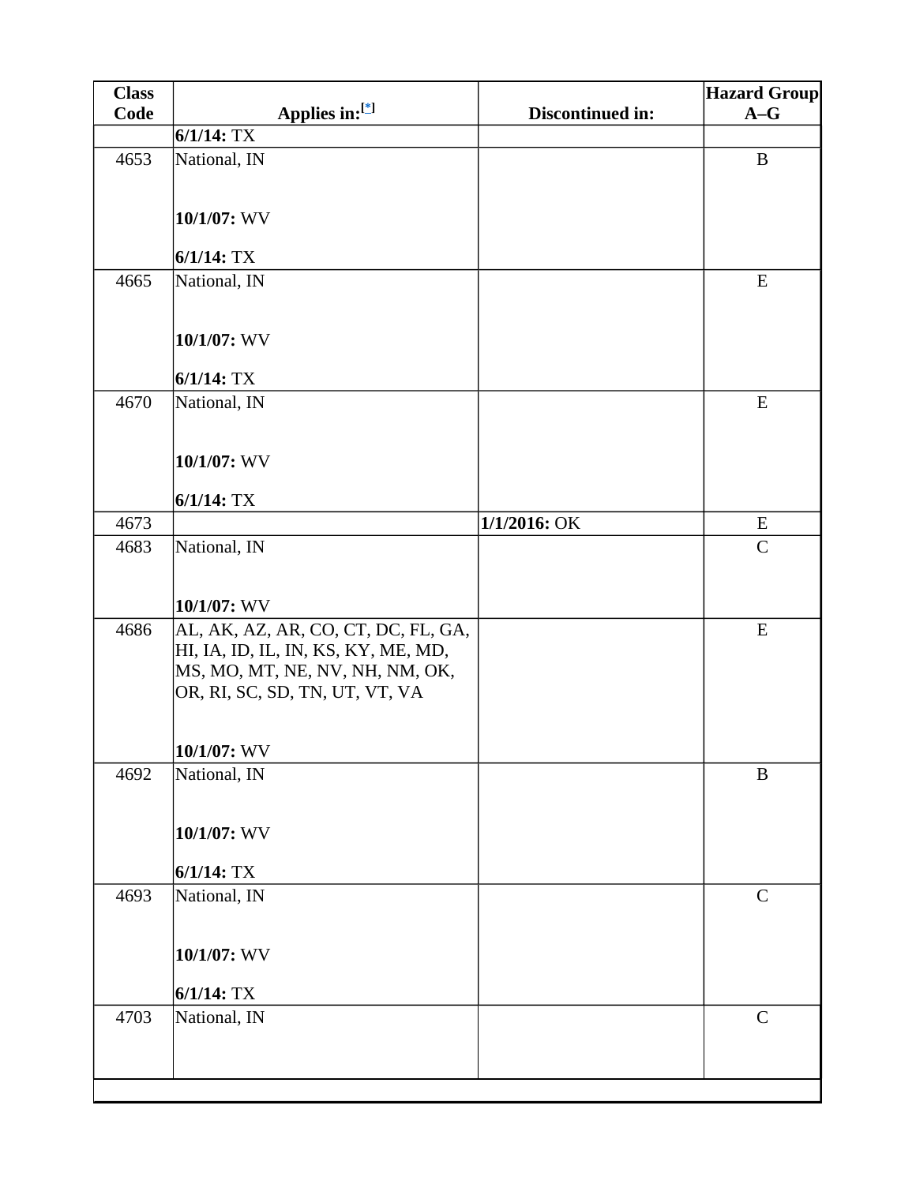| Class Code | Applies in:[*] | Discontinued in: | Hazard Group A–G |
| --- | --- | --- | --- |
| | **6/1/14:** TX | | |
| 4653 | National, IN<br><br>**10/1/07:** WV<br><br>**6/1/14:** TX | | B |
| 4665 | National, IN<br><br>**10/1/07:** WV<br><br>**6/1/14:** TX | | E |
| 4670 | National, IN<br><br>**10/1/07:** WV<br><br>**6/1/14:** TX | | E |
| 4673 | | **1/1/2016:** OK | E |
| 4683 | National, IN<br><br>**10/1/07:** WV | | C |
| 4686 | AL, AK, AZ, AR, CO, CT, DC, FL, GA, HI, IA, ID, IL, IN, KS, KY, ME, MD, MS, MO, MT, NE, NV, NH, NM, OK, OR, RI, SC, SD, TN, UT, VT, VA<br><br>**10/1/07:** WV | | E |
| 4692 | National, IN<br><br>**10/1/07:** WV<br><br>**6/1/14:** TX | | B |
| 4693 | National, IN<br><br>**10/1/07:** WV<br><br>**6/1/14:** TX | | C |
| 4703 | National, IN | | C |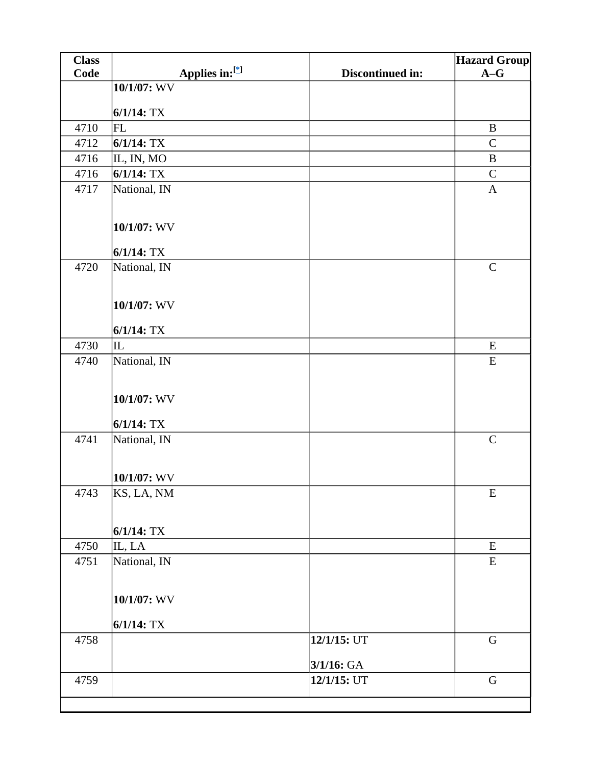| Class Code | Applies in:[*] | Discontinued in: | Hazard Group A–G |
|---|---|---|---|
| | **10/1/07:** WV<br><br>**6/1/14:** TX | | |
| 4710 | FL | | B |
| 4712 | **6/1/14:** TX | | C |
| 4716 | IL, IN, MO | | B |
| 4716 | **6/1/14:** TX | | C |
| 4717 | National, IN<br><br>**10/1/07:** WV<br><br>**6/1/14:** TX | | A |
| 4720 | National, IN<br><br>**10/1/07:** WV<br><br>**6/1/14:** TX | | C |
| 4730 | IL | | E |
| 4740 | National, IN<br><br>**10/1/07:** WV<br><br>**6/1/14:** TX | | E |
| 4741 | National, IN<br><br>**10/1/07:** WV | | C |
| 4743 | KS, LA, NM<br><br>**6/1/14:** TX | | E |
| 4750 | IL, LA | | E |
| 4751 | National, IN<br><br>**10/1/07:** WV<br><br>**6/1/14:** TX | | E |
| 4758 | | **12/1/15:** UT<br><br>**3/1/16:** GA | G |
| 4759 | | **12/1/15:** UT | G |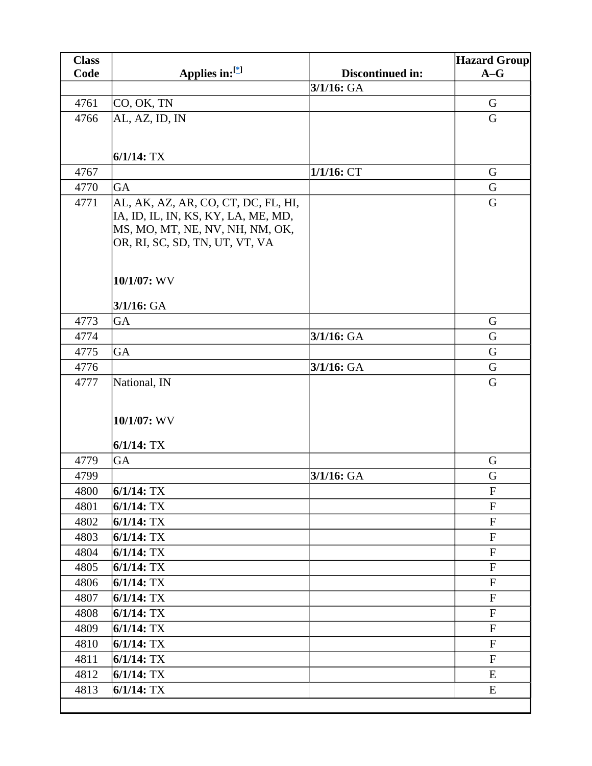| Class Code | Applies in:[*] | Discontinued in: | Hazard Group A–G |
|---|---|---|---|
| | | **3/1/16:** GA | |
| 4761 | CO, OK, TN | | G |
| 4766 | AL, AZ, ID, IN<br><br>**6/1/14:** TX | | G |
| 4767 | | **1/1/16:** CT | G |
| 4770 | GA | | G |
| 4771 | AL, AK, AZ, AR, CO, CT, DC, FL, HI, IA, ID, IL, IN, KS, KY, LA, ME, MD, MS, MO, MT, NE, NV, NH, NM, OK, OR, RI, SC, SD, TN, UT, VT, VA<br><br>**10/1/07:** WV<br><br>**3/1/16:** GA | | G |
| 4773 | GA | | G |
| 4774 | | **3/1/16:** GA | G |
| 4775 | GA | | G |
| 4776 | | **3/1/16:** GA | G |
| 4777 | National, IN<br><br>**10/1/07:** WV<br><br>**6/1/14:** TX | | G |
| 4779 | GA | | G |
| 4799 | | **3/1/16:** GA | G |
| 4800 | **6/1/14:** TX | | F |
| 4801 | **6/1/14:** TX | | F |
| 4802 | **6/1/14:** TX | | F |
| 4803 | **6/1/14:** TX | | F |
| 4804 | **6/1/14:** TX | | F |
| 4805 | **6/1/14:** TX | | F |
| 4806 | **6/1/14:** TX | | F |
| 4807 | **6/1/14:** TX | | F |
| 4808 | **6/1/14:** TX | | F |
| 4809 | **6/1/14:** TX | | F |
| 4810 | **6/1/14:** TX | | F |
| 4811 | **6/1/14:** TX | | F |
| 4812 | **6/1/14:** TX | | E |
| 4813 | **6/1/14:** TX | | E |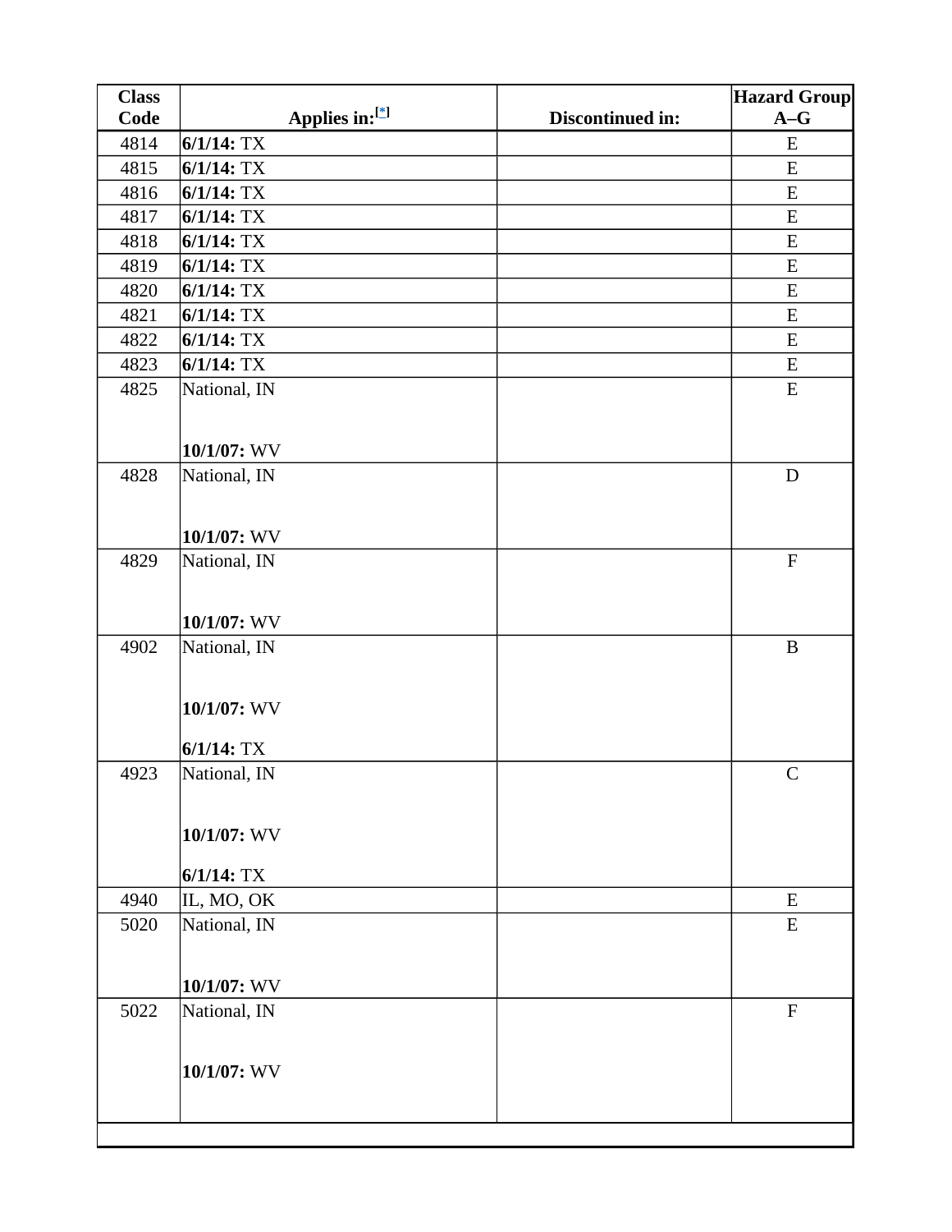| Class Code | Applies in:[*] | Discontinued in: | Hazard Group A–G |
|---|---|---|---|
| 4814 | **6/1/14:** TX | | E |
| 4815 | **6/1/14:** TX | | E |
| 4816 | **6/1/14:** TX | | E |
| 4817 | **6/1/14:** TX | | E |
| 4818 | **6/1/14:** TX | | E |
| 4819 | **6/1/14:** TX | | E |
| 4820 | **6/1/14:** TX | | E |
| 4821 | **6/1/14:** TX | | E |
| 4822 | **6/1/14:** TX | | E |
| 4823 | **6/1/14:** TX | | E |
| 4825 | National, IN<br><br>**10/1/07:** WV | | E |
| 4828 | National, IN<br><br>**10/1/07:** WV | | D |
| 4829 | National, IN<br><br>**10/1/07:** WV | | F |
| 4902 | National, IN<br><br>**10/1/07:** WV<br><br>**6/1/14:** TX | | B |
| 4923 | National, IN<br><br>**10/1/07:** WV<br><br>**6/1/14:** TX | | C |
| 4940 | IL, MO, OK | | E |
| 5020 | National, IN<br><br>**10/1/07:** WV | | E |
| 5022 | National, IN<br><br>**10/1/07:** WV | | F |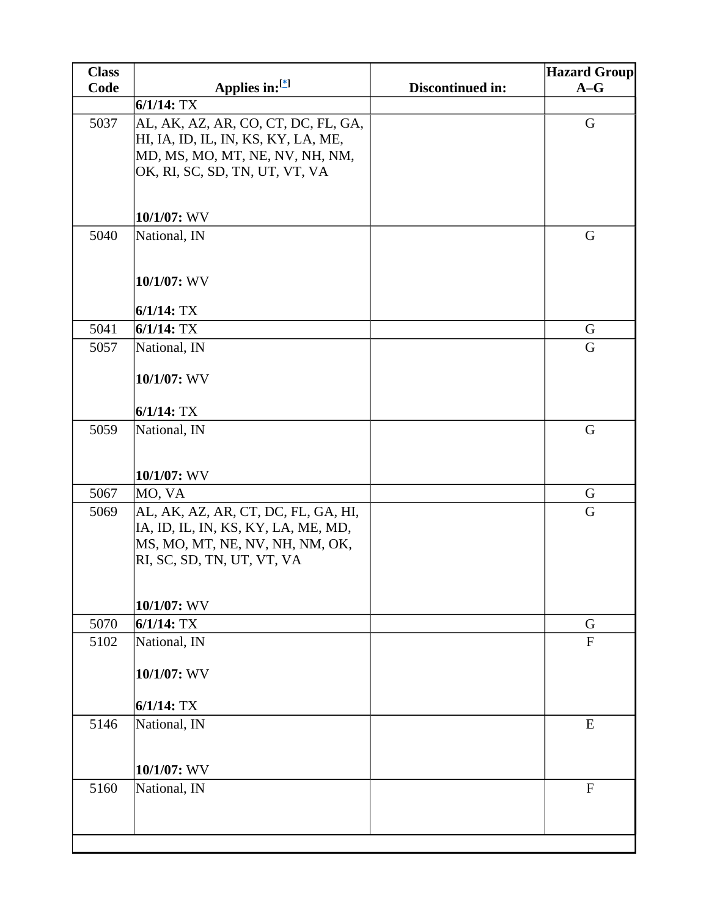| Class Code | Applies in:[*] | Discontinued in: | Hazard Group A–G |
|---|---|---|---|
| | **6/1/14:** TX | | |
| 5037 | AL, AK, AZ, AR, CO, CT, DC, FL, GA, HI, IA, ID, IL, IN, KS, KY, LA, ME, MD, MS, MO, MT, NE, NV, NH, NM, OK, RI, SC, SD, TN, UT, VT, VA<br><br>**10/1/07:** WV | | G |
| 5040 | National, IN<br><br>**10/1/07:** WV<br><br>**6/1/14:** TX | | G |
| 5041 | **6/1/14:** TX | | G |
| 5057 | National, IN<br><br>**10/1/07:** WV<br><br>**6/1/14:** TX | | G |
| 5059 | National, IN<br><br>**10/1/07:** WV | | G |
| 5067 | MO, VA | | G |
| 5069 | AL, AK, AZ, AR, CT, DC, FL, GA, HI, IA, ID, IL, IN, KS, KY, LA, ME, MD, MS, MO, MT, NE, NV, NH, NM, OK, RI, SC, SD, TN, UT, VT, VA<br><br>**10/1/07:** WV | | G |
| 5070 | **6/1/14:** TX | | G |
| 5102 | National, IN<br><br>**10/1/07:** WV<br><br>**6/1/14:** TX | | F |
| 5146 | National, IN<br><br>**10/1/07:** WV | | E |
| 5160 | National, IN | | F |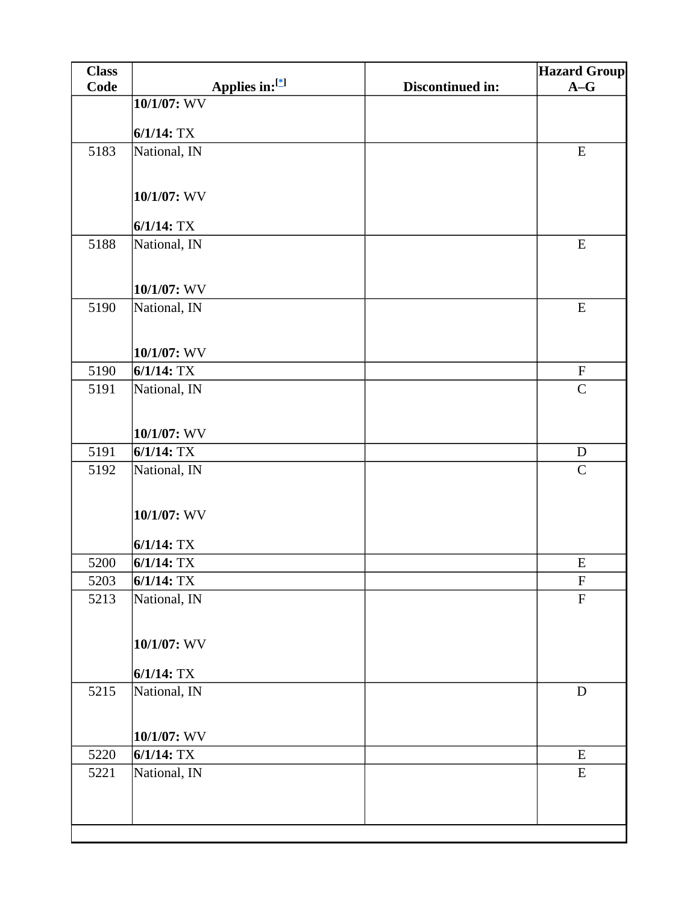| Class Code | Applies in:[*] | Discontinued in: | Hazard Group A–G |
|---|---|---|---|
| | **10/1/07:** WV<br><br>**6/1/14:** TX | | |
| 5183 | National, IN<br><br><br>**10/1/07:** WV<br><br>**6/1/14:** TX | | E |
| 5188 | National, IN<br><br><br>**10/1/07:** WV | | E |
| 5190 | National, IN<br><br><br>**10/1/07:** WV | | E |
| 5190 | **6/1/14:** TX | | F |
| 5191 | National, IN<br><br><br>**10/1/07:** WV | | C |
| 5191 | **6/1/14:** TX | | D |
| 5192 | National, IN<br><br><br>**10/1/07:** WV<br><br>**6/1/14:** TX | | C |
| 5200 | **6/1/14:** TX | | E |
| 5203 | **6/1/14:** TX | | F |
| 5213 | National, IN<br><br><br>**10/1/07:** WV<br><br>**6/1/14:** TX | | F |
| 5215 | National, IN<br><br><br>**10/1/07:** WV | | D |
| 5220 | **6/1/14:** TX | | E |
| 5221 | National, IN | | E |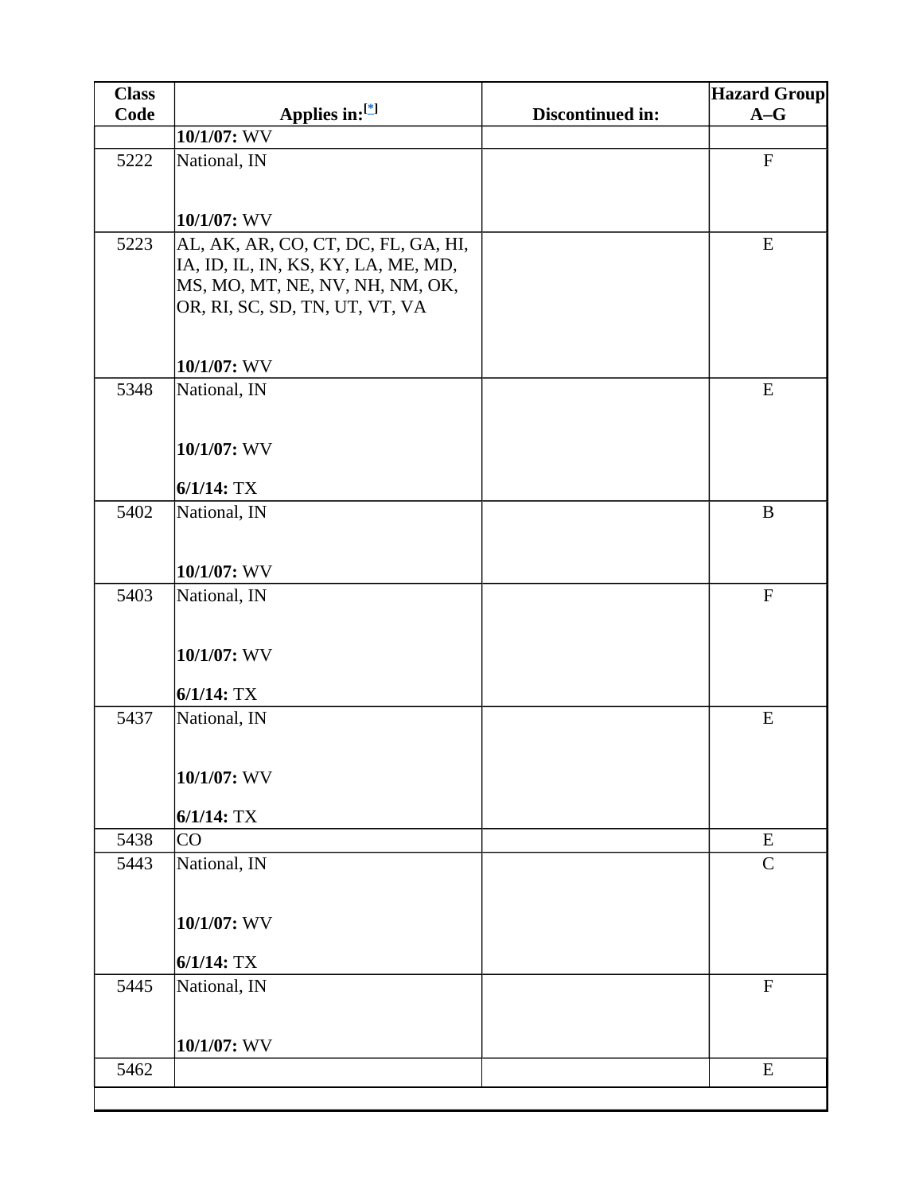| Class Code | Applies in:[*] | Discontinued in: | Hazard Group A–G |
|---|---|---|---|
| | **10/1/07:** WV | | |
| 5222 | National, IN<br><br>**10/1/07:** WV | | F |
| 5223 | AL, AK, AR, CO, CT, DC, FL, GA, HI, IA, ID, IL, IN, KS, KY, LA, ME, MD, MS, MO, MT, NE, NV, NH, NM, OK, OR, RI, SC, SD, TN, UT, VT, VA<br><br>**10/1/07:** WV | | E |
| 5348 | National, IN<br><br>**10/1/07:** WV<br><br>**6/1/14:** TX | | E |
| 5402 | National, IN<br><br>**10/1/07:** WV | | B |
| 5403 | National, IN<br><br>**10/1/07:** WV<br><br>**6/1/14:** TX | | F |
| 5437 | National, IN<br><br>**10/1/07:** WV<br><br>**6/1/14:** TX | | E |
| 5438 | CO | | E |
| 5443 | National, IN<br><br>**10/1/07:** WV<br><br>**6/1/14:** TX | | C |
| 5445 | National, IN<br><br>**10/1/07:** WV | | F |
| 5462 | | | E |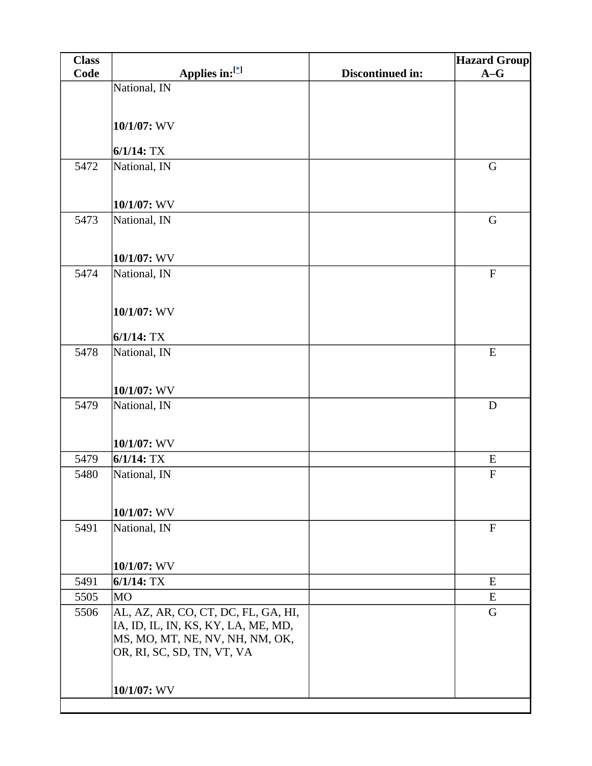| Class Code | Applies in:[*] | Discontinued in: | Hazard Group A–G |
|---|---|---|---|
| | National, IN<br><br>**10/1/07:** WV<br><br>**6/1/14:** TX | | |
| 5472 | National, IN<br><br>**10/1/07:** WV | | G |
| 5473 | National, IN<br><br>**10/1/07:** WV | | G |
| 5474 | National, IN<br><br>**10/1/07:** WV<br><br>**6/1/14:** TX | | F |
| 5478 | National, IN<br><br>**10/1/07:** WV | | E |
| 5479 | National, IN<br><br>**10/1/07:** WV | | D |
| 5479 | **6/1/14:** TX | | E |
| 5480 | National, IN<br><br>**10/1/07:** WV | | F |
| 5491 | National, IN<br><br>**10/1/07:** WV | | F |
| 5491 | **6/1/14:** TX | | E |
| 5505 | MO | | E |
| 5506 | AL, AZ, AR, CO, CT, DC, FL, GA, HI, IA, ID, IL, IN, KS, KY, LA, ME, MD, MS, MO, MT, NE, NV, NH, NM, OK, OR, RI, SC, SD, TN, VT, VA<br><br>**10/1/07:** WV | | G |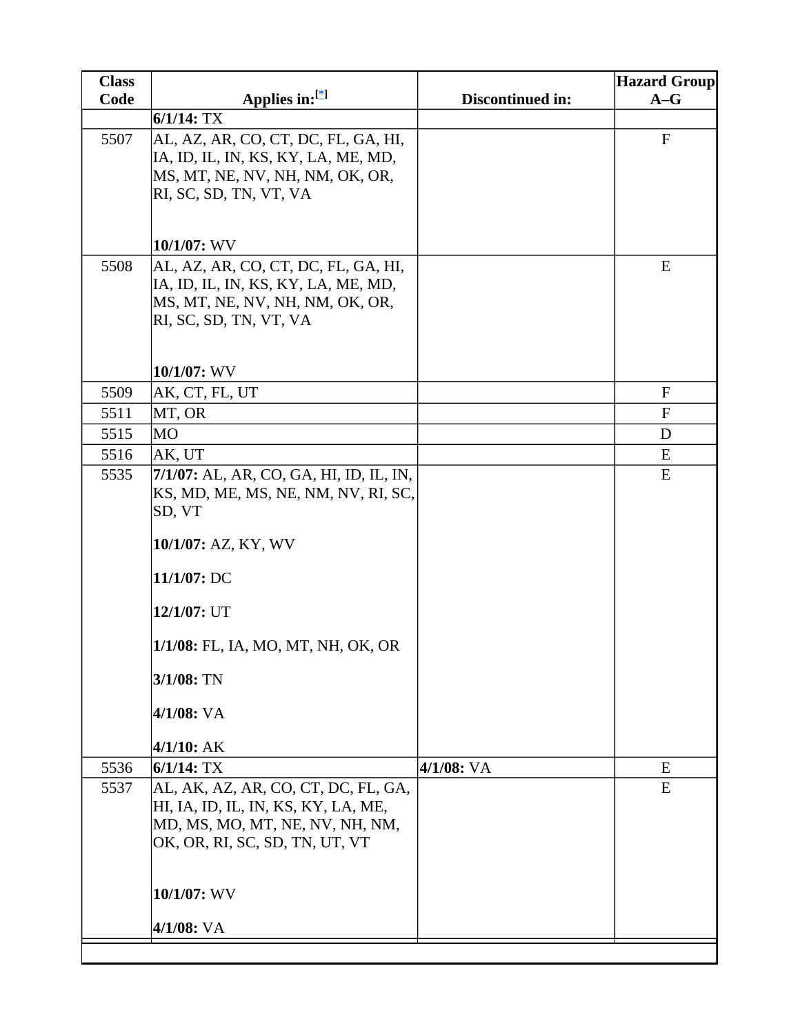| Class Code | Applies in:[*] | Discontinued in: | Hazard Group A–G |
|---|---|---|---|
| | **6/1/14:** TX | | |
| 5507 | AL, AZ, AR, CO, CT, DC, FL, GA, HI, IA, ID, IL, IN, KS, KY, LA, ME, MD, MS, MT, NE, NV, NH, NM, OK, OR, RI, SC, SD, TN, VT, VA<br><br>**10/1/07:** WV | | F |
| 5508 | AL, AZ, AR, CO, CT, DC, FL, GA, HI, IA, ID, IL, IN, KS, KY, LA, ME, MD, MS, MT, NE, NV, NH, NM, OK, OR, RI, SC, SD, TN, VT, VA<br><br>**10/1/07:** WV | | E |
| 5509 | AK, CT, FL, UT | | F |
| 5511 | MT, OR | | F |
| 5515 | MO | | D |
| 5516 | AK, UT | | E |
| 5535 | **7/1/07:** AL, AR, CO, GA, HI, ID, IL, IN, KS, MD, ME, MS, NE, NM, NV, RI, SC, SD, VT<br><br>**10/1/07:** AZ, KY, WV<br><br>**11/1/07:** DC<br><br>**12/1/07:** UT<br><br>**1/1/08:** FL, IA, MO, MT, NH, OK, OR<br><br>**3/1/08:** TN<br><br>**4/1/08:** VA<br><br>**4/1/10:** AK | | E |
| 5536 | **6/1/14:** TX | **4/1/08:** VA | E |
| 5537 | AL, AK, AZ, AR, CO, CT, DC, FL, GA, HI, IA, ID, IL, IN, KS, KY, LA, ME, MD, MS, MO, MT, NE, NV, NH, NM, OK, OR, RI, SC, SD, TN, UT, VT<br><br>**10/1/07:** WV<br><br>**4/1/08:** VA | | E |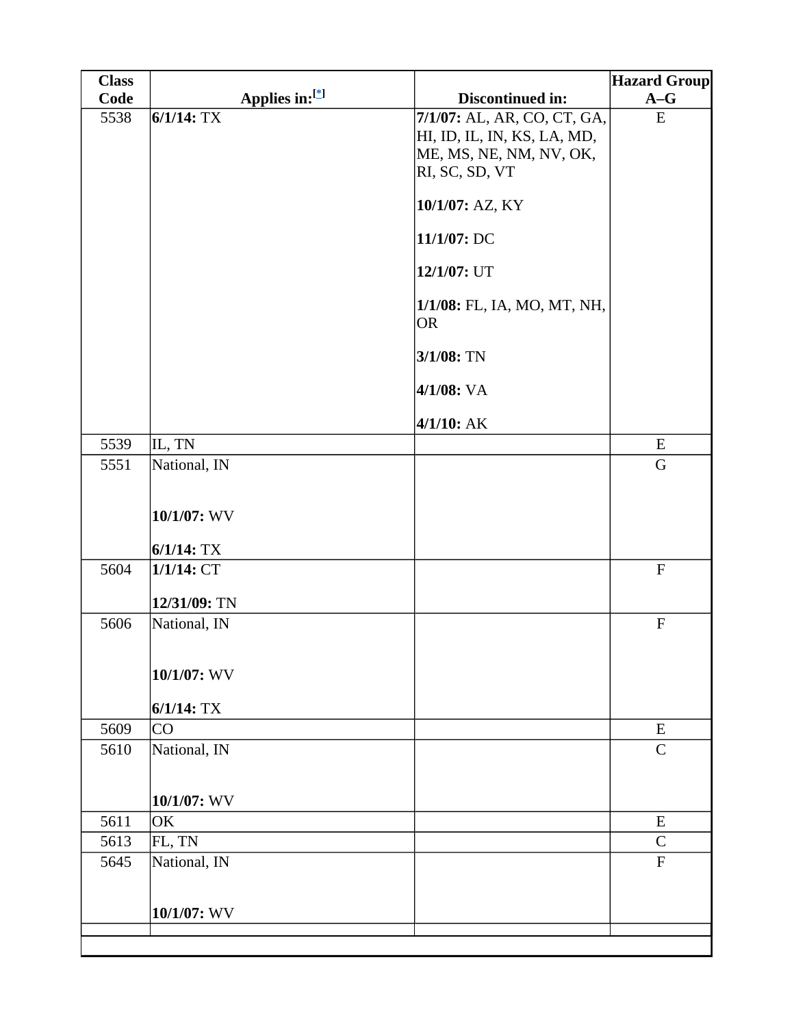| Class Code | Applies in:[*] | Discontinued in: | Hazard Group A–G |
|---|---|---|---|
| 5538 | **6/1/14:** TX | **7/1/07:** AL, AR, CO, CT, GA, HI, ID, IL, IN, KS, LA, MD, ME, MS, NE, NM, NV, OK, RI, SC, SD, VT<br><br>**10/1/07:** AZ, KY<br><br>**11/1/07:** DC<br><br>**12/1/07:** UT<br><br>**1/1/08:** FL, IA, MO, MT, NH, OR<br><br>**3/1/08:** TN<br><br>**4/1/08:** VA<br><br>**4/1/10:** AK | E |
| 5539 | IL, TN | | E |
| 5551 | National, IN<br><br>**10/1/07:** WV<br><br>**6/1/14:** TX | | G |
| 5604 | **1/1/14:** CT<br><br>**12/31/09:** TN | | F |
| 5606 | National, IN<br><br>**10/1/07:** WV<br><br>**6/1/14:** TX | | F |
| 5609 | CO | | E |
| 5610 | National, IN<br><br>**10/1/07:** WV | | C |
| 5611 | OK | | E |
| 5613 | FL, TN | | C |
| 5645 | National, IN<br><br>**10/1/07:** WV | | F |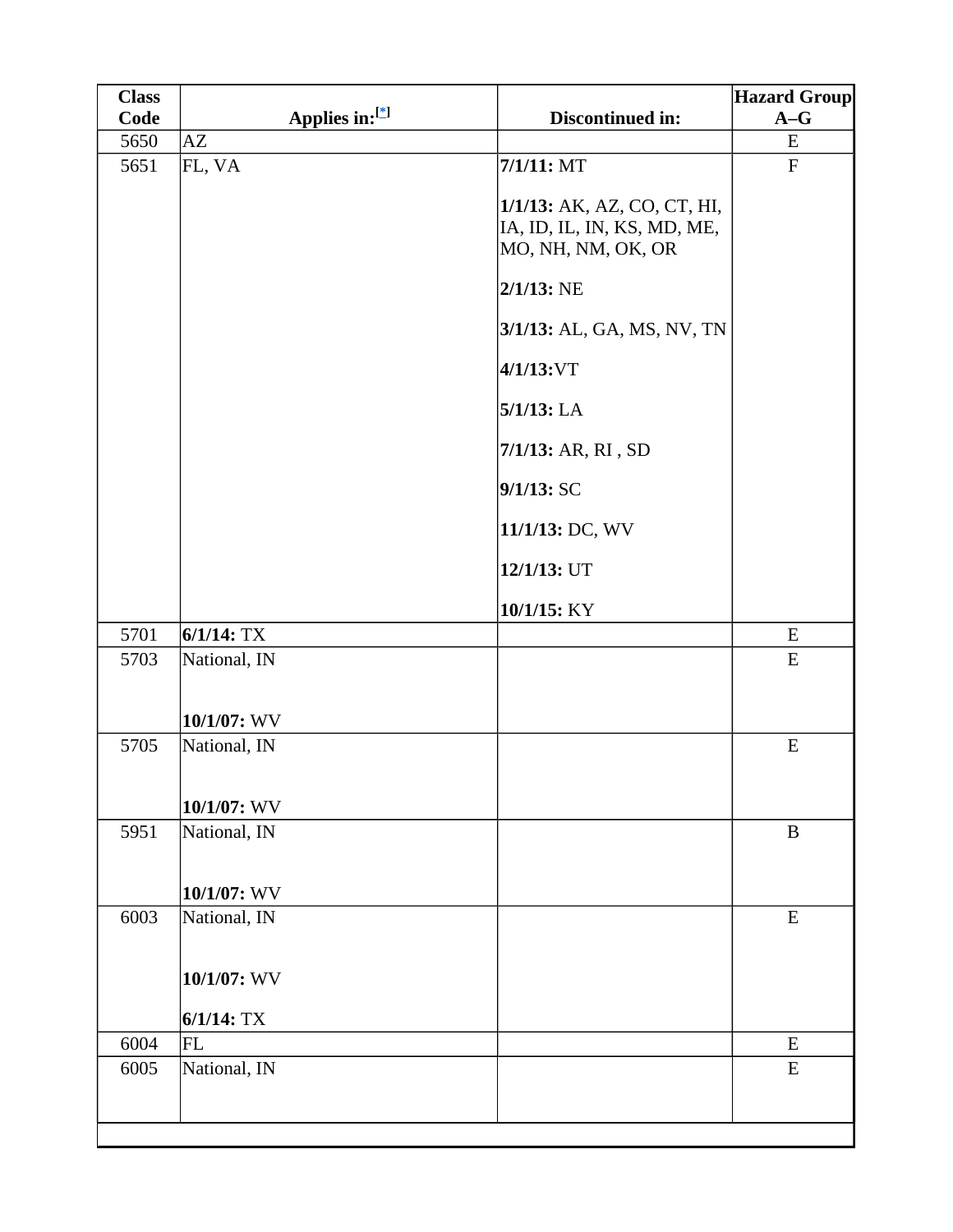| Class Code | Applies in:[*] | Discontinued in: | Hazard Group A–G |
|---|---|---|---|
| 5650 | AZ | | E |
| 5651 | FL, VA | **7/1/11:** MT<br><br>**1/1/13:** AK, AZ, CO, CT, HI, IA, ID, IL, IN, KS, MD, ME, MO, NH, NM, OK, OR<br><br>**2/1/13:** NE<br><br>**3/1/13:** AL, GA, MS, NV, TN<br><br>**4/1/13:**VT<br><br>**5/1/13:** LA<br><br>**7/1/13:** AR, RI , SD<br><br>**9/1/13:** SC<br><br>**11/1/13:** DC, WV<br><br>**12/1/13:** UT<br><br>**10/1/15:** KY | F |
| 5701 | **6/1/14:** TX | | E |
| 5703 | National, IN<br><br>**10/1/07:** WV | | E |
| 5705 | National, IN<br><br>**10/1/07:** WV | | E |
| 5951 | National, IN<br><br>**10/1/07:** WV | | B |
| 6003 | National, IN<br><br>**10/1/07:** WV<br><br>**6/1/14:** TX | | E |
| 6004 | FL | | E |
| 6005 | National, IN | | E |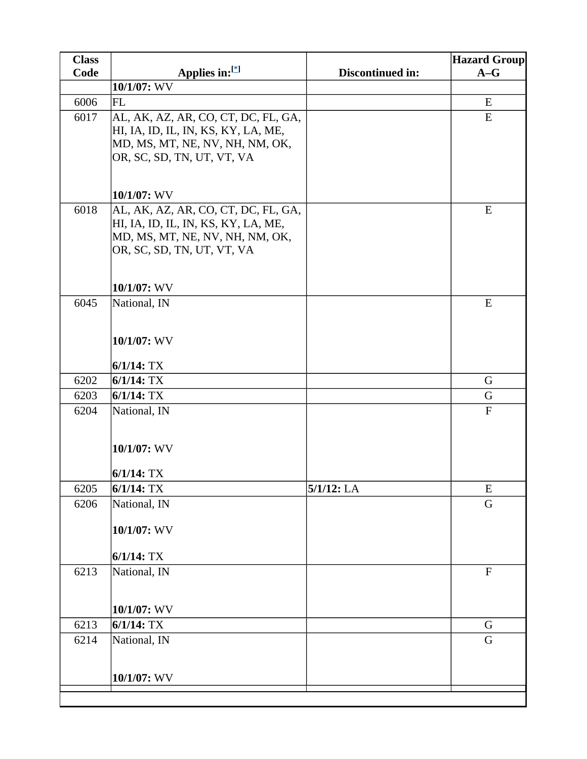| Class Code | Applies in:[*] | Discontinued in: | Hazard Group A–G |
|---|---|---|---|
| | **10/1/07:** WV | | |
| 6006 | FL | | E |
| 6017 | AL, AK, AZ, AR, CO, CT, DC, FL, GA, HI, IA, ID, IL, IN, KS, KY, LA, ME, MD, MS, MT, NE, NV, NH, NM, OK, OR, SC, SD, TN, UT, VT, VA<br><br>**10/1/07:** WV | | E |
| 6018 | AL, AK, AZ, AR, CO, CT, DC, FL, GA, HI, IA, ID, IL, IN, KS, KY, LA, ME, MD, MS, MT, NE, NV, NH, NM, OK, OR, SC, SD, TN, UT, VT, VA<br><br>**10/1/07:** WV | | E |
| 6045 | National, IN<br><br>**10/1/07:** WV<br><br>**6/1/14:** TX | | E |
| 6202 | **6/1/14:** TX | | G |
| 6203 | **6/1/14:** TX | | G |
| 6204 | National, IN<br><br>**10/1/07:** WV<br><br>**6/1/14:** TX | | F |
| 6205 | **6/1/14:** TX | **5/1/12:** LA | E |
| 6206 | National, IN<br><br>**10/1/07:** WV<br><br>**6/1/14:** TX | | G |
| 6213 | National, IN<br><br>**10/1/07:** WV | | F |
| 6213 | **6/1/14:** TX | | G |
| 6214 | National, IN<br><br>**10/1/07:** WV | | G |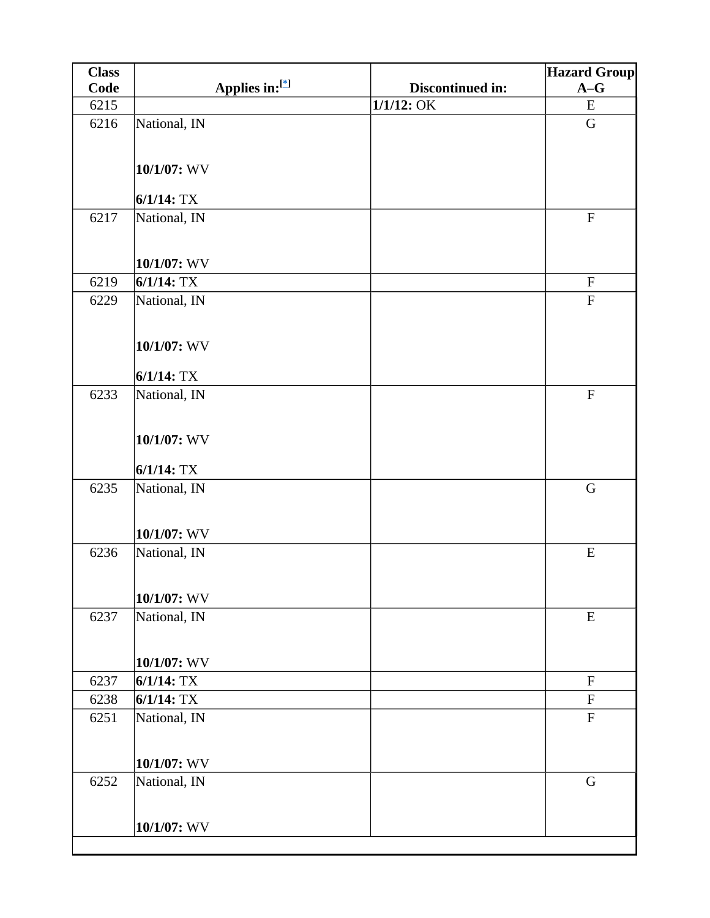| Class Code | Applies in:[*] | Discontinued in: | Hazard Group A–G |
|---|---|---|---|
| 6215 | | **1/1/12:** OK | E |
| 6216 | National, IN<br><br>**10/1/07:** WV<br><br>**6/1/14:** TX | | G |
| 6217 | National, IN<br><br>**10/1/07:** WV | | F |
| 6219 | **6/1/14:** TX | | F |
| 6229 | National, IN<br><br>**10/1/07:** WV<br><br>**6/1/14:** TX | | F |
| 6233 | National, IN<br><br>**10/1/07:** WV<br><br>**6/1/14:** TX | | F |
| 6235 | National, IN<br><br>**10/1/07:** WV | | G |
| 6236 | National, IN<br><br>**10/1/07:** WV | | E |
| 6237 | National, IN<br><br>**10/1/07:** WV | | E |
| 6237 | **6/1/14:** TX | | F |
| 6238 | **6/1/14:** TX | | F |
| 6251 | National, IN<br><br>**10/1/07:** WV | | F |
| 6252 | National, IN<br><br>**10/1/07:** WV | | G |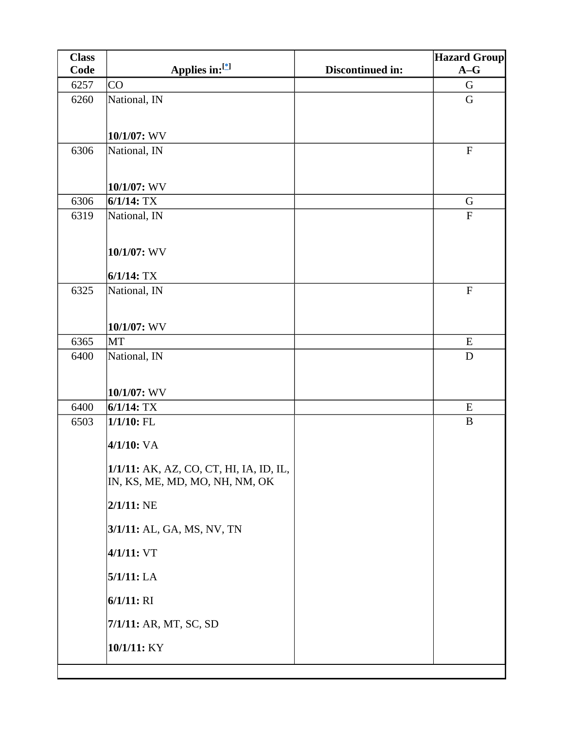| Class Code | Applies in:[*] | Discontinued in: | Hazard Group A–G |
|---|---|---|---|
| 6257 | CO | | G |
| 6260 | National, IN<br><br>**10/1/07:** WV | | G |
| 6306 | National, IN<br><br>**10/1/07:** WV | | F |
| 6306 | **6/1/14:** TX | | G |
| 6319 | National, IN<br><br>**10/1/07:** WV<br><br>**6/1/14:** TX | | F |
| 6325 | National, IN<br><br>**10/1/07:** WV | | F |
| 6365 | MT | | E |
| 6400 | National, IN<br><br>**10/1/07:** WV | | D |
| 6400 | **6/1/14:** TX | | E |
| 6503 | **1/1/10:** FL<br><br>**4/1/10:** VA<br><br>**1/1/11:** AK, AZ, CO, CT, HI, IA, ID, IL, IN, KS, ME, MD, MO, NH, NM, OK<br><br>**2/1/11:** NE<br><br>**3/1/11:** AL, GA, MS, NV, TN<br><br>**4/1/11:** VT<br><br>**5/1/11:** LA<br><br>**6/1/11:** RI<br><br>**7/1/11:** AR, MT, SC, SD<br><br>**10/1/11:** KY | | B |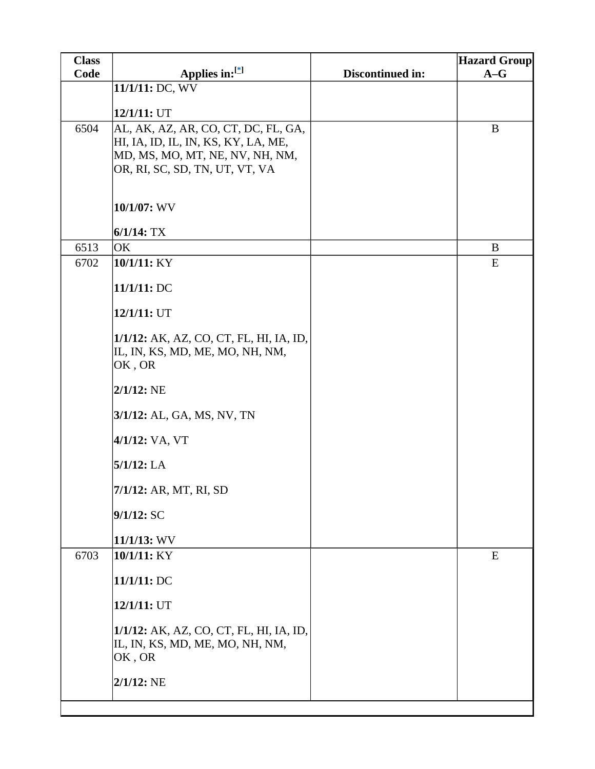| Class Code | Applies in:[*] | Discontinued in: | Hazard Group A–G |
|---|---|---|---|
| | **11/1/11:** DC, WV<br><br>**12/1/11:** UT | | |
| 6504 | AL, AK, AZ, AR, CO, CT, DC, FL, GA, HI, IA, ID, IL, IN, KS, KY, LA, ME, MD, MS, MO, MT, NE, NV, NH, NM, OR, RI, SC, SD, TN, UT, VT, VA<br><br>**10/1/07:** WV<br><br>**6/1/14:** TX | | B |
| 6513 | OK | | B |
| 6702 | **10/1/11:** KY<br><br>**11/1/11:** DC<br><br>**12/1/11:** UT<br><br>**1/1/12:** AK, AZ, CO, CT, FL, HI, IA, ID, IL, IN, KS, MD, ME, MO, NH, NM, OK , OR<br><br>**2/1/12:** NE<br><br>**3/1/12:** AL, GA, MS, NV, TN<br><br>**4/1/12:** VA, VT<br><br>**5/1/12:** LA<br><br>**7/1/12:** AR, MT, RI, SD<br><br>**9/1/12:** SC<br><br>**11/1/13:** WV | | E |
| 6703 | **10/1/11:** KY<br><br>**11/1/11:** DC<br><br>**12/1/11:** UT<br><br>**1/1/12:** AK, AZ, CO, CT, FL, HI, IA, ID, IL, IN, KS, MD, ME, MO, NH, NM, OK , OR<br><br>**2/1/12:** NE | | E |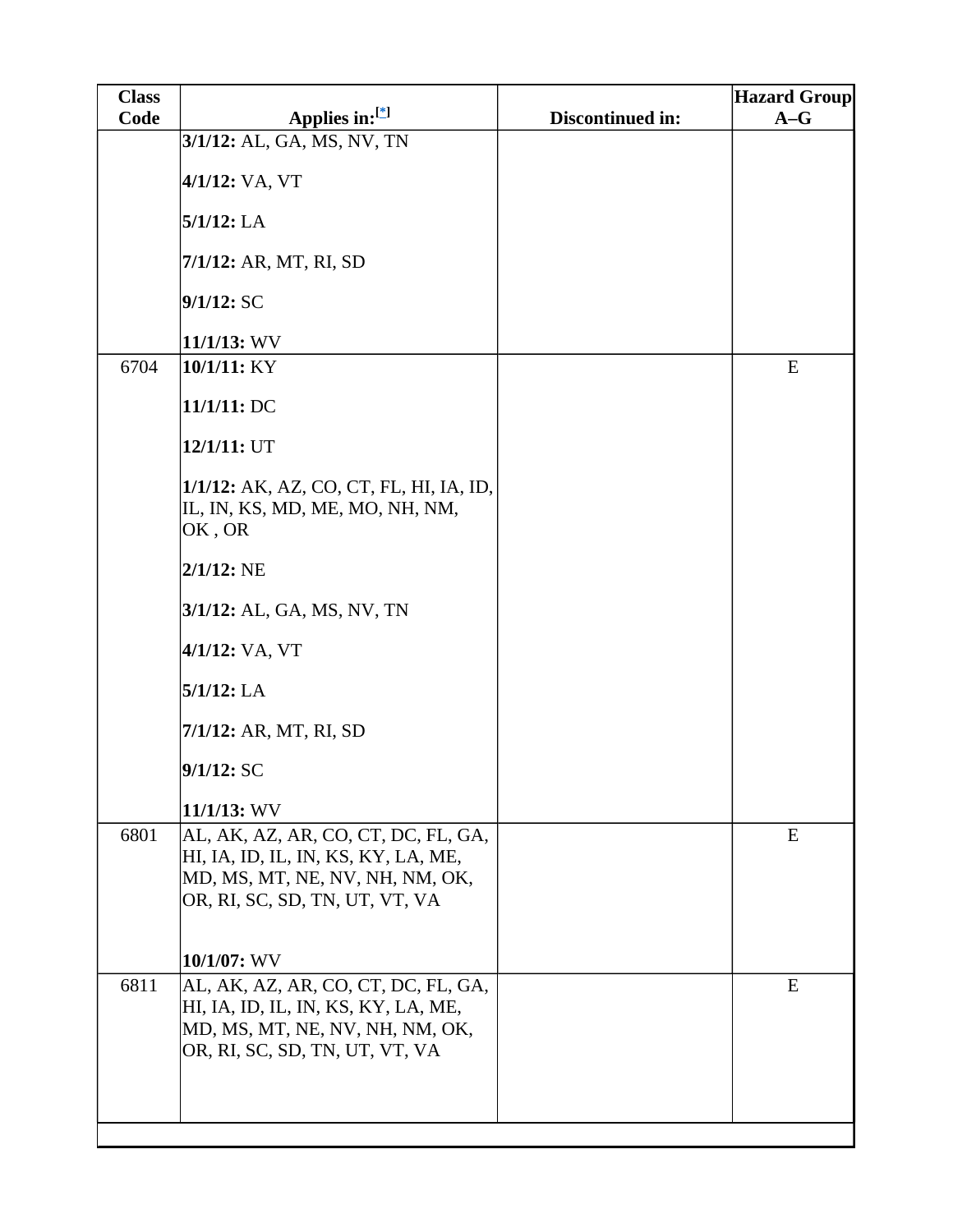| Class Code | Applies in:[*] | Discontinued in: | Hazard Group A–G |
|---|---|---|---|
| | **3/1/12:** AL, GA, MS, NV, TN<br><br>**4/1/12:** VA, VT<br><br>**5/1/12:** LA<br><br>**7/1/12:** AR, MT, RI, SD<br><br>**9/1/12:** SC<br><br>**11/1/13:** WV | | |
| 6704 | **10/1/11:** KY<br><br>**11/1/11:** DC<br><br>**12/1/11:** UT<br><br>**1/1/12:** AK, AZ, CO, CT, FL, HI, IA, ID, IL, IN, KS, MD, ME, MO, NH, NM, OK , OR<br><br>**2/1/12:** NE<br><br>**3/1/12:** AL, GA, MS, NV, TN<br><br>**4/1/12:** VA, VT<br><br>**5/1/12:** LA<br><br>**7/1/12:** AR, MT, RI, SD<br><br>**9/1/12:** SC<br><br>**11/1/13:** WV | | E |
| 6801 | AL, AK, AZ, AR, CO, CT, DC, FL, GA, HI, IA, ID, IL, IN, KS, KY, LA, ME, MD, MS, MT, NE, NV, NH, NM, OK, OR, RI, SC, SD, TN, UT, VT, VA<br><br>**10/1/07:** WV | | E |
| 6811 | AL, AK, AZ, AR, CO, CT, DC, FL, GA, HI, IA, ID, IL, IN, KS, KY, LA, ME, MD, MS, MT, NE, NV, NH, NM, OK, OR, RI, SC, SD, TN, UT, VT, VA | | E |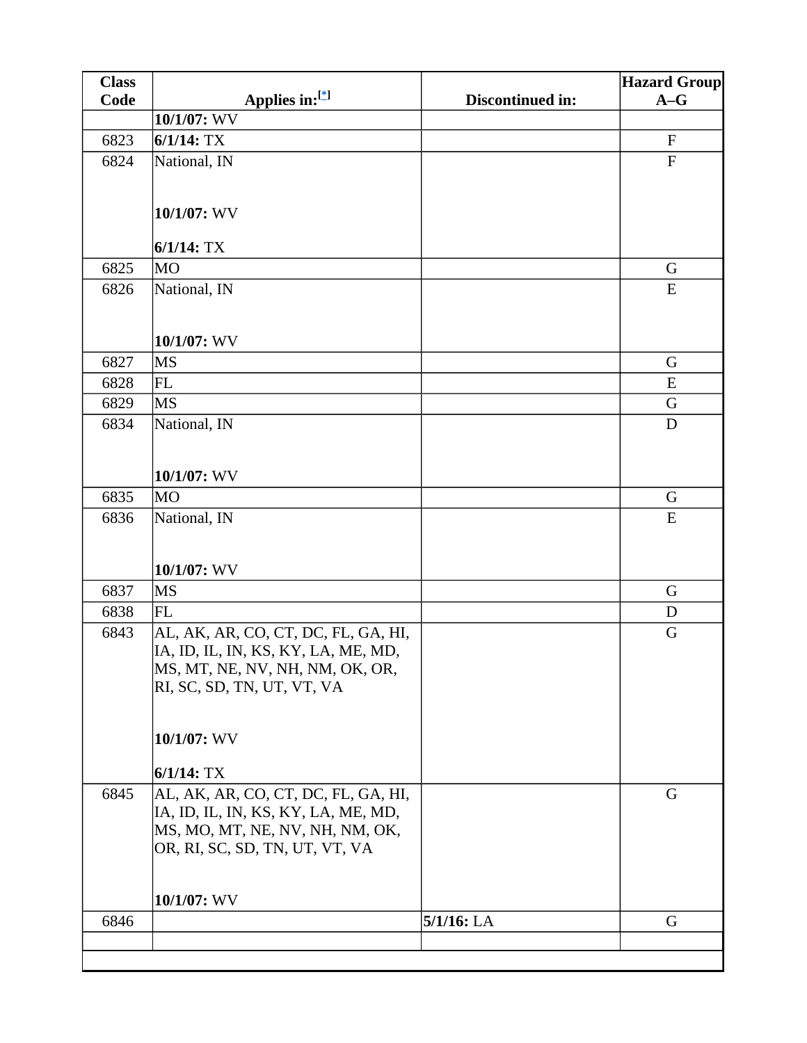| Class Code | Applies in:[*] | Discontinued in: | Hazard Group A–G |
| --- | --- | --- | --- |
| | **10/1/07:** WV | | |
| 6823 | **6/1/14:** TX | | F |
| 6824 | National, IN<br><br>**10/1/07:** WV<br><br>**6/1/14:** TX | | F |
| 6825 | MO | | G |
| 6826 | National, IN<br><br>**10/1/07:** WV | | E |
| 6827 | MS | | G |
| 6828 | FL | | E |
| 6829 | MS | | G |
| 6834 | National, IN<br><br>**10/1/07:** WV | | D |
| 6835 | MO | | G |
| 6836 | National, IN<br><br>**10/1/07:** WV | | E |
| 6837 | MS | | G |
| 6838 | FL | | D |
| 6843 | AL, AK, AR, CO, CT, DC, FL, GA, HI, IA, ID, IL, IN, KS, KY, LA, ME, MD, MS, MT, NE, NV, NH, NM, OK, OR, RI, SC, SD, TN, UT, VT, VA<br><br>**10/1/07:** WV<br><br>**6/1/14:** TX | | G |
| 6845 | AL, AK, AR, CO, CT, DC, FL, GA, HI, IA, ID, IL, IN, KS, KY, LA, ME, MD, MS, MO, MT, NE, NV, NH, NM, OK, OR, RI, SC, SD, TN, UT, VT, VA<br><br>**10/1/07:** WV | | G |
| 6846 | | **5/1/16:** LA | G |
| | | | |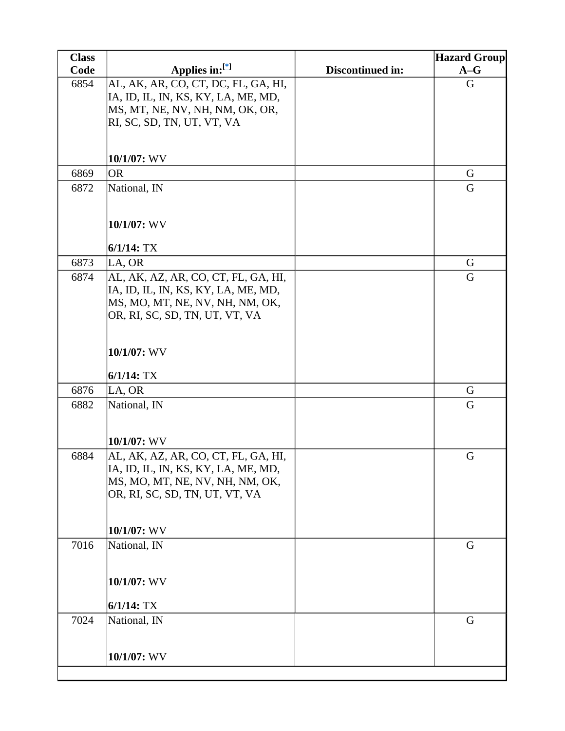| Class Code | Applies in:[*] | Discontinued in: | Hazard Group A–G |
|---|---|---|---|
| 6854 | AL, AK, AR, CO, CT, DC, FL, GA, HI, IA, ID, IL, IN, KS, KY, LA, ME, MD, MS, MT, NE, NV, NH, NM, OK, OR, RI, SC, SD, TN, UT, VT, VA<br><br>**10/1/07:** WV | | G |
| 6869 | OR | | G |
| 6872 | National, IN<br><br>**10/1/07:** WV<br><br>**6/1/14:** TX | | G |
| 6873 | LA, OR | | G |
| 6874 | AL, AK, AZ, AR, CO, CT, FL, GA, HI, IA, ID, IL, IN, KS, KY, LA, ME, MD, MS, MO, MT, NE, NV, NH, NM, OK, OR, RI, SC, SD, TN, UT, VT, VA<br><br>**10/1/07:** WV<br><br>**6/1/14:** TX | | G |
| 6876 | LA, OR | | G |
| 6882 | National, IN<br><br>**10/1/07:** WV | | G |
| 6884 | AL, AK, AZ, AR, CO, CT, FL, GA, HI, IA, ID, IL, IN, KS, KY, LA, ME, MD, MS, MO, MT, NE, NV, NH, NM, OK, OR, RI, SC, SD, TN, UT, VT, VA<br><br>**10/1/07:** WV | | G |
| 7016 | National, IN<br><br>**10/1/07:** WV<br><br>**6/1/14:** TX | | G |
| 7024 | National, IN<br><br>**10/1/07:** WV | | G |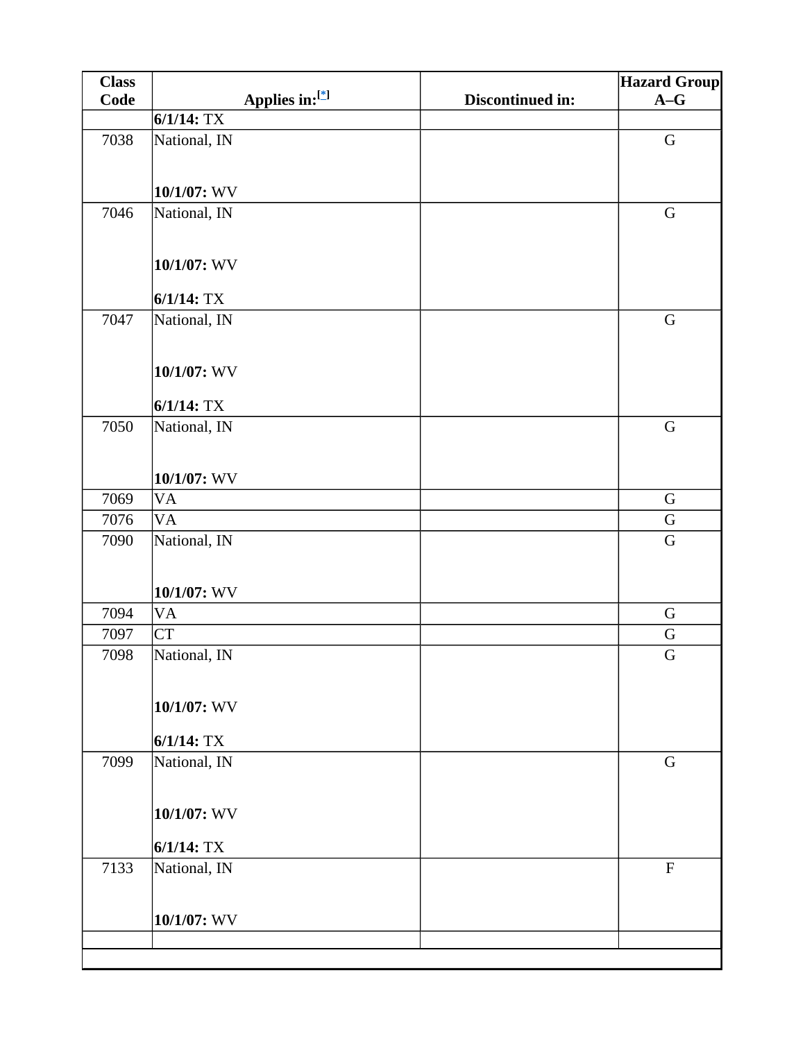| Class Code | Applies in:[*] | Discontinued in: | Hazard Group A–G |
|---|---|---|---|
| | **6/1/14:** TX | | |
| 7038 | National, IN<br><br>**10/1/07:** WV | | G |
| 7046 | National, IN<br><br>**10/1/07:** WV<br><br>**6/1/14:** TX | | G |
| 7047 | National, IN<br><br>**10/1/07:** WV<br><br>**6/1/14:** TX | | G |
| 7050 | National, IN<br><br>**10/1/07:** WV | | G |
| 7069 | VA | | G |
| 7076 | VA | | G |
| 7090 | National, IN<br><br>**10/1/07:** WV | | G |
| 7094 | VA | | G |
| 7097 | CT | | G |
| 7098 | National, IN<br><br>**10/1/07:** WV<br><br>**6/1/14:** TX | | G |
| 7099 | National, IN<br><br>**10/1/07:** WV<br><br>**6/1/14:** TX | | G |
| 7133 | National, IN<br><br>**10/1/07:** WV | | F |
| | | | |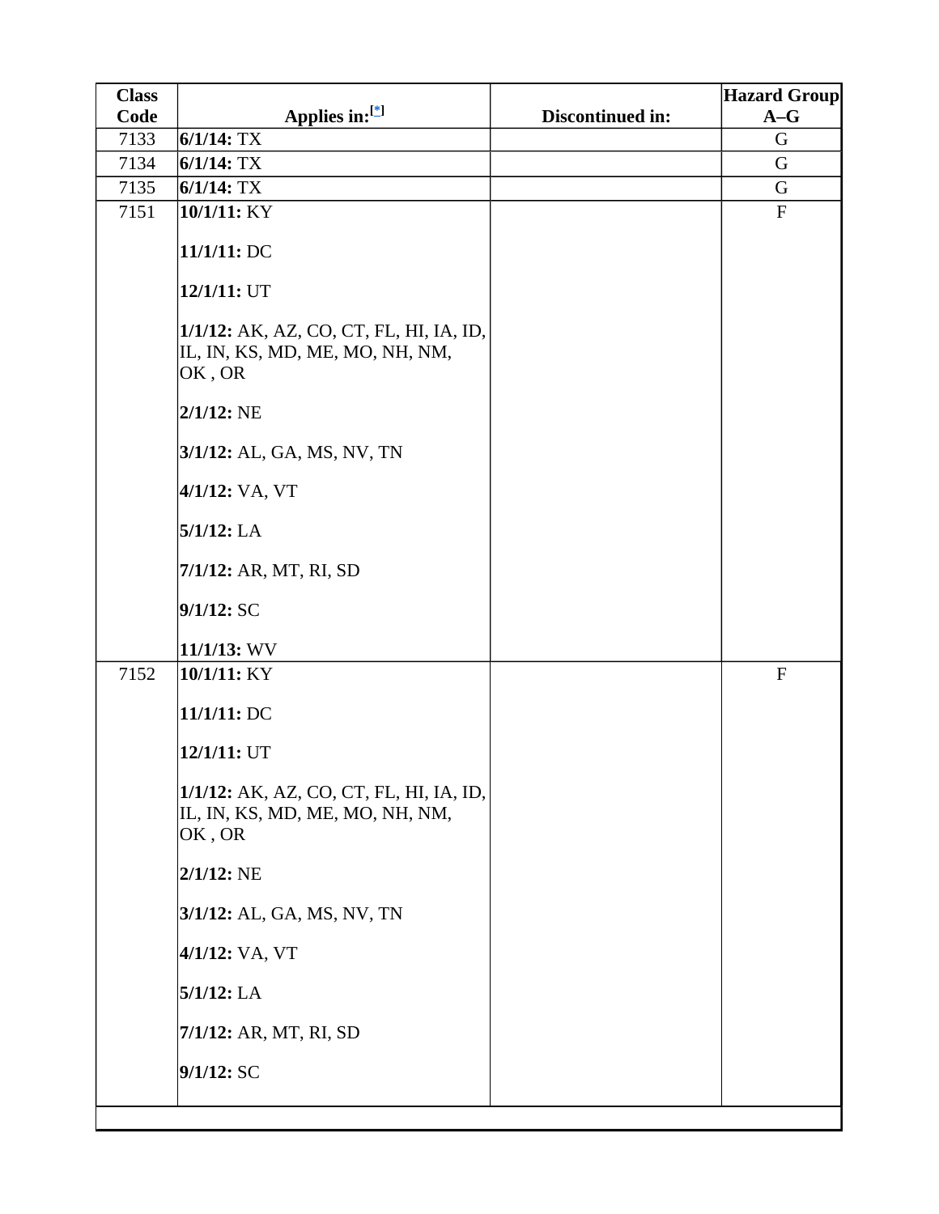| Class Code | Applies in:[*] | Discontinued in: | Hazard Group A–G |
|---|---|---|---|
| 7133 | **6/1/14:** TX | | G |
| 7134 | **6/1/14:** TX | | G |
| 7135 | **6/1/14:** TX | | G |
| 7151 | **10/1/11:** KY<br><br>**11/1/11:** DC<br><br>**12/1/11:** UT<br><br>**1/1/12:** AK, AZ, CO, CT, FL, HI, IA, ID, IL, IN, KS, MD, ME, MO, NH, NM, OK , OR<br><br>**2/1/12:** NE<br><br>**3/1/12:** AL, GA, MS, NV, TN<br><br>**4/1/12:** VA, VT<br><br>**5/1/12:** LA<br><br>**7/1/12:** AR, MT, RI, SD<br><br>**9/1/12:** SC<br><br>**11/1/13:** WV | | F |
| 7152 | **10/1/11:** KY<br><br>**11/1/11:** DC<br><br>**12/1/11:** UT<br><br>**1/1/12:** AK, AZ, CO, CT, FL, HI, IA, ID, IL, IN, KS, MD, ME, MO, NH, NM, OK , OR<br><br>**2/1/12:** NE<br><br>**3/1/12:** AL, GA, MS, NV, TN<br><br>**4/1/12:** VA, VT<br><br>**5/1/12:** LA<br><br>**7/1/12:** AR, MT, RI, SD<br><br>**9/1/12:** SC | | F |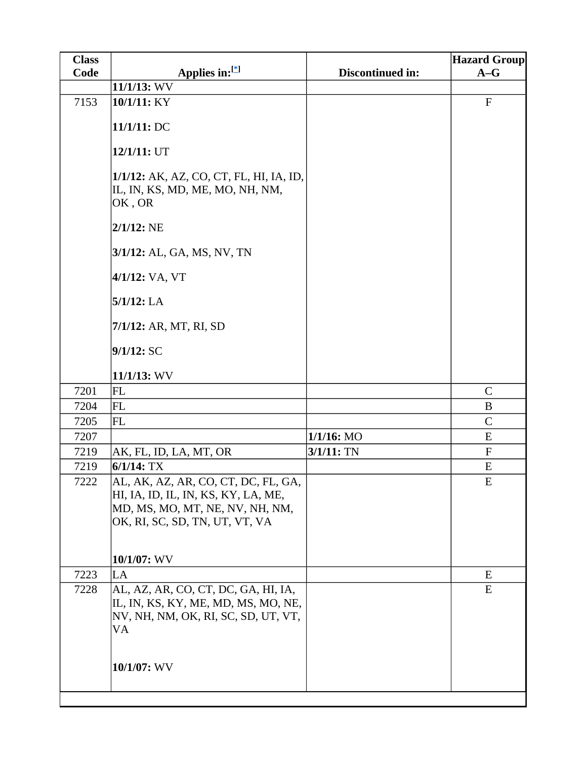| Class Code | Applies in:[*] | Discontinued in: | Hazard Group A–G |
|---|---|---|---|
| | **11/1/13:** WV | | |
| 7153 | **10/1/11:** KY<br><br>**11/1/11:** DC<br><br>**12/1/11:** UT<br><br>**1/1/12:** AK, AZ, CO, CT, FL, HI, IA, ID, IL, IN, KS, MD, ME, MO, NH, NM, OK , OR<br><br>**2/1/12:** NE<br><br>**3/1/12:** AL, GA, MS, NV, TN<br><br>**4/1/12:** VA, VT<br><br>**5/1/12:** LA<br><br>**7/1/12:** AR, MT, RI, SD<br><br>**9/1/12:** SC<br><br>**11/1/13:** WV | | F |
| 7201 | FL | | C |
| 7204 | FL | | B |
| 7205 | FL | | C |
| 7207 | | **1/1/16:** MO | E |
| 7219 | AK, FL, ID, LA, MT, OR | **3/1/11:** TN | F |
| 7219 | **6/1/14:** TX | | E |
| 7222 | AL, AK, AZ, AR, CO, CT, DC, FL, GA, HI, IA, ID, IL, IN, KS, KY, LA, ME, MD, MS, MO, MT, NE, NV, NH, NM, OK, RI, SC, SD, TN, UT, VT, VA<br><br>**10/1/07:** WV | | E |
| 7223 | LA | | E |
| 7228 | AL, AZ, AR, CO, CT, DC, GA, HI, IA, IL, IN, KS, KY, ME, MD, MS, MO, NE, NV, NH, NM, OK, RI, SC, SD, UT, VT, VA<br><br>**10/1/07:** WV | | E |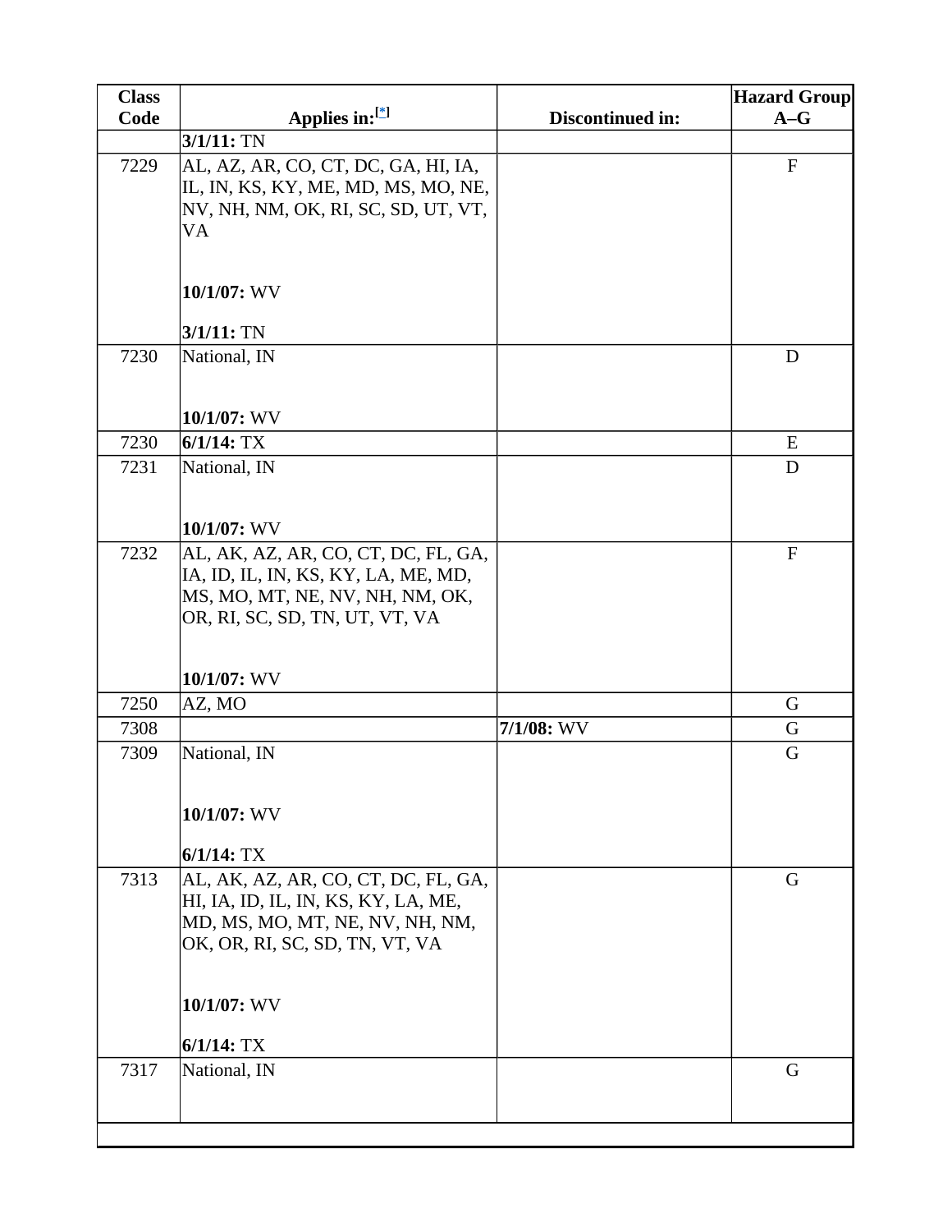| Class Code | Applies in:[*] | Discontinued in: | Hazard Group A–G |
|---|---|---|---|
| | **3/1/11:** TN | | |
| 7229 | AL, AZ, AR, CO, CT, DC, GA, HI, IA, IL, IN, KS, KY, ME, MD, MS, MO, NE, NV, NH, NM, OK, RI, SC, SD, UT, VT, VA<br><br>**10/1/07:** WV<br><br>**3/1/11:** TN | | F |
| 7230 | National, IN<br><br>**10/1/07:** WV | | D |
| 7230 | **6/1/14:** TX | | E |
| 7231 | National, IN<br><br>**10/1/07:** WV | | D |
| 7232 | AL, AK, AZ, AR, CO, CT, DC, FL, GA, IA, ID, IL, IN, KS, KY, LA, ME, MD, MS, MO, MT, NE, NV, NH, NM, OK, OR, RI, SC, SD, TN, UT, VT, VA<br><br>**10/1/07:** WV | | F |
| 7250 | AZ, MO | | G |
| 7308 | | **7/1/08:** WV | G |
| 7309 | National, IN<br><br>**10/1/07:** WV<br><br>**6/1/14:** TX | | G |
| 7313 | AL, AK, AZ, AR, CO, CT, DC, FL, GA, HI, IA, ID, IL, IN, KS, KY, LA, ME, MD, MS, MO, MT, NE, NV, NH, NM, OK, OR, RI, SC, SD, TN, VT, VA<br><br>**10/1/07:** WV<br><br>**6/1/14:** TX | | G |
| 7317 | National, IN | | G |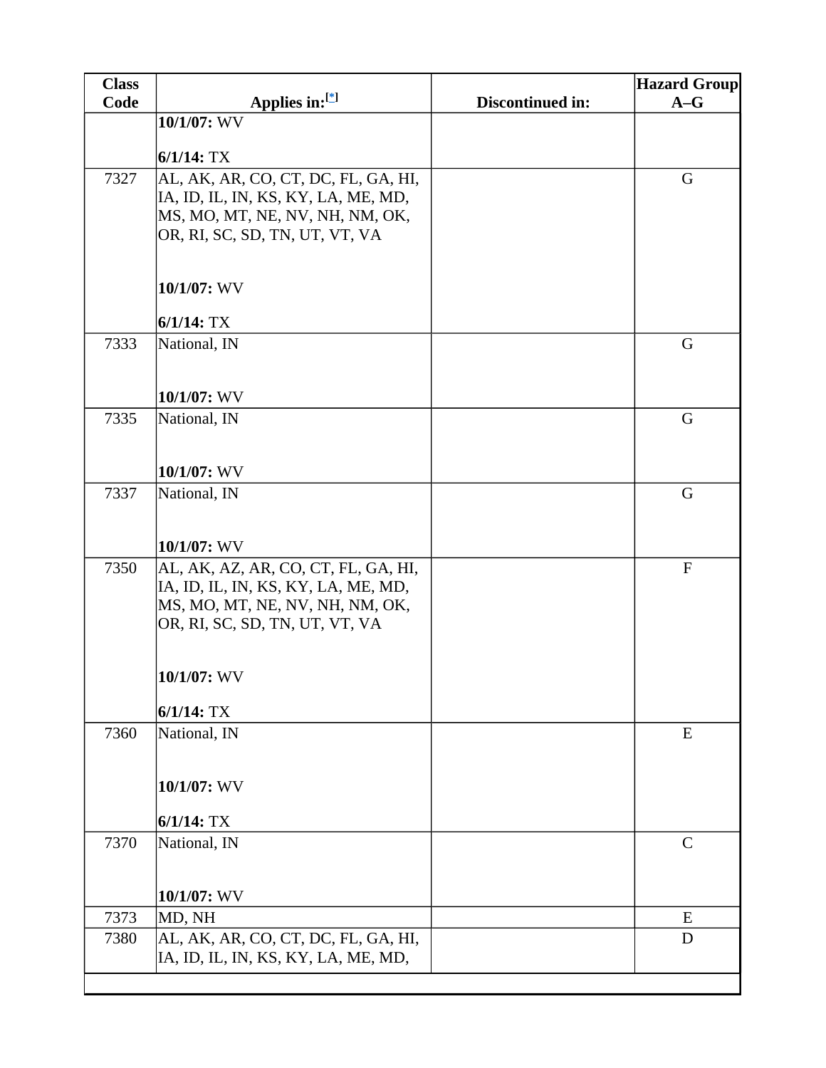| Class Code | Applies in:[*] | Discontinued in: | Hazard Group A–G |
|---|---|---|---|
| | **10/1/07:** WV<br><br>**6/1/14:** TX | | |
| 7327 | AL, AK, AR, CO, CT, DC, FL, GA, HI, IA, ID, IL, IN, KS, KY, LA, ME, MD, MS, MO, MT, NE, NV, NH, NM, OK, OR, RI, SC, SD, TN, UT, VT, VA<br><br>**10/1/07:** WV<br><br>**6/1/14:** TX | | G |
| 7333 | National, IN<br><br>**10/1/07:** WV | | G |
| 7335 | National, IN<br><br>**10/1/07:** WV | | G |
| 7337 | National, IN<br><br>**10/1/07:** WV | | G |
| 7350 | AL, AK, AZ, AR, CO, CT, FL, GA, HI, IA, ID, IL, IN, KS, KY, LA, ME, MD, MS, MO, MT, NE, NV, NH, NM, OK, OR, RI, SC, SD, TN, UT, VT, VA<br><br>**10/1/07:** WV<br><br>**6/1/14:** TX | | F |
| 7360 | National, IN<br><br>**10/1/07:** WV<br><br>**6/1/14:** TX | | E |
| 7370 | National, IN<br><br>**10/1/07:** WV | | C |
| 7373 | MD, NH | | E |
| 7380 | AL, AK, AR, CO, CT, DC, FL, GA, HI, IA, ID, IL, IN, KS, KY, LA, ME, MD, | | D |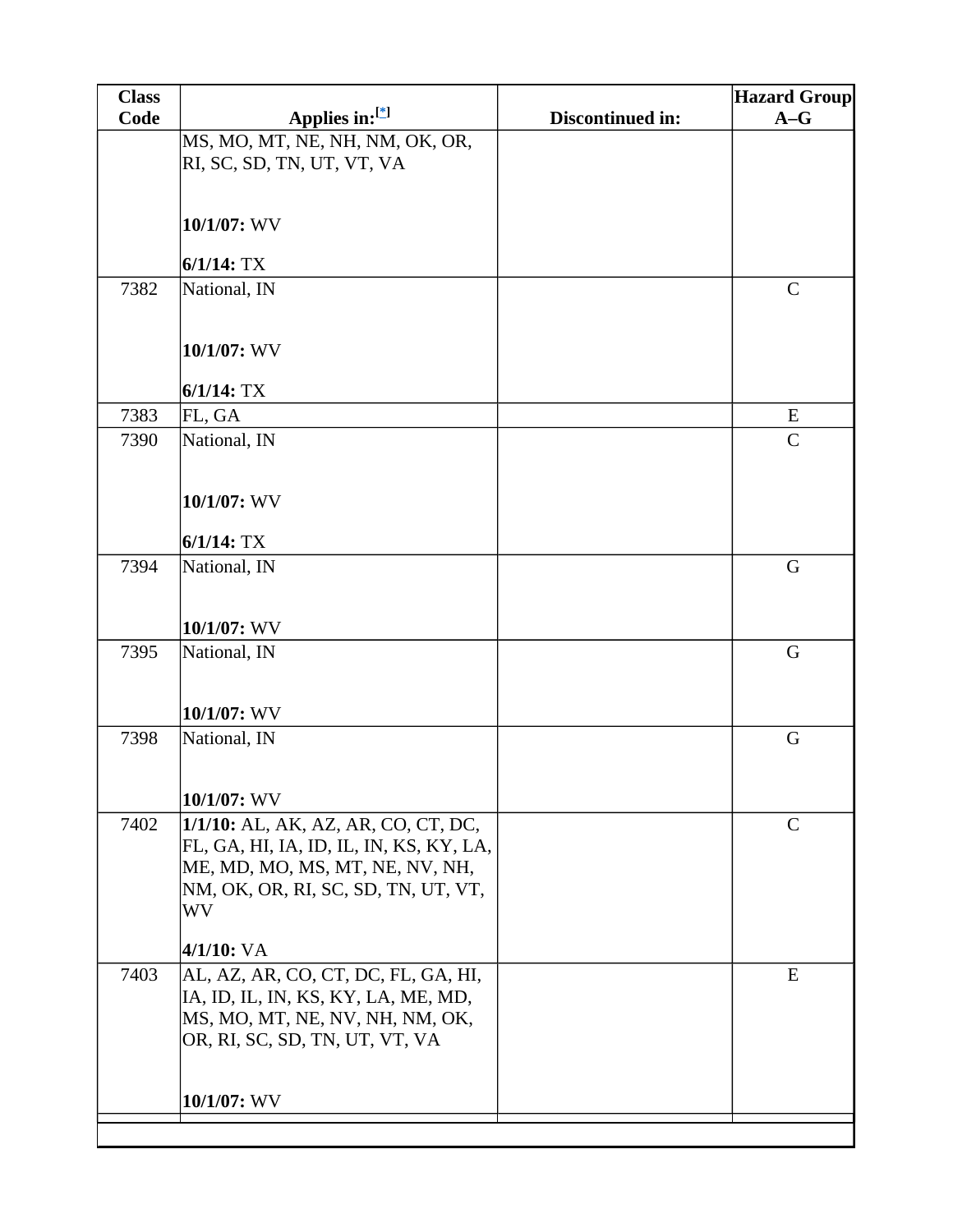| Class Code | Applies in:[*] | Discontinued in: | Hazard Group A–G |
|---|---|---|---|
| | MS, MO, MT, NE, NH, NM, OK, OR, RI, SC, SD, TN, UT, VT, VA<br><br>**10/1/07:** WV<br><br>**6/1/14:** TX | | |
| 7382 | National, IN<br><br>**10/1/07:** WV<br><br>**6/1/14:** TX | | C |
| 7383 | FL, GA | | E |
| 7390 | National, IN<br><br>**10/1/07:** WV<br><br>**6/1/14:** TX | | C |
| 7394 | National, IN<br><br>**10/1/07:** WV | | G |
| 7395 | National, IN<br><br>**10/1/07:** WV | | G |
| 7398 | National, IN<br><br>**10/1/07:** WV | | G |
| 7402 | **1/1/10:** AL, AK, AZ, AR, CO, CT, DC, FL, GA, HI, IA, ID, IL, IN, KS, KY, LA, ME, MD, MO, MS, MT, NE, NV, NH, NM, OK, OR, RI, SC, SD, TN, UT, VT, WV<br><br>**4/1/10:** VA | | C |
| 7403 | AL, AZ, AR, CO, CT, DC, FL, GA, HI, IA, ID, IL, IN, KS, KY, LA, ME, MD, MS, MO, MT, NE, NV, NH, NM, OK, OR, RI, SC, SD, TN, UT, VT, VA<br><br>**10/1/07:** WV | | E |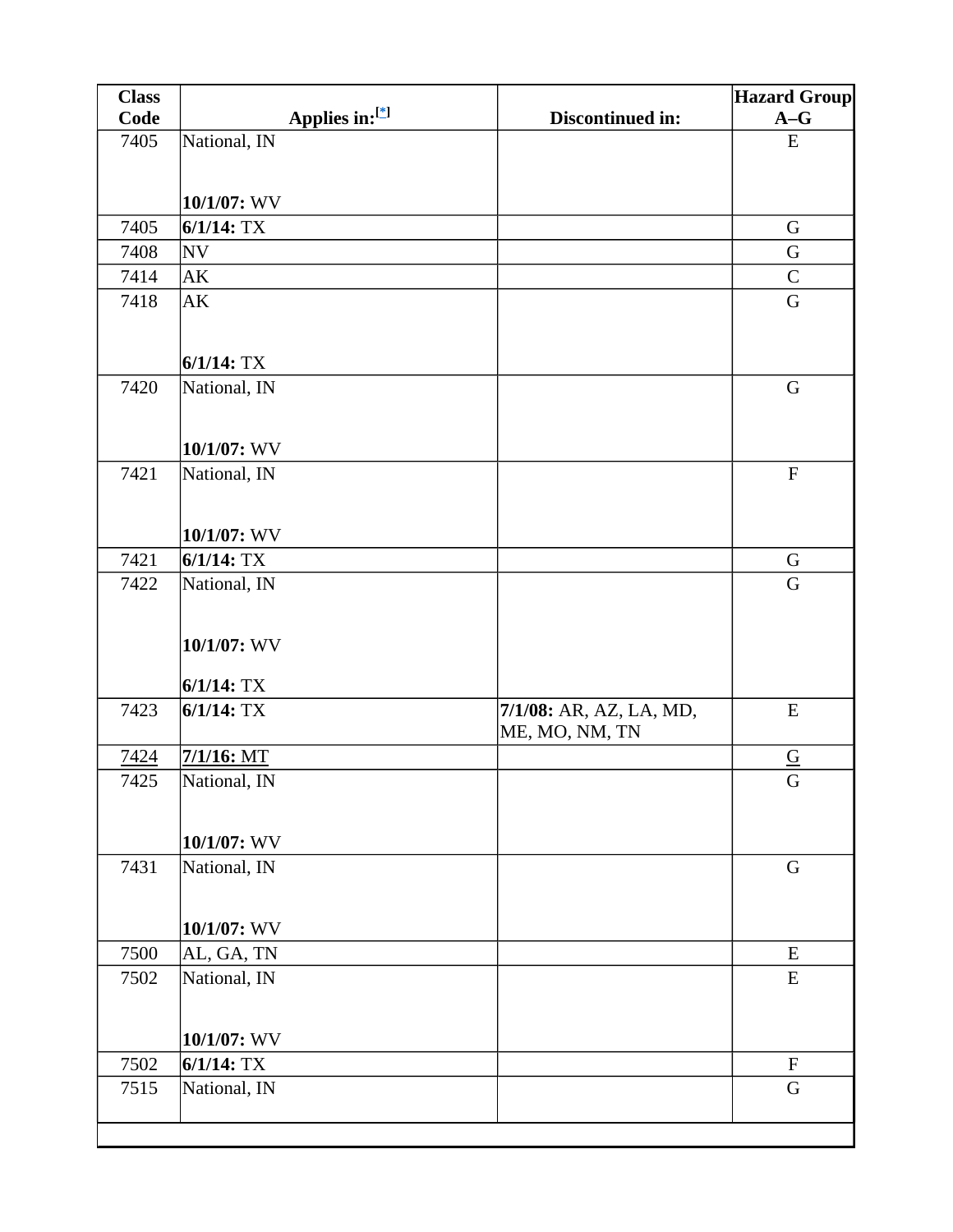| Class Code | Applies in:[*] | Discontinued in: | Hazard Group A–G |
|---|---|---|---|
| 7405 | National, IN<br><br>**10/1/07:** WV | | E |
| 7405 | **6/1/14:** TX | | G |
| 7408 | NV | | G |
| 7414 | AK | | C |
| 7418 | AK<br><br>**6/1/14:** TX | | G |
| 7420 | National, IN<br><br>**10/1/07:** WV | | G |
| 7421 | National, IN<br><br>**10/1/07:** WV | | F |
| 7421 | **6/1/14:** TX | | G |
| 7422 | National, IN<br><br>**10/1/07:** WV<br><br>**6/1/14:** TX | | G |
| 7423 | **6/1/14:** TX | **7/1/08:** AR, AZ, LA, MD, ME, MO, NM, TN | E |
| 7424 | **7/1/16:** MT | | G |
| 7425 | National, IN<br><br>**10/1/07:** WV | | G |
| 7431 | National, IN<br><br>**10/1/07:** WV | | G |
| 7500 | AL, GA, TN | | E |
| 7502 | National, IN<br><br>**10/1/07:** WV | | E |
| 7502 | **6/1/14:** TX | | F |
| 7515 | National, IN | | G |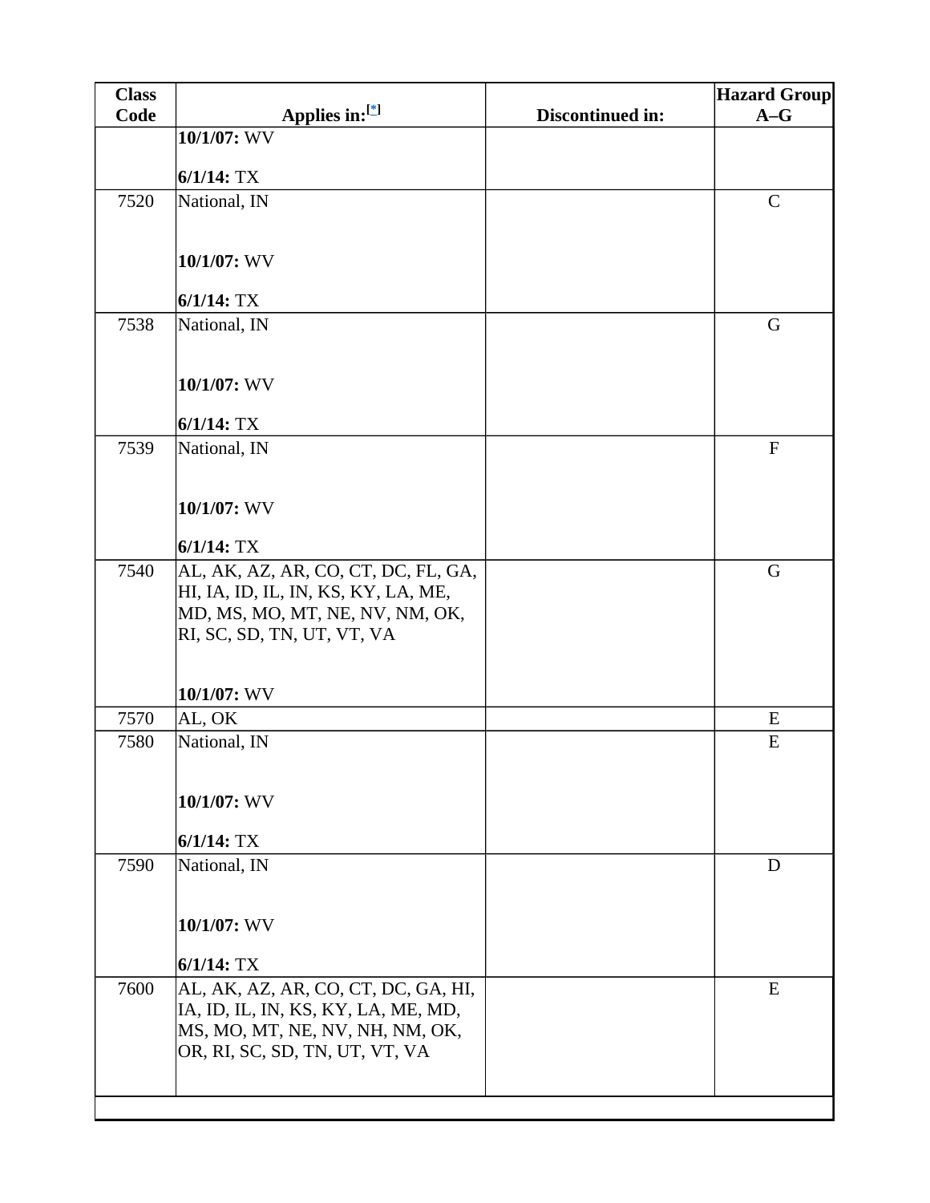| Class Code | Applies in:[*] | Discontinued in: | Hazard Group A–G |
|---|---|---|---|
| | **10/1/07:** WV<br><br>**6/1/14:** TX | | |
| 7520 | National, IN<br><br>**10/1/07:** WV<br><br>**6/1/14:** TX | | C |
| 7538 | National, IN<br><br>**10/1/07:** WV<br><br>**6/1/14:** TX | | G |
| 7539 | National, IN<br><br>**10/1/07:** WV<br><br>**6/1/14:** TX | | F |
| 7540 | AL, AK, AZ, AR, CO, CT, DC, FL, GA, HI, IA, ID, IL, IN, KS, KY, LA, ME, MD, MS, MO, MT, NE, NV, NM, OK, RI, SC, SD, TN, UT, VT, VA<br><br>**10/1/07:** WV | | G |
| 7570 | AL, OK | | E |
| 7580 | National, IN<br><br>**10/1/07:** WV<br><br>**6/1/14:** TX | | E |
| 7590 | National, IN<br><br>**10/1/07:** WV<br><br>**6/1/14:** TX | | D |
| 7600 | AL, AK, AZ, AR, CO, CT, DC, GA, HI, IA, ID, IL, IN, KS, KY, LA, ME, MD, MS, MO, MT, NE, NV, NH, NM, OK, OR, RI, SC, SD, TN, UT, VT, VA | | E |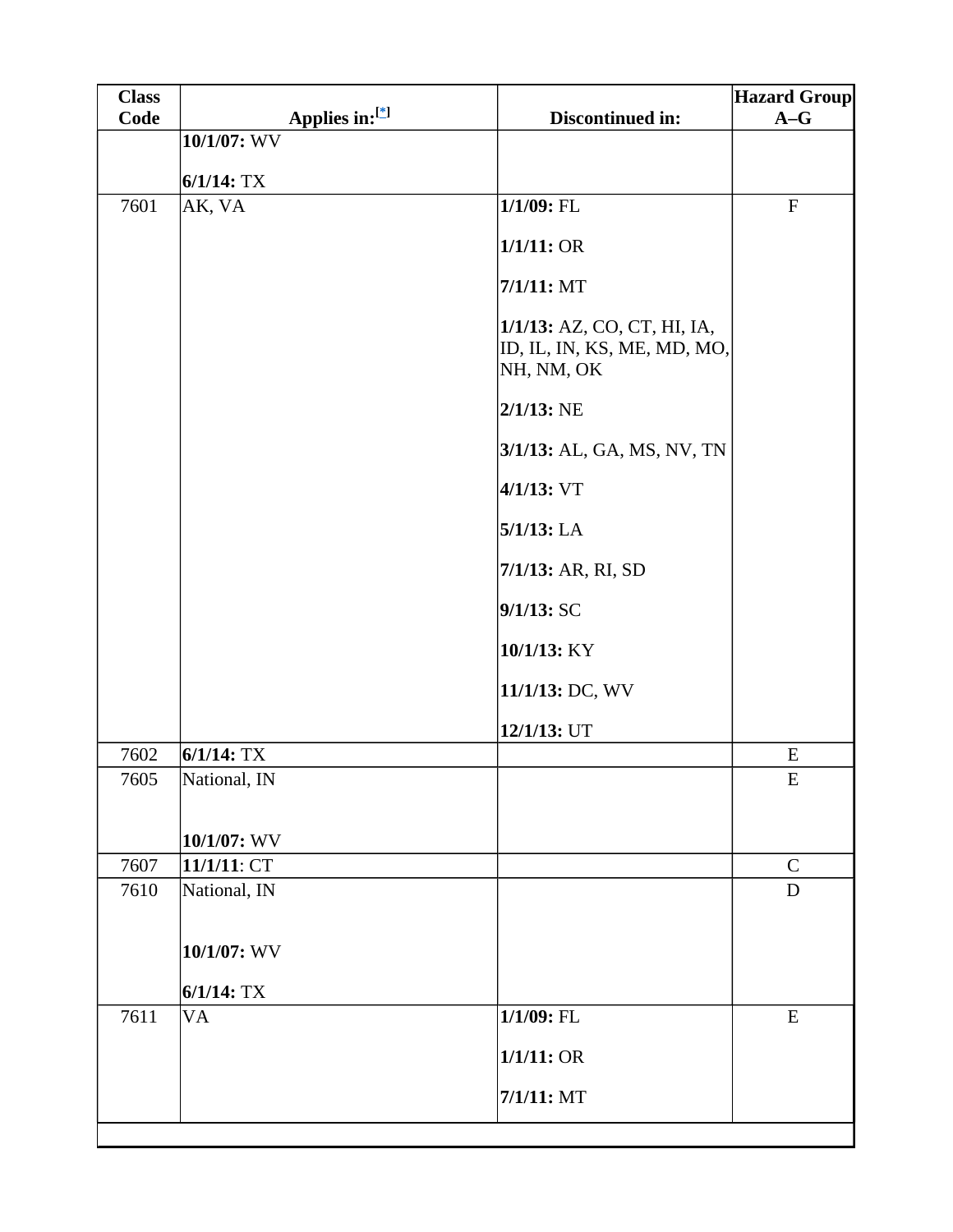| Class Code | Applies in:[*] | Discontinued in: | Hazard Group A–G |
|---|---|---|---|
| | **10/1/07:** WV<br><br>**6/1/14:** TX | | |
| 7601 | AK, VA | **1/1/09:** FL<br><br>**1/1/11:** OR<br><br>**7/1/11:** MT<br><br>**1/1/13:** AZ, CO, CT, HI, IA, ID, IL, IN, KS, ME, MD, MO, NH, NM, OK<br><br>**2/1/13:** NE<br><br>**3/1/13:** AL, GA, MS, NV, TN<br><br>**4/1/13:** VT<br><br>**5/1/13:** LA<br><br>**7/1/13:** AR, RI, SD<br><br>**9/1/13:** SC<br><br>**10/1/13:** KY<br><br>**11/1/13:** DC, WV<br><br>**12/1/13:** UT | F |
| 7602 | **6/1/14:** TX | | E |
| 7605 | National, IN<br><br><br>**10/1/07:** WV | | E |
| 7607 | **11/1/11**: CT | | C |
| 7610 | National, IN<br><br><br>**10/1/07:** WV<br><br>**6/1/14:** TX | | D |
| 7611 | VA | **1/1/09:** FL<br><br>**1/1/11:** OR<br><br>**7/1/11:** MT | E |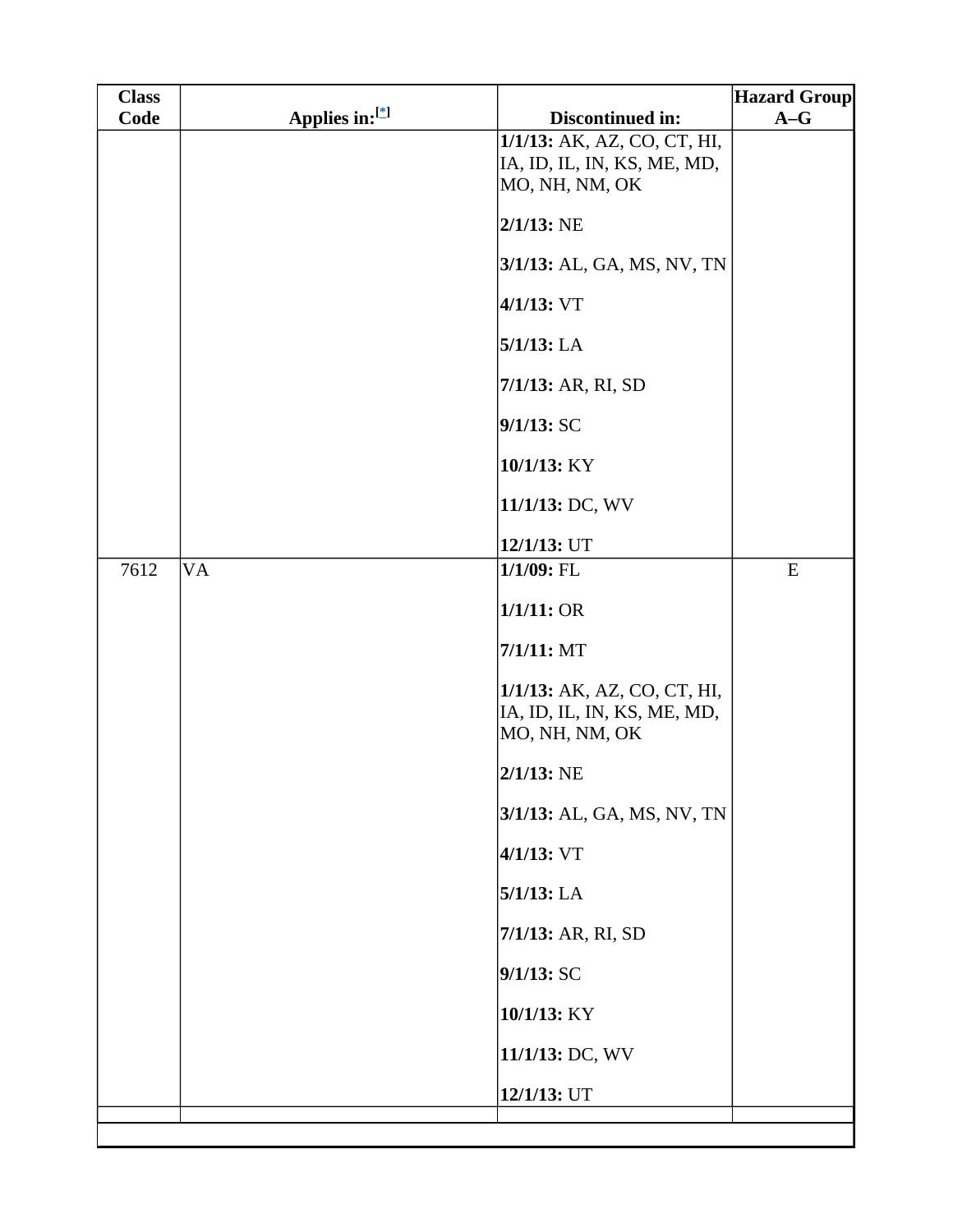| Class Code | Applies in:[*] | Discontinued in: | Hazard Group A–G |
|---|---|---|---|
| | | **1/1/13:** AK, AZ, CO, CT, HI, IA, ID, IL, IN, KS, ME, MD, MO, NH, NM, OK<br><br>**2/1/13:** NE<br><br>**3/1/13:** AL, GA, MS, NV, TN<br><br>**4/1/13:** VT<br><br>**5/1/13:** LA<br><br>**7/1/13:** AR, RI, SD<br><br>**9/1/13:** SC<br><br>**10/1/13:** KY<br><br>**11/1/13:** DC, WV<br><br>**12/1/13:** UT | |
| 7612 | VA | **1/1/09:** FL<br><br>**1/1/11:** OR<br><br>**7/1/11:** MT<br><br>**1/1/13:** AK, AZ, CO, CT, HI, IA, ID, IL, IN, KS, ME, MD, MO, NH, NM, OK<br><br>**2/1/13:** NE<br><br>**3/1/13:** AL, GA, MS, NV, TN<br><br>**4/1/13:** VT<br><br>**5/1/13:** LA<br><br>**7/1/13:** AR, RI, SD<br><br>**9/1/13:** SC<br><br>**10/1/13:** KY<br><br>**11/1/13:** DC, WV<br><br>**12/1/13:** UT | E |
| | | | |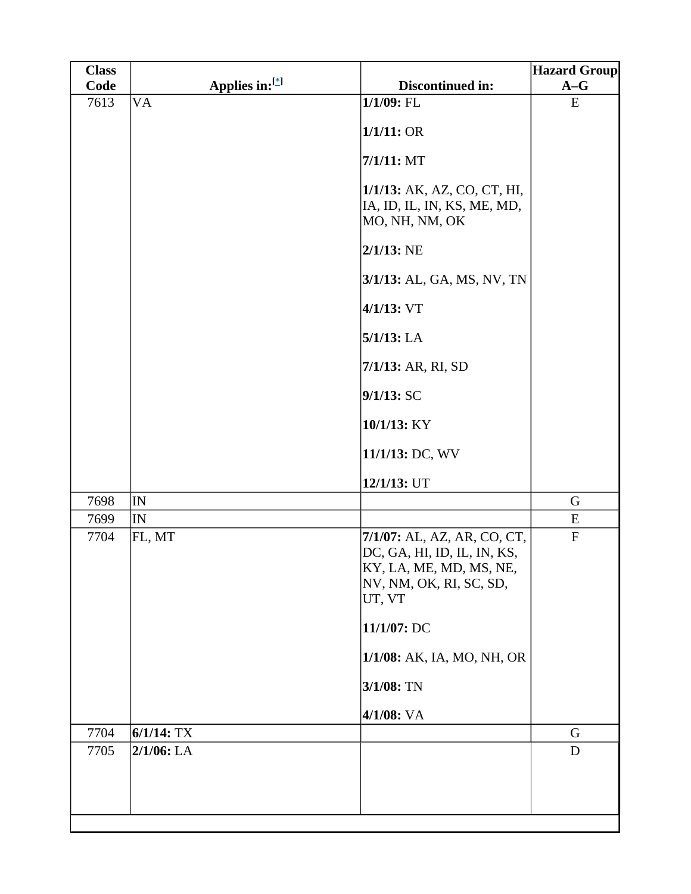| Class Code | Applies in:[*] | Discontinued in: | Hazard Group A–G |
|---|---|---|---|
| 7613 | VA | **1/1/09:** FL<br><br>**1/1/11:** OR<br><br>**7/1/11:** MT<br><br>**1/1/13:** AK, AZ, CO, CT, HI, IA, ID, IL, IN, KS, ME, MD, MO, NH, NM, OK<br><br>**2/1/13:** NE<br><br>**3/1/13:** AL, GA, MS, NV, TN<br><br>**4/1/13:** VT<br><br>**5/1/13:** LA<br><br>**7/1/13:** AR, RI, SD<br><br>**9/1/13:** SC<br><br>**10/1/13:** KY<br><br>**11/1/13:** DC, WV<br><br>**12/1/13:** UT | E |
| 7698 | IN | | G |
| 7699 | IN | | E |
| 7704 | FL, MT | **7/1/07:** AL, AZ, AR, CO, CT, DC, GA, HI, ID, IL, IN, KS, KY, LA, ME, MD, MS, NE, NV, NM, OK, RI, SC, SD, UT, VT<br><br>**11/1/07:** DC<br><br>**1/1/08:** AK, IA, MO, NH, OR<br><br>**3/1/08:** TN<br><br>**4/1/08:** VA | F |
| 7704 | **6/1/14:** TX | | G |
| 7705 | **2/1/06:** LA | | D |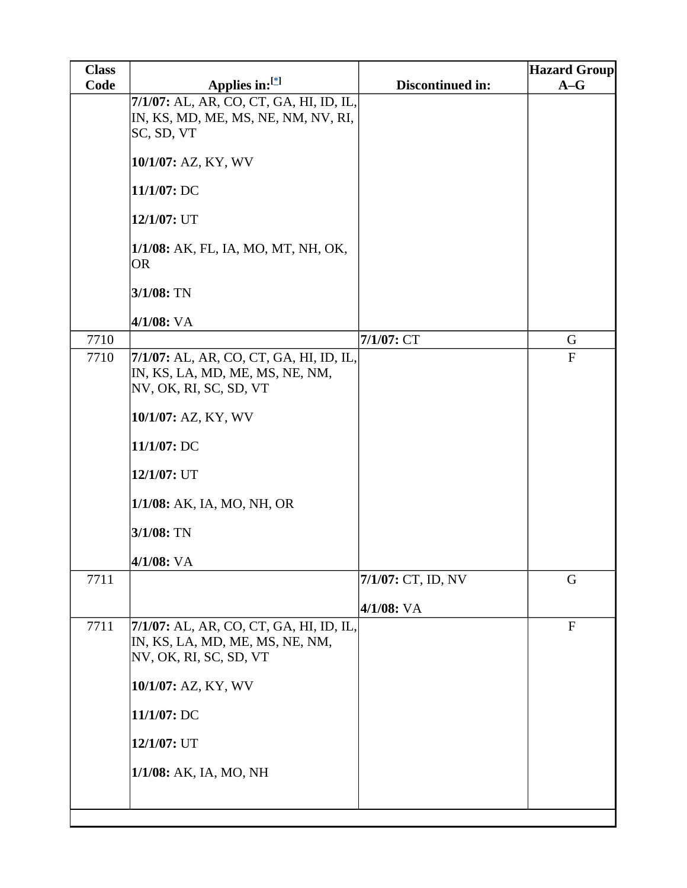| Class Code | Applies in:[*] | Discontinued in: | Hazard Group A–G |
|---|---|---|---|
| | **7/1/07:** AL, AR, CO, CT, GA, HI, ID, IL, IN, KS, MD, ME, MS, NE, NM, NV, RI, SC, SD, VT<br><br>**10/1/07:** AZ, KY, WV<br><br>**11/1/07:** DC<br><br>**12/1/07:** UT<br><br>**1/1/08:** AK, FL, IA, MO, MT, NH, OK, OR<br><br>**3/1/08:** TN<br><br>**4/1/08:** VA | | |
| 7710 | | **7/1/07:** CT | G |
| 7710 | **7/1/07:** AL, AR, CO, CT, GA, HI, ID, IL, IN, KS, LA, MD, ME, MS, NE, NM, NV, OK, RI, SC, SD, VT<br><br>**10/1/07:** AZ, KY, WV<br><br>**11/1/07:** DC<br><br>**12/1/07:** UT<br><br>**1/1/08:** AK, IA, MO, NH, OR<br><br>**3/1/08:** TN<br><br>**4/1/08:** VA | | F |
| 7711 | | **7/1/07:** CT, ID, NV<br><br>**4/1/08:** VA | G |
| 7711 | **7/1/07:** AL, AR, CO, CT, GA, HI, ID, IL, IN, KS, LA, MD, ME, MS, NE, NM, NV, OK, RI, SC, SD, VT<br><br>**10/1/07:** AZ, KY, WV<br><br>**11/1/07:** DC<br><br>**12/1/07:** UT<br><br>**1/1/08:** AK, IA, MO, NH | | F |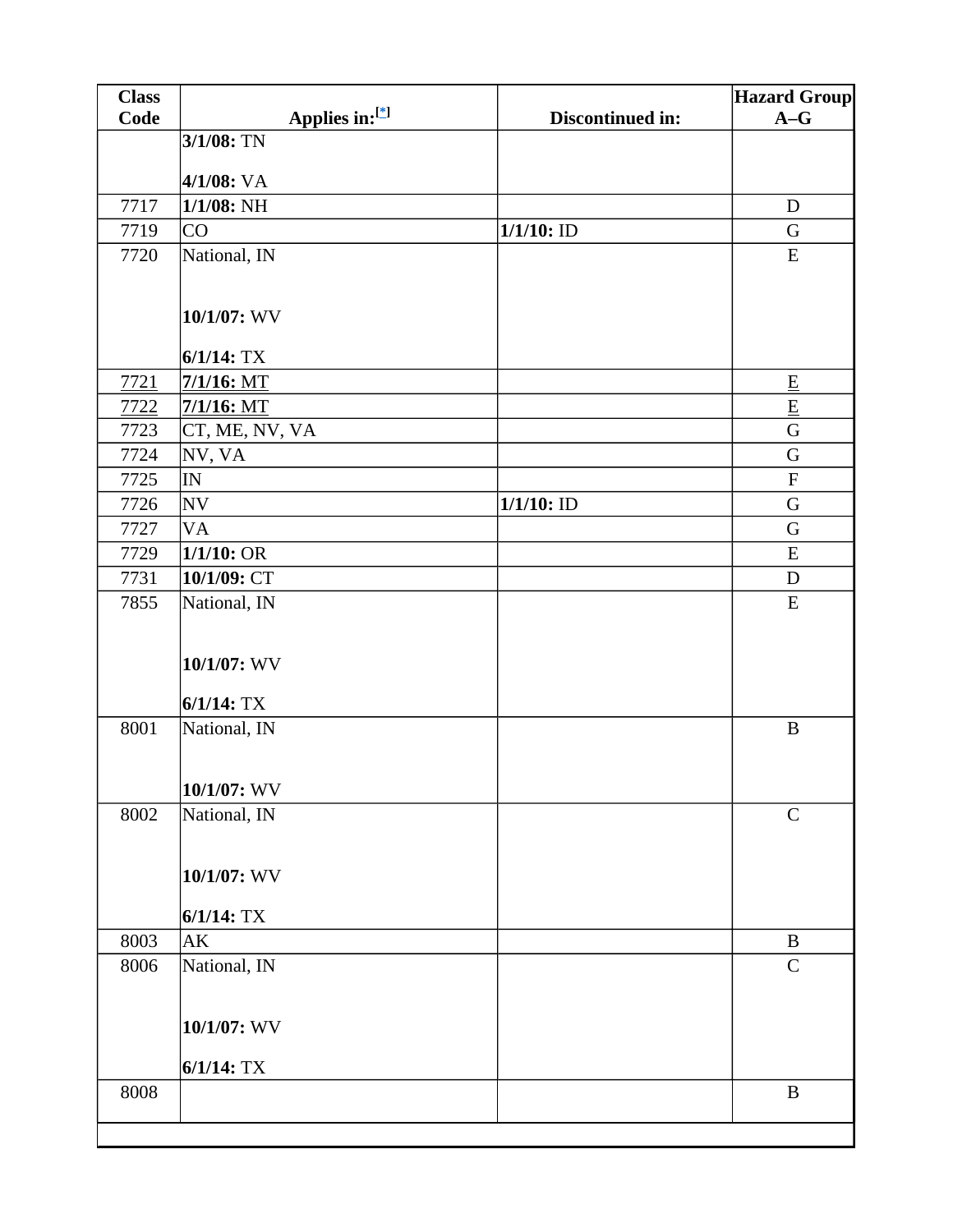| Class Code | Applies in:[*] | Discontinued in: | Hazard Group A–G |
|---|---|---|---|
| | **3/1/08:** TN<br><br>**4/1/08:** VA | | |
| 7717 | **1/1/08:** NH | | D |
| 7719 | CO | **1/1/10:** ID | G |
| 7720 | National, IN<br><br><br>**10/1/07:** WV<br><br>**6/1/14:** TX | | E |
| 7721 | **7/1/16:** MT | | E |
| 7722 | **7/1/16:** MT | | E |
| 7723 | CT, ME, NV, VA | | G |
| 7724 | NV, VA | | G |
| 7725 | IN | | F |
| 7726 | NV | **1/1/10:** ID | G |
| 7727 | VA | | G |
| 7729 | **1/1/10:** OR | | E |
| 7731 | **10/1/09:** CT | | D |
| 7855 | National, IN<br><br><br>**10/1/07:** WV<br><br>**6/1/14:** TX | | E |
| 8001 | National, IN<br><br><br>**10/1/07:** WV | | B |
| 8002 | National, IN<br><br><br>**10/1/07:** WV<br><br>**6/1/14:** TX | | C |
| 8003 | AK | | B |
| 8006 | National, IN<br><br><br>**10/1/07:** WV<br><br>**6/1/14:** TX | | C |
| 8008 | | | B |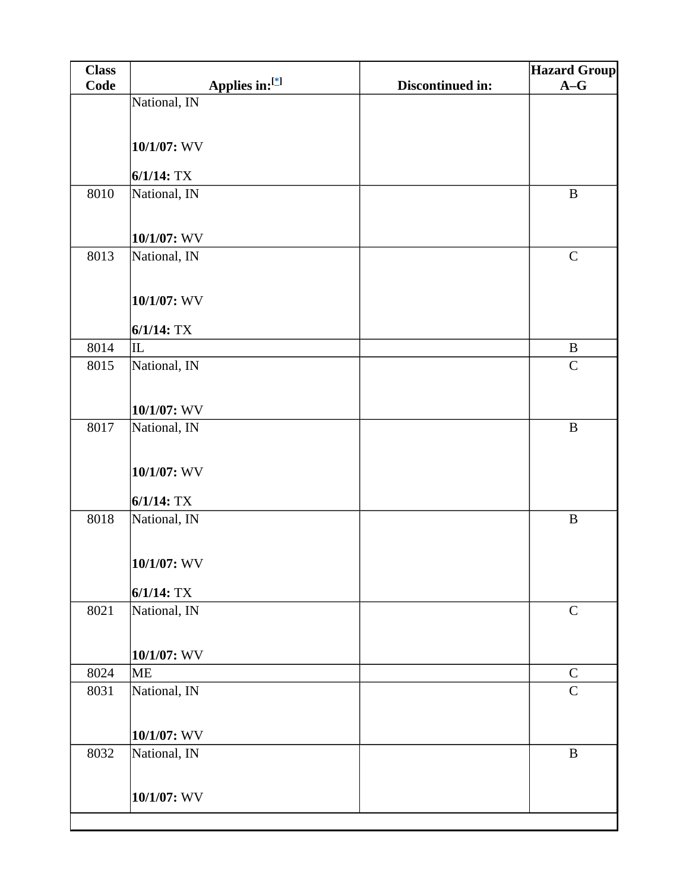| Class Code | Applies in:[*] | Discontinued in: | Hazard Group A–G |
|---|---|---|---|
| | National, IN<br><br>**10/1/07:** WV<br>**6/1/14:** TX | | |
| 8010 | National, IN<br><br>**10/1/07:** WV | | B |
| 8013 | National, IN<br><br>**10/1/07:** WV<br>**6/1/14:** TX | | C |
| 8014 | IL | | B |
| 8015 | National, IN<br><br>**10/1/07:** WV | | C |
| 8017 | National, IN<br><br>**10/1/07:** WV<br>**6/1/14:** TX | | B |
| 8018 | National, IN<br><br>**10/1/07:** WV<br>**6/1/14:** TX | | B |
| 8021 | National, IN<br><br>**10/1/07:** WV | | C |
| 8024 | ME | | C |
| 8031 | National, IN<br><br>**10/1/07:** WV | | C |
| 8032 | National, IN<br><br>**10/1/07:** WV | | B |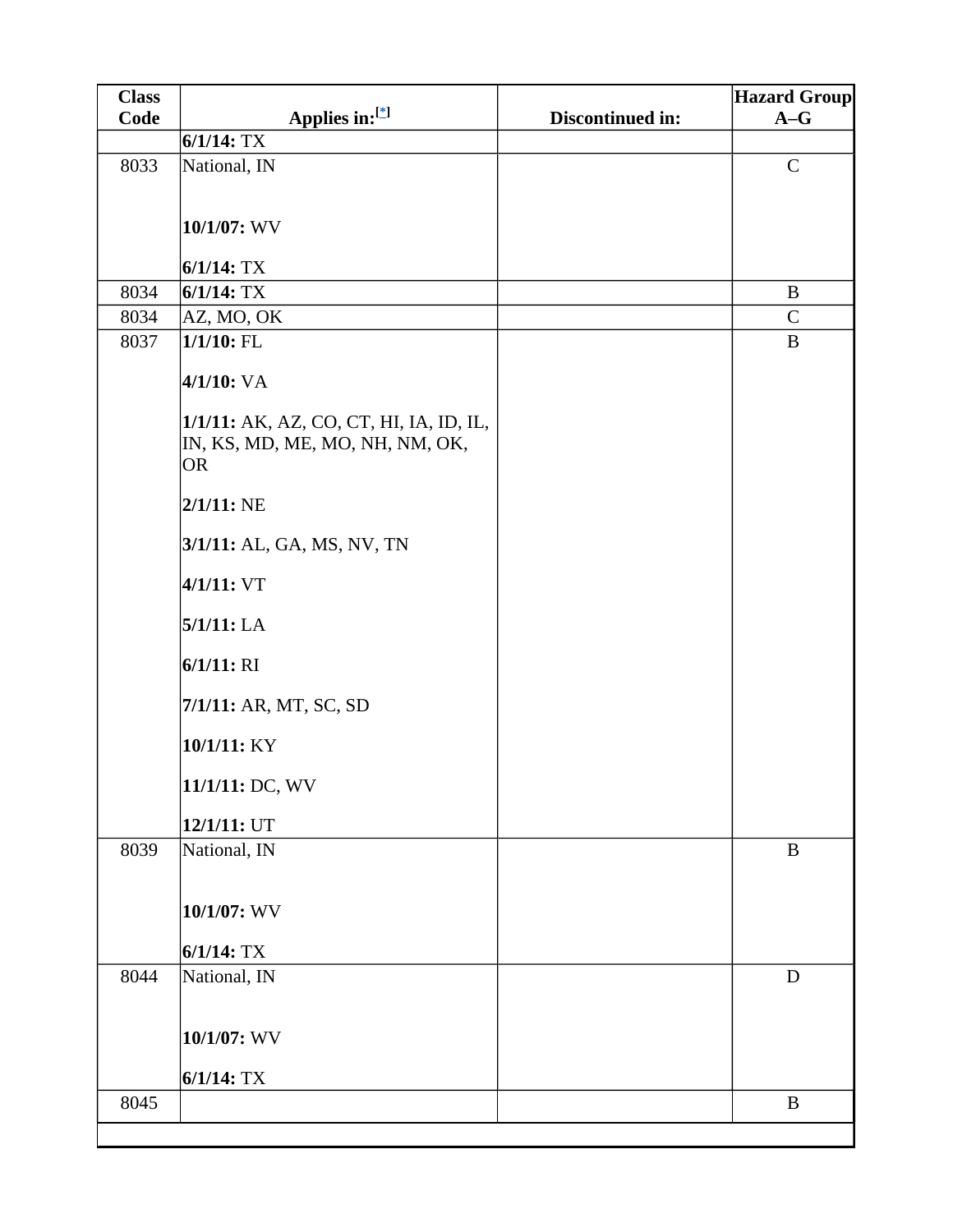| Class Code | Applies in:[*] | Discontinued in: | Hazard Group A–G |
|---|---|---|---|
| | **6/1/14:** TX | | |
| 8033 | National, IN<br><br>**10/1/07:** WV<br><br>**6/1/14:** TX | | C |
| 8034 | **6/1/14:** TX | | B |
| 8034 | AZ, MO, OK | | C |
| 8037 | **1/1/10:** FL<br><br>**4/1/10:** VA<br><br>**1/1/11:** AK, AZ, CO, CT, HI, IA, ID, IL, IN, KS, MD, ME, MO, NH, NM, OK, OR<br><br>**2/1/11:** NE<br><br>**3/1/11:** AL, GA, MS, NV, TN<br><br>**4/1/11:** VT<br><br>**5/1/11:** LA<br><br>**6/1/11:** RI<br><br>**7/1/11:** AR, MT, SC, SD<br><br>**10/1/11:** KY<br><br>**11/1/11:** DC, WV<br><br>**12/1/11:** UT | | B |
| 8039 | National, IN<br><br>**10/1/07:** WV<br><br>**6/1/14:** TX | | B |
| 8044 | National, IN<br><br>**10/1/07:** WV<br><br>**6/1/14:** TX | | D |
| 8045 | | | B |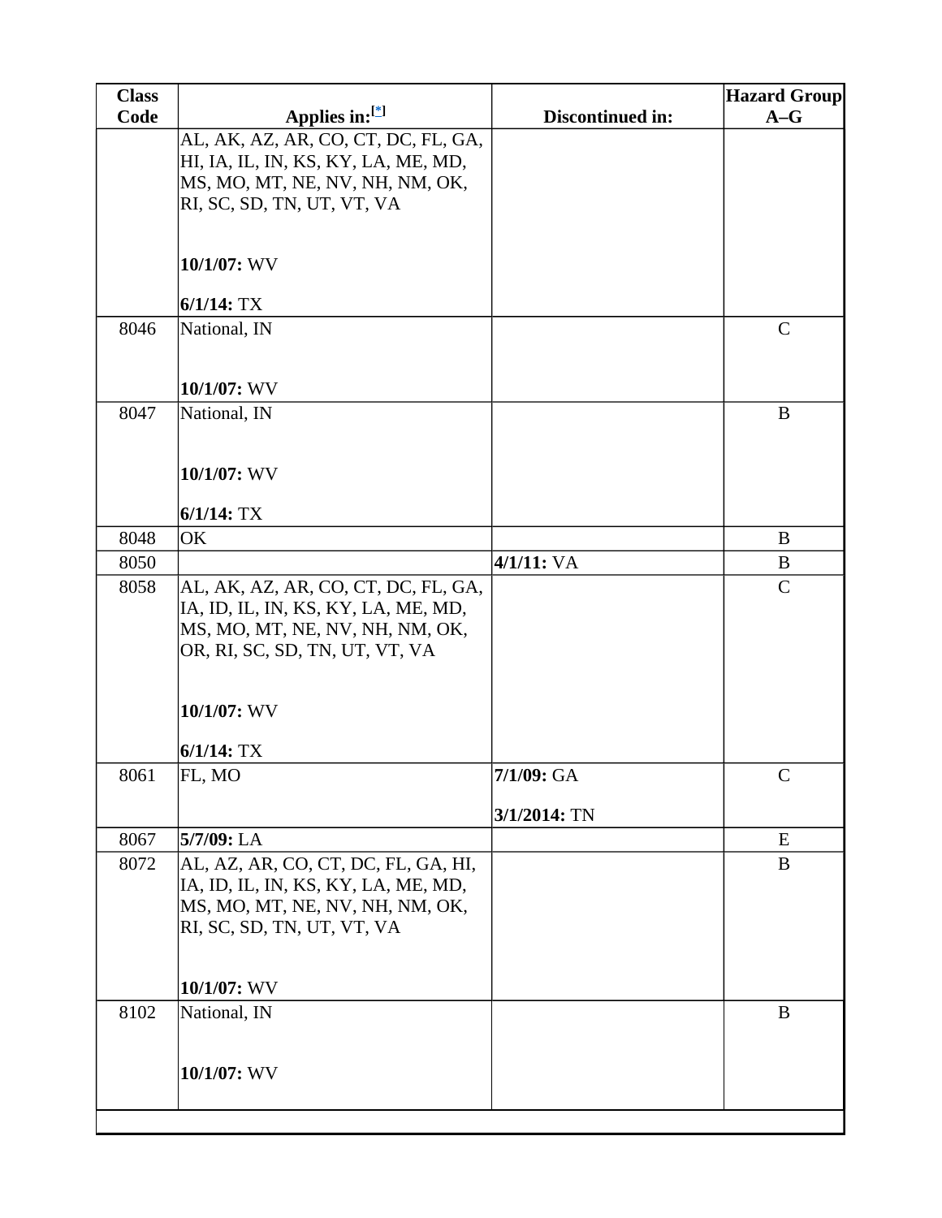| Class Code | Applies in:[*] | Discontinued in: | Hazard Group A–G |
|---|---|---|---|
| | AL, AK, AZ, AR, CO, CT, DC, FL, GA, HI, IA, IL, IN, KS, KY, LA, ME, MD, MS, MO, MT, NE, NV, NH, NM, OK, RI, SC, SD, TN, UT, VT, VA<br><br>**10/1/07:** WV<br><br>**6/1/14:** TX | | |
| 8046 | National, IN<br><br>**10/1/07:** WV | | C |
| 8047 | National, IN<br><br>**10/1/07:** WV<br><br>**6/1/14:** TX | | B |
| 8048 | OK | | B |
| 8050 | | **4/1/11:** VA | B |
| 8058 | AL, AK, AZ, AR, CO, CT, DC, FL, GA, IA, ID, IL, IN, KS, KY, LA, ME, MD, MS, MO, MT, NE, NV, NH, NM, OK, OR, RI, SC, SD, TN, UT, VT, VA<br><br>**10/1/07:** WV<br><br>**6/1/14:** TX | | C |
| 8061 | FL, MO | **7/1/09:** GA<br><br>**3/1/2014:** TN | C |
| 8067 | **5/7/09:** LA | | E |
| 8072 | AL, AZ, AR, CO, CT, DC, FL, GA, HI, IA, ID, IL, IN, KS, KY, LA, ME, MD, MS, MO, MT, NE, NV, NH, NM, OK, RI, SC, SD, TN, UT, VT, VA<br><br>**10/1/07:** WV | | B |
| 8102 | National, IN<br><br>**10/1/07:** WV | | B |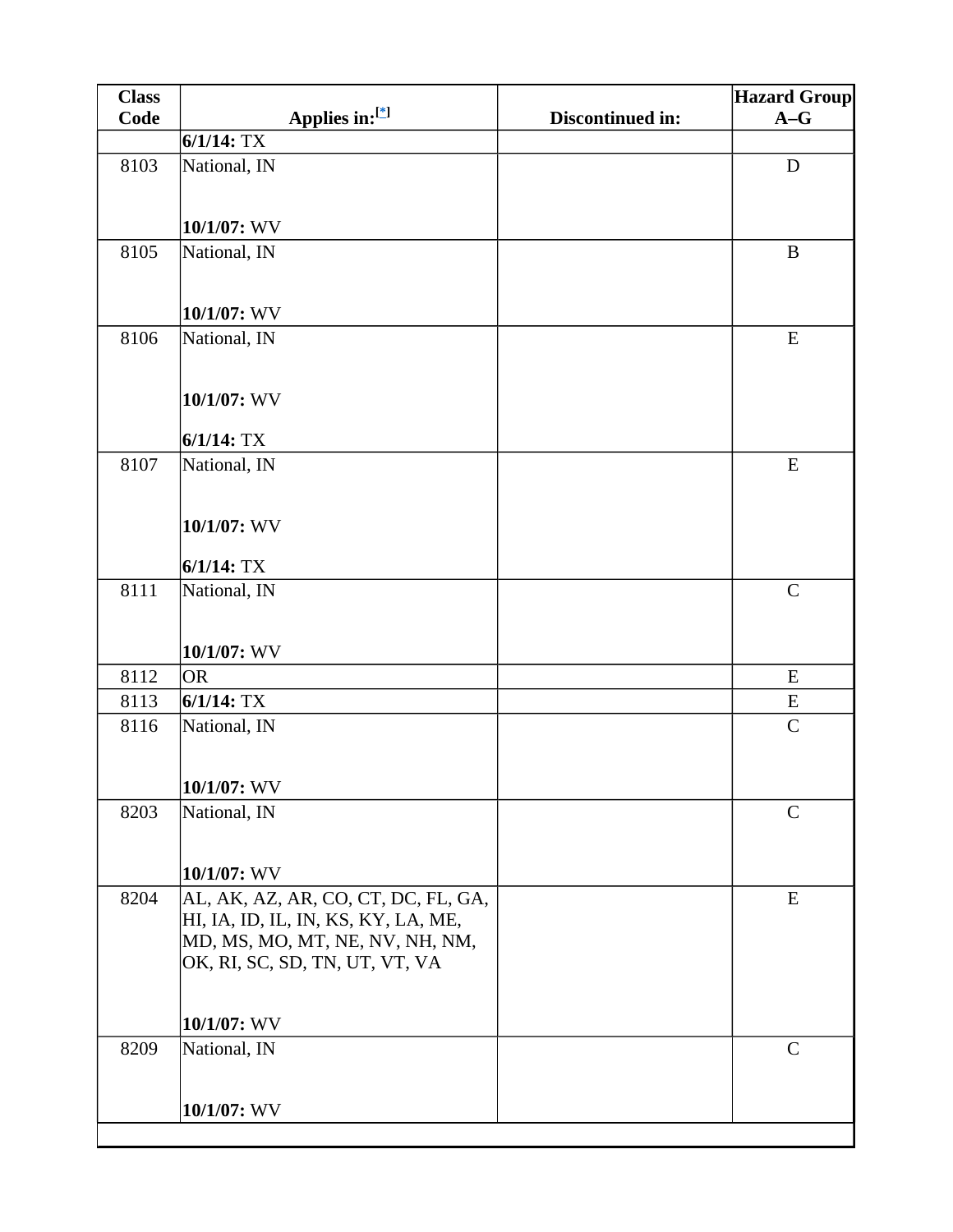| Class Code | Applies in:[*] | Discontinued in: | Hazard Group A–G |
|---|---|---|---|
| | **6/1/14:** TX | | |
| 8103 | National, IN<br><br>**10/1/07:** WV | | D |
| 8105 | National, IN<br><br>**10/1/07:** WV | | B |
| 8106 | National, IN<br><br>**10/1/07:** WV<br><br>**6/1/14:** TX | | E |
| 8107 | National, IN<br><br>**10/1/07:** WV<br><br>**6/1/14:** TX | | E |
| 8111 | National, IN<br><br>**10/1/07:** WV | | C |
| 8112 | OR | | E |
| 8113 | **6/1/14:** TX | | E |
| 8116 | National, IN<br><br>**10/1/07:** WV | | C |
| 8203 | National, IN<br><br>**10/1/07:** WV | | C |
| 8204 | AL, AK, AZ, AR, CO, CT, DC, FL, GA, HI, IA, ID, IL, IN, KS, KY, LA, ME, MD, MS, MO, MT, NE, NV, NH, NM, OK, RI, SC, SD, TN, UT, VT, VA<br><br>**10/1/07:** WV | | E |
| 8209 | National, IN<br><br>**10/1/07:** WV | | C |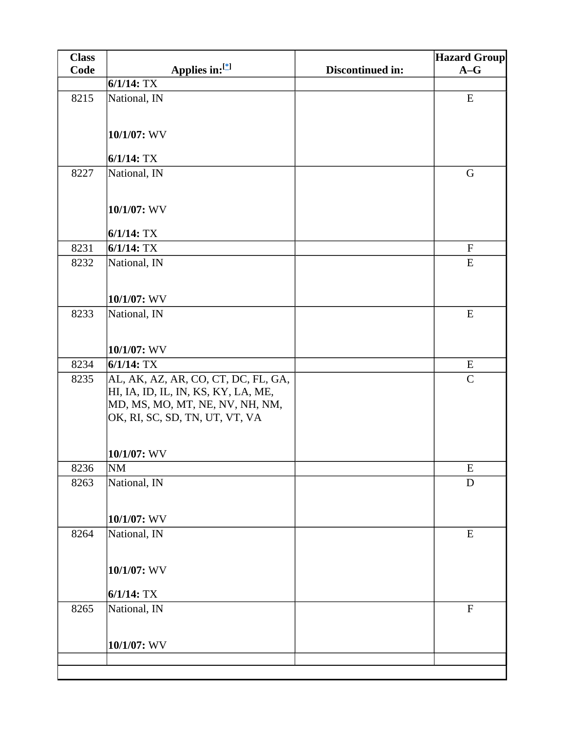| Class Code | Applies in:[*] | Discontinued in: | Hazard Group A–G |
|---|---|---|---|
| | **6/1/14:** TX | | |
| 8215 | National, IN<br><br>**10/1/07:** WV<br><br>**6/1/14:** TX | | E |
| 8227 | National, IN<br><br>**10/1/07:** WV<br><br>**6/1/14:** TX | | G |
| 8231 | **6/1/14:** TX | | F |
| 8232 | National, IN<br><br>**10/1/07:** WV | | E |
| 8233 | National, IN<br><br>**10/1/07:** WV | | E |
| 8234 | **6/1/14:** TX | | E |
| 8235 | AL, AK, AZ, AR, CO, CT, DC, FL, GA, HI, IA, ID, IL, IN, KS, KY, LA, ME, MD, MS, MO, MT, NE, NV, NH, NM, OK, RI, SC, SD, TN, UT, VT, VA<br><br>**10/1/07:** WV | | C |
| 8236 | NM | | E |
| 8263 | National, IN<br><br>**10/1/07:** WV | | D |
| 8264 | National, IN<br><br>**10/1/07:** WV<br><br>**6/1/14:** TX | | E |
| 8265 | National, IN<br><br>**10/1/07:** WV | | F |
| | | | |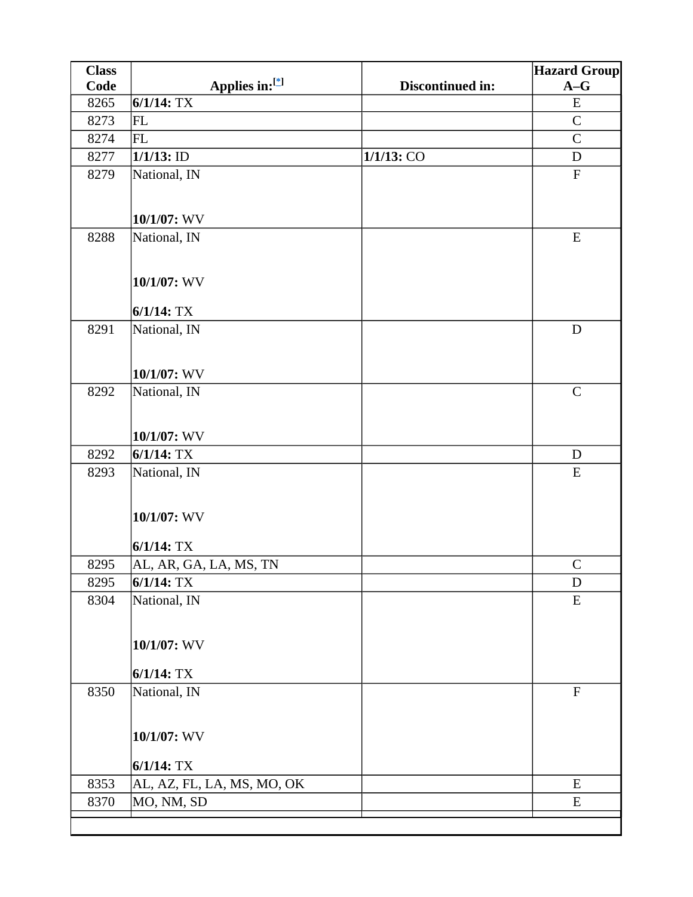| Class Code | Applies in:[*] | Discontinued in: | Hazard Group A–G |
|---|---|---|---|
| 8265 | **6/1/14:** TX | | E |
| 8273 | FL | | C |
| 8274 | FL | | C |
| 8277 | **1/1/13:** ID | **1/1/13:** CO | D |
| 8279 | National, IN<br><br>**10/1/07:** WV | | F |
| 8288 | National, IN<br><br>**10/1/07:** WV<br><br>**6/1/14:** TX | | E |
| 8291 | National, IN<br><br>**10/1/07:** WV | | D |
| 8292 | National, IN<br><br>**10/1/07:** WV | | C |
| 8292 | **6/1/14:** TX | | D |
| 8293 | National, IN<br><br>**10/1/07:** WV<br><br>**6/1/14:** TX | | E |
| 8295 | AL, AR, GA, LA, MS, TN | | C |
| 8295 | **6/1/14:** TX | | D |
| 8304 | National, IN<br><br>**10/1/07:** WV<br><br>**6/1/14:** TX | | E |
| 8350 | National, IN<br><br>**10/1/07:** WV<br><br>**6/1/14:** TX | | F |
| 8353 | AL, AZ, FL, LA, MS, MO, OK | | E |
| 8370 | MO, NM, SD | | E |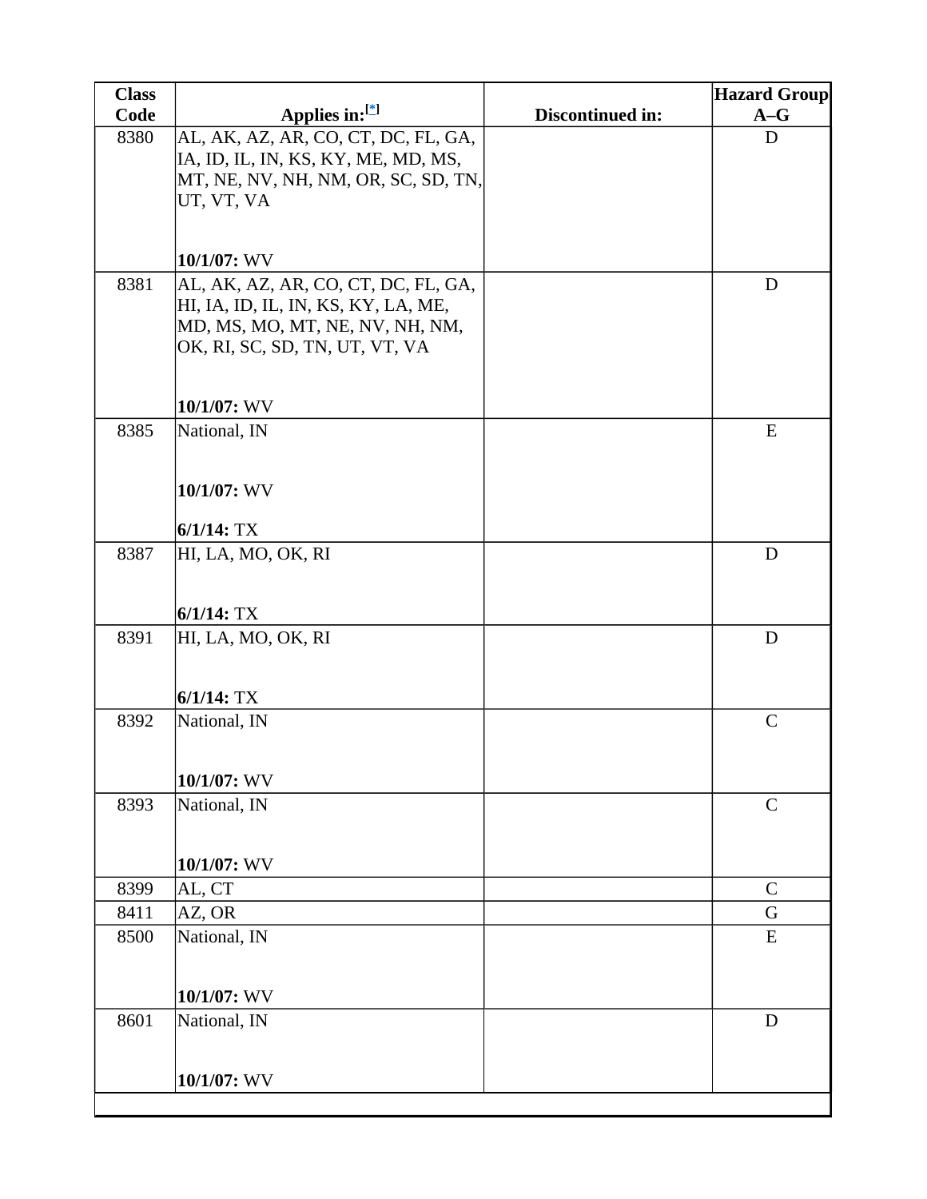| Class Code | Applies in:[*] | Discontinued in: | Hazard Group A–G |
|---|---|---|---|
| 8380 | AL, AK, AZ, AR, CO, CT, DC, FL, GA, IA, ID, IL, IN, KS, KY, ME, MD, MS, MT, NE, NV, NH, NM, OR, SC, SD, TN, UT, VT, VA<br><br>**10/1/07:** WV | | D |
| 8381 | AL, AK, AZ, AR, CO, CT, DC, FL, GA, HI, IA, ID, IL, IN, KS, KY, LA, ME, MD, MS, MO, MT, NE, NV, NH, NM, OK, RI, SC, SD, TN, UT, VT, VA<br><br>**10/1/07:** WV | | D |
| 8385 | National, IN<br><br>**10/1/07:** WV<br><br>**6/1/14:** TX | | E |
| 8387 | HI, LA, MO, OK, RI<br><br>**6/1/14:** TX | | D |
| 8391 | HI, LA, MO, OK, RI<br><br>**6/1/14:** TX | | D |
| 8392 | National, IN<br><br>**10/1/07:** WV | | C |
| 8393 | National, IN<br><br>**10/1/07:** WV | | C |
| 8399 | AL, CT | | C |
| 8411 | AZ, OR | | G |
| 8500 | National, IN<br><br>**10/1/07:** WV | | E |
| 8601 | National, IN<br><br>**10/1/07:** WV | | D |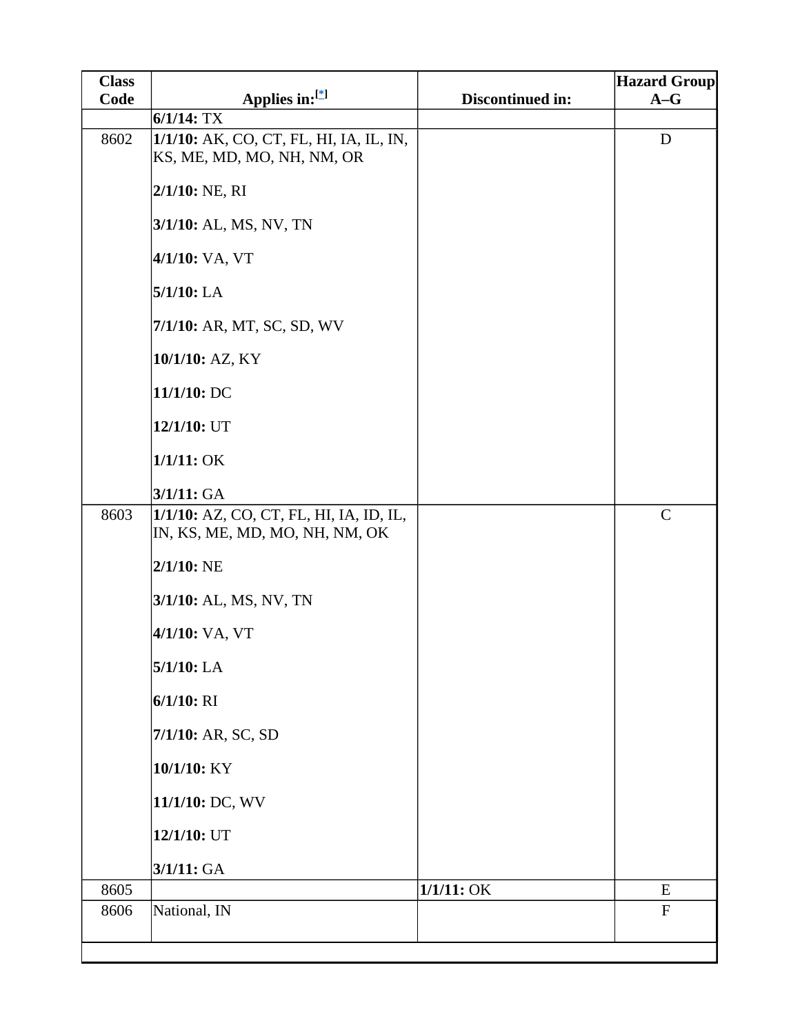| Class Code | Applies in:[*] | Discontinued in: | Hazard Group A–G |
| --- | --- | --- | --- |
| | **6/1/14:** TX | | |
| 8602 | **1/1/10:** AK, CO, CT, FL, HI, IA, IL, IN, KS, ME, MD, MO, NH, NM, OR<br><br>**2/1/10:** NE, RI<br><br>**3/1/10:** AL, MS, NV, TN<br><br>**4/1/10:** VA, VT<br><br>**5/1/10:** LA<br><br>**7/1/10:** AR, MT, SC, SD, WV<br><br>**10/1/10:** AZ, KY<br><br>**11/1/10:** DC<br><br>**12/1/10:** UT<br><br>**1/1/11:** OK<br><br>**3/1/11:** GA | | D |
| 8603 | **1/1/10:** AZ, CO, CT, FL, HI, IA, ID, IL, IN, KS, ME, MD, MO, NH, NM, OK<br><br>**2/1/10:** NE<br><br>**3/1/10:** AL, MS, NV, TN<br><br>**4/1/10:** VA, VT<br><br>**5/1/10:** LA<br><br>**6/1/10:** RI<br><br>**7/1/10:** AR, SC, SD<br><br>**10/1/10:** KY<br><br>**11/1/10:** DC, WV<br><br>**12/1/10:** UT<br><br>**3/1/11:** GA | | C |
| 8605 | | **1/1/11:** OK | E |
| 8606 | National, IN | | F |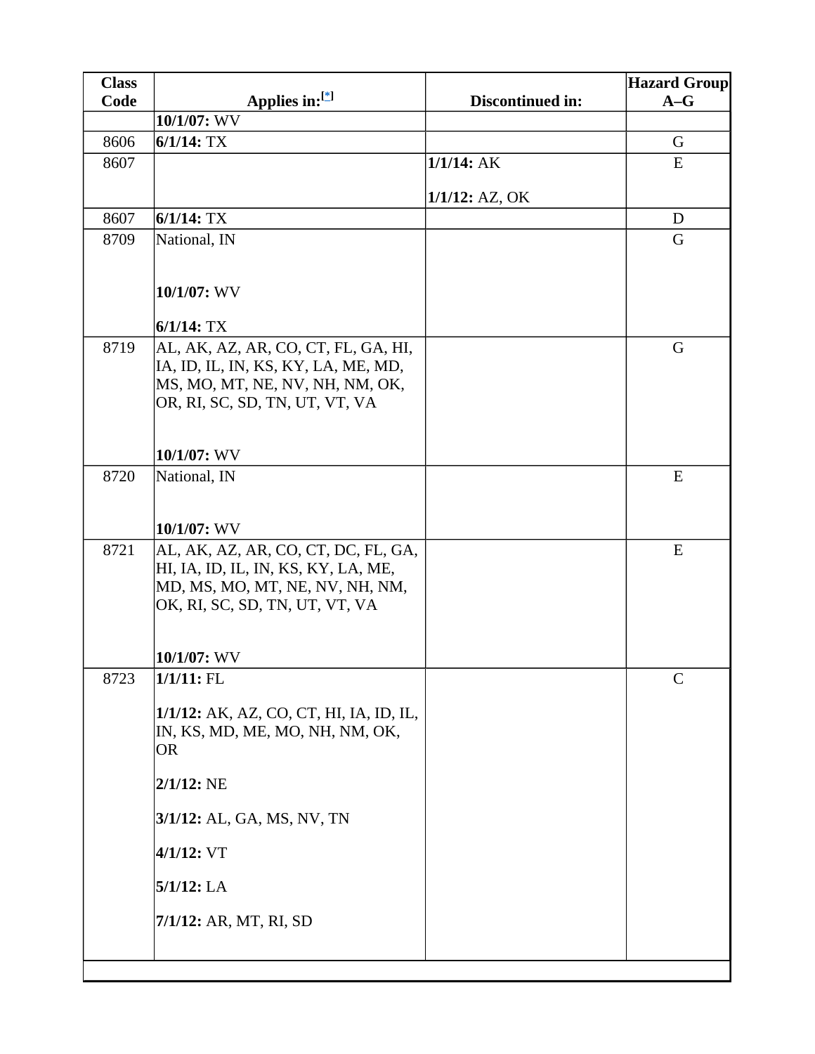| Class Code | Applies in:[*] | Discontinued in: | Hazard Group A–G |
|---|---|---|---|
| | **10/1/07:** WV | | |
| 8606 | **6/1/14:** TX | | G |
| 8607 | | **1/1/14:** AK<br><br>**1/1/12:** AZ, OK | E |
| 8607 | **6/1/14:** TX | | D |
| 8709 | National, IN<br><br>**10/1/07:** WV<br><br>**6/1/14:** TX | | G |
| 8719 | AL, AK, AZ, AR, CO, CT, FL, GA, HI, IA, ID, IL, IN, KS, KY, LA, ME, MD, MS, MO, MT, NE, NV, NH, NM, OK, OR, RI, SC, SD, TN, UT, VT, VA<br><br>**10/1/07:** WV | | G |
| 8720 | National, IN<br><br>**10/1/07:** WV | | E |
| 8721 | AL, AK, AZ, AR, CO, CT, DC, FL, GA, HI, IA, ID, IL, IN, KS, KY, LA, ME, MD, MS, MO, MT, NE, NV, NH, NM, OK, RI, SC, SD, TN, UT, VT, VA<br><br>**10/1/07:** WV | | E |
| 8723 | **1/1/11:** FL<br><br>**1/1/12:** AK, AZ, CO, CT, HI, IA, ID, IL, IN, KS, MD, ME, MO, NH, NM, OK, OR<br><br>**2/1/12:** NE<br><br>**3/1/12:** AL, GA, MS, NV, TN<br><br>**4/1/12:** VT<br><br>**5/1/12:** LA<br><br>**7/1/12:** AR, MT, RI, SD | | C |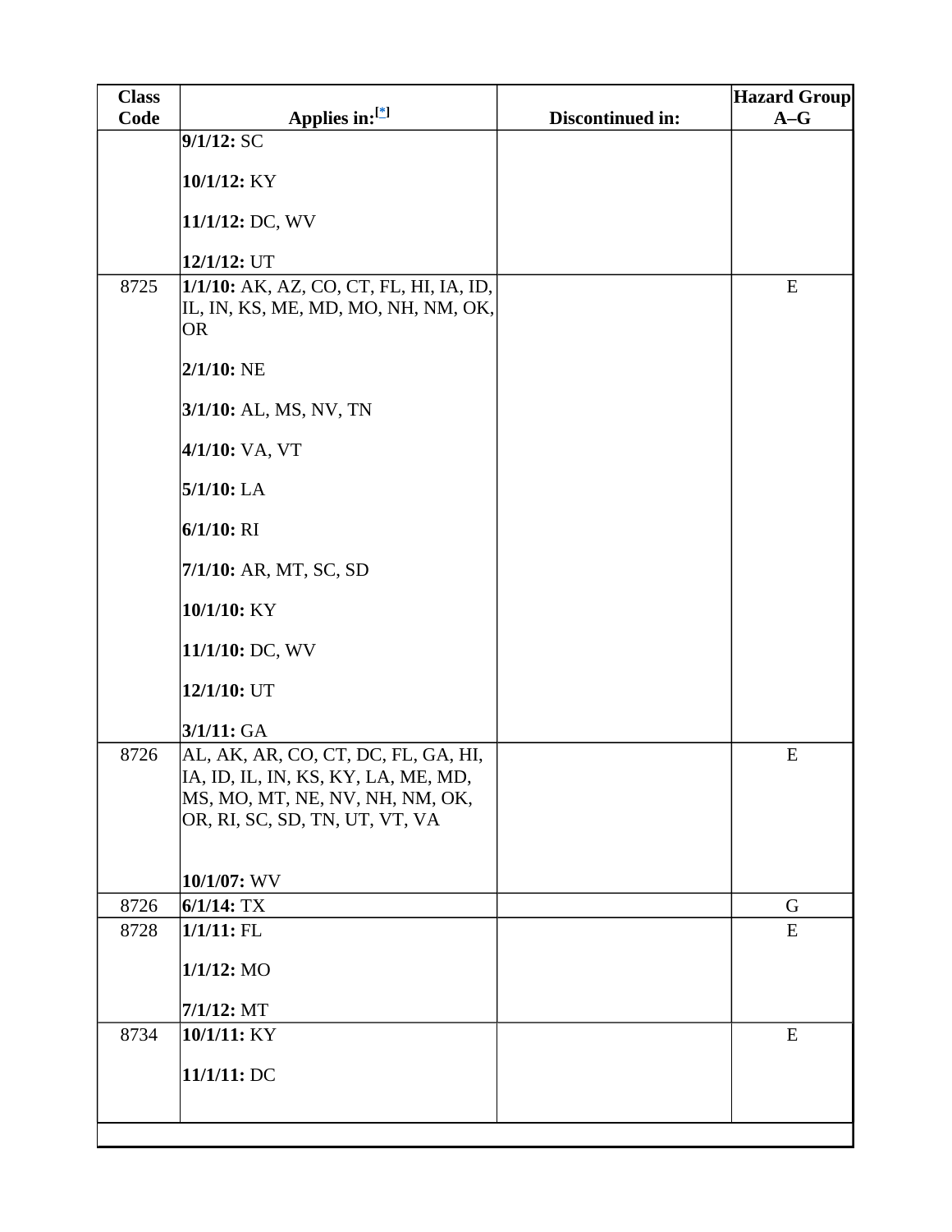| Class Code | Applies in:[*] | Discontinued in: | Hazard Group A–G |
|---|---|---|---|
| | **9/1/12:** SC<br><br>**10/1/12:** KY<br><br>**11/1/12:** DC, WV<br><br>**12/1/12:** UT | | |
| 8725 | **1/1/10:** AK, AZ, CO, CT, FL, HI, IA, ID, IL, IN, KS, ME, MD, MO, NH, NM, OK, OR<br><br>**2/1/10:** NE<br><br>**3/1/10:** AL, MS, NV, TN<br><br>**4/1/10:** VA, VT<br><br>**5/1/10:** LA<br><br>**6/1/10:** RI<br><br>**7/1/10:** AR, MT, SC, SD<br><br>**10/1/10:** KY<br><br>**11/1/10:** DC, WV<br><br>**12/1/10:** UT<br><br>**3/1/11:** GA | | E |
| 8726 | AL, AK, AR, CO, CT, DC, FL, GA, HI, IA, ID, IL, IN, KS, KY, LA, ME, MD, MS, MO, MT, NE, NV, NH, NM, OK, OR, RI, SC, SD, TN, UT, VT, VA<br><br>**10/1/07:** WV | | E |
| 8726 | **6/1/14:** TX | | G |
| 8728 | **1/1/11:** FL<br><br>**1/1/12:** MO<br><br>**7/1/12:** MT | | E |
| 8734 | **10/1/11:** KY<br><br>**11/1/11:** DC | | E |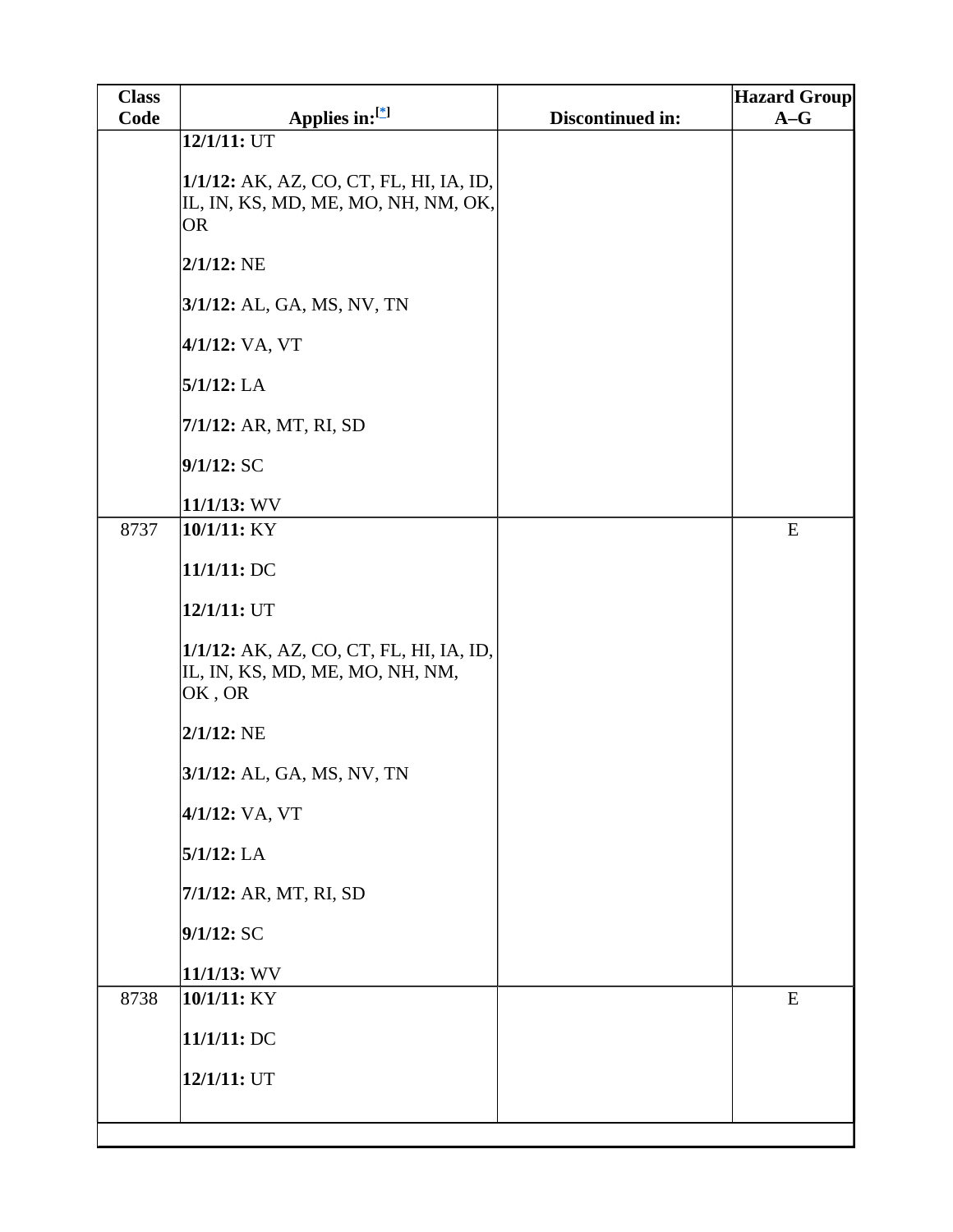| Class Code | Applies in:[*] | Discontinued in: | Hazard Group A–G |
|---|---|---|---|
| | **12/1/11:** UT<br><br>**1/1/12:** AK, AZ, CO, CT, FL, HI, IA, ID, IL, IN, KS, MD, ME, MO, NH, NM, OK, OR<br><br>**2/1/12:** NE<br><br>**3/1/12:** AL, GA, MS, NV, TN<br><br>**4/1/12:** VA, VT<br><br>**5/1/12:** LA<br><br>**7/1/12:** AR, MT, RI, SD<br><br>**9/1/12:** SC<br><br>**11/1/13:** WV | | |
| 8737 | **10/1/11:** KY<br><br>**11/1/11:** DC<br><br>**12/1/11:** UT<br><br>**1/1/12:** AK, AZ, CO, CT, FL, HI, IA, ID, IL, IN, KS, MD, ME, MO, NH, NM, OK , OR<br><br>**2/1/12:** NE<br><br>**3/1/12:** AL, GA, MS, NV, TN<br><br>**4/1/12:** VA, VT<br><br>**5/1/12:** LA<br><br>**7/1/12:** AR, MT, RI, SD<br><br>**9/1/12:** SC<br><br>**11/1/13:** WV | | E |
| 8738 | **10/1/11:** KY<br><br>**11/1/11:** DC<br><br>**12/1/11:** UT | | E |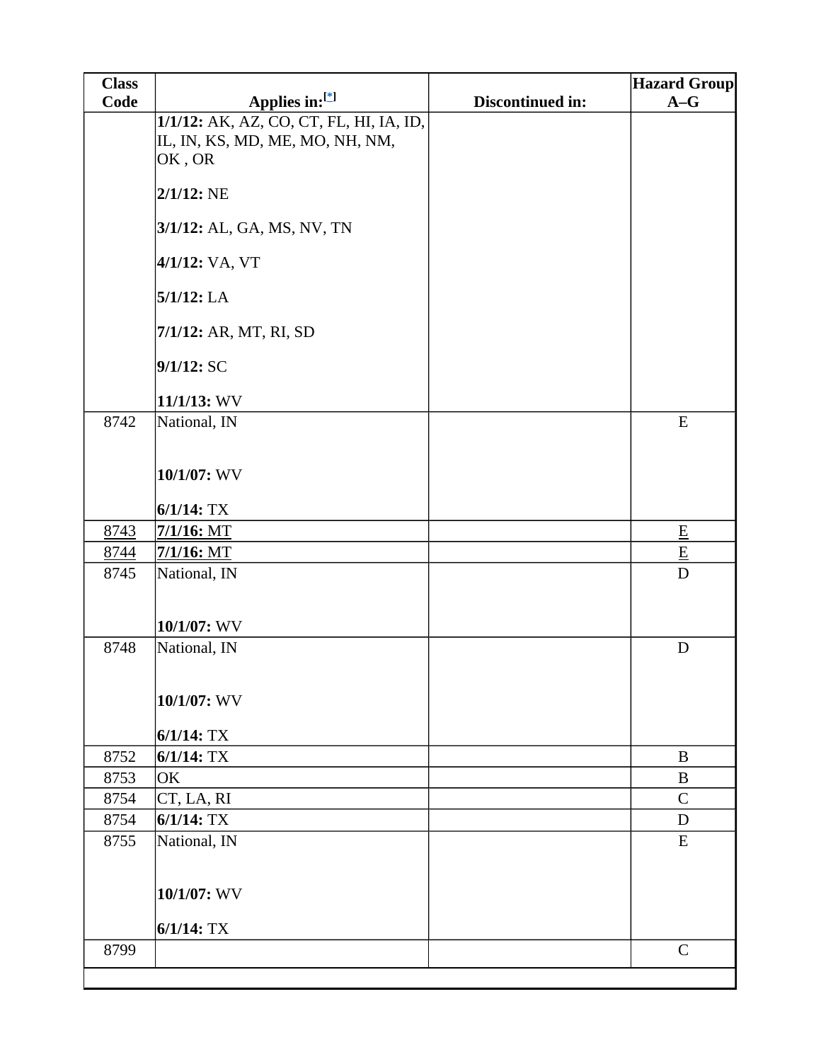| Class Code | Applies in:[*] | Discontinued in: | Hazard Group A–G |
|---|---|---|---|
| | **1/1/12:** AK, AZ, CO, CT, FL, HI, IA, ID, IL, IN, KS, MD, ME, MO, NH, NM, OK , OR<br><br>**2/1/12:** NE<br><br>**3/1/12:** AL, GA, MS, NV, TN<br><br>**4/1/12:** VA, VT<br><br>**5/1/12:** LA<br><br>**7/1/12:** AR, MT, RI, SD<br><br>**9/1/12:** SC<br><br>**11/1/13:** WV | | |
| 8742 | National, IN<br><br>**10/1/07:** WV<br><br>**6/1/14:** TX | | E |
| 8743 | **7/1/16:** MT | | E |
| 8744 | **7/1/16:** MT | | E |
| 8745 | National, IN<br><br>**10/1/07:** WV | | D |
| 8748 | National, IN<br><br>**10/1/07:** WV<br><br>**6/1/14:** TX | | D |
| 8752 | **6/1/14:** TX | | B |
| 8753 | OK | | B |
| 8754 | CT, LA, RI | | C |
| 8754 | **6/1/14:** TX | | D |
| 8755 | National, IN<br><br>**10/1/07:** WV<br><br>**6/1/14:** TX | | E |
| 8799 | | | C |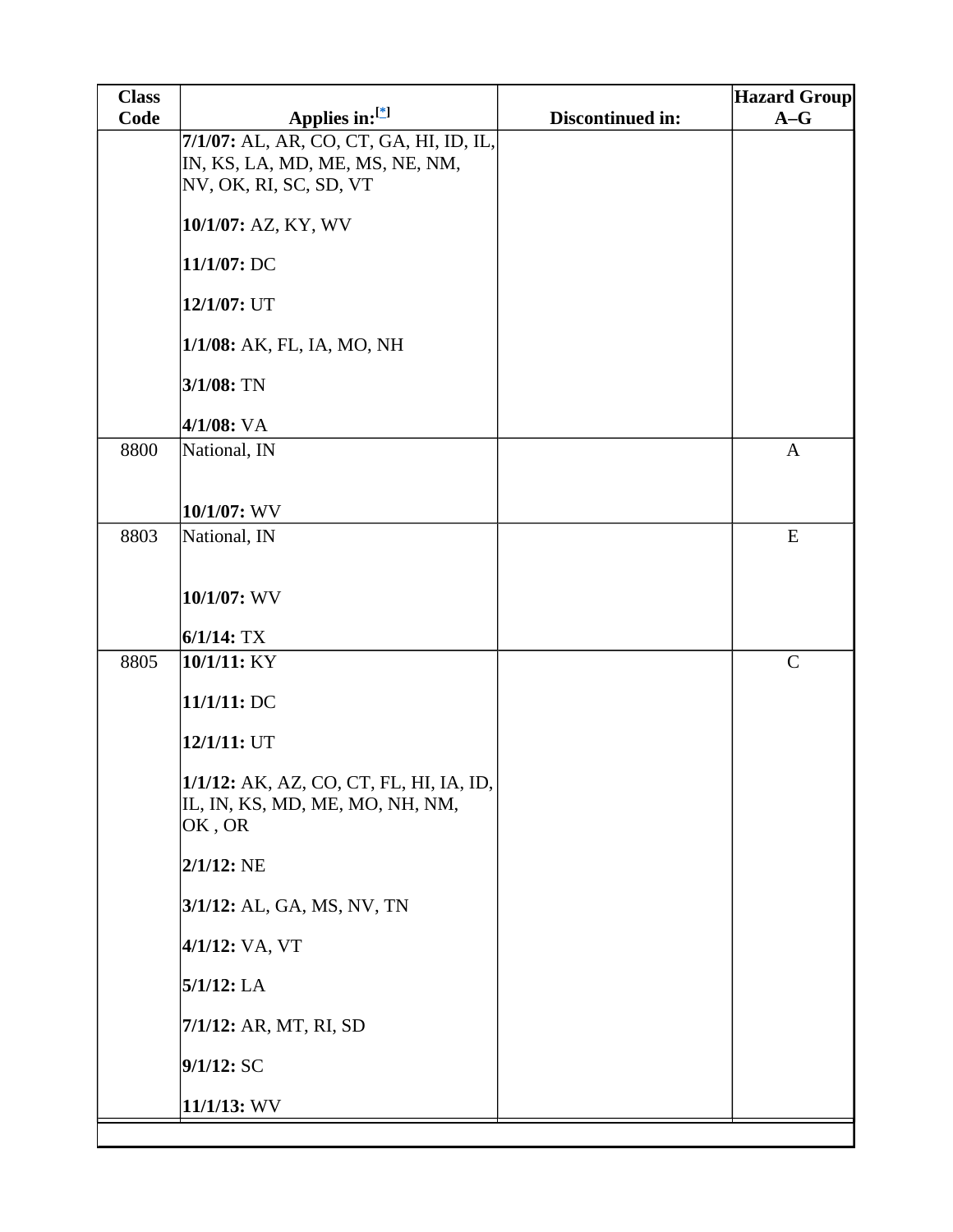| Class Code | Applies in:[*] | Discontinued in: | Hazard Group A–G |
|---|---|---|---|
| | **7/1/07:** AL, AR, CO, CT, GA, HI, ID, IL, IN, KS, LA, MD, ME, MS, NE, NM, NV, OK, RI, SC, SD, VT<br><br>**10/1/07:** AZ, KY, WV<br><br>**11/1/07:** DC<br><br>**12/1/07:** UT<br><br>**1/1/08:** AK, FL, IA, MO, NH<br><br>**3/1/08:** TN<br><br>**4/1/08:** VA | | |
| 8800 | National, IN<br><br>**10/1/07:** WV | | A |
| 8803 | National, IN<br><br>**10/1/07:** WV<br><br>**6/1/14:** TX | | E |
| 8805 | **10/1/11:** KY<br><br>**11/1/11:** DC<br><br>**12/1/11:** UT<br><br>**1/1/12:** AK, AZ, CO, CT, FL, HI, IA, ID, IL, IN, KS, MD, ME, MO, NH, NM, OK , OR<br><br>**2/1/12:** NE<br><br>**3/1/12:** AL, GA, MS, NV, TN<br><br>**4/1/12:** VA, VT<br><br>**5/1/12:** LA<br><br>**7/1/12:** AR, MT, RI, SD<br><br>**9/1/12:** SC<br><br>**11/1/13:** WV | | C |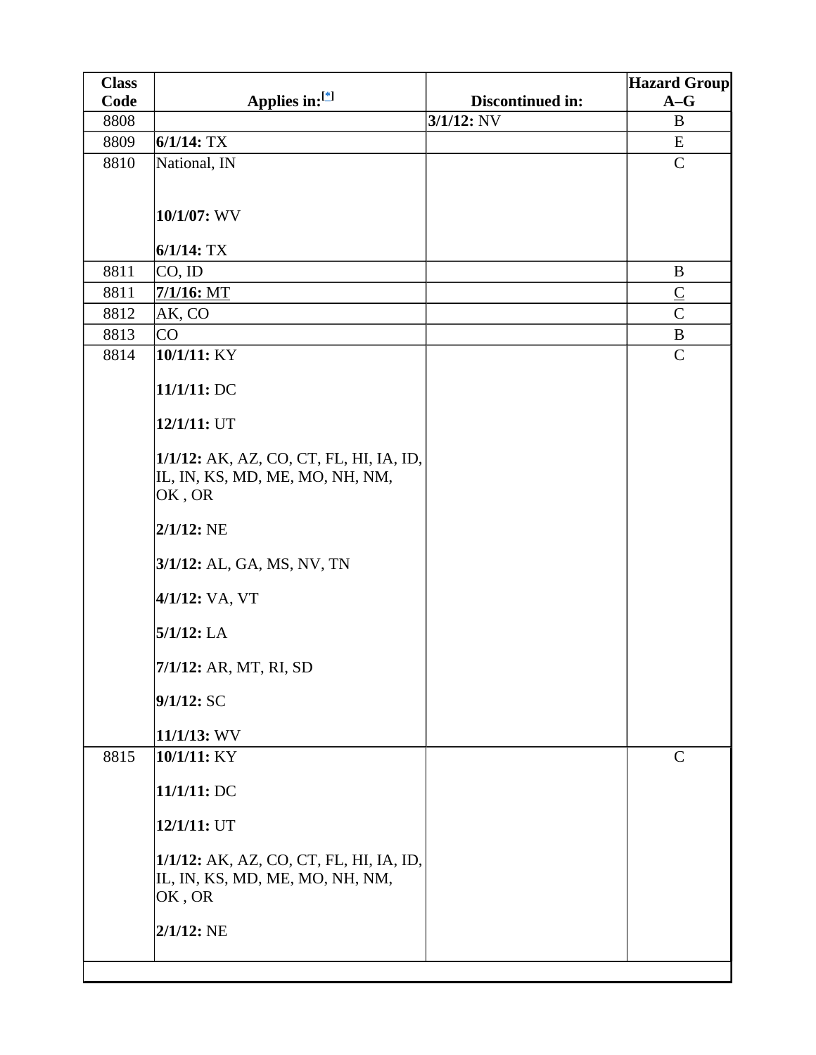| Class Code | Applies in:[*] | Discontinued in: | Hazard Group A–G |
| --- | --- | --- | --- |
| 8808 | | **3/1/12:** NV | B |
| 8809 | **6/1/14:** TX | | E |
| 8810 | National, IN<br><br>**10/1/07:** WV<br><br>**6/1/14:** TX | | C |
| 8811 | CO, ID | | B |
| 8811 | **7/1/16:** MT | | C |
| 8812 | AK, CO | | C |
| 8813 | CO | | B |
| 8814 | **10/1/11:** KY<br><br>**11/1/11:** DC<br><br>**12/1/11:** UT<br><br>**1/1/12:** AK, AZ, CO, CT, FL, HI, IA, ID, IL, IN, KS, MD, ME, MO, NH, NM, OK , OR<br><br>**2/1/12:** NE<br><br>**3/1/12:** AL, GA, MS, NV, TN<br><br>**4/1/12:** VA, VT<br><br>**5/1/12:** LA<br><br>**7/1/12:** AR, MT, RI, SD<br><br>**9/1/12:** SC<br><br>**11/1/13:** WV | | C |
| 8815 | **10/1/11:** KY<br><br>**11/1/11:** DC<br><br>**12/1/11:** UT<br><br>**1/1/12:** AK, AZ, CO, CT, FL, HI, IA, ID, IL, IN, KS, MD, ME, MO, NH, NM, OK , OR<br><br>**2/1/12:** NE | | C |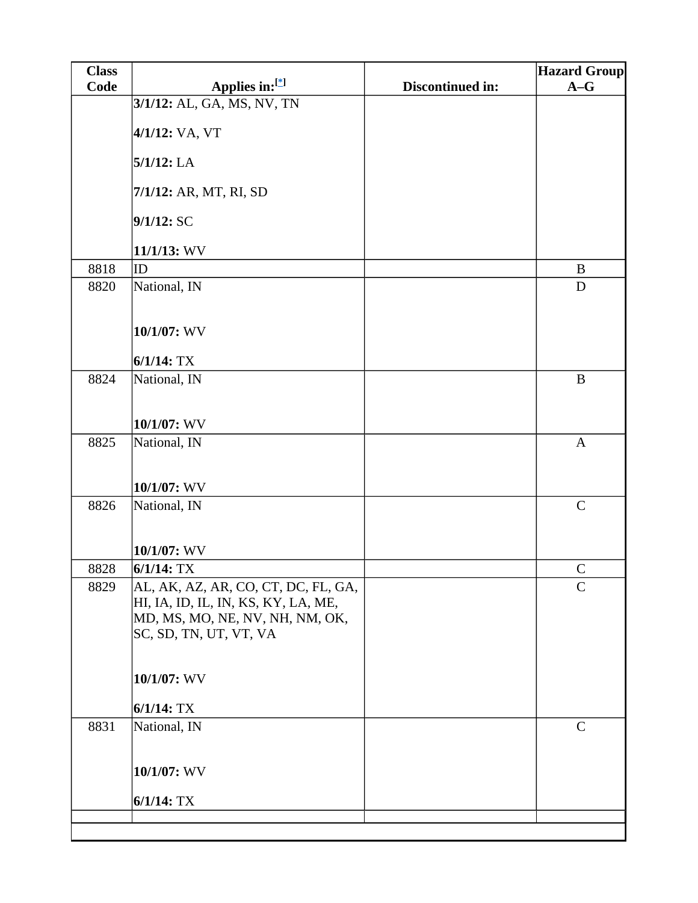| Class Code | Applies in:[*] | Discontinued in: | Hazard Group A–G |
|---|---|---|---|
| | **3/1/12:** AL, GA, MS, NV, TN<br><br>**4/1/12:** VA, VT<br><br>**5/1/12:** LA<br><br>**7/1/12:** AR, MT, RI, SD<br><br>**9/1/12:** SC<br><br>**11/1/13:** WV | | |
| 8818 | ID | | B |
| 8820 | National, IN<br><br>**10/1/07:** WV<br><br>**6/1/14:** TX | | D |
| 8824 | National, IN<br><br>**10/1/07:** WV | | B |
| 8825 | National, IN<br><br>**10/1/07:** WV | | A |
| 8826 | National, IN<br><br>**10/1/07:** WV | | C |
| 8828 | **6/1/14:** TX | | C |
| 8829 | AL, AK, AZ, AR, CO, CT, DC, FL, GA, HI, IA, ID, IL, IN, KS, KY, LA, ME, MD, MS, MO, NE, NV, NH, NM, OK, SC, SD, TN, UT, VT, VA<br><br>**10/1/07:** WV<br><br>**6/1/14:** TX | | C |
| 8831 | National, IN<br><br>**10/1/07:** WV<br><br>**6/1/14:** TX | | C |
| | | | |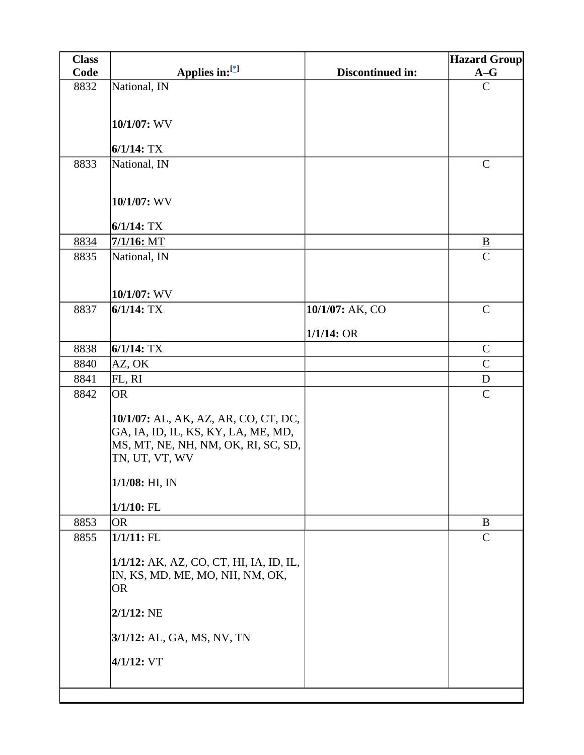| Class Code | Applies in:[*] | Discontinued in: | Hazard Group A–G |
|---|---|---|---|
| 8832 | National, IN<br><br>**10/1/07:** WV<br><br>**6/1/14:** TX | | C |
| 8833 | National, IN<br><br>**10/1/07:** WV<br><br>**6/1/14:** TX | | C |
| 8834 | **7/1/16:** MT | | B |
| 8835 | National, IN<br><br>**10/1/07:** WV | | C |
| 8837 | **6/1/14:** TX | **10/1/07:** AK, CO<br><br>**1/1/14:** OR | C |
| 8838 | **6/1/14:** TX | | C |
| 8840 | AZ, OK | | C |
| 8841 | FL, RI | | D |
| 8842 | OR<br><br>**10/1/07:** AL, AK, AZ, AR, CO, CT, DC, GA, IA, ID, IL, KS, KY, LA, ME, MD, MS, MT, NE, NH, NM, OK, RI, SC, SD, TN, UT, VT, WV<br><br>**1/1/08:** HI, IN<br><br>**1/1/10:** FL | | C |
| 8853 | OR | | B |
| 8855 | **1/1/11:** FL<br><br>**1/1/12:** AK, AZ, CO, CT, HI, IA, ID, IL, IN, KS, MD, ME, MO, NH, NM, OK, OR<br><br>**2/1/12:** NE<br><br>**3/1/12:** AL, GA, MS, NV, TN<br><br>**4/1/12:** VT | | C |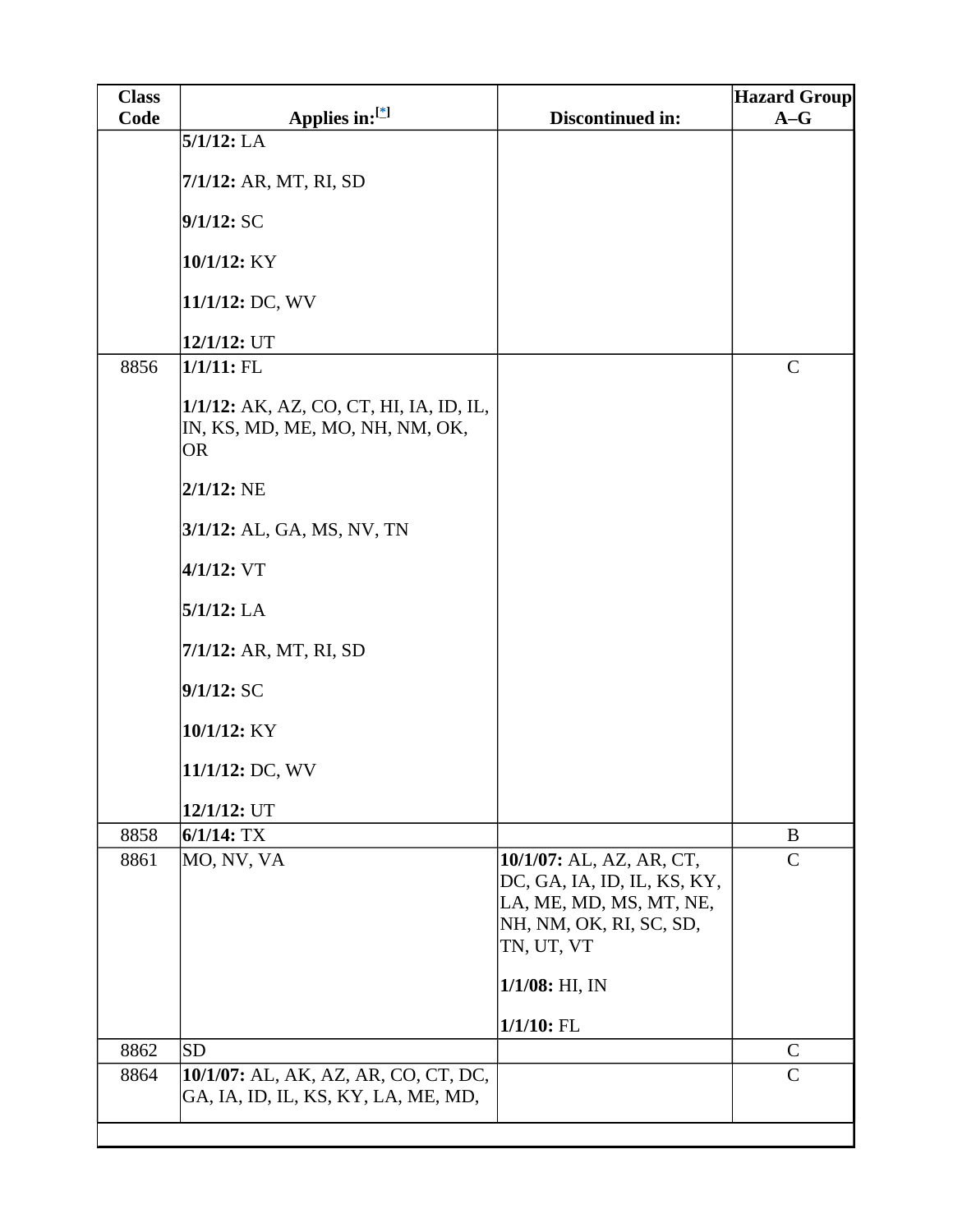| Class Code | Applies in:[*] | Discontinued in: | Hazard Group A–G |
|---|---|---|---|
| | **5/1/12:** LA<br><br>**7/1/12:** AR, MT, RI, SD<br><br>**9/1/12:** SC<br><br>**10/1/12:** KY<br><br>**11/1/12:** DC, WV<br><br>**12/1/12:** UT | | |
| 8856 | **1/1/11:** FL<br><br>**1/1/12:** AK, AZ, CO, CT, HI, IA, ID, IL, IN, KS, MD, ME, MO, NH, NM, OK, OR<br><br>**2/1/12:** NE<br><br>**3/1/12:** AL, GA, MS, NV, TN<br><br>**4/1/12:** VT<br><br>**5/1/12:** LA<br><br>**7/1/12:** AR, MT, RI, SD<br><br>**9/1/12:** SC<br><br>**10/1/12:** KY<br><br>**11/1/12:** DC, WV<br><br>**12/1/12:** UT | | C |
| 8858 | **6/1/14:** TX | | B |
| 8861 | MO, NV, VA | **10/1/07:** AL, AZ, AR, CT, DC, GA, IA, ID, IL, KS, KY, LA, ME, MD, MS, MT, NE, NH, NM, OK, RI, SC, SD, TN, UT, VT<br><br>**1/1/08:** HI, IN<br><br>**1/1/10:** FL | C |
| 8862 | SD | | C |
| 8864 | **10/1/07:** AL, AK, AZ, AR, CO, CT, DC, GA, IA, ID, IL, KS, KY, LA, ME, MD, | | C |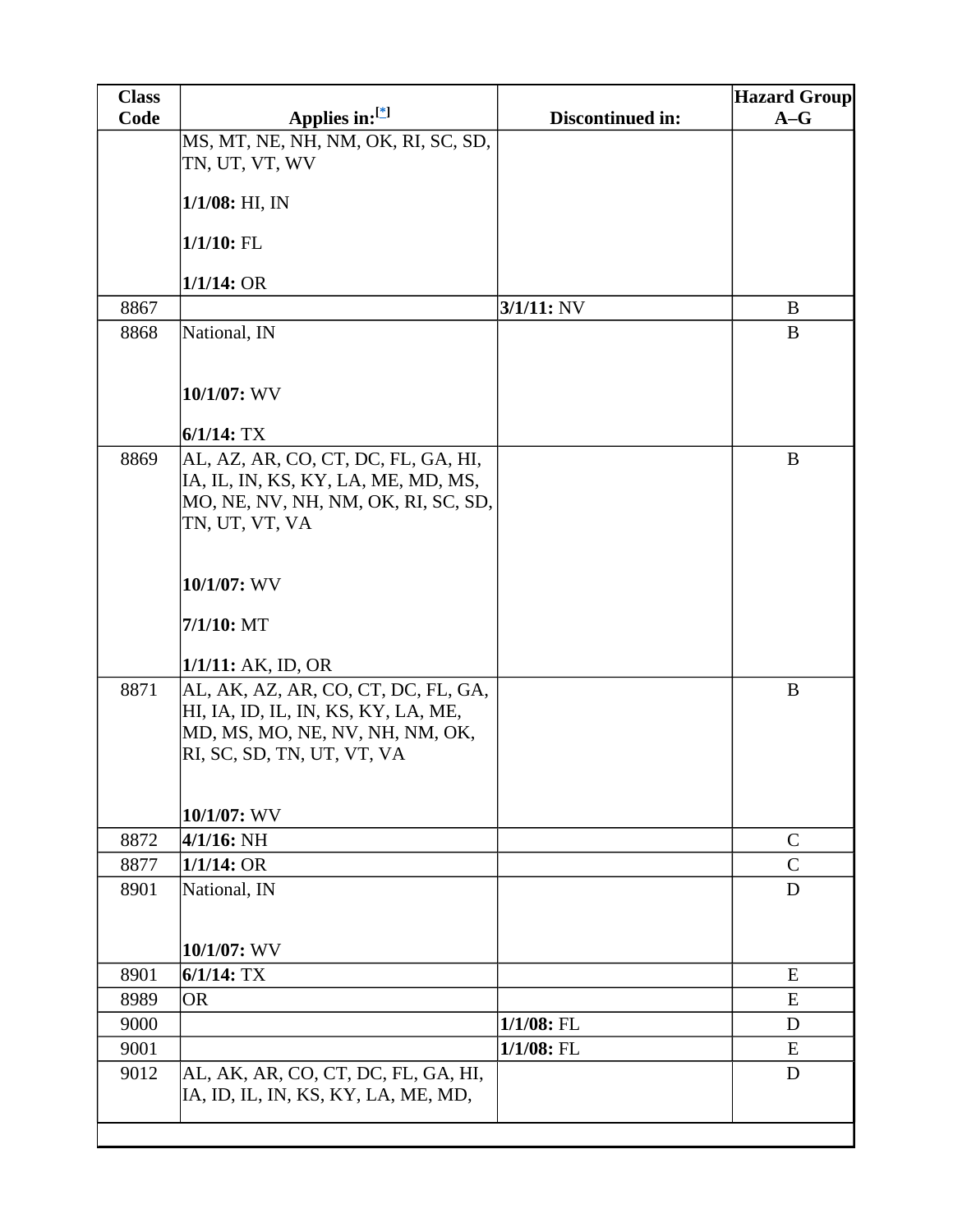| Class Code | Applies in:[*] | Discontinued in: | Hazard Group A–G |
|---|---|---|---|
| | MS, MT, NE, NH, NM, OK, RI, SC, SD, TN, UT, VT, WV<br><br>**1/1/08:** HI, IN<br><br>**1/1/10:** FL<br><br>**1/1/14:** OR | | |
| 8867 | | **3/1/11:** NV | B |
| 8868 | National, IN<br><br>**10/1/07:** WV<br><br>**6/1/14:** TX | | B |
| 8869 | AL, AZ, AR, CO, CT, DC, FL, GA, HI, IA, IL, IN, KS, KY, LA, ME, MD, MS, MO, NE, NV, NH, NM, OK, RI, SC, SD, TN, UT, VT, VA<br><br>**10/1/07:** WV<br><br>**7/1/10:** MT<br><br>**1/1/11:** AK, ID, OR | | B |
| 8871 | AL, AK, AZ, AR, CO, CT, DC, FL, GA, HI, IA, ID, IL, IN, KS, KY, LA, ME, MD, MS, MO, NE, NV, NH, NM, OK, RI, SC, SD, TN, UT, VT, VA<br><br>**10/1/07:** WV | | B |
| 8872 | **4/1/16:** NH | | C |
| 8877 | **1/1/14:** OR | | C |
| 8901 | National, IN<br><br>**10/1/07:** WV | | D |
| 8901 | **6/1/14:** TX | | E |
| 8989 | OR | | E |
| 9000 | | **1/1/08:** FL | D |
| 9001 | | **1/1/08:** FL | E |
| 9012 | AL, AK, AR, CO, CT, DC, FL, GA, HI, IA, ID, IL, IN, KS, KY, LA, ME, MD, | | D |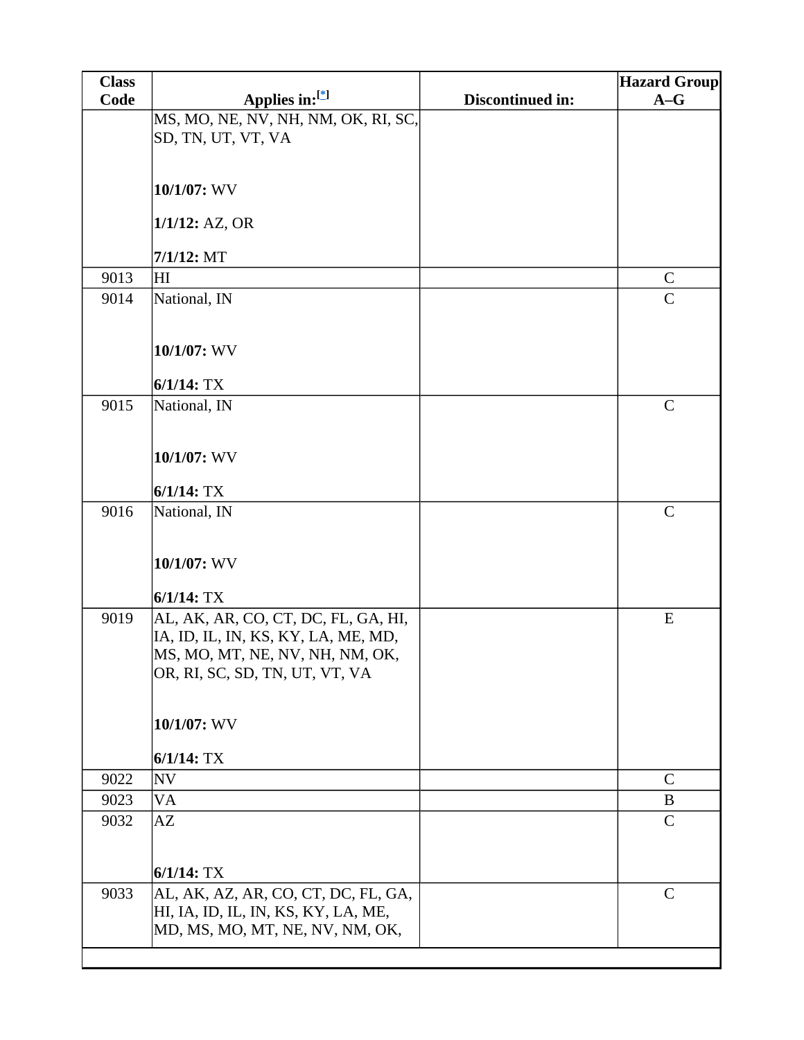| Class Code | Applies in:[*] | Discontinued in: | Hazard Group A–G |
|---|---|---|---|
| | MS, MO, NE, NV, NH, NM, OK, RI, SC, SD, TN, UT, VT, VA<br><br>**10/1/07:** WV<br><br>**1/1/12:** AZ, OR<br><br>**7/1/12:** MT | | |
| 9013 | HI | | C |
| 9014 | National, IN<br><br>**10/1/07:** WV<br><br>**6/1/14:** TX | | C |
| 9015 | National, IN<br><br>**10/1/07:** WV<br><br>**6/1/14:** TX | | C |
| 9016 | National, IN<br><br>**10/1/07:** WV<br><br>**6/1/14:** TX | | C |
| 9019 | AL, AK, AR, CO, CT, DC, FL, GA, HI, IA, ID, IL, IN, KS, KY, LA, ME, MD, MS, MO, MT, NE, NV, NH, NM, OK, OR, RI, SC, SD, TN, UT, VT, VA<br><br>**10/1/07:** WV<br><br>**6/1/14:** TX | | E |
| 9022 | NV | | C |
| 9023 | VA | | B |
| 9032 | AZ<br><br>**6/1/14:** TX | | C |
| 9033 | AL, AK, AZ, AR, CO, CT, DC, FL, GA, HI, IA, ID, IL, IN, KS, KY, LA, ME, MD, MS, MO, MT, NE, NV, NM, OK, | | C |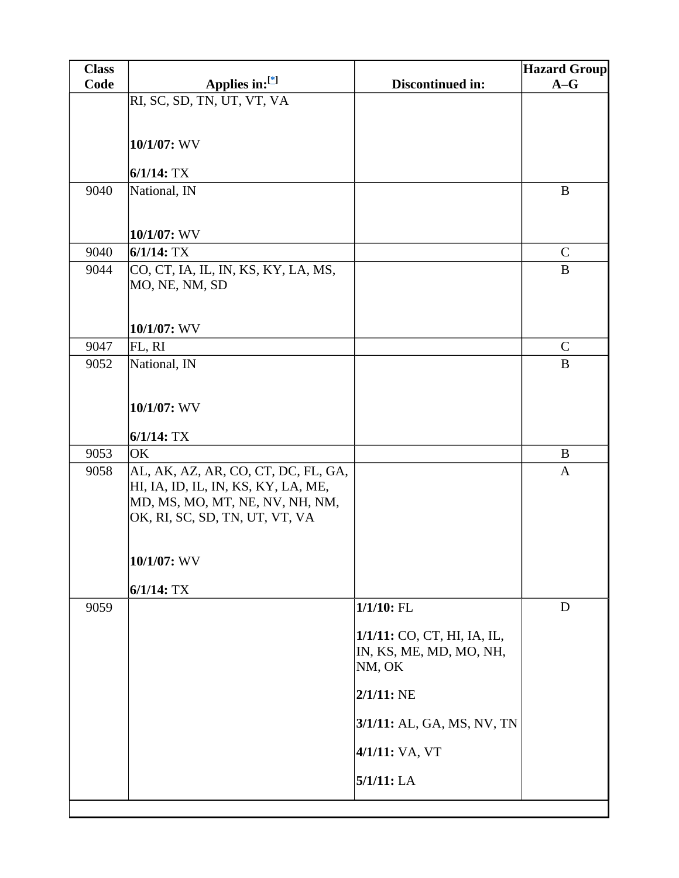| Class Code | Applies in:[*] | Discontinued in: | Hazard Group A–G |
|---|---|---|---|
| | RI, SC, SD, TN, UT, VT, VA<br><br>**10/1/07:** WV<br><br>**6/1/14:** TX | | |
| 9040 | National, IN<br><br>**10/1/07:** WV | | B |
| 9040 | **6/1/14:** TX | | C |
| 9044 | CO, CT, IA, IL, IN, KS, KY, LA, MS, MO, NE, NM, SD<br><br>**10/1/07:** WV | | B |
| 9047 | FL, RI | | C |
| 9052 | National, IN<br><br>**10/1/07:** WV<br><br>**6/1/14:** TX | | B |
| 9053 | OK | | B |
| 9058 | AL, AK, AZ, AR, CO, CT, DC, FL, GA, HI, IA, ID, IL, IN, KS, KY, LA, ME, MD, MS, MO, MT, NE, NV, NH, NM, OK, RI, SC, SD, TN, UT, VT, VA<br><br>**10/1/07:** WV<br><br>**6/1/14:** TX | | A |
| 9059 | | **1/1/10:** FL<br><br>**1/1/11:** CO, CT, HI, IA, IL, IN, KS, ME, MD, MO, NH, NM, OK<br><br>**2/1/11:** NE<br><br>**3/1/11:** AL, GA, MS, NV, TN<br><br>**4/1/11:** VA, VT<br><br>**5/1/11:** LA | D |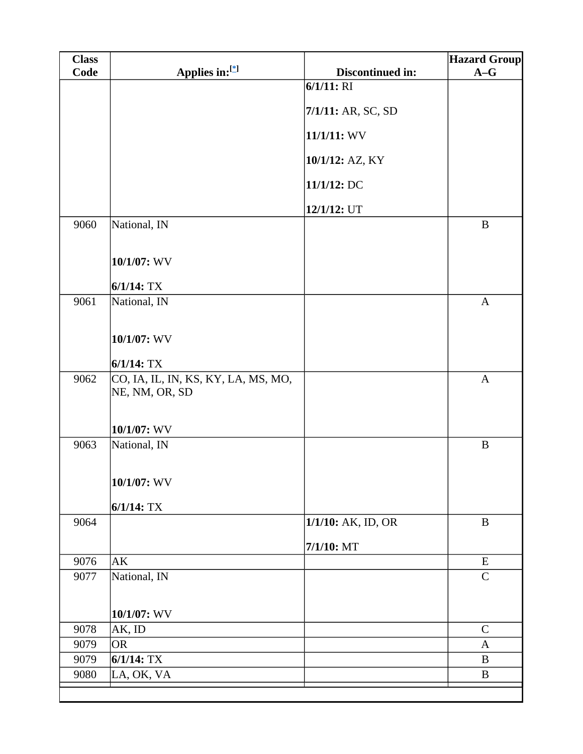| Class Code | Applies in:[*] | Discontinued in: | Hazard Group A–G |
|---|---|---|---|
| | | **6/1/11:** RI<br><br>**7/1/11:** AR, SC, SD<br><br>**11/1/11:** WV<br><br>**10/1/12:** AZ, KY<br><br>**11/1/12:** DC<br><br>**12/1/12:** UT | |
| 9060 | National, IN<br><br>**10/1/07:** WV<br><br>**6/1/14:** TX | | B |
| 9061 | National, IN<br><br>**10/1/07:** WV<br><br>**6/1/14:** TX | | A |
| 9062 | CO, IA, IL, IN, KS, KY, LA, MS, MO, NE, NM, OR, SD<br><br>**10/1/07:** WV | | A |
| 9063 | National, IN<br><br>**10/1/07:** WV<br><br>**6/1/14:** TX | | B |
| 9064 | | **1/1/10:** AK, ID, OR<br><br>**7/1/10:** MT | B |
| 9076 | AK | | E |
| 9077 | National, IN<br><br>**10/1/07:** WV | | C |
| 9078 | AK, ID | | C |
| 9079 | OR | | A |
| 9079 | **6/1/14:** TX | | B |
| 9080 | LA, OK, VA | | B |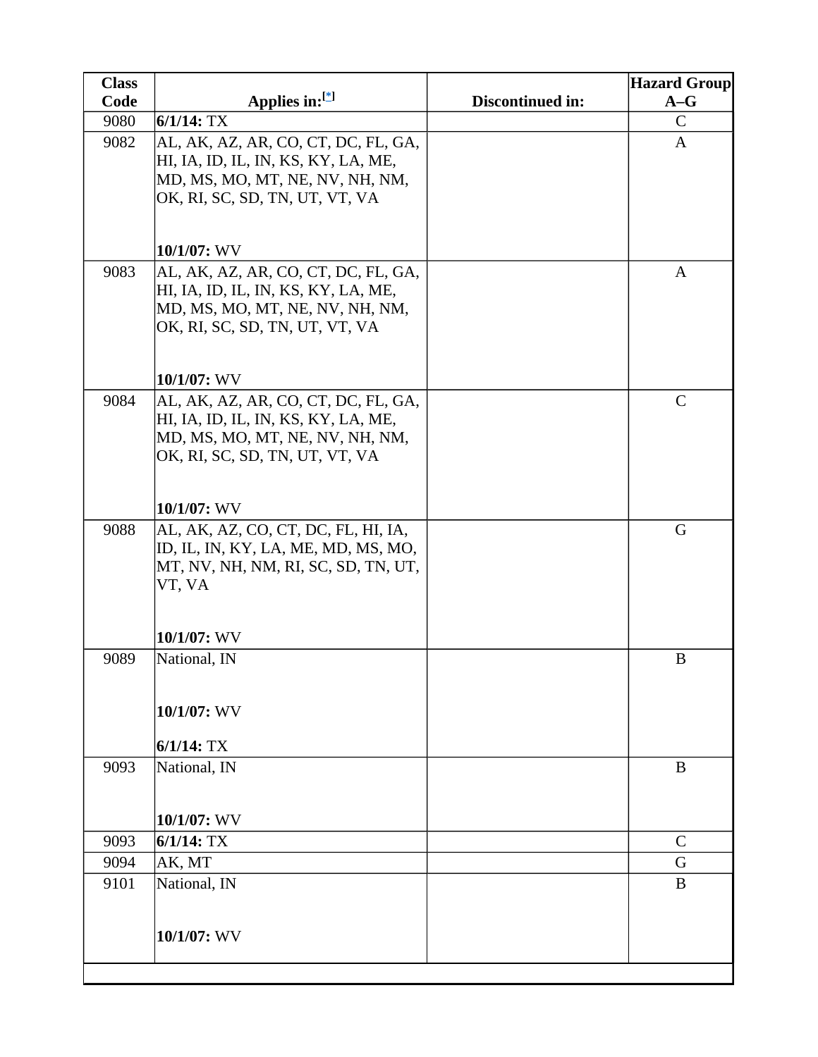| Class Code | Applies in:[*] | Discontinued in: | Hazard Group A–G |
|---|---|---|---|
| 9080 | **6/1/14:** TX | | C |
| 9082 | AL, AK, AZ, AR, CO, CT, DC, FL, GA, HI, IA, ID, IL, IN, KS, KY, LA, ME, MD, MS, MO, MT, NE, NV, NH, NM, OK, RI, SC, SD, TN, UT, VT, VA<br><br>**10/1/07:** WV | | A |
| 9083 | AL, AK, AZ, AR, CO, CT, DC, FL, GA, HI, IA, ID, IL, IN, KS, KY, LA, ME, MD, MS, MO, MT, NE, NV, NH, NM, OK, RI, SC, SD, TN, UT, VT, VA<br><br>**10/1/07:** WV | | A |
| 9084 | AL, AK, AZ, AR, CO, CT, DC, FL, GA, HI, IA, ID, IL, IN, KS, KY, LA, ME, MD, MS, MO, MT, NE, NV, NH, NM, OK, RI, SC, SD, TN, UT, VT, VA<br><br>**10/1/07:** WV | | C |
| 9088 | AL, AK, AZ, CO, CT, DC, FL, HI, IA, ID, IL, IN, KY, LA, ME, MD, MS, MO, MT, NV, NH, NM, RI, SC, SD, TN, UT, VT, VA<br><br>**10/1/07:** WV | | G |
| 9089 | National, IN<br><br>**10/1/07:** WV<br><br>**6/1/14:** TX | | B |
| 9093 | National, IN<br><br>**10/1/07:** WV | | B |
| 9093 | **6/1/14:** TX | | C |
| 9094 | AK, MT | | G |
| 9101 | National, IN<br><br>**10/1/07:** WV | | B |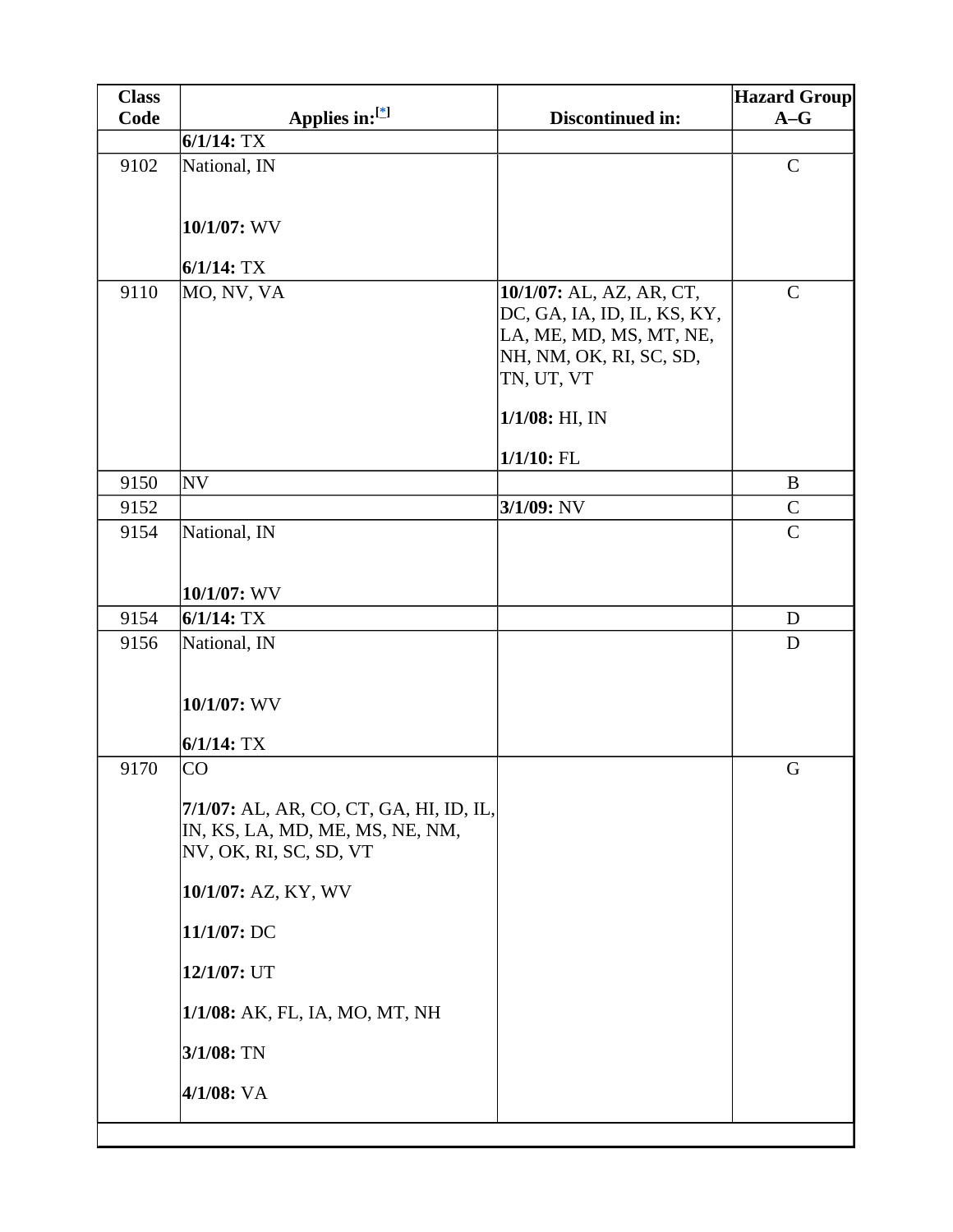| Class Code | Applies in:[*] | Discontinued in: | Hazard Group A–G |
|---|---|---|---|
| | **6/1/14:** TX | | |
| 9102 | National, IN<br><br>**10/1/07:** WV<br><br>**6/1/14:** TX | | C |
| 9110 | MO, NV, VA | **10/1/07:** AL, AZ, AR, CT, DC, GA, IA, ID, IL, KS, KY, LA, ME, MD, MS, MT, NE, NH, NM, OK, RI, SC, SD, TN, UT, VT<br><br>**1/1/08:** HI, IN<br><br>**1/1/10:** FL | C |
| 9150 | NV | | B |
| 9152 | | **3/1/09:** NV | C |
| 9154 | National, IN<br><br>**10/1/07:** WV | | C |
| 9154 | **6/1/14:** TX | | D |
| 9156 | National, IN<br><br>**10/1/07:** WV<br><br>**6/1/14:** TX | | D |
| 9170 | CO<br><br>**7/1/07:** AL, AR, CO, CT, GA, HI, ID, IL, IN, KS, LA, MD, ME, MS, NE, NM, NV, OK, RI, SC, SD, VT<br><br>**10/1/07:** AZ, KY, WV<br><br>**11/1/07:** DC<br><br>**12/1/07:** UT<br><br>**1/1/08:** AK, FL, IA, MO, MT, NH<br><br>**3/1/08:** TN<br><br>**4/1/08:** VA | | G |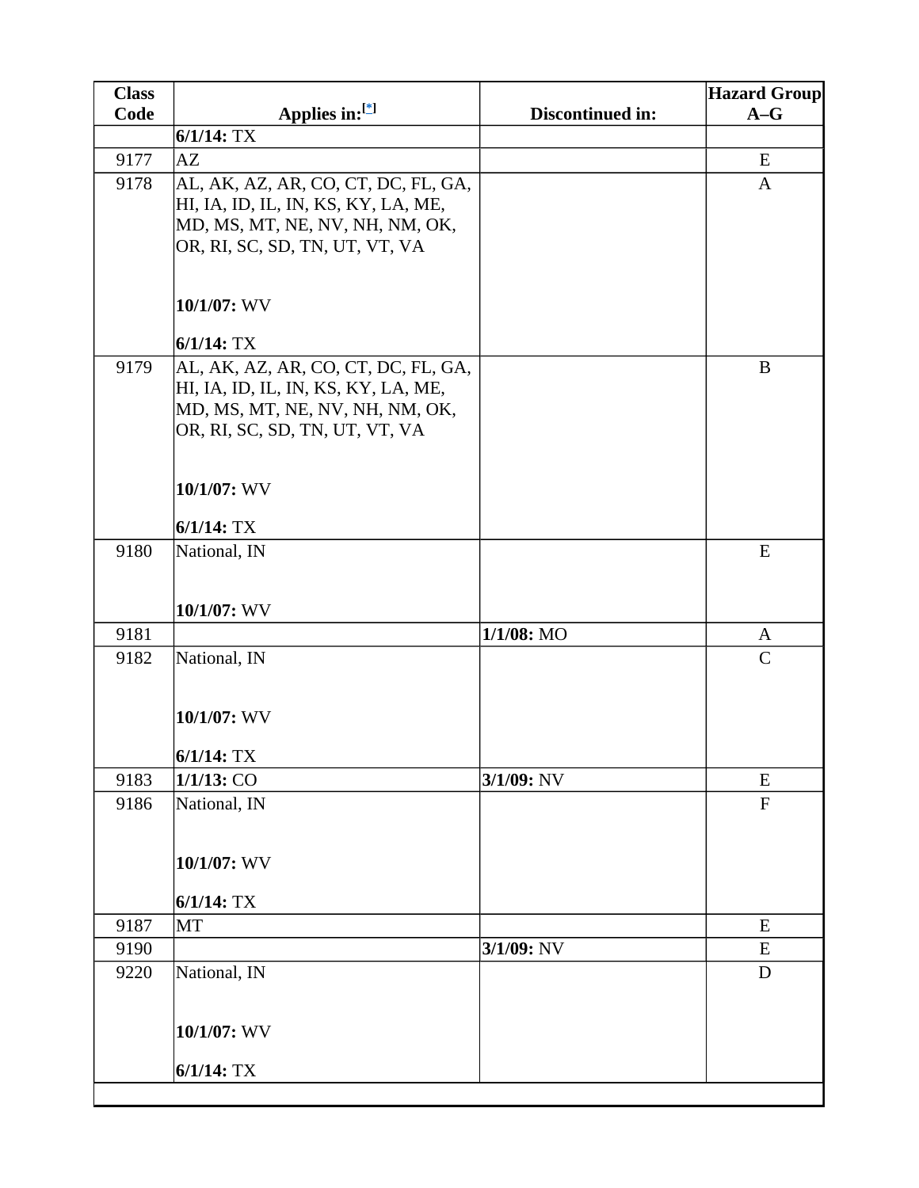| Class Code | Applies in:[*] | Discontinued in: | Hazard Group A–G |
|---|---|---|---|
| | **6/1/14:** TX | | |
| 9177 | AZ | | E |
| 9178 | AL, AK, AZ, AR, CO, CT, DC, FL, GA, HI, IA, ID, IL, IN, KS, KY, LA, ME, MD, MS, MT, NE, NV, NH, NM, OK, OR, RI, SC, SD, TN, UT, VT, VA<br><br>**10/1/07:** WV<br><br>**6/1/14:** TX | | A |
| 9179 | AL, AK, AZ, AR, CO, CT, DC, FL, GA, HI, IA, ID, IL, IN, KS, KY, LA, ME, MD, MS, MT, NE, NV, NH, NM, OK, OR, RI, SC, SD, TN, UT, VT, VA<br><br>**10/1/07:** WV<br><br>**6/1/14:** TX | | B |
| 9180 | National, IN<br><br>**10/1/07:** WV | | E |
| 9181 | | **1/1/08:** MO | A |
| 9182 | National, IN<br><br>**10/1/07:** WV<br><br>**6/1/14:** TX | | C |
| 9183 | **1/1/13:** CO | **3/1/09:** NV | E |
| 9186 | National, IN<br><br>**10/1/07:** WV<br><br>**6/1/14:** TX | | F |
| 9187 | MT | | E |
| 9190 | | **3/1/09:** NV | E |
| 9220 | National, IN<br><br>**10/1/07:** WV<br><br>**6/1/14:** TX | | D |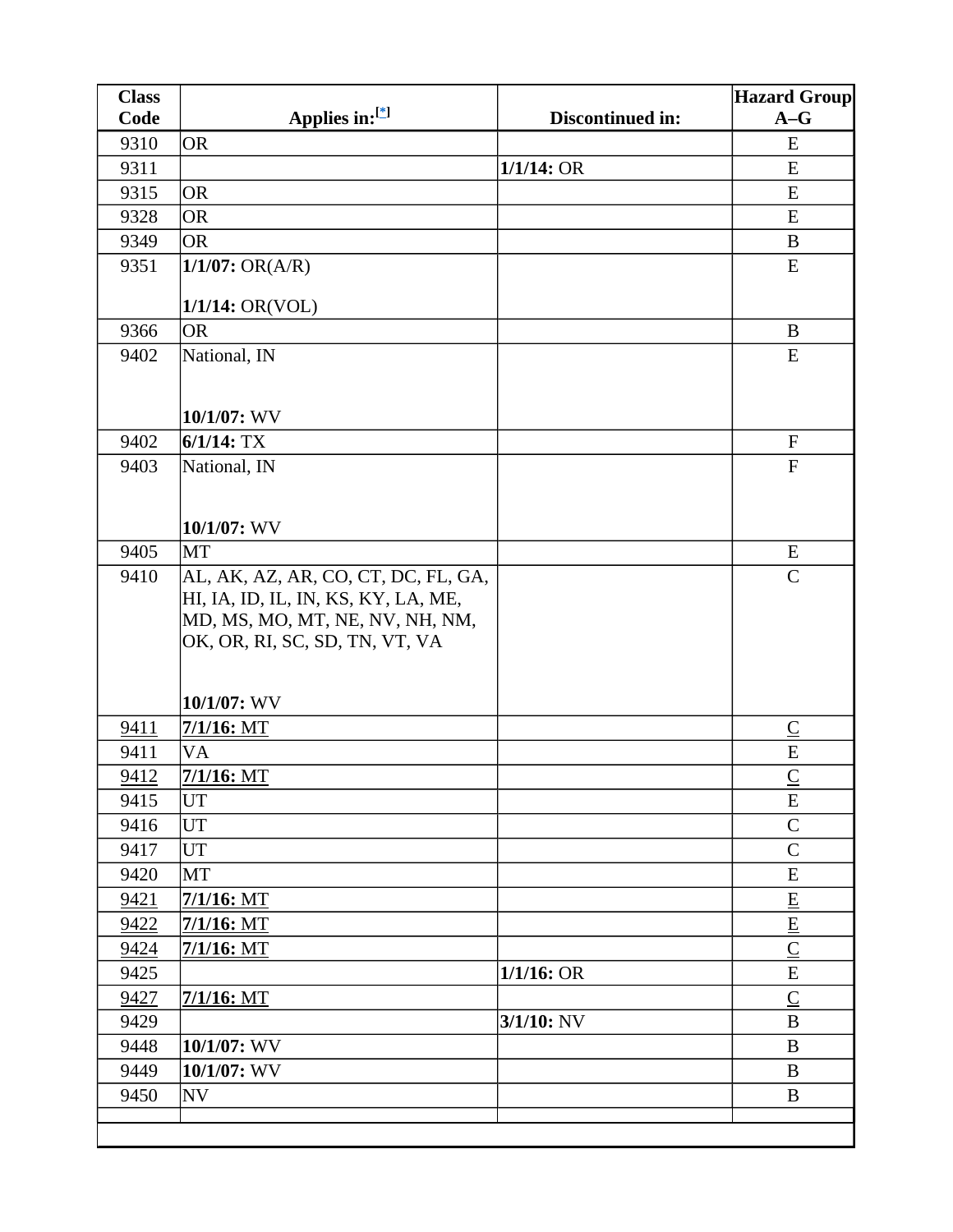| Class Code | Applies in:[*] | Discontinued in: | Hazard Group A–G |
|---|---|---|---|
| 9310 | OR | | E |
| 9311 | | **1/1/14:** OR | E |
| 9315 | OR | | E |
| 9328 | OR | | E |
| 9349 | OR | | B |
| 9351 | **1/1/07:** OR(A/R)<br><br>**1/1/14:** OR(VOL) | | E |
| 9366 | OR | | B |
| 9402 | National, IN<br><br><br>**10/1/07:** WV | | E |
| 9402 | **6/1/14:** TX | | F |
| 9403 | National, IN<br><br><br>**10/1/07:** WV | | F |
| 9405 | MT | | E |
| 9410 | AL, AK, AZ, AR, CO, CT, DC, FL, GA, HI, IA, ID, IL, IN, KS, KY, LA, ME, MD, MS, MO, MT, NE, NV, NH, NM, OK, OR, RI, SC, SD, TN, VT, VA<br><br><br>**10/1/07:** WV | | C |
| 9411 | **7/1/16:** MT | | C |
| 9411 | VA | | E |
| 9412 | **7/1/16:** MT | | C |
| 9415 | UT | | E |
| 9416 | UT | | C |
| 9417 | UT | | C |
| 9420 | MT | | E |
| 9421 | **7/1/16:** MT | | E |
| 9422 | **7/1/16:** MT | | E |
| 9424 | **7/1/16:** MT | | C |
| 9425 | | **1/1/16:** OR | E |
| 9427 | **7/1/16:** MT | | C |
| 9429 | | **3/1/10:** NV | B |
| 9448 | **10/1/07:** WV | | B |
| 9449 | **10/1/07:** WV | | B |
| 9450 | NV | | B |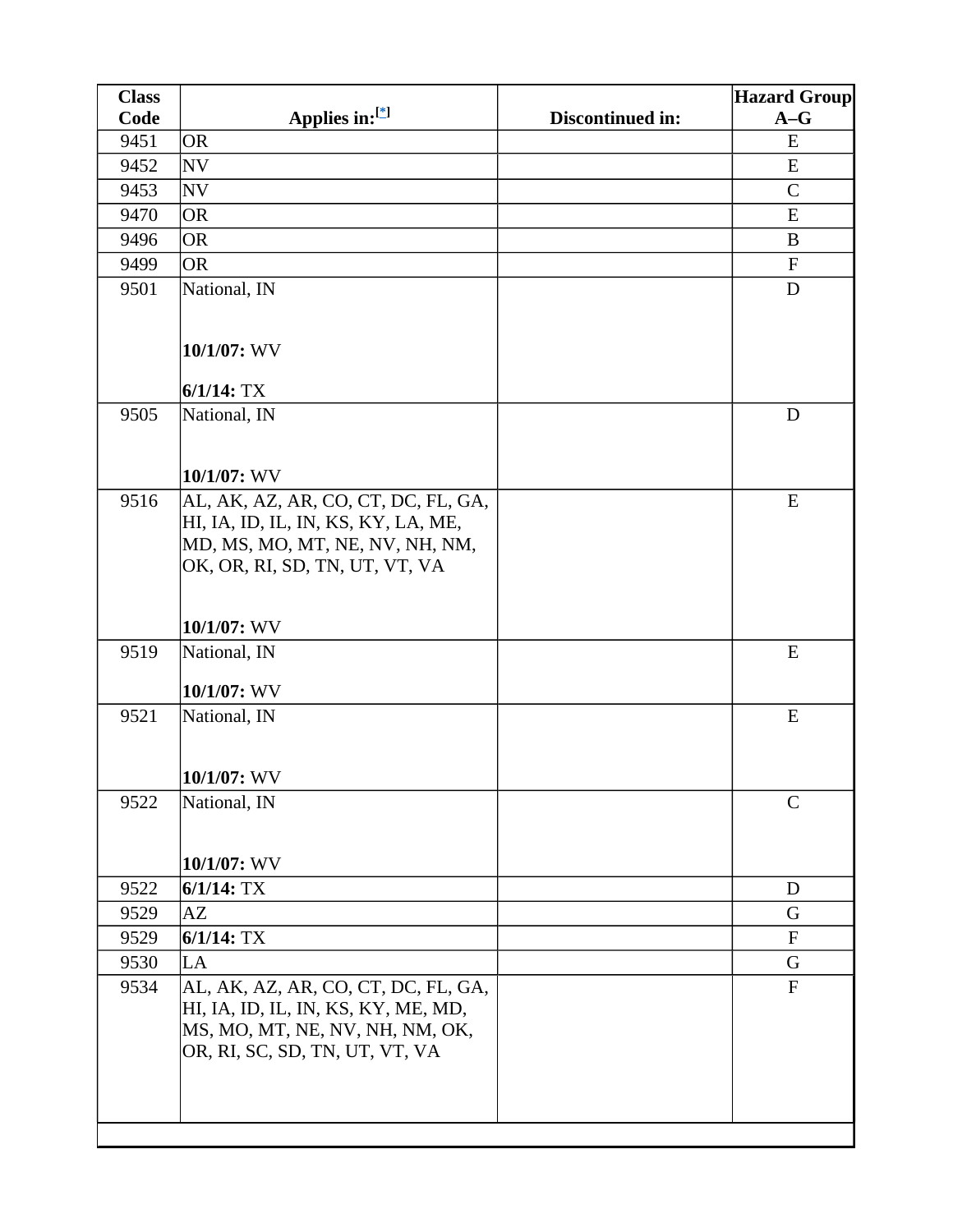| Class Code | Applies in:[*] | Discontinued in: | Hazard Group A–G |
|---|---|---|---|
| 9451 | OR | | E |
| 9452 | NV | | E |
| 9453 | NV | | C |
| 9470 | OR | | E |
| 9496 | OR | | B |
| 9499 | OR | | F |
| 9501 | National, IN<br><br>**10/1/07:** WV<br><br>**6/1/14:** TX | | D |
| 9505 | National, IN<br><br>**10/1/07:** WV | | D |
| 9516 | AL, AK, AZ, AR, CO, CT, DC, FL, GA, HI, IA, ID, IL, IN, KS, KY, LA, ME, MD, MS, MO, MT, NE, NV, NH, NM, OK, OR, RI, SD, TN, UT, VT, VA<br><br>**10/1/07:** WV | | E |
| 9519 | National, IN<br><br>**10/1/07:** WV | | E |
| 9521 | National, IN<br><br>**10/1/07:** WV | | E |
| 9522 | National, IN<br><br>**10/1/07:** WV | | C |
| 9522 | **6/1/14:** TX | | D |
| 9529 | AZ | | G |
| 9529 | **6/1/14:** TX | | F |
| 9530 | LA | | G |
| 9534 | AL, AK, AZ, AR, CO, CT, DC, FL, GA, HI, IA, ID, IL, IN, KS, KY, ME, MD, MS, MO, MT, NE, NV, NH, NM, OK, OR, RI, SC, SD, TN, UT, VT, VA | | F |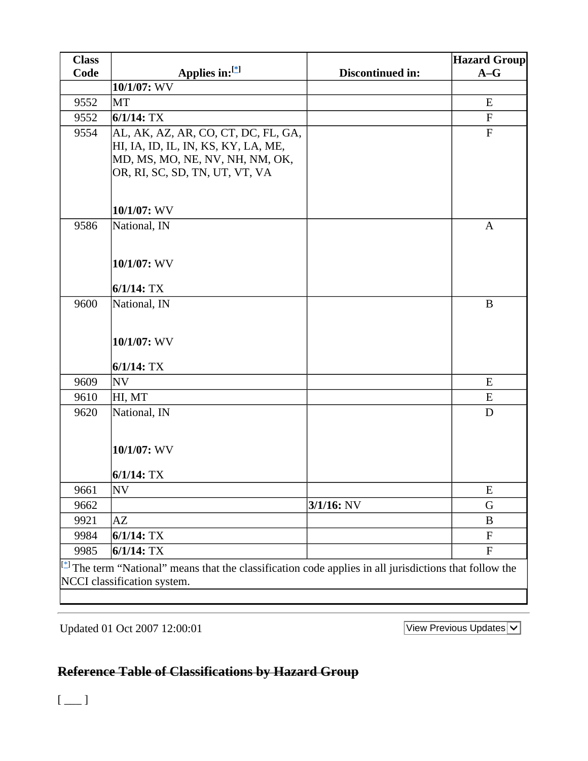| Class Code | Applies in:[*] | Discontinued in: | Hazard Group A–G |
|---|---|---|---|
| | **10/1/07:** WV | | |
| 9552 | MT | | E |
| 9552 | **6/1/14:** TX | | F |
| 9554 | AL, AK, AZ, AR, CO, CT, DC, FL, GA, HI, IA, ID, IL, IN, KS, KY, LA, ME, MD, MS, MO, NE, NV, NH, NM, OK, OR, RI, SC, SD, TN, UT, VT, VA<br><br>**10/1/07:** WV | | F |
| 9586 | National, IN<br><br>**10/1/07:** WV<br><br>**6/1/14:** TX | | A |
| 9600 | National, IN<br><br>**10/1/07:** WV<br><br>**6/1/14:** TX | | B |
| 9609 | NV | | E |
| 9610 | HI, MT | | E |
| 9620 | National, IN<br><br>**10/1/07:** WV<br><br>**6/1/14:** TX | | D |
| 9661 | NV | | E |
| 9662 | | **3/1/16:** NV | G |
| 9921 | AZ | | B |
| 9984 | **6/1/14:** TX | | F |
| 9985 | **6/1/14:** TX | | F |

[*] The term "National" means that the classification code applies in all jurisdictions that follow the NCCI classification system.

Updated 01 Oct 2007 12:00:01

View Previous Updates

## ~~Reference Table of Classifications by Hazard Group~~

[ ___ ]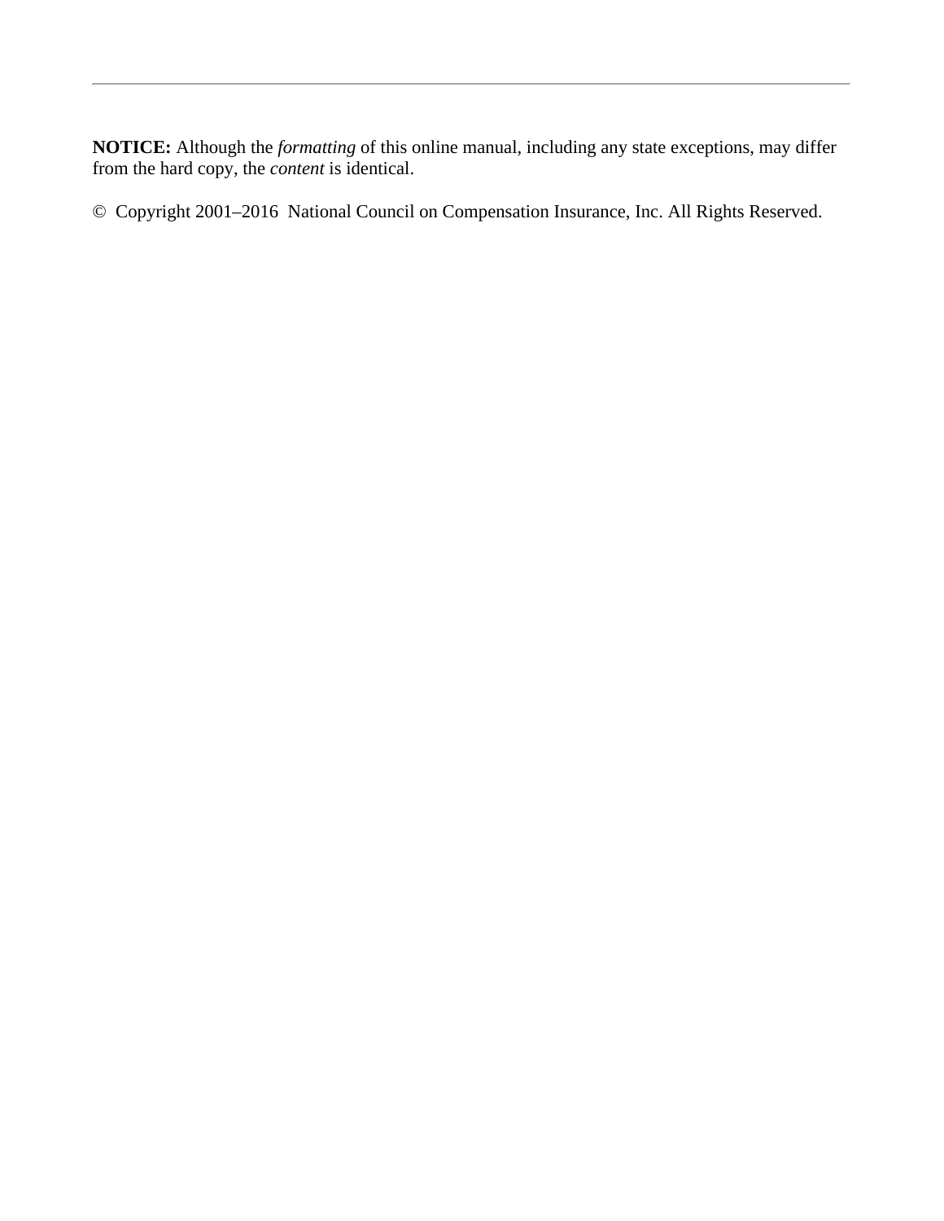**NOTICE:** Although the *formatting* of this online manual, including any state exceptions, may differ from the hard copy, the *content* is identical.

© Copyright 2001–2016 National Council on Compensation Insurance, Inc. All Rights Reserved.